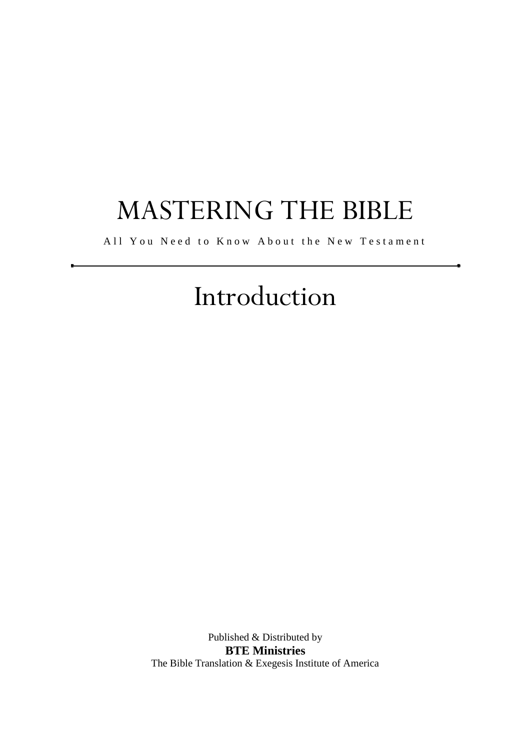# MASTERING THE BIBLE

All You Need to Know About the New Testament

---

## Introduction

Published & Distributed by

**BTE Ministries**

The Bible Translation & Exegesis Institute of America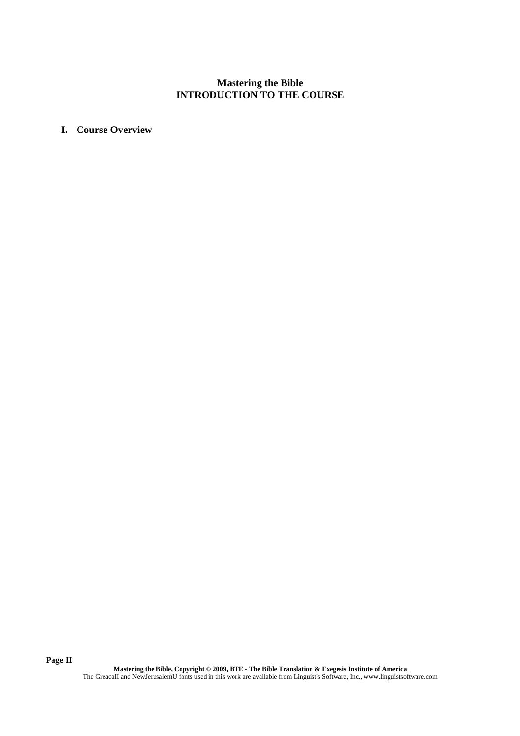# Mastering the Bible
# INTRODUCTION TO THE COURSE

## I. Course Overview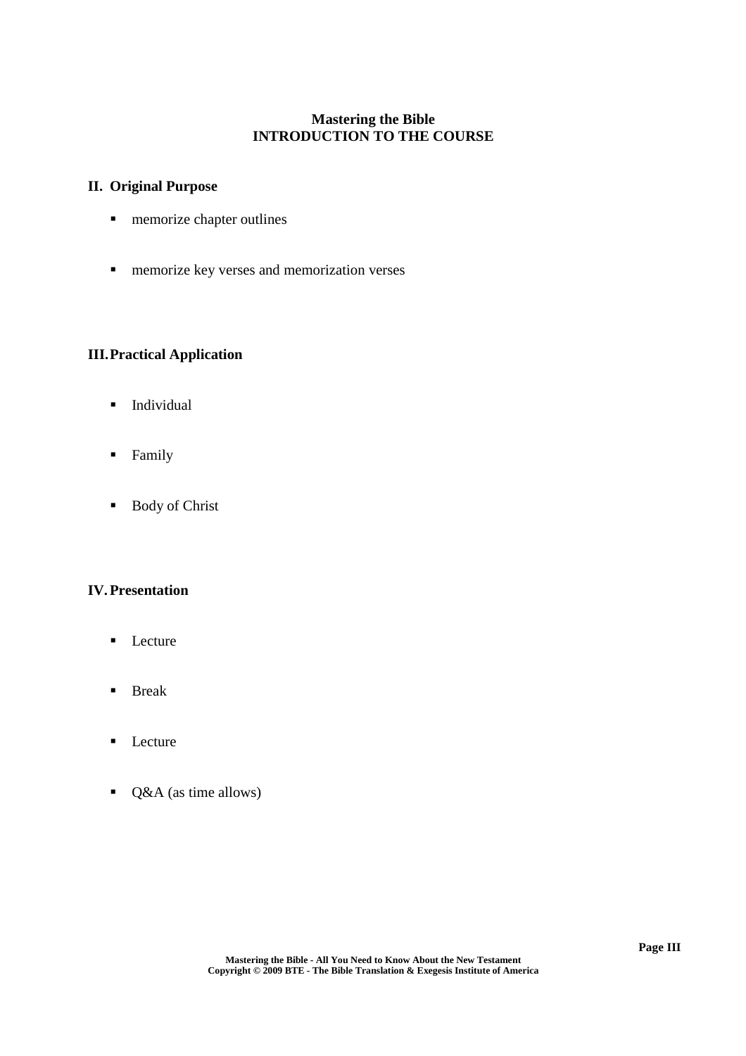# Mastering the Bible
# INTRODUCTION TO THE COURSE

## II. Original Purpose

- memorize chapter outlines
- memorize key verses and memorization verses

## III. Practical Application

- Individual
- Family
- Body of Christ

## IV. Presentation

- Lecture
- Break
- Lecture
- Q&A (as time allows)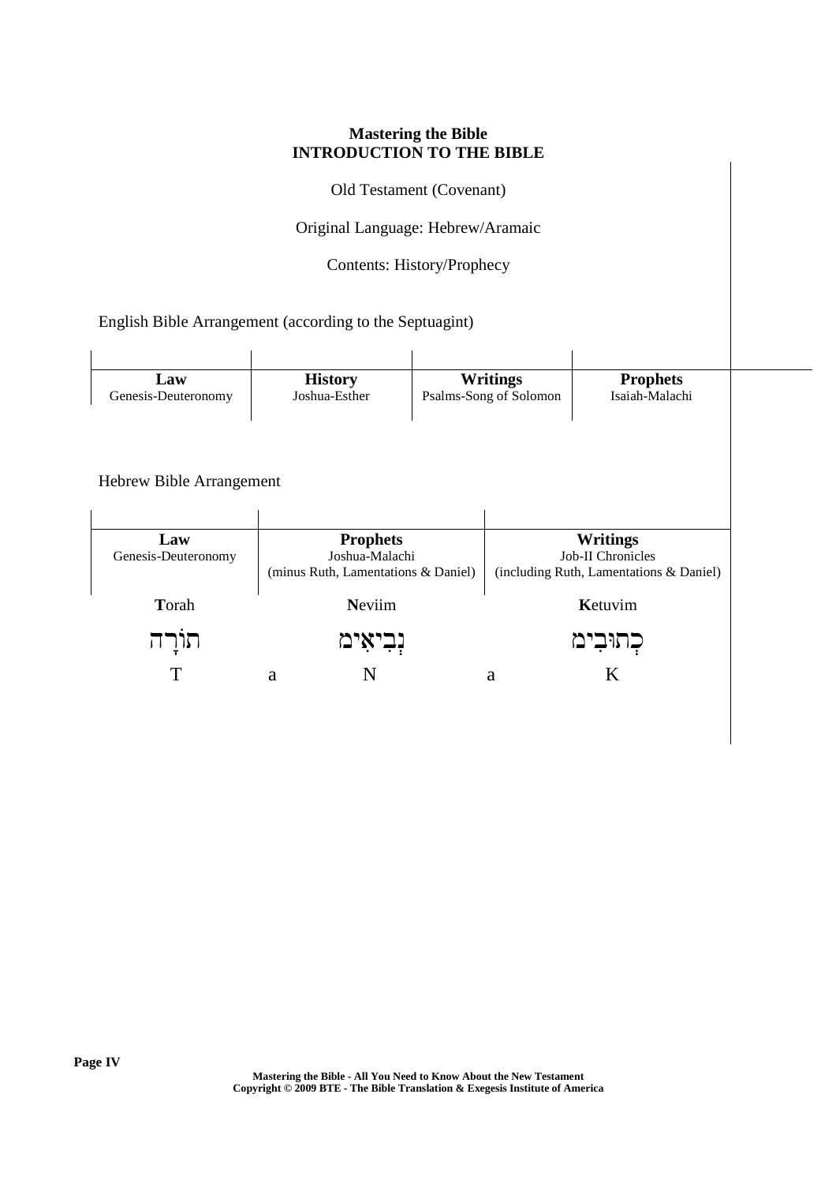**Mastering the Bible**
**INTRODUCTION TO THE BIBLE**

Old Testament (Covenant)

Original Language: Hebrew/Aramaic

Contents: History/Prophecy

English Bible Arrangement (according to the Septuagint)

| Law | History | Writings | Prophets |
|---|---|---|---|
| Genesis-Deuteronomy | Joshua-Esther | Psalms-Song of Solomon | Isaiah-Malachi |

Hebrew Bible Arrangement

| Law | Prophets | Writings |
|---|---|---|
| Genesis-Deuteronomy | Joshua-Malachi (minus Ruth, Lamentations & Daniel) | Job-II Chronicles (including Ruth, Lamentations & Daniel) |
| **T**orah | **N**eviim | **K**etuvim |
| תּוֹרָה | נְבִיאִים | כְּתוּבִים |
| T | a N | a K |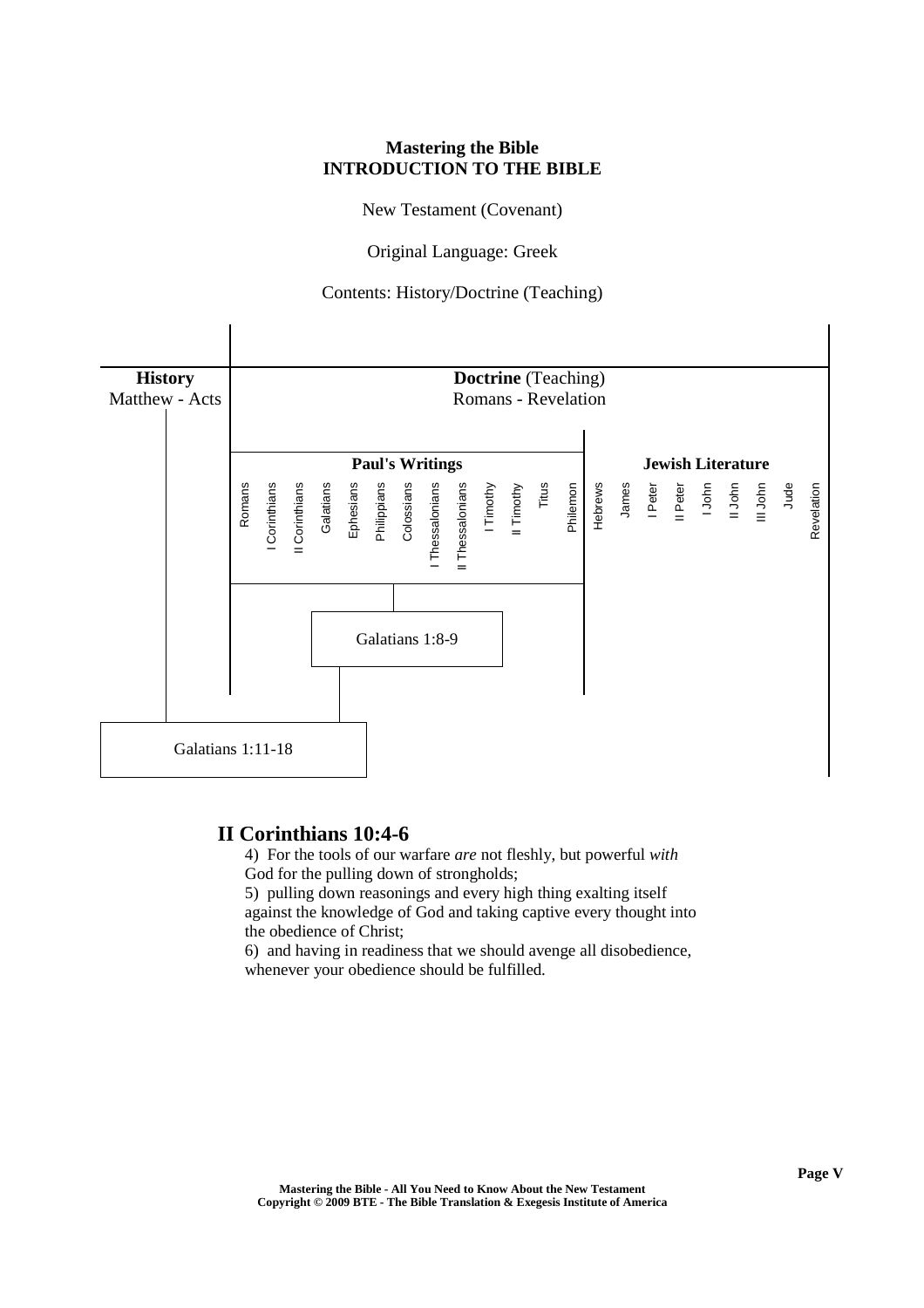**Mastering the Bible**
**INTRODUCTION TO THE BIBLE**

New Testament (Covenant)

Original Language: Greek

Contents: History/Doctrine (Teaching)

**History**
Matthew - Acts

**Doctrine** (Teaching)
Romans - Revelation

**Paul's Writings**

Romans
I Corinthians
II Corinthians
Galatians
Ephesians
Philippians
Colossians
I Thessalonians
II Thessalonians
I Timothy
II Timothy
Titus
Philemon

**Jewish Literature**

Hebrews
James
I Peter
II Peter
I John
II John
III John
Jude
Revelation

Galatians 1:8-9

Galatians 1:11-18

## II Corinthians 10:4-6

4) For the tools of our warfare *are* not fleshly, but powerful *with* God for the pulling down of strongholds;
5) pulling down reasonings and every high thing exalting itself against the knowledge of God and taking captive every thought into the obedience of Christ;
6) and having in readiness that we should avenge all disobedience, whenever your obedience should be fulfilled.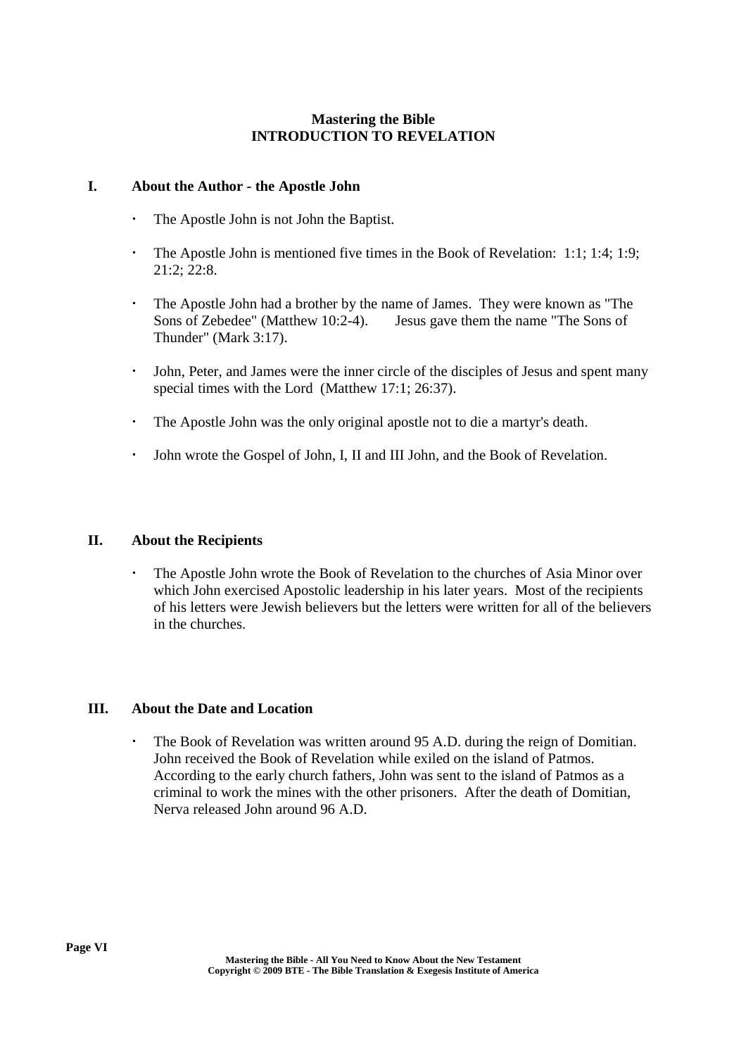**Mastering the Bible**
**INTRODUCTION TO REVELATION**

## I. About the Author - the Apostle John

- The Apostle John is not John the Baptist.
- The Apostle John is mentioned five times in the Book of Revelation: 1:1; 1:4; 1:9; 21:2; 22:8.
- The Apostle John had a brother by the name of James. They were known as "The Sons of Zebedee" (Matthew 10:2-4). Jesus gave them the name "The Sons of Thunder" (Mark 3:17).
- John, Peter, and James were the inner circle of the disciples of Jesus and spent many special times with the Lord (Matthew 17:1; 26:37).
- The Apostle John was the only original apostle not to die a martyr's death.
- John wrote the Gospel of John, I, II and III John, and the Book of Revelation.

## II. About the Recipients

- The Apostle John wrote the Book of Revelation to the churches of Asia Minor over which John exercised Apostolic leadership in his later years. Most of the recipients of his letters were Jewish believers but the letters were written for all of the believers in the churches.

## III. About the Date and Location

- The Book of Revelation was written around 95 A.D. during the reign of Domitian. John received the Book of Revelation while exiled on the island of Patmos. According to the early church fathers, John was sent to the island of Patmos as a criminal to work the mines with the other prisoners. After the death of Domitian, Nerva released John around 96 A.D.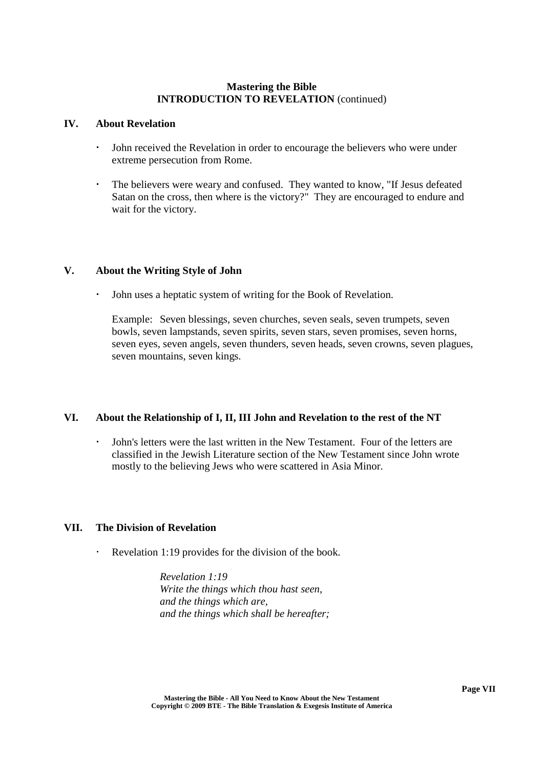**Mastering the Bible**
**INTRODUCTION TO REVELATION** (continued)

## IV. About Revelation

- John received the Revelation in order to encourage the believers who were under extreme persecution from Rome.
- The believers were weary and confused. They wanted to know, "If Jesus defeated Satan on the cross, then where is the victory?" They are encouraged to endure and wait for the victory.

## V. About the Writing Style of John

- John uses a heptatic system of writing for the Book of Revelation.

  Example: Seven blessings, seven churches, seven seals, seven trumpets, seven bowls, seven lampstands, seven spirits, seven stars, seven promises, seven horns, seven eyes, seven angels, seven thunders, seven heads, seven crowns, seven plagues, seven mountains, seven kings.

## VI. About the Relationship of I, II, III John and Revelation to the rest of the NT

- John's letters were the last written in the New Testament. Four of the letters are classified in the Jewish Literature section of the New Testament since John wrote mostly to the believing Jews who were scattered in Asia Minor.

## VII. The Division of Revelation

- Revelation 1:19 provides for the division of the book.

  *Revelation 1:19*
  *Write the things which thou hast seen,*
  *and the things which are,*
  *and the things which shall be hereafter;*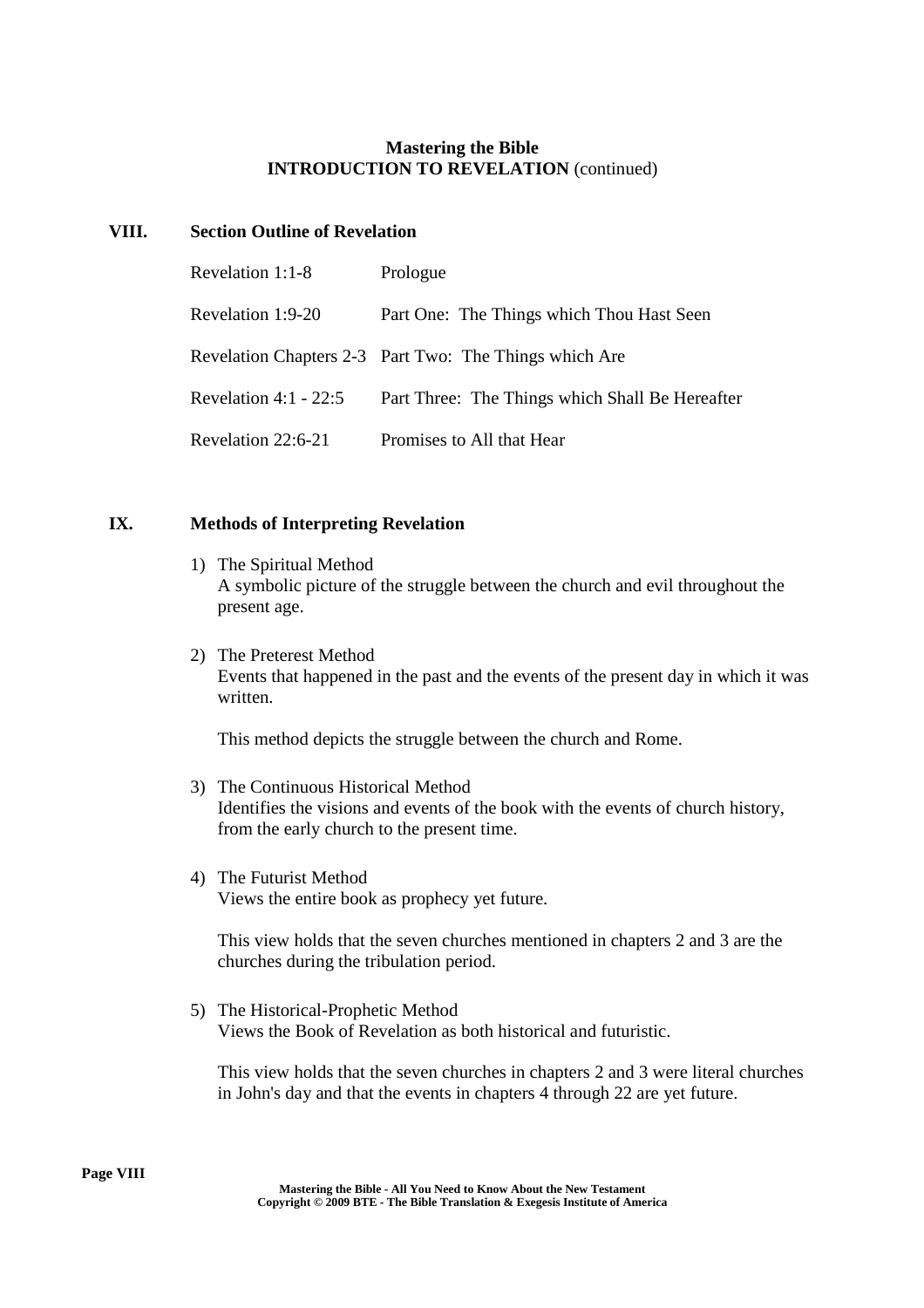**Mastering the Bible**
**INTRODUCTION TO REVELATION** (continued)

## VIII. Section Outline of Revelation

| | |
|---|---|
| Revelation 1:1-8 | Prologue |
| Revelation 1:9-20 | Part One: The Things which Thou Hast Seen |
| Revelation Chapters 2-3 | Part Two: The Things which Are |
| Revelation 4:1 - 22:5 | Part Three: The Things which Shall Be Hereafter |
| Revelation 22:6-21 | Promises to All that Hear |

## IX. Methods of Interpreting Revelation

1) The Spiritual Method
   A symbolic picture of the struggle between the church and evil throughout the present age.

2) The Preterest Method
   Events that happened in the past and the events of the present day in which it was written.

   This method depicts the struggle between the church and Rome.

3) The Continuous Historical Method
   Identifies the visions and events of the book with the events of church history, from the early church to the present time.

4) The Futurist Method
   Views the entire book as prophecy yet future.

   This view holds that the seven churches mentioned in chapters 2 and 3 are the churches during the tribulation period.

5) The Historical-Prophetic Method
   Views the Book of Revelation as both historical and futuristic.

   This view holds that the seven churches in chapters 2 and 3 were literal churches in John's day and that the events in chapters 4 through 22 are yet future.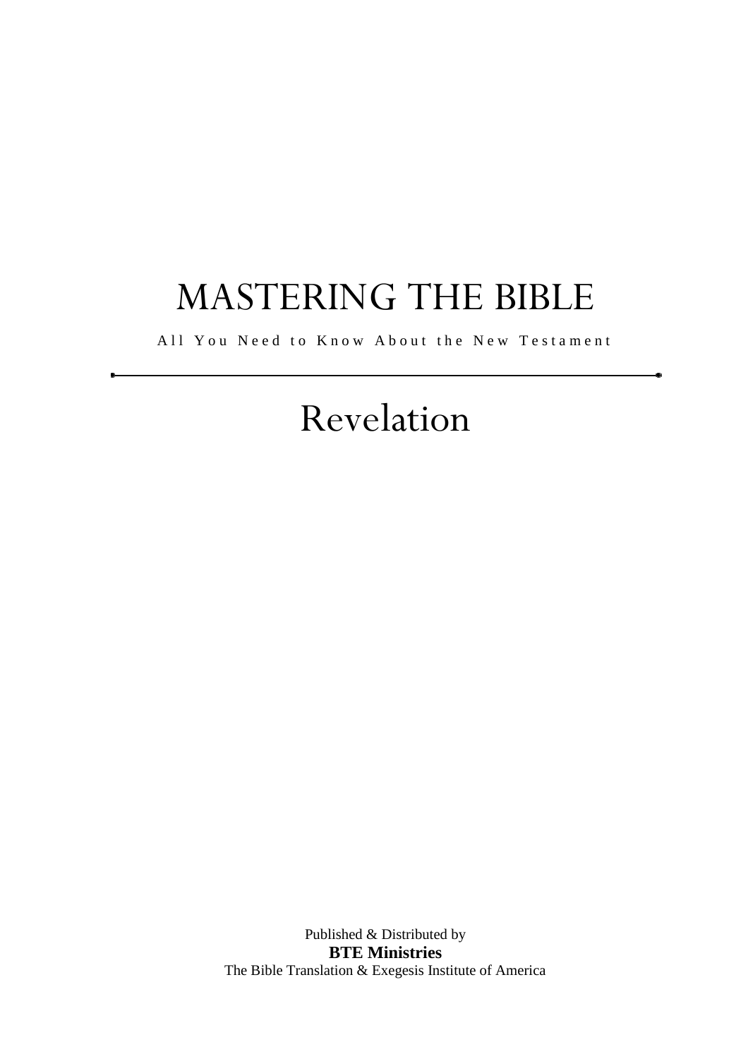# MASTERING THE BIBLE

All You Need to Know About the New Testament

---

## Revelation

Published & Distributed by
**BTE Ministries**
The Bible Translation & Exegesis Institute of America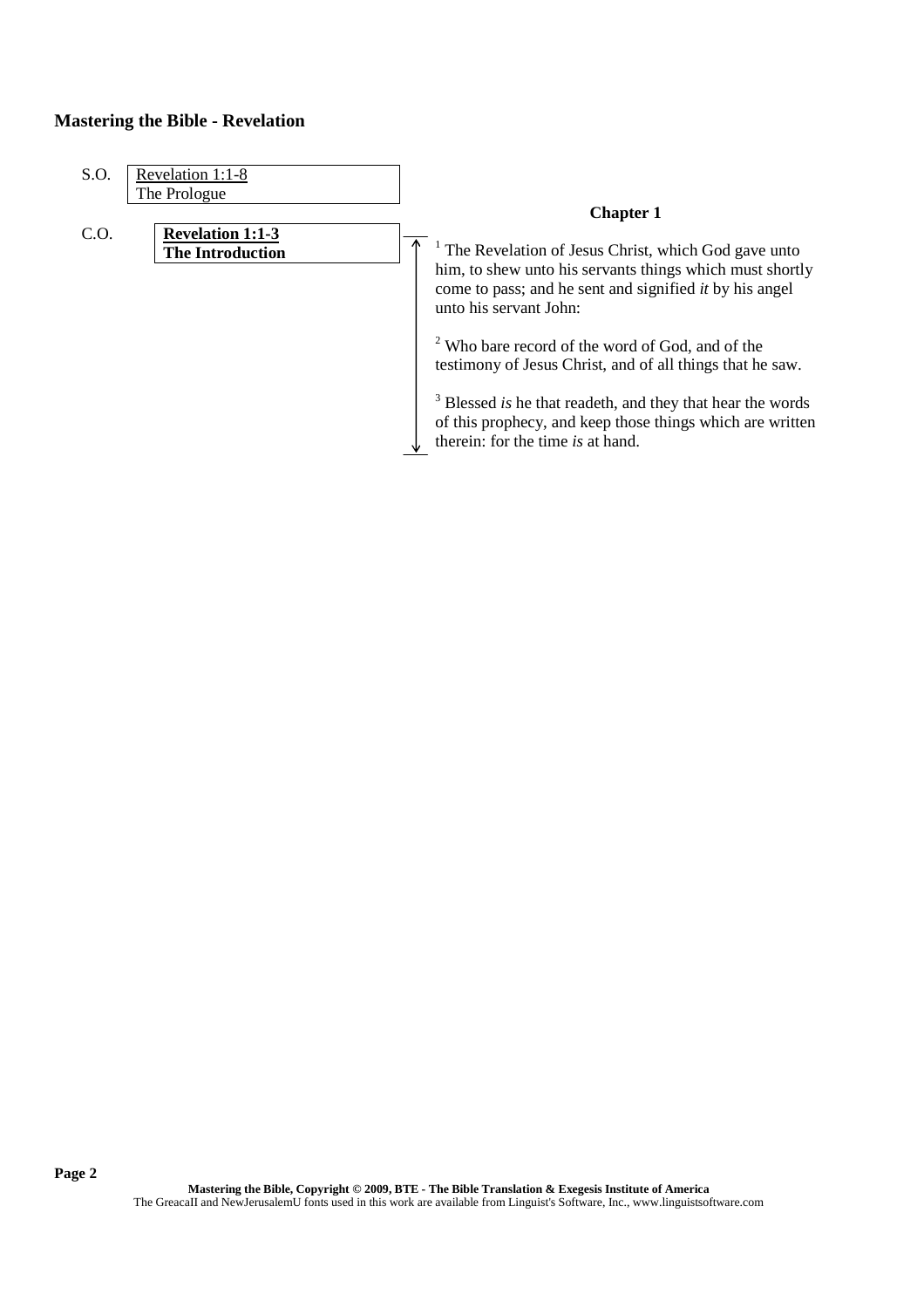S.O. Revelation 1:1-8
The Prologue

C.O. **Revelation 1:1-3**
**The Introduction**

**Chapter 1**

[1] The Revelation of Jesus Christ, which God gave unto him, to shew unto his servants things which must shortly come to pass; and he sent and signified *it* by his angel unto his servant John:

[2] Who bare record of the word of God, and of the testimony of Jesus Christ, and of all things that he saw.

[3] Blessed *is* he that readeth, and they that hear the words of this prophecy, and keep those things which are written therein: for the time *is* at hand.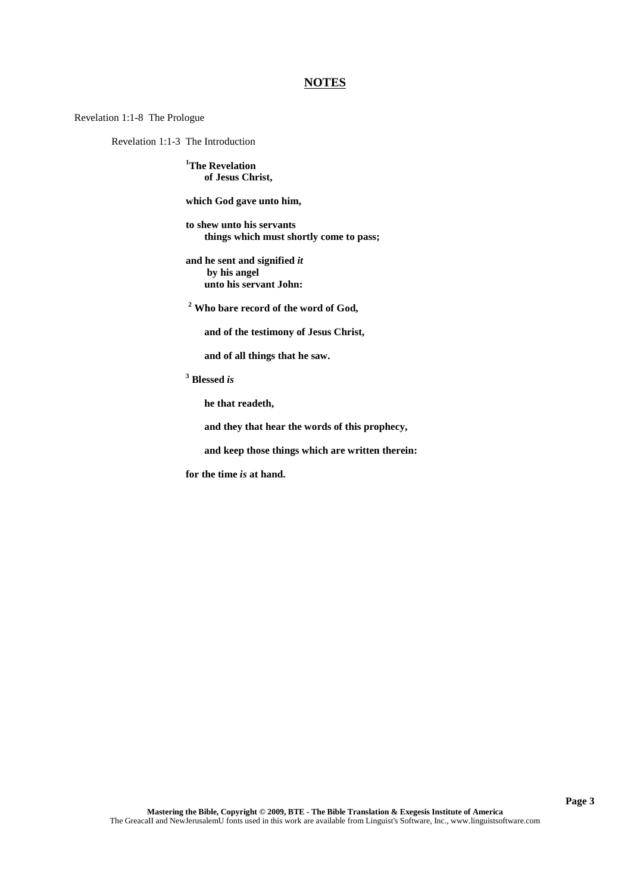# NOTES

Revelation 1:1-8  The Prologue

Revelation 1:1-3  The Introduction

**[1]The Revelation**
**of Jesus Christ,**

**which God gave unto him,**

**to shew unto his servants**
**things which must shortly come to pass;**

**and he sent and signified *it***
**by his angel**
**unto his servant John:**

**[2] Who bare record of the word of God,**

**and of the testimony of Jesus Christ,**

**and of all things that he saw.**

**[3] Blessed *is***

**he that readeth,**

**and they that hear the words of this prophecy,**

**and keep those things which are written therein:**

**for the time *is* at hand.**

**Mastering the Bible, Copyright © 2009, BTE - The Bible Translation & Exegesis Institute of America**
The GreacaII and NewJerusalemU fonts used in this work are available from Linguist's Software, Inc., www.linguistsoftware.com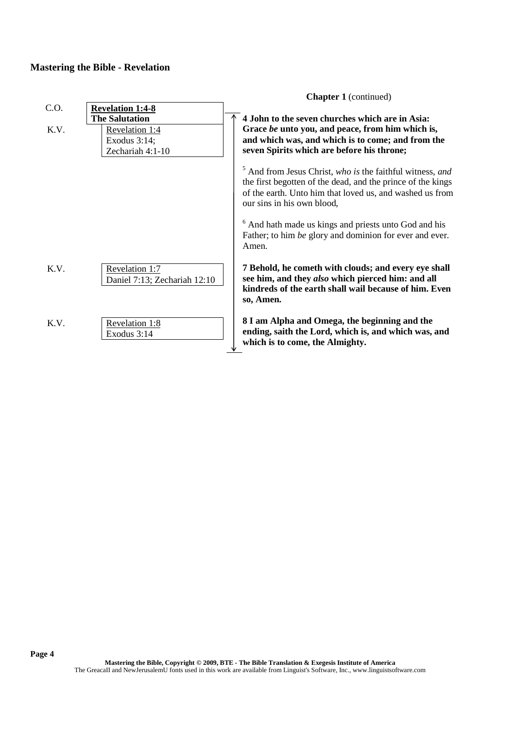**Chapter 1** (continued)

C.O. **Revelation 1:4-8**
**The Salutation**

K.V. Revelation 1:4
Exodus 3:14;
Zechariah 4:1-10

**4 John to the seven churches which are in Asia: Grace *be* unto you, and peace, from him which is, and which was, and which is to come; and from the seven Spirits which are before his throne;**

5 And from Jesus Christ, *who is* the faithful witness, *and* the first begotten of the dead, and the prince of the kings of the earth. Unto him that loved us, and washed us from our sins in his own blood,

6 And hath made us kings and priests unto God and his Father; to him *be* glory and dominion for ever and ever. Amen.

K.V. Revelation 1:7
Daniel 7:13; Zechariah 12:10

**7 Behold, he cometh with clouds; and every eye shall see him, and they *also* which pierced him: and all kindreds of the earth shall wail because of him. Even so, Amen.**

K.V. Revelation 1:8
Exodus 3:14

**8 I am Alpha and Omega, the beginning and the ending, saith the Lord, which is, and which was, and which is to come, the Almighty.**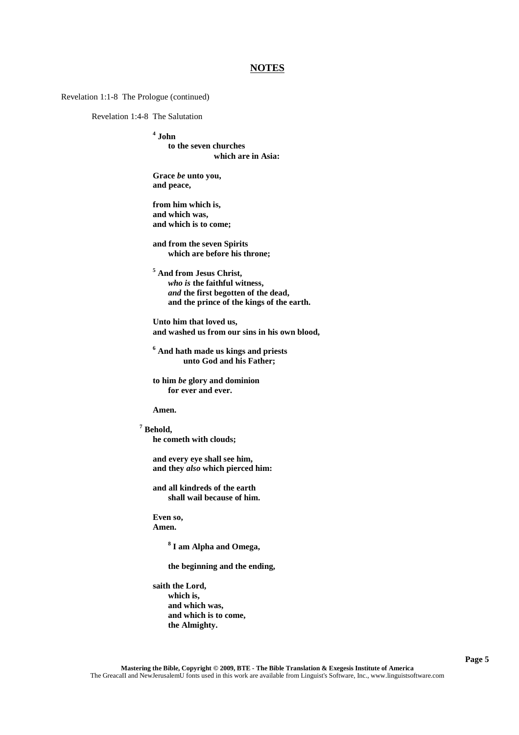## **NOTES**

Revelation 1:1-8 The Prologue (continued)

Revelation 1:4-8 The Salutation

**[4] John**
**to the seven churches**
**which are in Asia:**

**Grace *be* unto you,**
**and peace,**

**from him which is,**
**and which was,**
**and which is to come;**

**and from the seven Spirits**
**which are before his throne;**

**[5] And from Jesus Christ,**
***who is* the faithful witness,**
***and* the first begotten of the dead,**
**and the prince of the kings of the earth.**

**Unto him that loved us,**
**and washed us from our sins in his own blood,**

**[6] And hath made us kings and priests**
**unto God and his Father;**

**to him *be* glory and dominion**
**for ever and ever.**

**Amen.**

**[7] Behold,**
**he cometh with clouds;**

**and every eye shall see him,**
**and they *also* which pierced him:**

**and all kindreds of the earth**
**shall wail because of him.**

**Even so,**
**Amen.**

**[8] I am Alpha and Omega,**

**the beginning and the ending,**

**saith the Lord,**
**which is,**
**and which was,**
**and which is to come,**
**the Almighty.**

**Mastering the Bible, Copyright © 2009, BTE - The Bible Translation & Exegesis Institute of America**
The GreacaII and NewJerusalemU fonts used in this work are available from Linguist's Software, Inc., www.linguistsoftware.com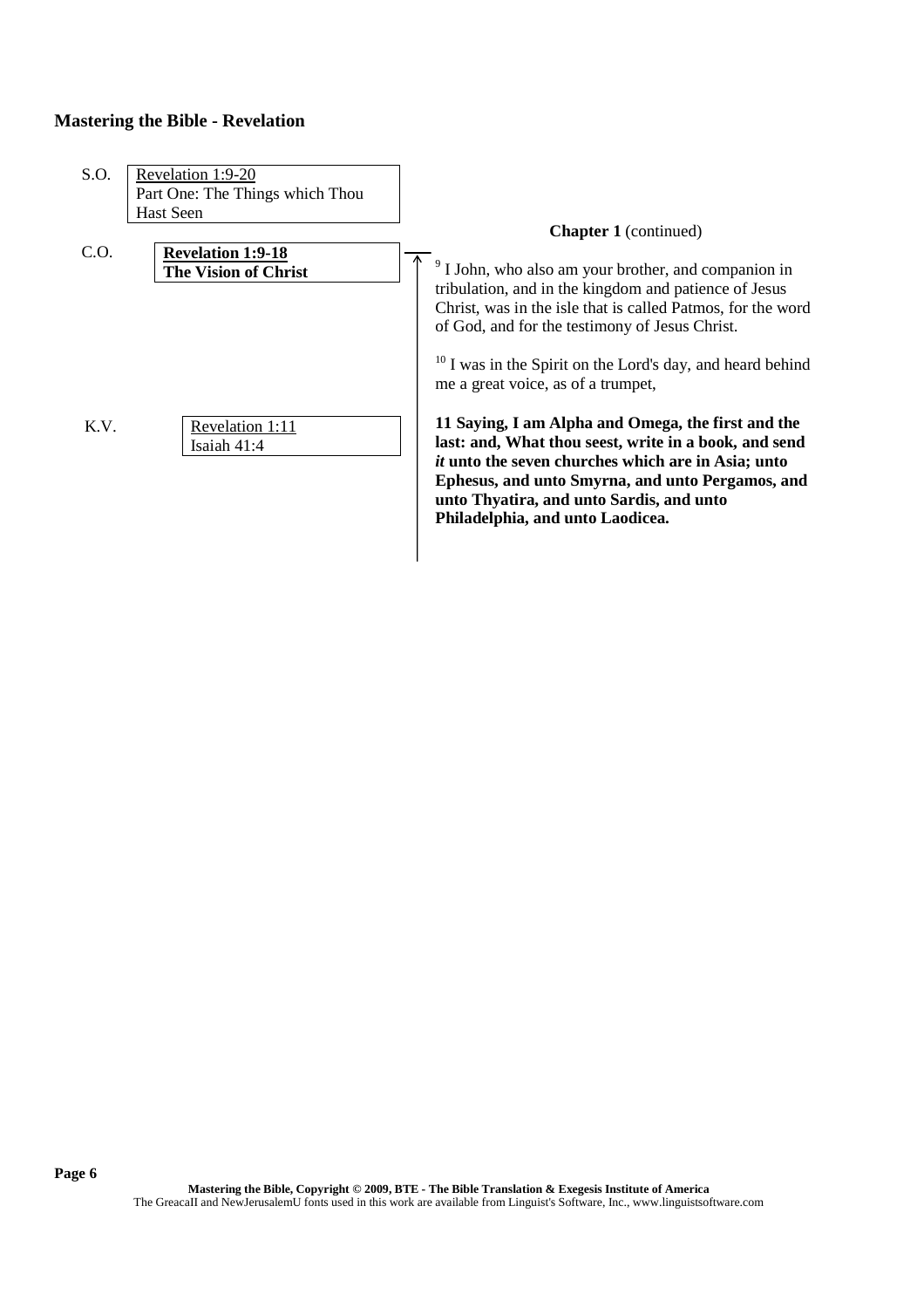S.O. | Revelation 1:9-20
Part One: The Things which Thou Hast Seen

C.O. | **Revelation 1:9-18**
**The Vision of Christ**

K.V. | Revelation 1:11
Isaiah 41:4

**Chapter 1** (continued)

[9] I John, who also am your brother, and companion in tribulation, and in the kingdom and patience of Jesus Christ, was in the isle that is called Patmos, for the word of God, and for the testimony of Jesus Christ.

[10] I was in the Spirit on the Lord's day, and heard behind me a great voice, as of a trumpet,

**11 Saying, I am Alpha and Omega, the first and the last: and, What thou seest, write in a book, and send *it* unto the seven churches which are in Asia; unto Ephesus, and unto Smyrna, and unto Pergamos, and unto Thyatira, and unto Sardis, and unto Philadelphia, and unto Laodicea.**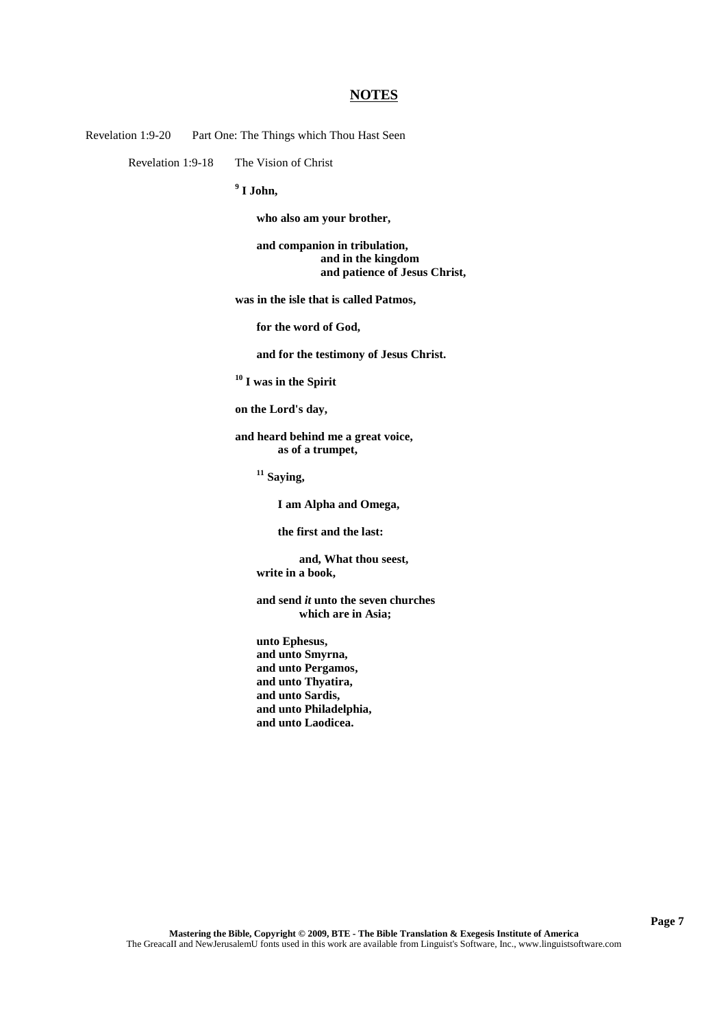## NOTES

Revelation 1:9-20 Part One: The Things which Thou Hast Seen

Revelation 1:9-18 The Vision of Christ

**[9] I John,**

**who also am your brother,**

**and companion in tribulation,**
**and in the kingdom**
**and patience of Jesus Christ,**

**was in the isle that is called Patmos,**

**for the word of God,**

**and for the testimony of Jesus Christ.**

**[10] I was in the Spirit**

**on the Lord's day,**

**and heard behind me a great voice,**
**as of a trumpet,**

**[11] Saying,**

**I am Alpha and Omega,**

**the first and the last:**

**and, What thou seest,**
**write in a book,**

**and send *it* unto the seven churches**
**which are in Asia;**

**unto Ephesus,**
**and unto Smyrna,**
**and unto Pergamos,**
**and unto Thyatira,**
**and unto Sardis,**
**and unto Philadelphia,**
**and unto Laodicea.**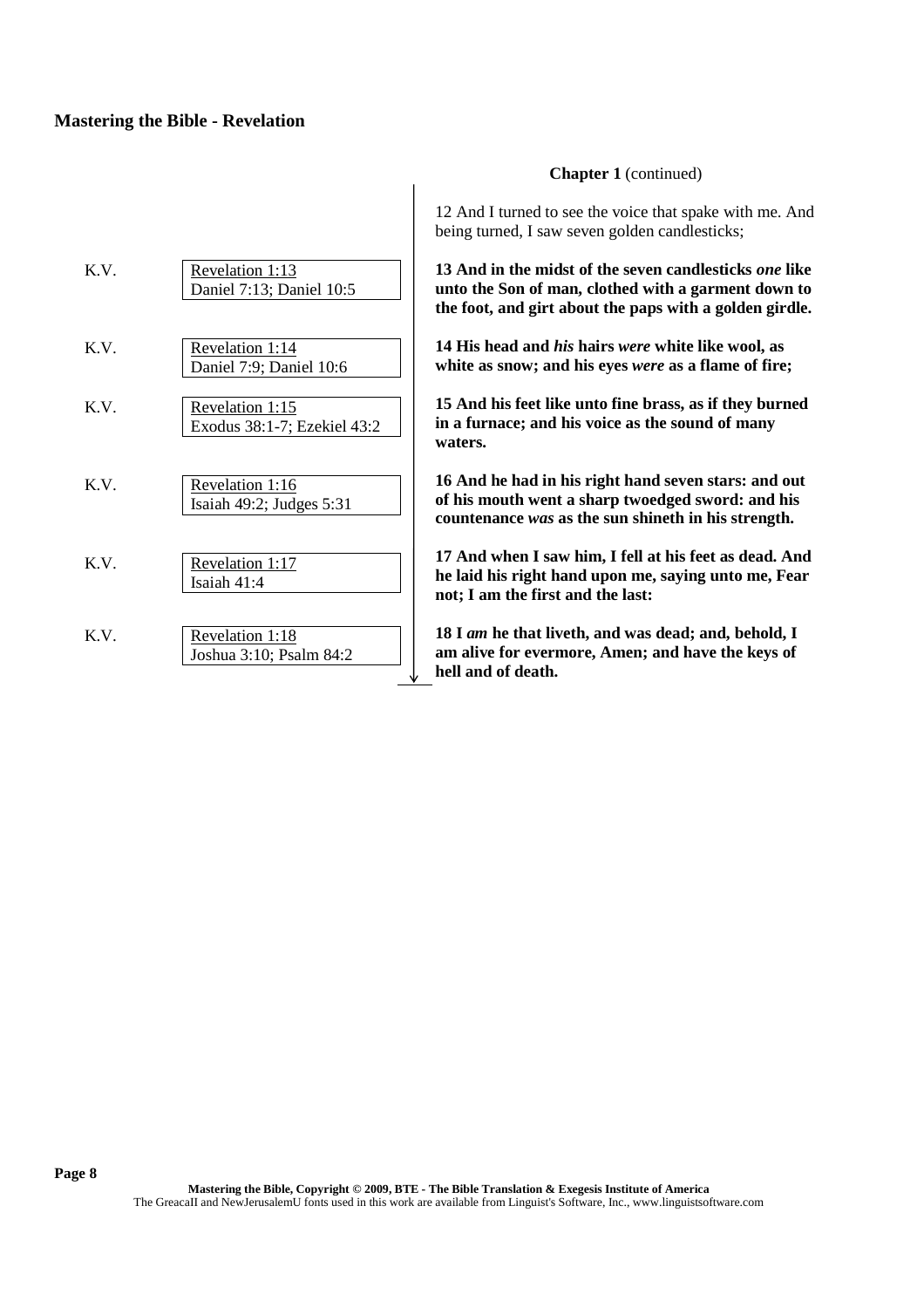**Chapter 1** (continued)

12 And I turned to see the voice that spake with me. And being turned, I saw seven golden candlesticks;

K.V. — Revelation 1:13 — Daniel 7:13; Daniel 10:5

**13 And in the midst of the seven candlesticks *one* like unto the Son of man, clothed with a garment down to the foot, and girt about the paps with a golden girdle.**

K.V. — Revelation 1:14 — Daniel 7:9; Daniel 10:6

**14 His head and *his* hairs *were* white like wool, as white as snow; and his eyes *were* as a flame of fire;**

K.V. — Revelation 1:15 — Exodus 38:1-7; Ezekiel 43:2

**15 And his feet like unto fine brass, as if they burned in a furnace; and his voice as the sound of many waters.**

K.V. — Revelation 1:16 — Isaiah 49:2; Judges 5:31

**16 And he had in his right hand seven stars: and out of his mouth went a sharp twoedged sword: and his countenance *was* as the sun shineth in his strength.**

K.V. — Revelation 1:17 — Isaiah 41:4

**17 And when I saw him, I fell at his feet as dead. And he laid his right hand upon me, saying unto me, Fear not; I am the first and the last:**

K.V. — Revelation 1:18 — Joshua 3:10; Psalm 84:2

**18 I *am* he that liveth, and was dead; and, behold, I am alive for evermore, Amen; and have the keys of hell and of death.**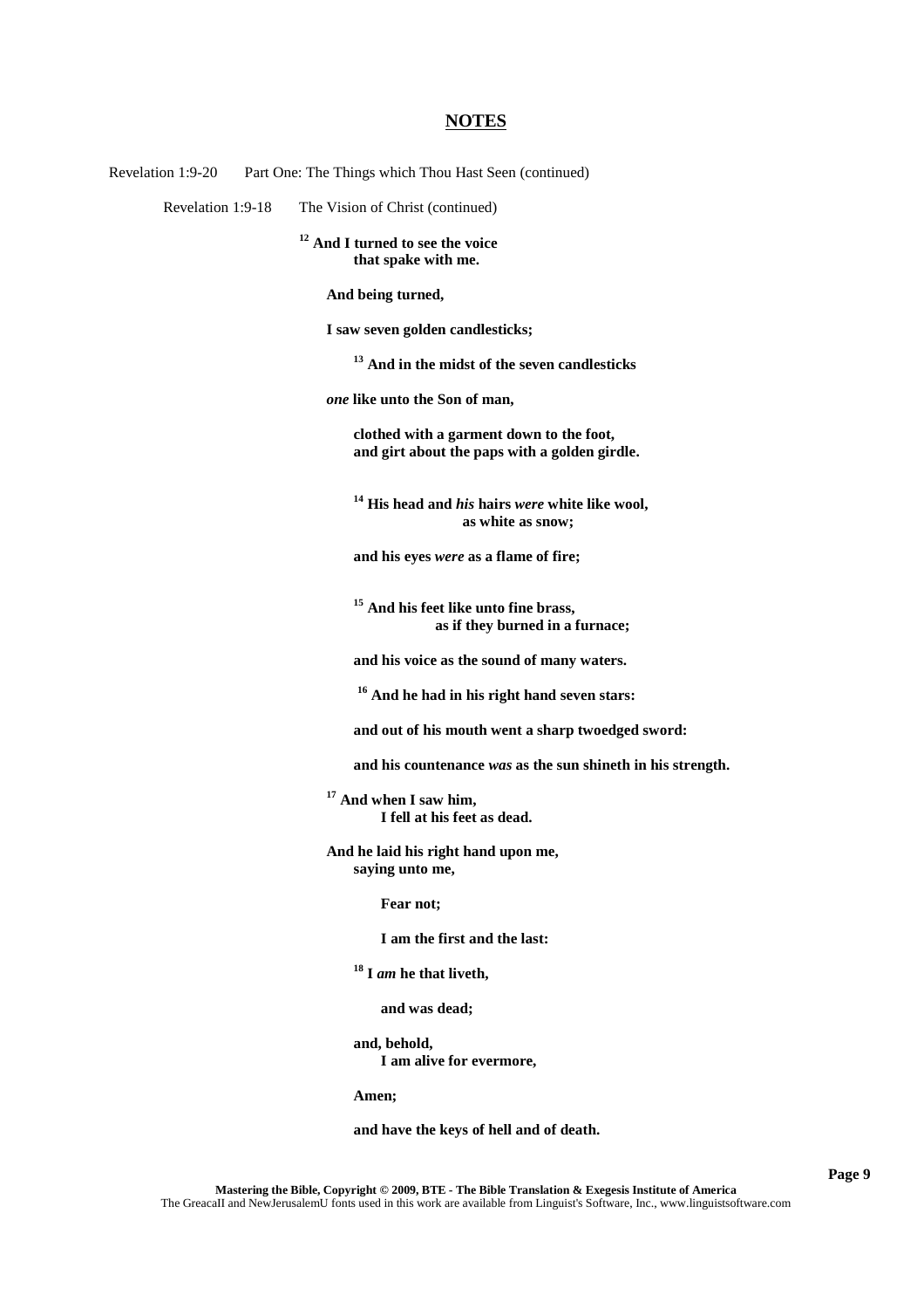## NOTES

Revelation 1:9-20 Part One: The Things which Thou Hast Seen (continued)

Revelation 1:9-18 The Vision of Christ (continued)

**[12] And I turned to see the voice**
**that spake with me.**

**And being turned,**

**I saw seven golden candlesticks;**

**[13] And in the midst of the seven candlesticks**

***one*** **like unto the Son of man,**

**clothed with a garment down to the foot,**
**and girt about the paps with a golden girdle.**

**[14] His head and** ***his*** **hairs** ***were*** **white like wool,**
**as white as snow;**

**and his eyes** ***were*** **as a flame of fire;**

**[15] And his feet like unto fine brass,**
**as if they burned in a furnace;**

**and his voice as the sound of many waters.**

**[16] And he had in his right hand seven stars:**

**and out of his mouth went a sharp twoedged sword:**

**and his countenance** ***was*** **as the sun shineth in his strength.**

**[17] And when I saw him,**
**I fell at his feet as dead.**

**And he laid his right hand upon me,**
**saying unto me,**

**Fear not;**

**I am the first and the last:**

**[18] I** ***am*** **he that liveth,**

**and was dead;**

**and, behold,**
**I am alive for evermore,**

**Amen;**

**and have the keys of hell and of death.**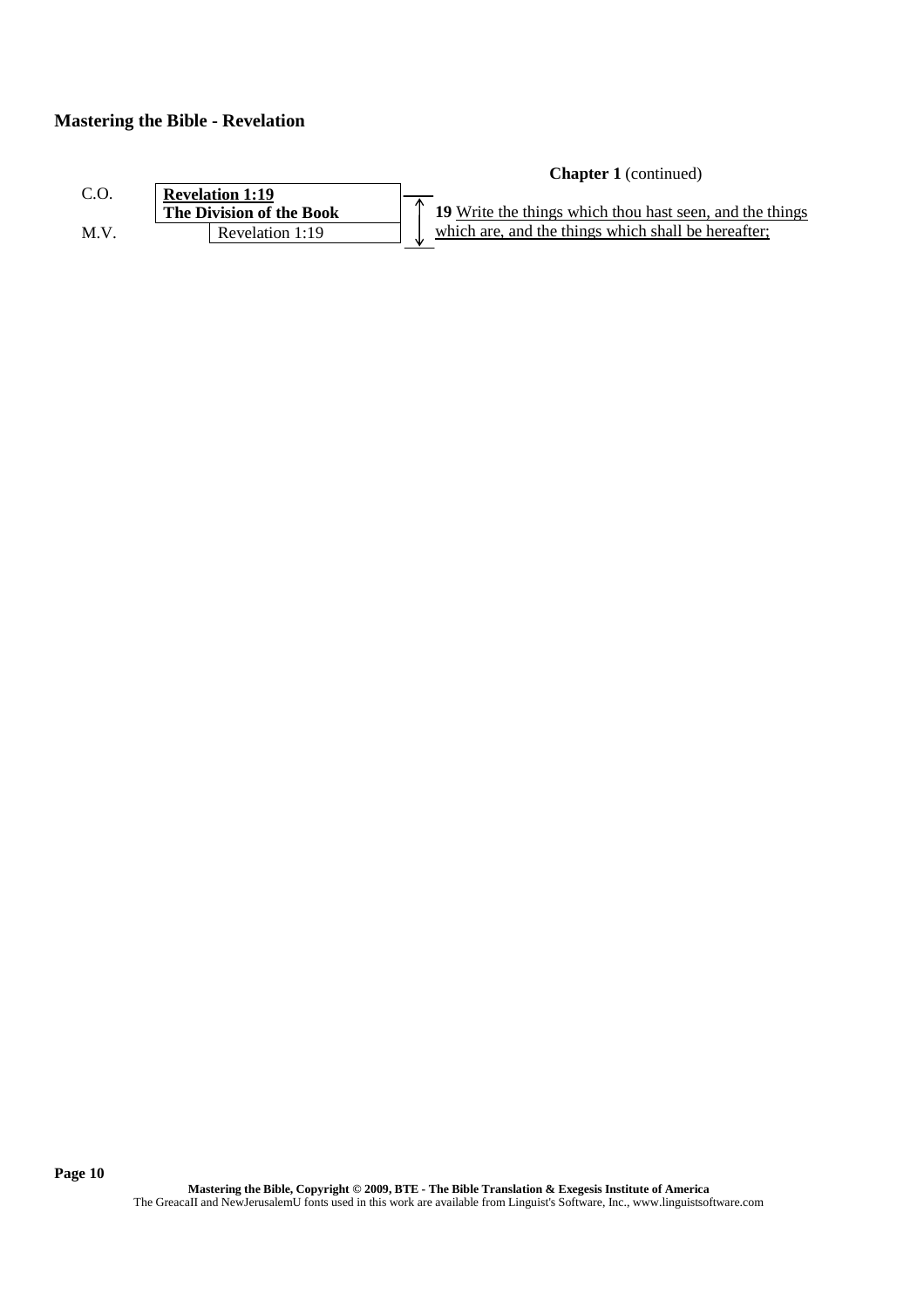**Chapter 1** (continued)

| | | |
|---|---|---|
| C.O. | **Revelation 1:19** **The Division of the Book** | **19** Write the things which thou hast seen, and the things which are, and the things which shall be hereafter; |
| M.V. | Revelation 1:19 | |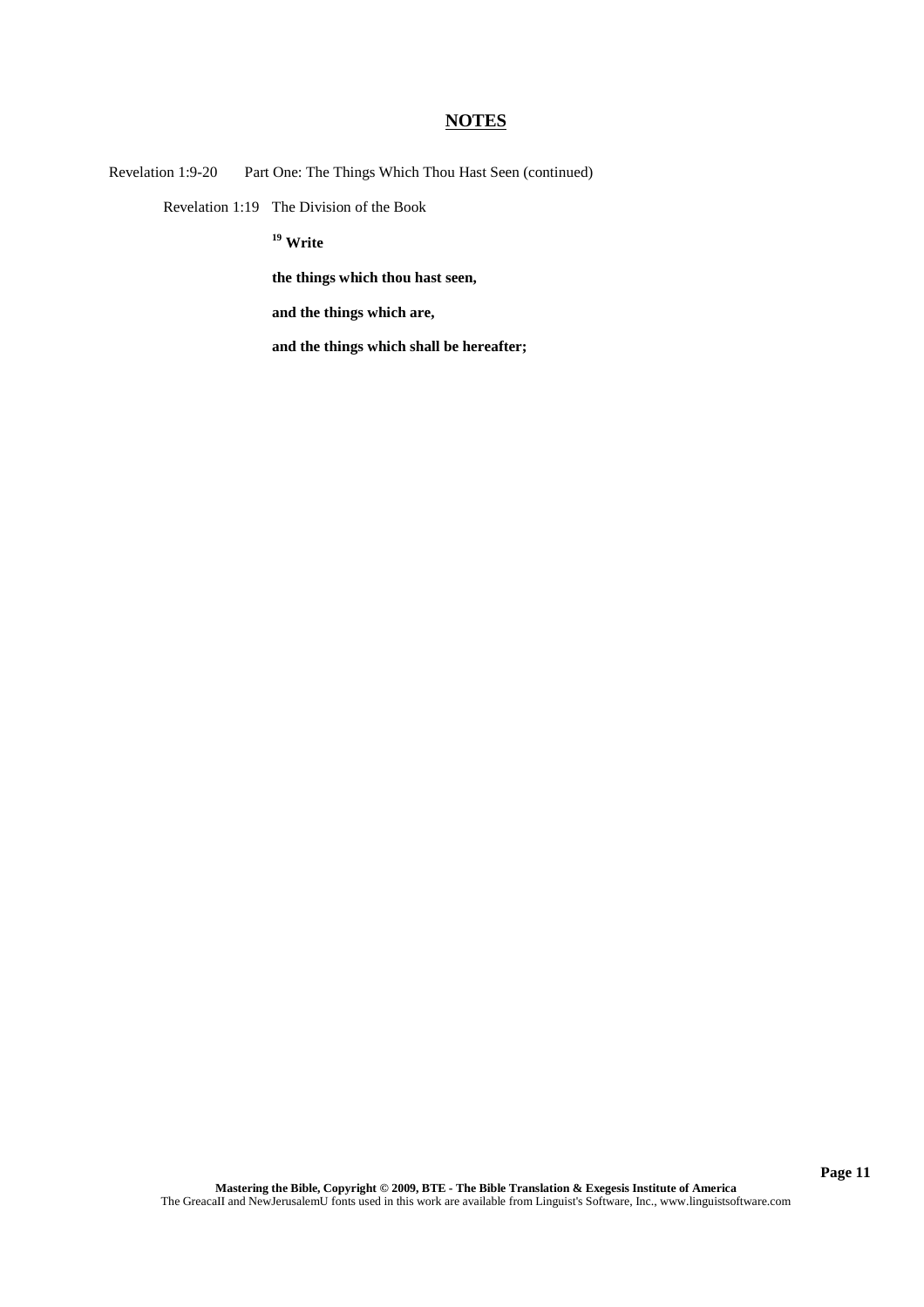# NOTES

Revelation 1:9-20 Part One: The Things Which Thou Hast Seen (continued)

Revelation 1:19 The Division of the Book

**[19] Write**

**the things which thou hast seen,**

**and the things which are,**

**and the things which shall be hereafter;**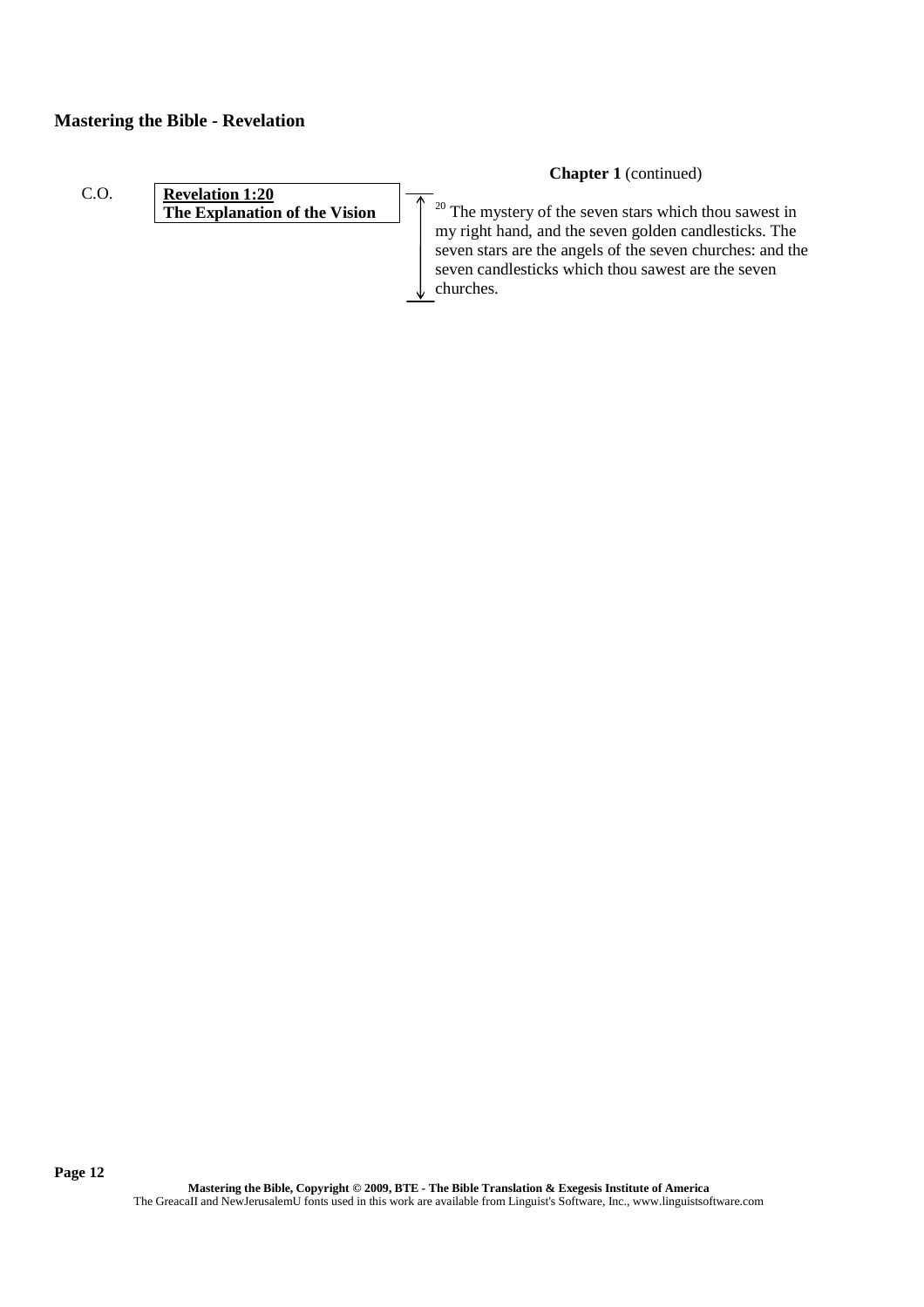**Chapter 1** (continued)

C.O. **Revelation 1:20**
**The Explanation of the Vision**

[20] The mystery of the seven stars which thou sawest in my right hand, and the seven golden candlesticks. The seven stars are the angels of the seven churches: and the seven candlesticks which thou sawest are the seven churches.

**Mastering the Bible, Copyright © 2009, BTE - The Bible Translation & Exegesis Institute of America**
The GreacaII and NewJerusalemU fonts used in this work are available from Linguist's Software, Inc., www.linguistsoftware.com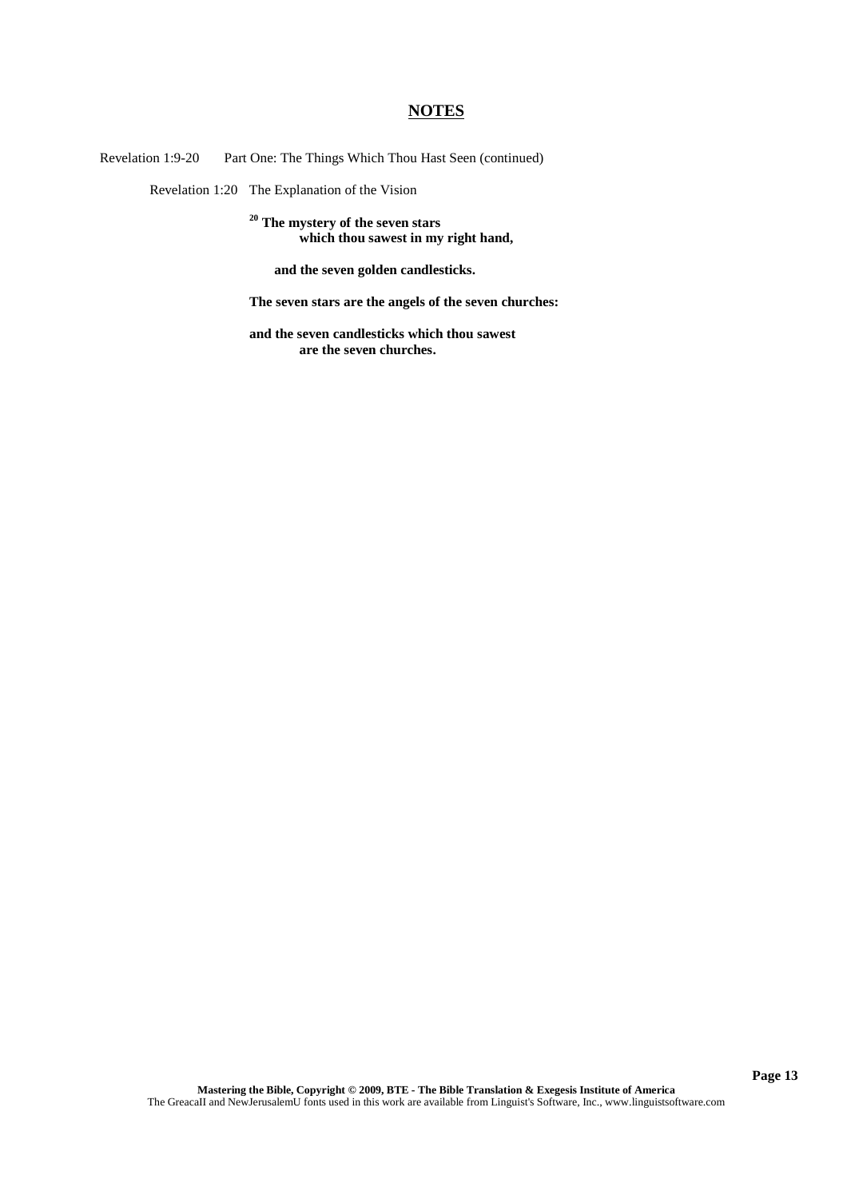## NOTES

Revelation 1:9-20 Part One: The Things Which Thou Hast Seen (continued)

Revelation 1:20 The Explanation of the Vision

**[20] The mystery of the seven stars**
**which thou sawest in my right hand,**

**and the seven golden candlesticks.**

**The seven stars are the angels of the seven churches:**

**and the seven candlesticks which thou sawest**
**are the seven churches.**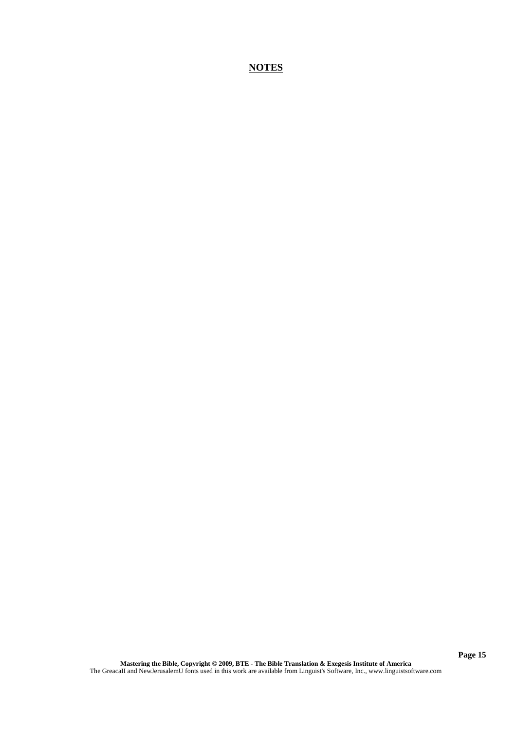**NOTES**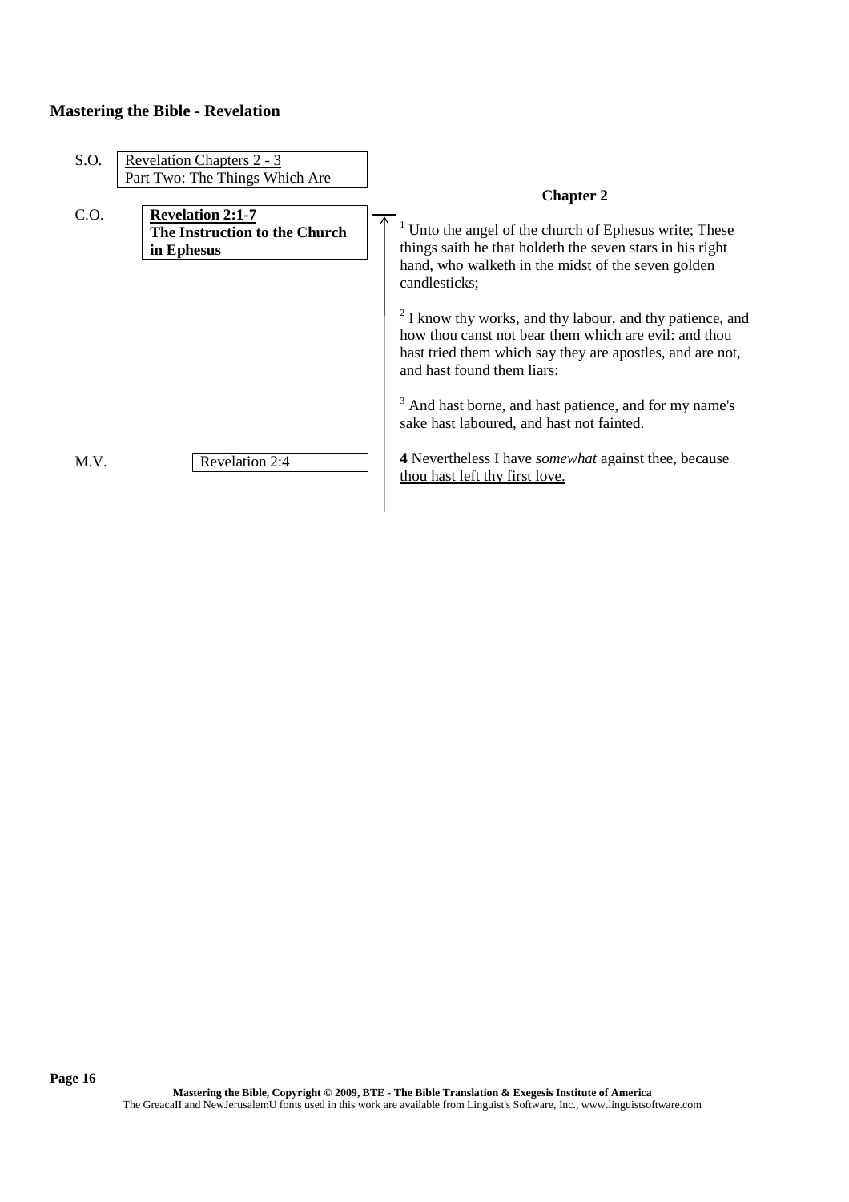S.O. Revelation Chapters 2 - 3
Part Two: The Things Which Are

C.O. **Revelation 2:1-7**
**The Instruction to the Church in Ephesus**

M.V. Revelation 2:4

**Chapter 2**

[1] Unto the angel of the church of Ephesus write; These things saith he that holdeth the seven stars in his right hand, who walketh in the midst of the seven golden candlesticks;

[2] I know thy works, and thy labour, and thy patience, and how thou canst not bear them which are evil: and thou hast tried them which say they are apostles, and are not, and hast found them liars:

[3] And hast borne, and hast patience, and for my name's sake hast laboured, and hast not fainted.

**4** Nevertheless I have *somewhat* against thee, because thou hast left thy first love.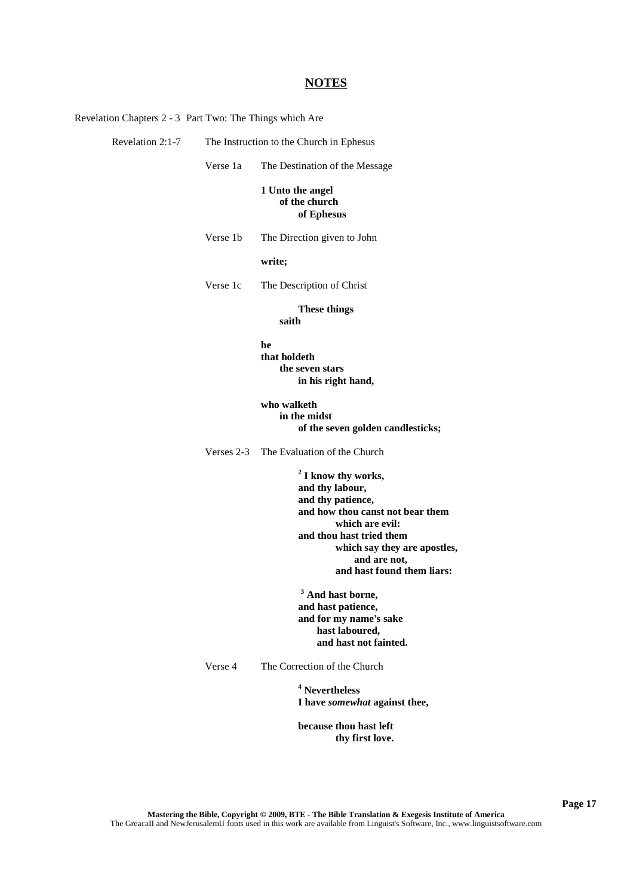# NOTES

Revelation Chapters 2 - 3 Part Two: The Things which Are

Revelation 2:1-7 The Instruction to the Church in Ephesus

Verse 1a The Destination of the Message

**1 Unto the angel**
**of the church**
**of Ephesus**

Verse 1b The Direction given to John

**write;**

Verse 1c The Description of Christ

**These things**
**saith**

**he**
**that holdeth**
**the seven stars**
**in his right hand,**

**who walketh**
**in the midst**
**of the seven golden candlesticks;**

Verses 2-3 The Evaluation of the Church

**[2] I know thy works,**
**and thy labour,**
**and thy patience,**
**and how thou canst not bear them**
**which are evil:**
**and thou hast tried them**
**which say they are apostles,**
**and are not,**
**and hast found them liars:**

**[3] And hast borne,**
**and hast patience,**
**and for my name's sake**
**hast laboured,**
**and hast not fainted.**

Verse 4 The Correction of the Church

**[4] Nevertheless**
**I have *somewhat* against thee,**

**because thou hast left**
**thy first love.**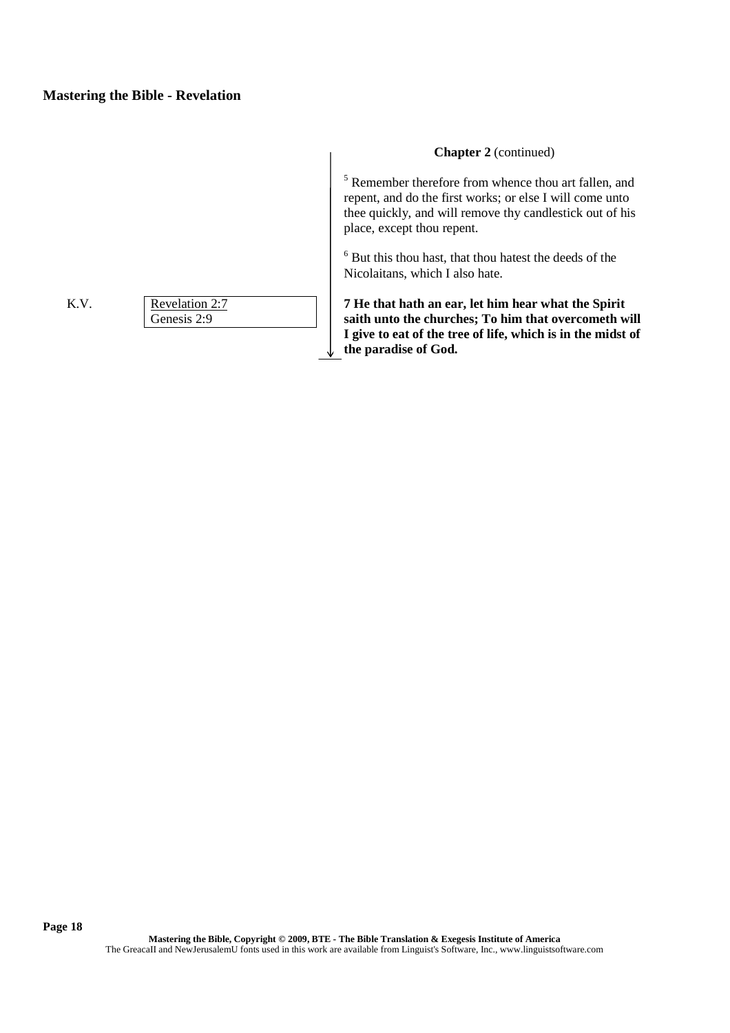**Chapter 2** (continued)

[5] Remember therefore from whence thou art fallen, and repent, and do the first works; or else I will come unto thee quickly, and will remove thy candlestick out of his place, except thou repent.

[6] But this thou hast, that thou hatest the deeds of the Nicolaitans, which I also hate.

K.V.

| |
|---|
| Revelation 2:7 |
| Genesis 2:9 |

**7 He that hath an ear, let him hear what the Spirit saith unto the churches; To him that overcometh will I give to eat of the tree of life, which is in the midst of the paradise of God.**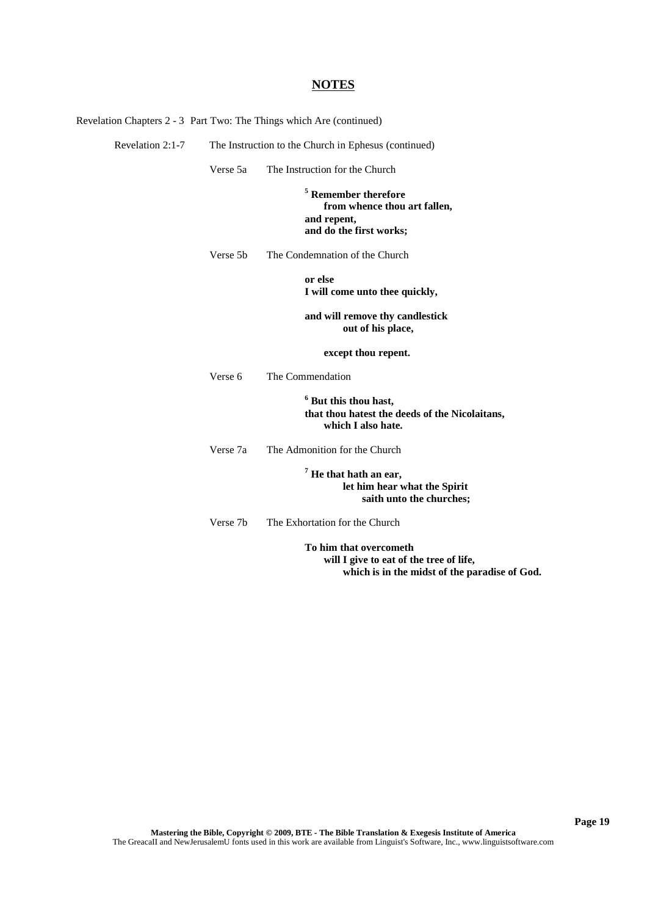## NOTES

Revelation Chapters 2 - 3 Part Two: The Things which Are (continued)

Revelation 2:1-7 The Instruction to the Church in Ephesus (continued)

Verse 5a The Instruction for the Church

**[5] Remember therefore**
**from whence thou art fallen,**
**and repent,**
**and do the first works;**

Verse 5b The Condemnation of the Church

**or else**
**I will come unto thee quickly,**

**and will remove thy candlestick**
**out of his place,**

**except thou repent.**

Verse 6 The Commendation

**[6] But this thou hast,**
**that thou hatest the deeds of the Nicolaitans,**
**which I also hate.**

Verse 7a The Admonition for the Church

**[7] He that hath an ear,**
**let him hear what the Spirit**
**saith unto the churches;**

Verse 7b The Exhortation for the Church

**To him that overcometh**
**will I give to eat of the tree of life,**
**which is in the midst of the paradise of God.**

**Mastering the Bible, Copyright © 2009, BTE - The Bible Translation & Exegesis Institute of America**
The GreacaII and NewJerusalemU fonts used in this work are available from Linguist's Software, Inc., www.linguistsoftware.com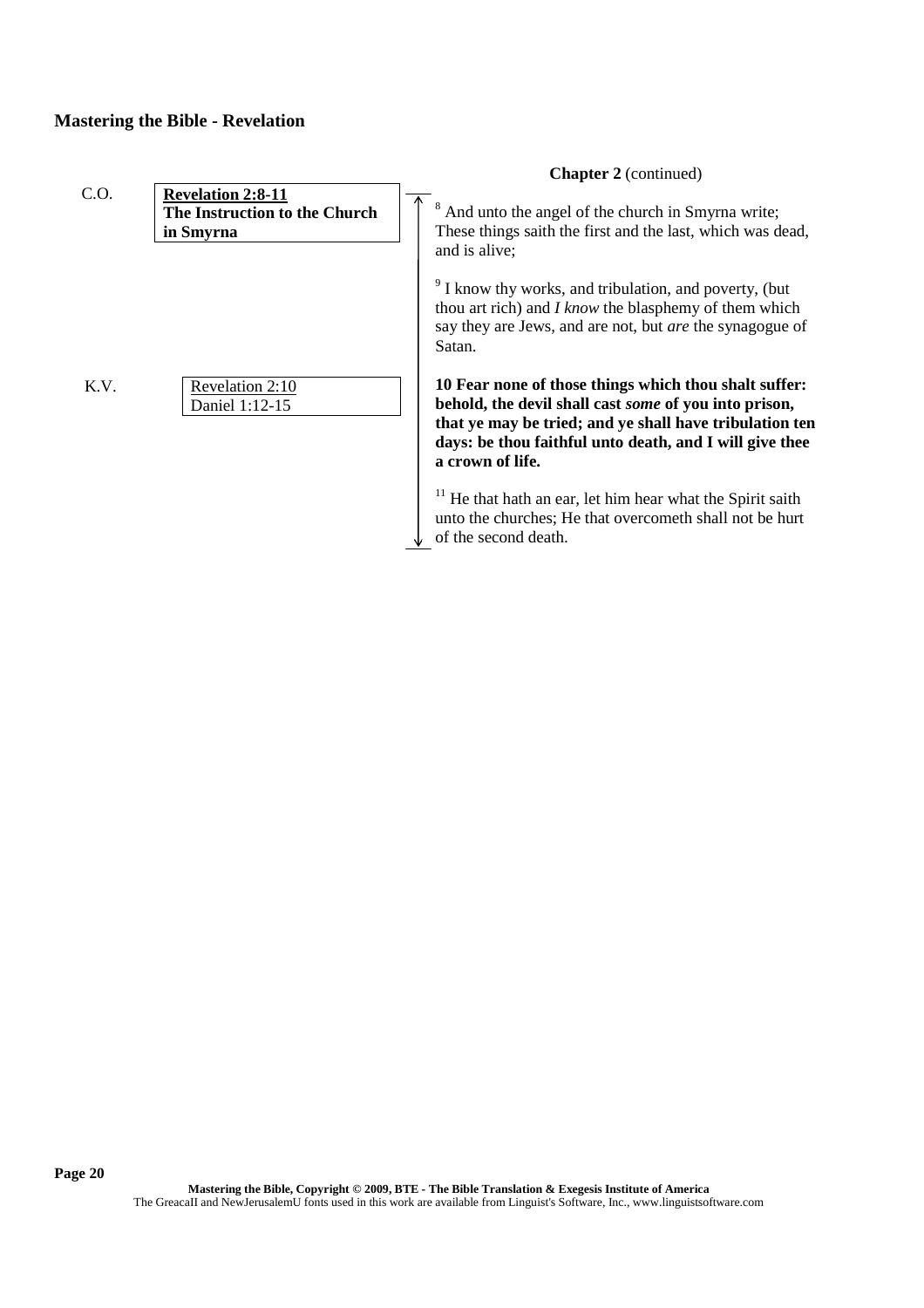**Chapter 2** (continued)

C.O.

**Revelation 2:8-11**
**The Instruction to the Church in Smyrna**

[8] And unto the angel of the church in Smyrna write; These things saith the first and the last, which was dead, and is alive;

[9] I know thy works, and tribulation, and poverty, (but thou art rich) and *I know* the blasphemy of them which say they are Jews, and are not, but *are* the synagogue of Satan.

K.V.

Revelation 2:10
Daniel 1:12-15

**10 Fear none of those things which thou shalt suffer: behold, the devil shall cast *some* of you into prison, that ye may be tried; and ye shall have tribulation ten days: be thou faithful unto death, and I will give thee a crown of life.**

[11] He that hath an ear, let him hear what the Spirit saith unto the churches; He that overcometh shall not be hurt of the second death.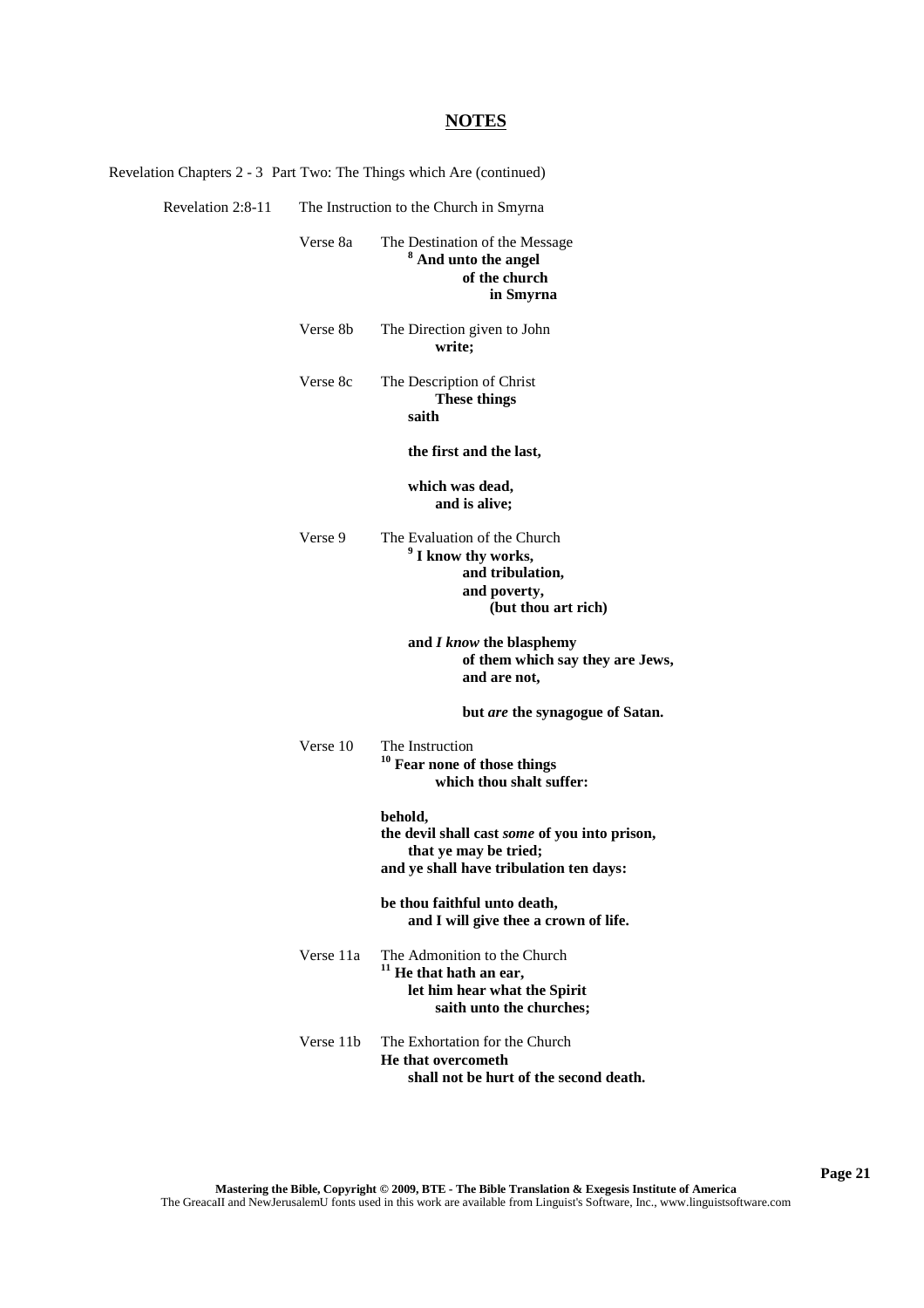# NOTES

Revelation Chapters 2 - 3 Part Two: The Things which Are (continued)

Revelation 2:8-11 The Instruction to the Church in Smyrna

Verse 8a The Destination of the Message
**[8] And unto the angel**
**of the church**
**in Smyrna**

Verse 8b The Direction given to John
**write;**

Verse 8c The Description of Christ
**These things**
**saith**

**the first and the last,**

**which was dead,**
**and is alive;**

Verse 9 The Evaluation of the Church
**[9] I know thy works,**
**and tribulation,**
**and poverty,**
**(but thou art rich)**

**and *I know* the blasphemy**
**of them which say they are Jews,**
**and are not,**

**but *are* the synagogue of Satan.**

Verse 10 The Instruction
**[10] Fear none of those things**
**which thou shalt suffer:**

**behold,**
**the devil shall cast *some* of you into prison,**
**that ye may be tried;**
**and ye shall have tribulation ten days:**

**be thou faithful unto death,**
**and I will give thee a crown of life.**

Verse 11a The Admonition to the Church
**[11] He that hath an ear,**
**let him hear what the Spirit**
**saith unto the churches;**

Verse 11b The Exhortation for the Church
**He that overcometh**
**shall not be hurt of the second death.**

**Mastering the Bible, Copyright © 2009, BTE - The Bible Translation & Exegesis Institute of America**
The GreacaII and NewJerusalemU fonts used in this work are available from Linguist's Software, Inc., www.linguistsoftware.com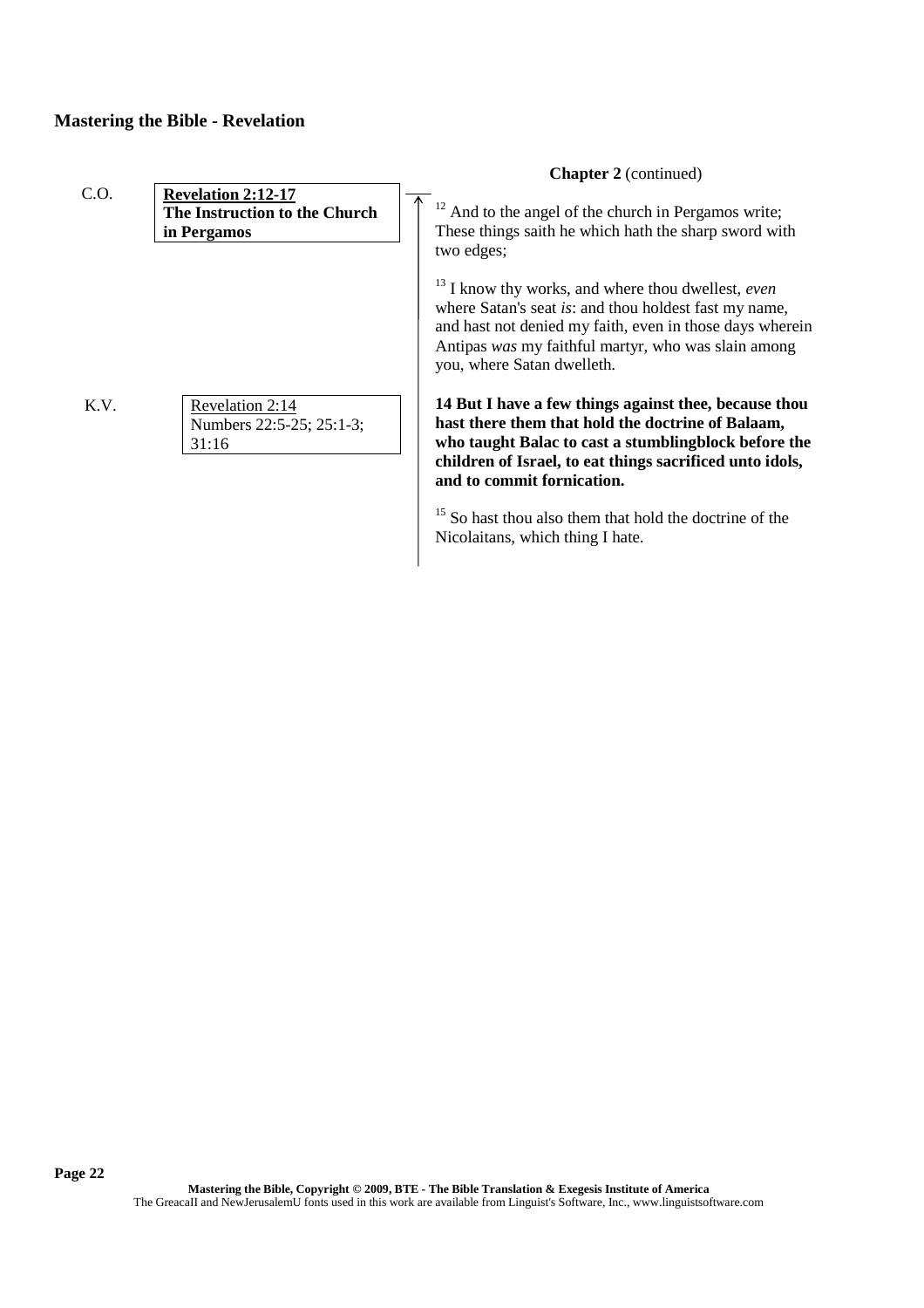**Chapter 2** (continued)

C.O.

**Revelation 2:12-17**
**The Instruction to the Church in Pergamos**

[12] And to the angel of the church in Pergamos write; These things saith he which hath the sharp sword with two edges;

[13] I know thy works, and where thou dwellest, *even* where Satan's seat *is*: and thou holdest fast my name, and hast not denied my faith, even in those days wherein Antipas *was* my faithful martyr, who was slain among you, where Satan dwelleth.

K.V.

Revelation 2:14
Numbers 22:5-25; 25:1-3; 31:16

**14 But I have a few things against thee, because thou hast there them that hold the doctrine of Balaam, who taught Balac to cast a stumblingblock before the children of Israel, to eat things sacrificed unto idols, and to commit fornication.**

[15] So hast thou also them that hold the doctrine of the Nicolaitans, which thing I hate.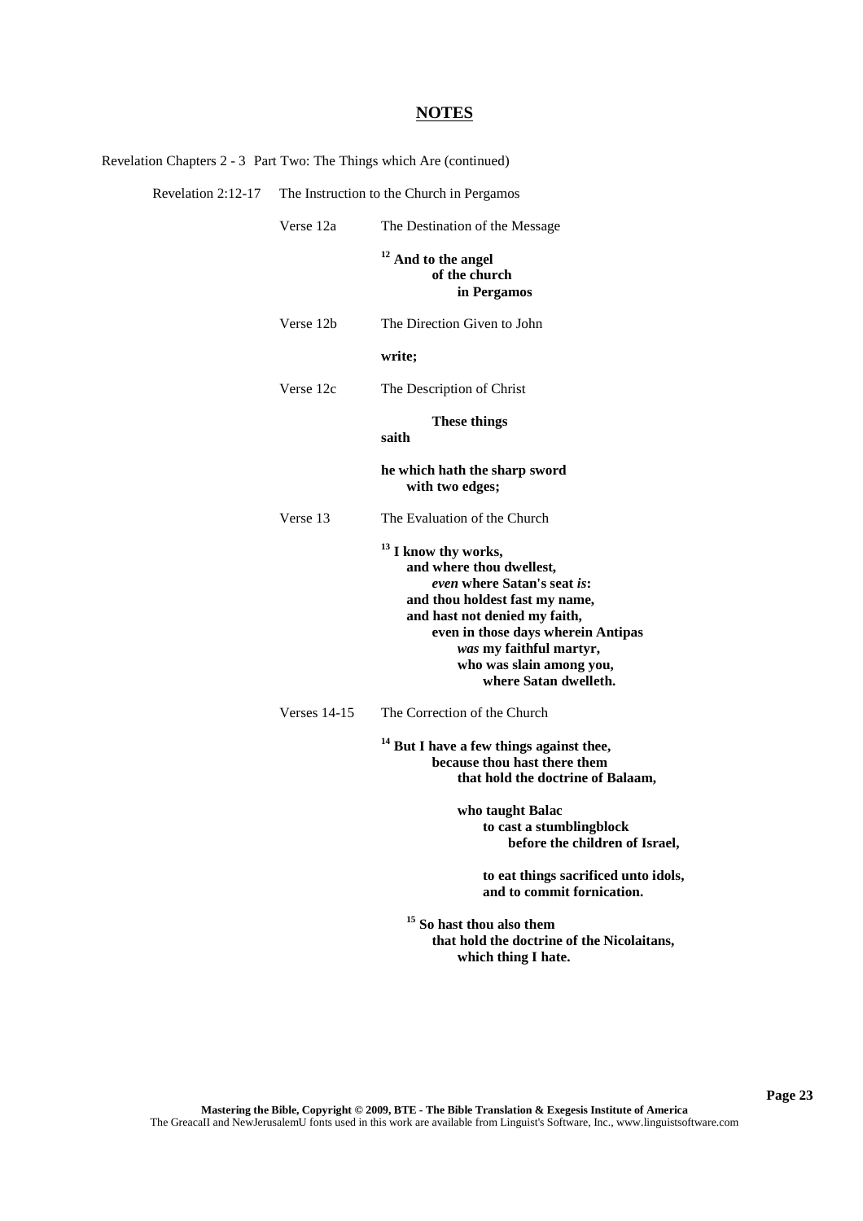# NOTES

Revelation Chapters 2 - 3 Part Two: The Things which Are (continued)

Revelation 2:12-17 The Instruction to the Church in Pergamos

Verse 12a The Destination of the Message

**[12] And to the angel**
**of the church**
**in Pergamos**

Verse 12b The Direction Given to John

**write;**

Verse 12c The Description of Christ

**These things**
**saith**

**he which hath the sharp sword**
**with two edges;**

Verse 13 The Evaluation of the Church

**[13] I know thy works,**
**and where thou dwellest,**
***even* where Satan's seat *is*:**
**and thou holdest fast my name,**
**and hast not denied my faith,**
**even in those days wherein Antipas**
***was* my faithful martyr,**
**who was slain among you,**
**where Satan dwelleth.**

Verses 14-15 The Correction of the Church

**[14] But I have a few things against thee,**
**because thou hast there them**
**that hold the doctrine of Balaam,**

**who taught Balac**
**to cast a stumblingblock**
**before the children of Israel,**

**to eat things sacrificed unto idols,**
**and to commit fornication.**

**[15] So hast thou also them**
**that hold the doctrine of the Nicolaitans,**
**which thing I hate.**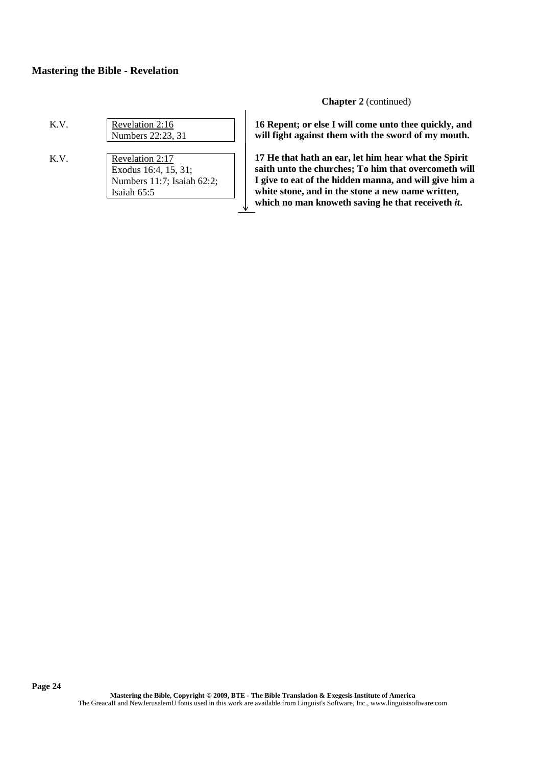**Chapter 2** (continued)

K.V. — Revelation 2:16; Numbers 22:23, 31

**16 Repent; or else I will come unto thee quickly, and will fight against them with the sword of my mouth.**

K.V. — Revelation 2:17; Exodus 16:4, 15, 31; Numbers 11:7; Isaiah 62:2; Isaiah 65:5

**17 He that hath an ear, let him hear what the Spirit saith unto the churches; To him that overcometh will I give to eat of the hidden manna, and will give him a white stone, and in the stone a new name written, which no man knoweth saving he that receiveth *it*.**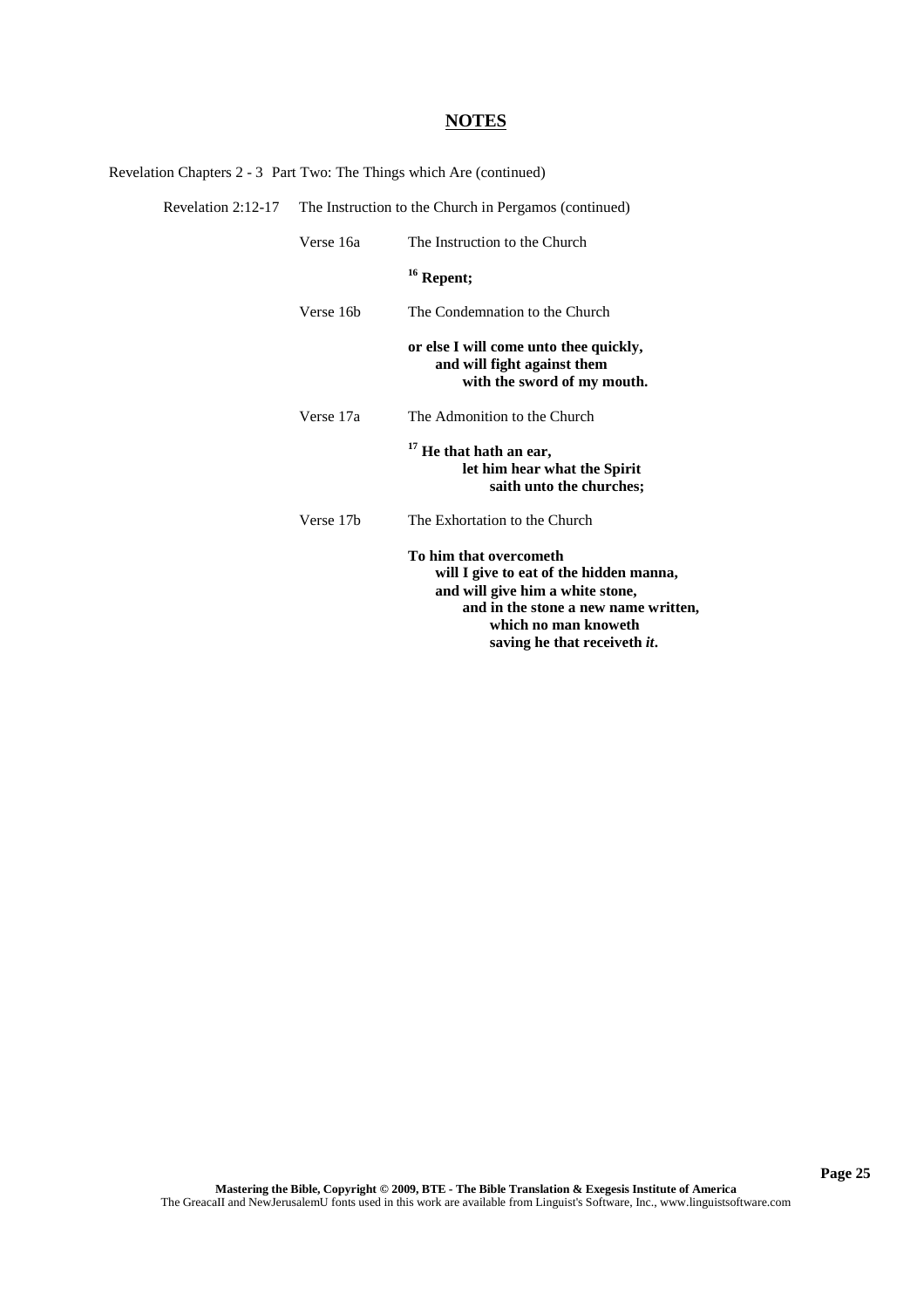## NOTES

Revelation Chapters 2 - 3  Part Two: The Things which Are (continued)

Revelation 2:12-17  The Instruction to the Church in Pergamos (continued)

Verse 16a  The Instruction to the Church

**16 Repent;**

Verse 16b  The Condemnation to the Church

**or else I will come unto thee quickly,**
**and will fight against them**
**with the sword of my mouth.**

Verse 17a  The Admonition to the Church

**17 He that hath an ear,**
**let him hear what the Spirit**
**saith unto the churches;**

Verse 17b  The Exhortation to the Church

**To him that overcometh**
**will I give to eat of the hidden manna,**
**and will give him a white stone,**
**and in the stone a new name written,**
**which no man knoweth**
**saving he that receiveth *it*.**

**Mastering the Bible, Copyright © 2009, BTE - The Bible Translation & Exegesis Institute of America**
The GreacaII and NewJerusalemU fonts used in this work are available from Linguist's Software, Inc., www.linguistsoftware.com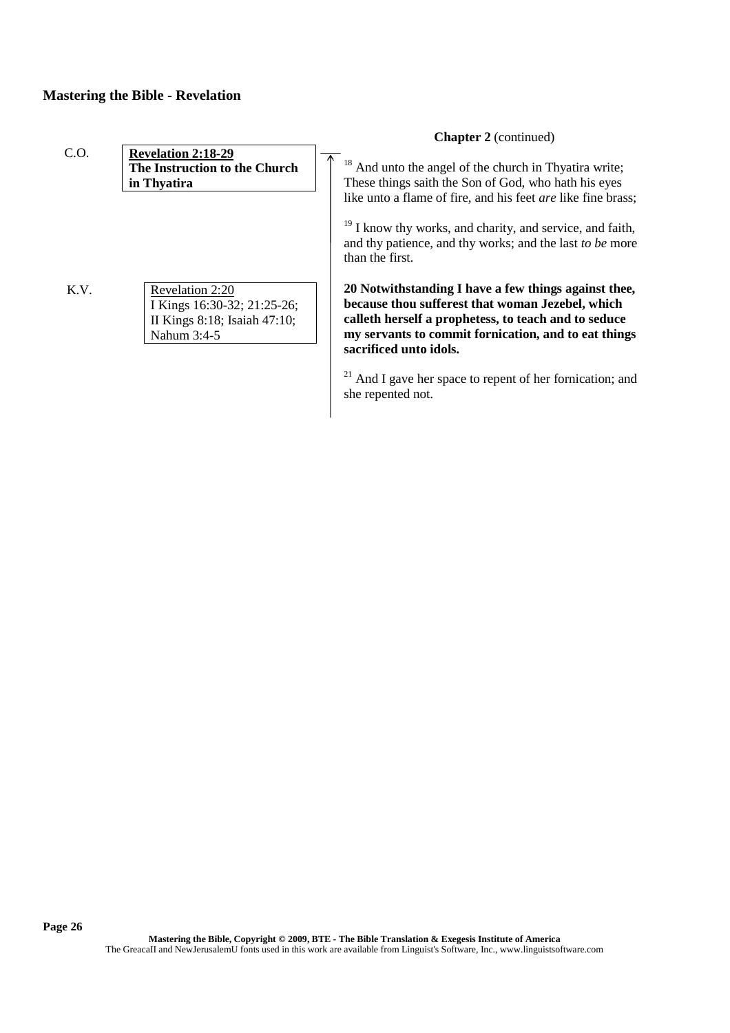**Chapter 2** (continued)

C.O.

**Revelation 2:18-29**
**The Instruction to the Church in Thyatira**

[18] And unto the angel of the church in Thyatira write; These things saith the Son of God, who hath his eyes like unto a flame of fire, and his feet *are* like fine brass;

[19] I know thy works, and charity, and service, and faith, and thy patience, and thy works; and the last *to be* more than the first.

K.V.

Revelation 2:20
I Kings 16:30-32; 21:25-26; II Kings 8:18; Isaiah 47:10; Nahum 3:4-5

**20 Notwithstanding I have a few things against thee, because thou sufferest that woman Jezebel, which calleth herself a prophetess, to teach and to seduce my servants to commit fornication, and to eat things sacrificed unto idols.**

[21] And I gave her space to repent of her fornication; and she repented not.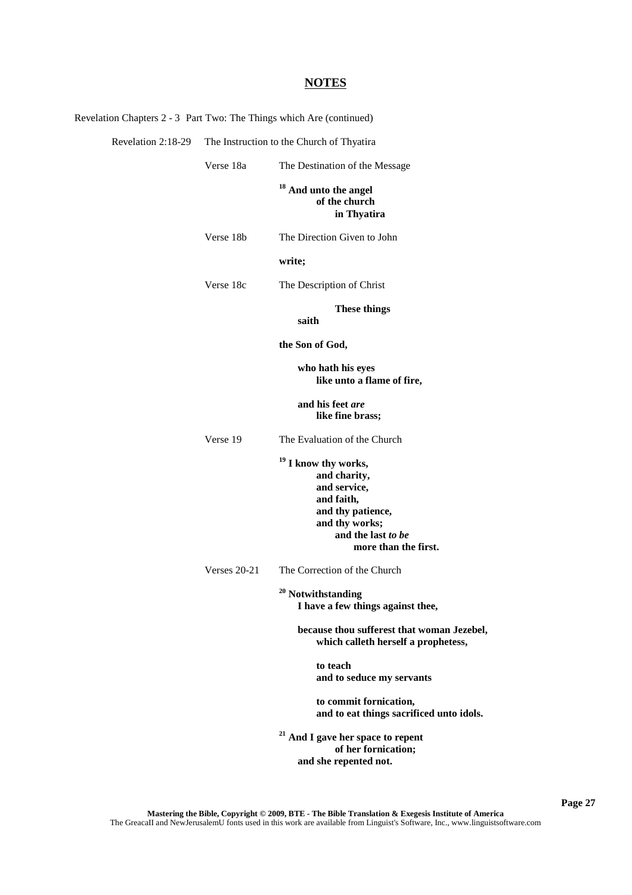## NOTES

Revelation Chapters 2 - 3 Part Two: The Things which Are (continued)

Revelation 2:18-29 The Instruction to the Church of Thyatira

Verse 18a The Destination of the Message

**[18] And unto the angel**
**of the church**
**in Thyatira**

Verse 18b The Direction Given to John

**write;**

Verse 18c The Description of Christ

**These things**
**saith**

**the Son of God,**

**who hath his eyes**
**like unto a flame of fire,**

**and his feet *are***
**like fine brass;**

Verse 19 The Evaluation of the Church

**[19] I know thy works,**
**and charity,**
**and service,**
**and faith,**
**and thy patience,**
**and thy works;**
**and the last *to be***
**more than the first.**

Verses 20-21 The Correction of the Church

**[20] Notwithstanding**
**I have a few things against thee,**

**because thou sufferest that woman Jezebel,**
**which calleth herself a prophetess,**

**to teach**
**and to seduce my servants**

**to commit fornication,**
**and to eat things sacrificed unto idols.**

**[21] And I gave her space to repent**
**of her fornication;**
**and she repented not.**

**Mastering the Bible, Copyright © 2009, BTE - The Bible Translation & Exegesis Institute of America**
The GreacaII and NewJerusalemU fonts used in this work are available from Linguist's Software, Inc., www.linguistsoftware.com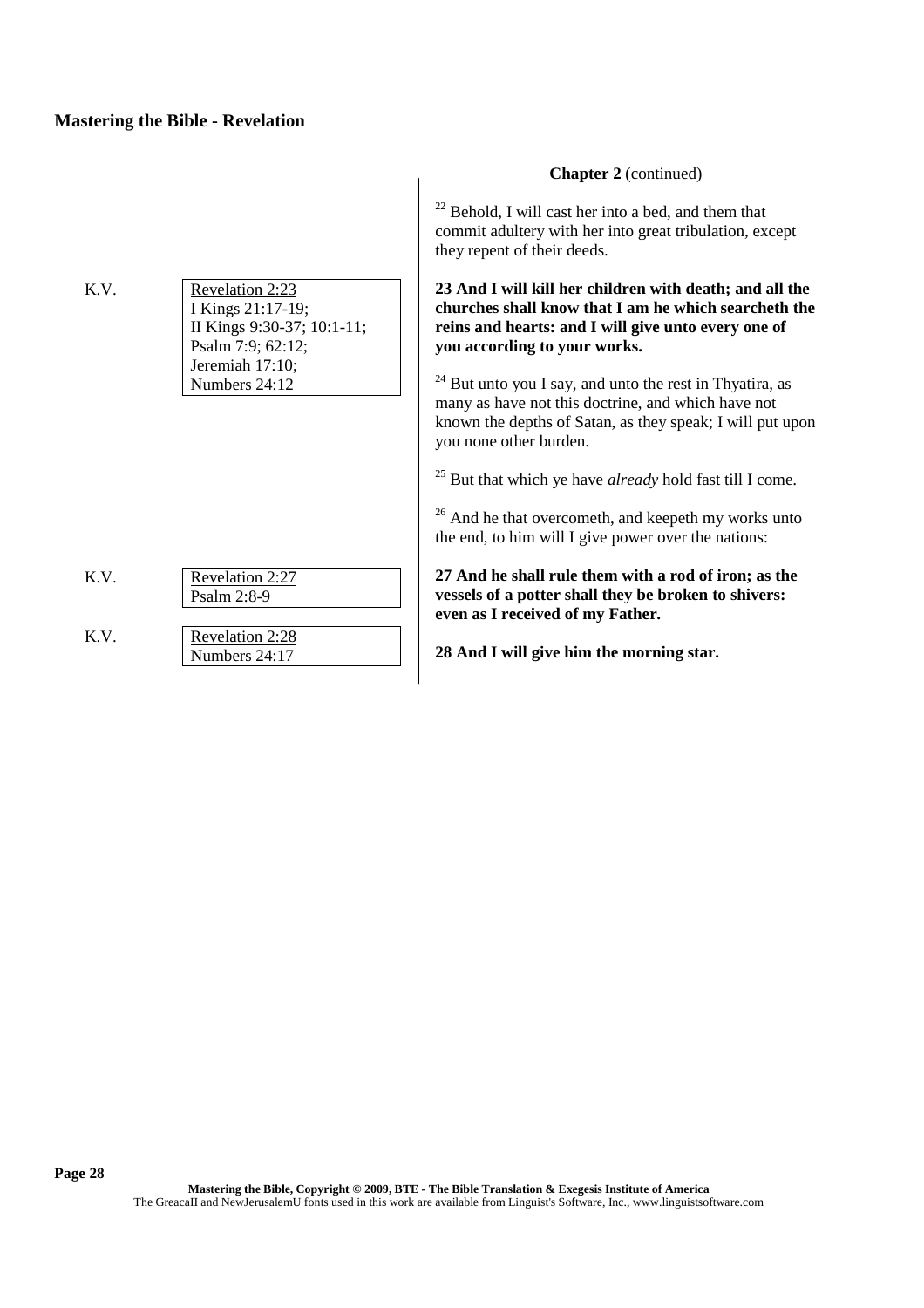**Chapter 2** (continued)

[22] Behold, I will cast her into a bed, and them that commit adultery with her into great tribulation, except they repent of their deeds.

K.V. — Revelation 2:23; I Kings 21:17-19; II Kings 9:30-37; 10:1-11; Psalm 7:9; 62:12; Jeremiah 17:10; Numbers 24:12

**23 And I will kill her children with death; and all the churches shall know that I am he which searcheth the reins and hearts: and I will give unto every one of you according to your works.**

[24] But unto you I say, and unto the rest in Thyatira, as many as have not this doctrine, and which have not known the depths of Satan, as they speak; I will put upon you none other burden.

[25] But that which ye have *already* hold fast till I come.

[26] And he that overcometh, and keepeth my works unto the end, to him will I give power over the nations:

K.V. — Revelation 2:27; Psalm 2:8-9

**27 And he shall rule them with a rod of iron; as the vessels of a potter shall they be broken to shivers: even as I received of my Father.**

K.V. — Revelation 2:28; Numbers 24:17

**28 And I will give him the morning star.**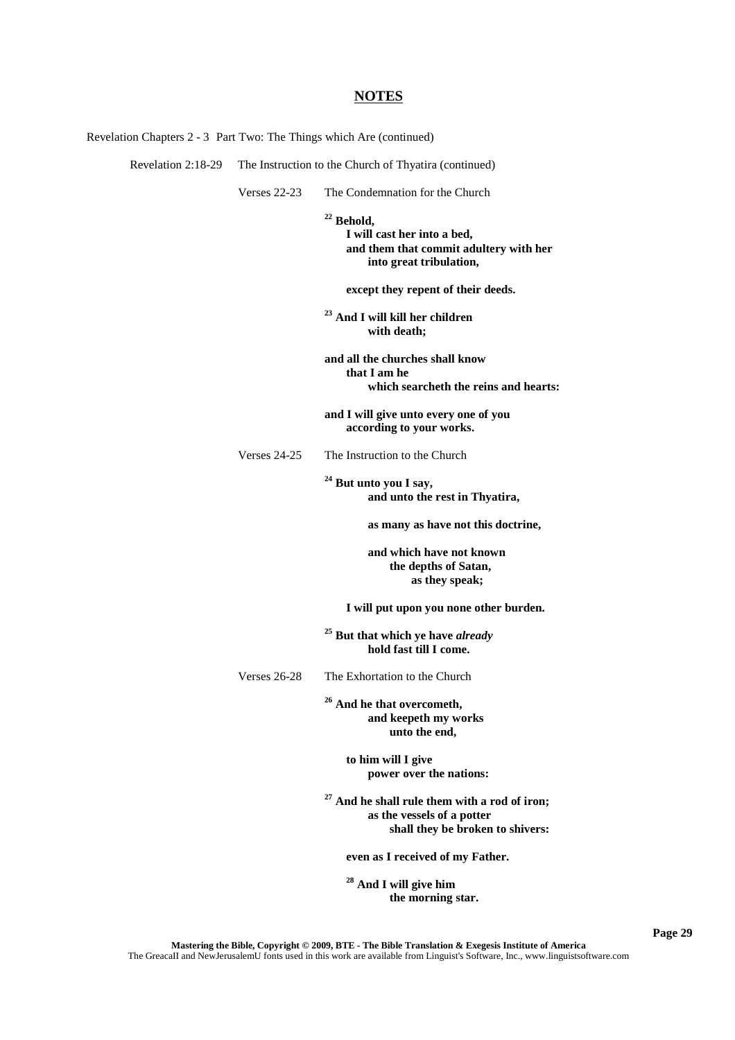# NOTES

Revelation Chapters 2 - 3 Part Two: The Things which Are (continued)

Revelation 2:18-29 The Instruction to the Church of Thyatira (continued)

Verses 22-23 The Condemnation for the Church

**[22] Behold,**
**I will cast her into a bed,**
**and them that commit adultery with her**
**into great tribulation,**

**except they repent of their deeds.**

**[23] And I will kill her children**
**with death;**

**and all the churches shall know**
**that I am he**
**which searcheth the reins and hearts:**

**and I will give unto every one of you**
**according to your works.**

Verses 24-25 The Instruction to the Church

**[24] But unto you I say,**
**and unto the rest in Thyatira,**

**as many as have not this doctrine,**

**and which have not known**
**the depths of Satan,**
**as they speak;**

**I will put upon you none other burden.**

**[25] But that which ye have *already***
**hold fast till I come.**

Verses 26-28 The Exhortation to the Church

**[26] And he that overcometh,**
**and keepeth my works**
**unto the end,**

**to him will I give**
**power over the nations:**

**[27] And he shall rule them with a rod of iron;**
**as the vessels of a potter**
**shall they be broken to shivers:**

**even as I received of my Father.**

**[28] And I will give him**
**the morning star.**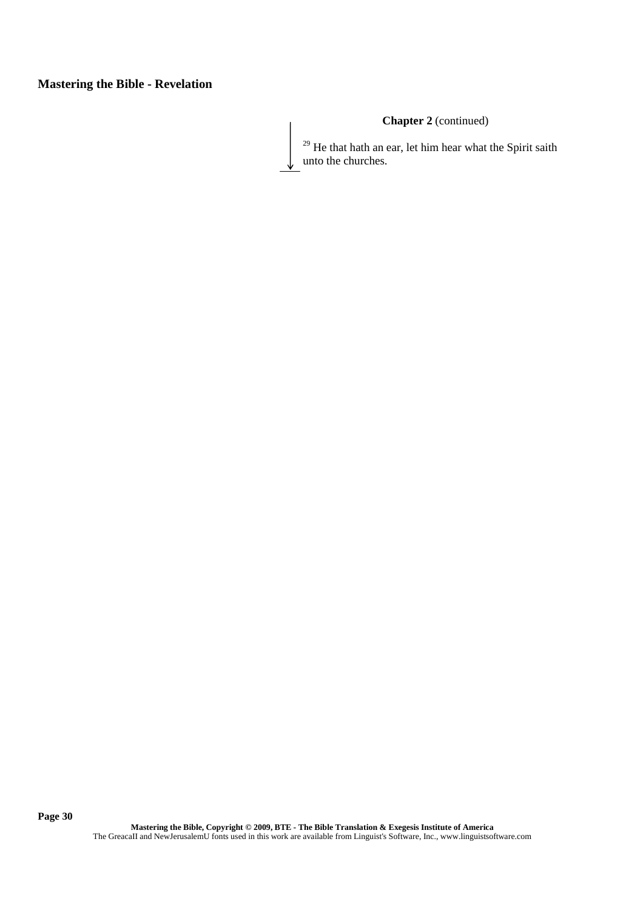**Chapter 2** (continued)

[29] He that hath an ear, let him hear what the Spirit saith unto the churches.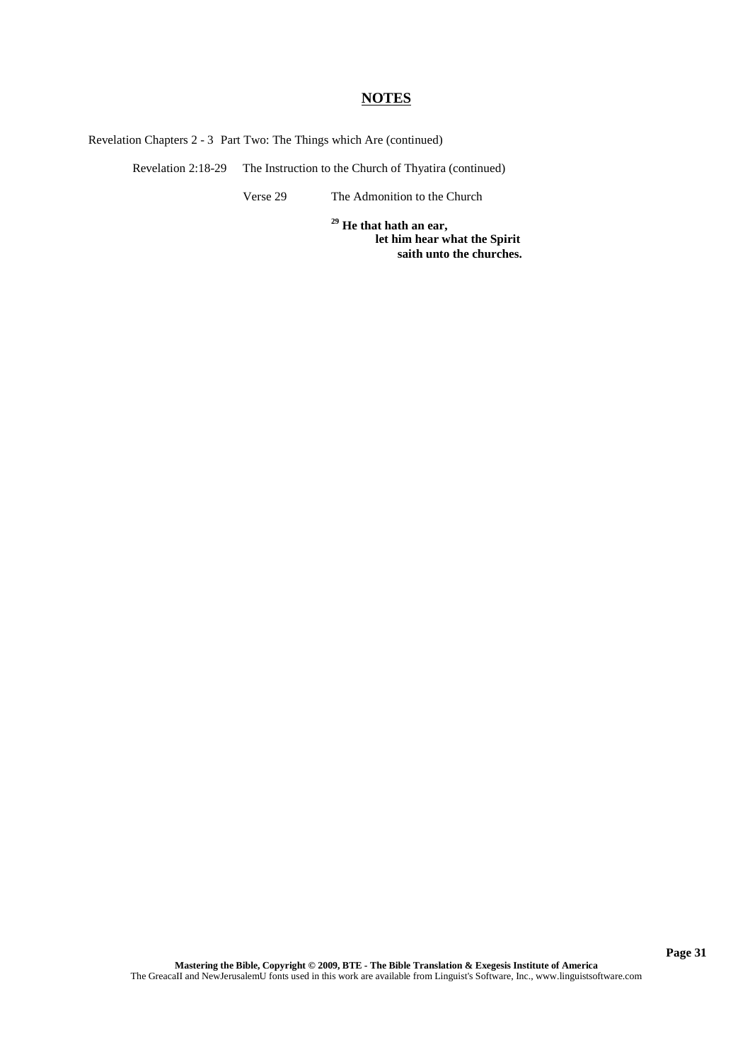## NOTES

Revelation Chapters 2 - 3 Part Two: The Things which Are (continued)

Revelation 2:18-29 The Instruction to the Church of Thyatira (continued)

Verse 29 The Admonition to the Church

**[29] He that hath an ear,**
**let him hear what the Spirit**
**saith unto the churches.**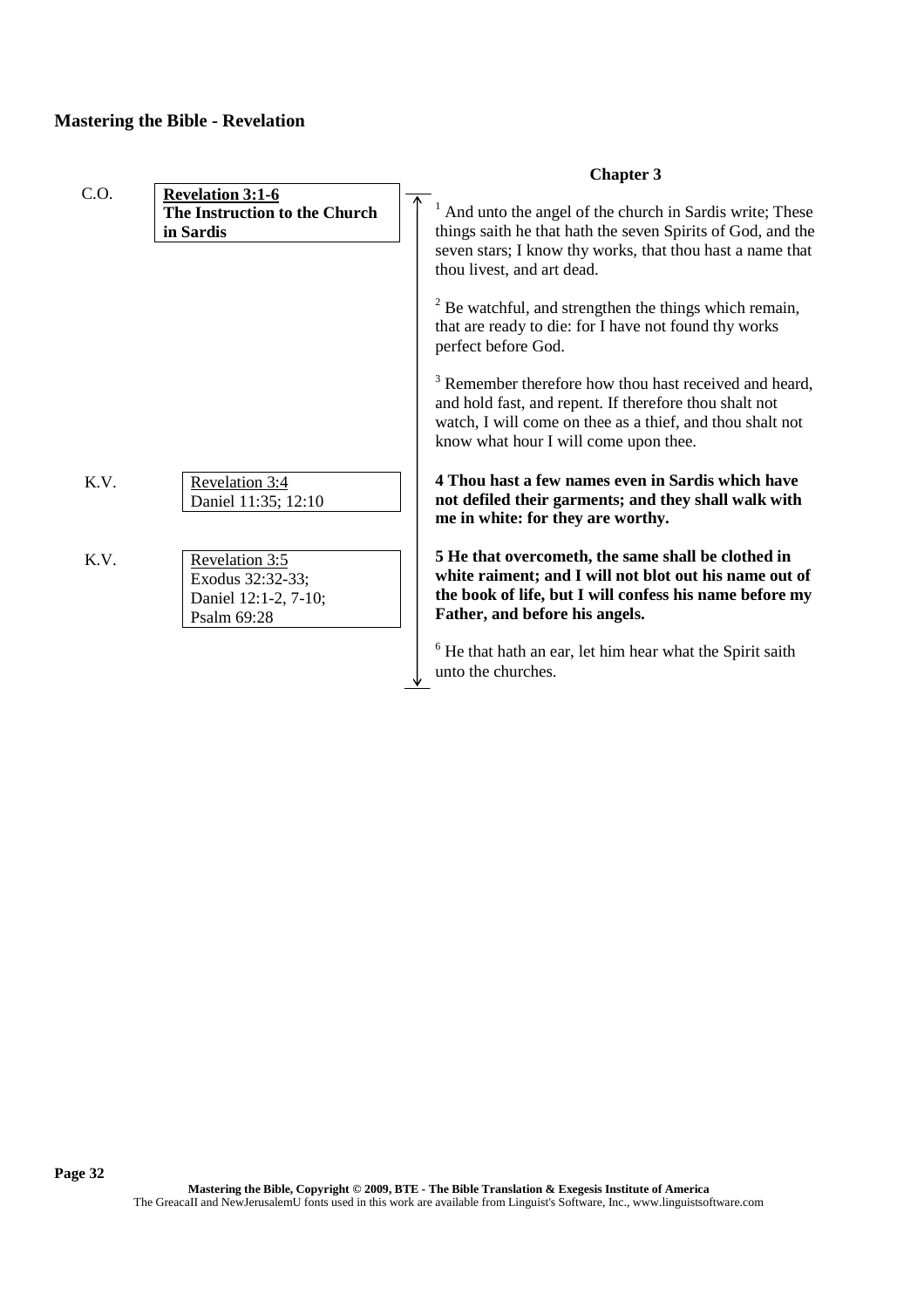### Chapter 3

C.O. **Revelation 3:1-6**
**The Instruction to the Church in Sardis**

[1] And unto the angel of the church in Sardis write; These things saith he that hath the seven Spirits of God, and the seven stars; I know thy works, that thou hast a name that thou livest, and art dead.

[2] Be watchful, and strengthen the things which remain, that are ready to die: for I have not found thy works perfect before God.

[3] Remember therefore how thou hast received and heard, and hold fast, and repent. If therefore thou shalt not watch, I will come on thee as a thief, and thou shalt not know what hour I will come upon thee.

K.V. Revelation 3:4
Daniel 11:35; 12:10

**4 Thou hast a few names even in Sardis which have not defiled their garments; and they shall walk with me in white: for they are worthy.**

K.V. Revelation 3:5
Exodus 32:32-33;
Daniel 12:1-2, 7-10;
Psalm 69:28

**5 He that overcometh, the same shall be clothed in white raiment; and I will not blot out his name out of the book of life, but I will confess his name before my Father, and before his angels.**

[6] He that hath an ear, let him hear what the Spirit saith unto the churches.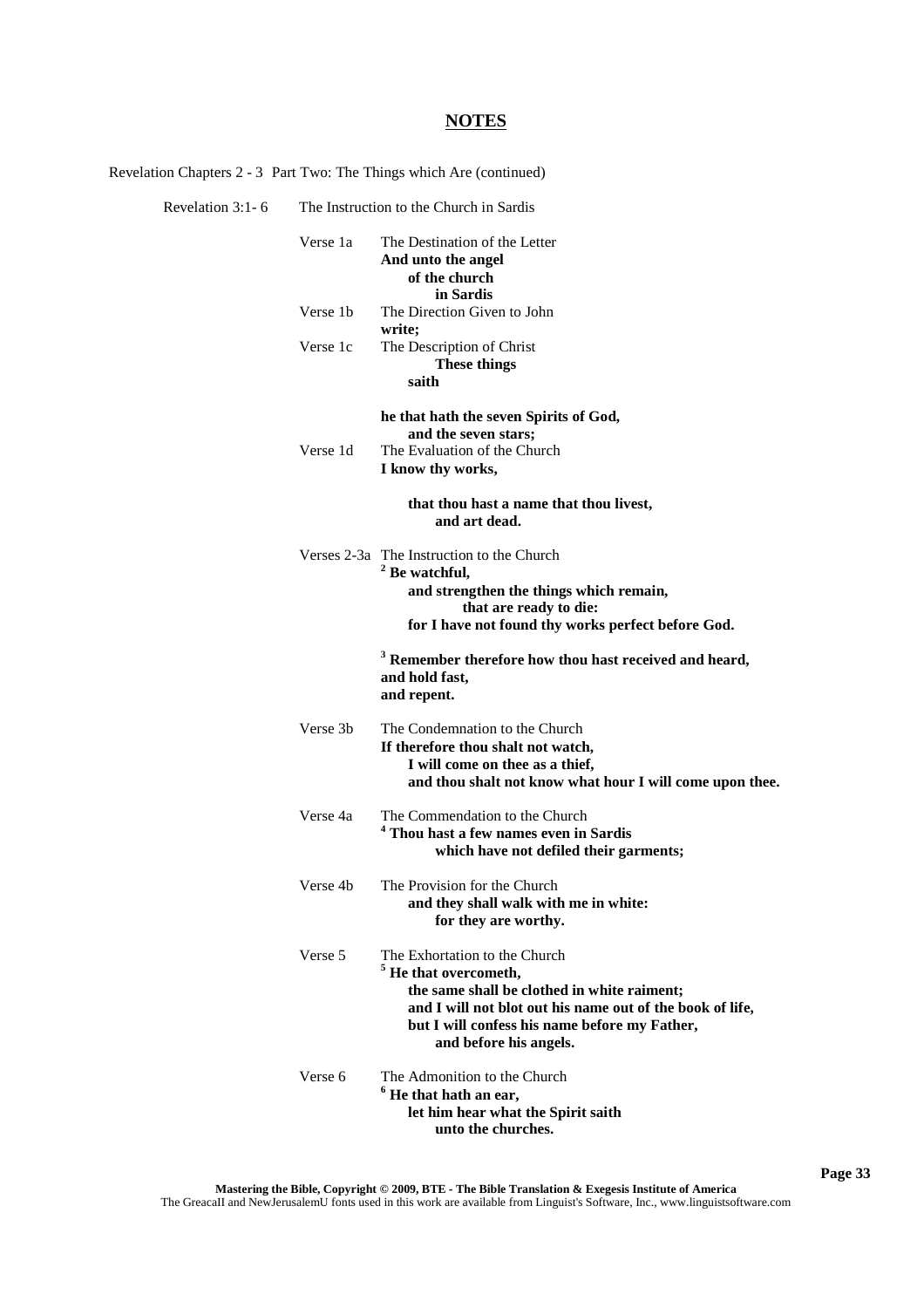## NOTES

Revelation Chapters 2 - 3  Part Two: The Things which Are (continued)

Revelation 3:1- 6  The Instruction to the Church in Sardis

Verse 1a  The Destination of the Letter

**And unto the angel**
**of the church**
**in Sardis**

Verse 1b  The Direction Given to John

**write;**

Verse 1c  The Description of Christ

**These things**
**saith**

**he that hath the seven Spirits of God,**
**and the seven stars;**

Verse 1d  The Evaluation of the Church

**I know thy works,**

**that thou hast a name that thou livest,**
**and art dead.**

Verses 2-3a  The Instruction to the Church

**[2] Be watchful,**
**and strengthen the things which remain,**
**that are ready to die:**
**for I have not found thy works perfect before God.**

**[3] Remember therefore how thou hast received and heard,**
**and hold fast,**
**and repent.**

Verse 3b  The Condemnation to the Church

**If therefore thou shalt not watch,**
**I will come on thee as a thief,**
**and thou shalt not know what hour I will come upon thee.**

Verse 4a  The Commendation to the Church

**[4] Thou hast a few names even in Sardis**
**which have not defiled their garments;**

Verse 4b  The Provision for the Church

**and they shall walk with me in white:**
**for they are worthy.**

Verse 5  The Exhortation to the Church

**[5] He that overcometh,**
**the same shall be clothed in white raiment;**
**and I will not blot out his name out of the book of life,**
**but I will confess his name before my Father,**
**and before his angels.**

Verse 6  The Admonition to the Church

**[6] He that hath an ear,**
**let him hear what the Spirit saith**
**unto the churches.**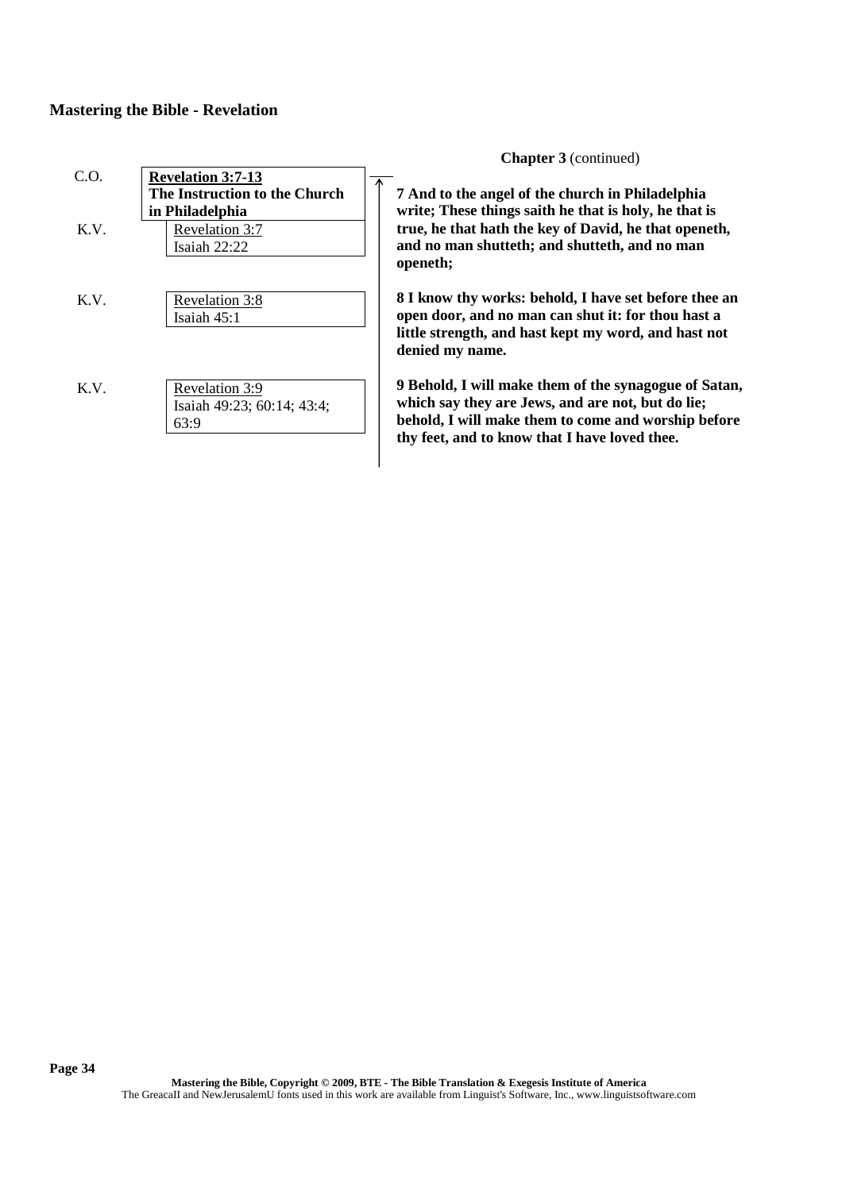**Chapter 3** (continued)

C.O.

**Revelation 3:7-13**
**The Instruction to the Church in Philadelphia**

K.V.

Revelation 3:7
Isaiah 22:22

**7 And to the angel of the church in Philadelphia write; These things saith he that is holy, he that is true, he that hath the key of David, he that openeth, and no man shutteth; and shutteth, and no man openeth;**

K.V.

Revelation 3:8
Isaiah 45:1

**8 I know thy works: behold, I have set before thee an open door, and no man can shut it: for thou hast a little strength, and hast kept my word, and hast not denied my name.**

K.V.

Revelation 3:9
Isaiah 49:23; 60:14; 43:4; 63:9

**9 Behold, I will make them of the synagogue of Satan, which say they are Jews, and are not, but do lie; behold, I will make them to come and worship before thy feet, and to know that I have loved thee.**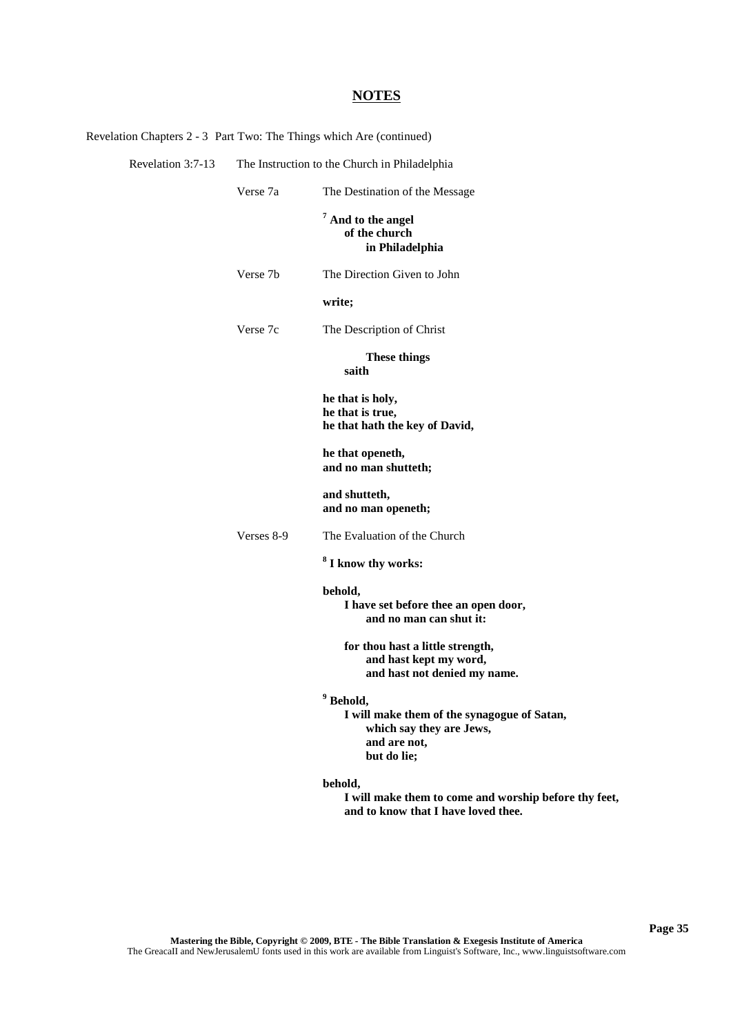# NOTES

Revelation Chapters 2 - 3 Part Two: The Things which Are (continued)

Revelation 3:7-13 The Instruction to the Church in Philadelphia

Verse 7a The Destination of the Message

**[7] And to the angel**
**of the church**
**in Philadelphia**

Verse 7b The Direction Given to John

**write;**

Verse 7c The Description of Christ

**These things**
**saith**

**he that is holy,**
**he that is true,**
**he that hath the key of David,**

**he that openeth,**
**and no man shutteth;**

**and shutteth,**
**and no man openeth;**

Verses 8-9 The Evaluation of the Church

**[8] I know thy works:**

**behold,**
**I have set before thee an open door,**
**and no man can shut it:**

**for thou hast a little strength,**
**and hast kept my word,**
**and hast not denied my name.**

**[9] Behold,**
**I will make them of the synagogue of Satan,**
**which say they are Jews,**
**and are not,**
**but do lie;**

**behold,**
**I will make them to come and worship before thy feet,**
**and to know that I have loved thee.**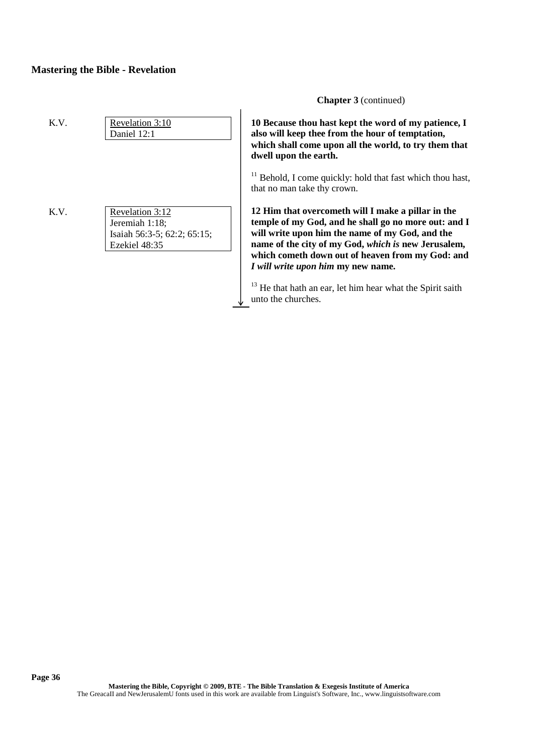**Chapter 3** (continued)

K.V. — Revelation 3:10; Daniel 12:1

**10 Because thou hast kept the word of my patience, I also will keep thee from the hour of temptation, which shall come upon all the world, to try them that dwell upon the earth.**

[11] Behold, I come quickly: hold that fast which thou hast, that no man take thy crown.

K.V. — Revelation 3:12; Jeremiah 1:18; Isaiah 56:3-5; 62:2; 65:15; Ezekiel 48:35

**12 Him that overcometh will I make a pillar in the temple of my God, and he shall go no more out: and I will write upon him the name of my God, and the name of the city of my God, *which is* new Jerusalem, which cometh down out of heaven from my God: and *I will write upon him* my new name.**

[13] He that hath an ear, let him hear what the Spirit saith unto the churches.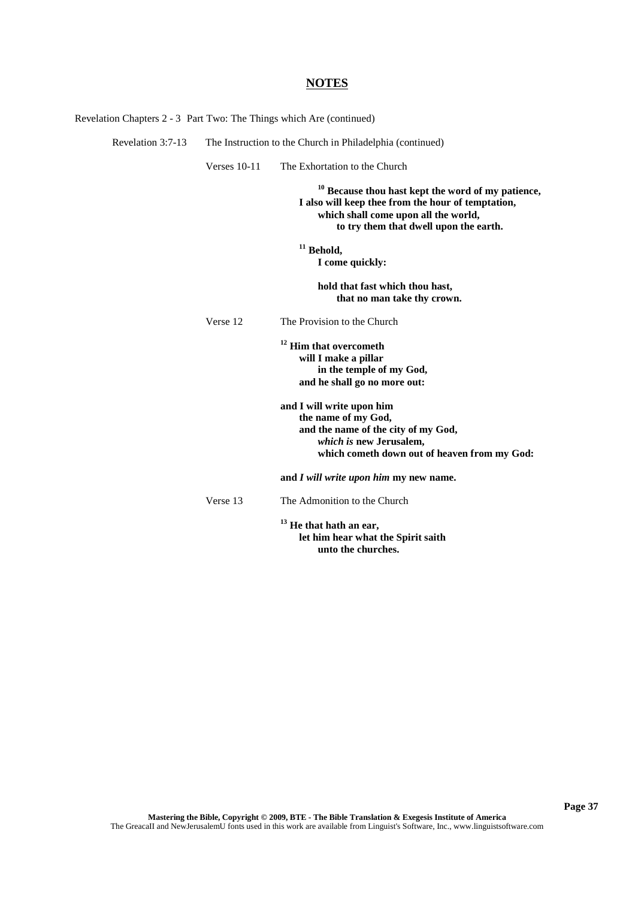# NOTES

Revelation Chapters 2 - 3 Part Two: The Things which Are (continued)

Revelation 3:7-13 The Instruction to the Church in Philadelphia (continued)

Verses 10-11 The Exhortation to the Church

**[10] Because thou hast kept the word of my patience,**
**I also will keep thee from the hour of temptation,**
**which shall come upon all the world,**
**to try them that dwell upon the earth.**

**[11] Behold,**
**I come quickly:**

**hold that fast which thou hast,**
**that no man take thy crown.**

Verse 12 The Provision to the Church

**[12] Him that overcometh**
**will I make a pillar**
**in the temple of my God,**
**and he shall go no more out:**

**and I will write upon him**
**the name of my God,**
**and the name of the city of my God,**
***which is* new Jerusalem,**
**which cometh down out of heaven from my God:**

**and *I will write upon him* my new name.**

Verse 13 The Admonition to the Church

**[13] He that hath an ear,**
**let him hear what the Spirit saith**
**unto the churches.**

**Mastering the Bible, Copyright © 2009, BTE - The Bible Translation & Exegesis Institute of America**
The GreacaII and NewJerusalemU fonts used in this work are available from Linguist's Software, Inc., www.linguistsoftware.com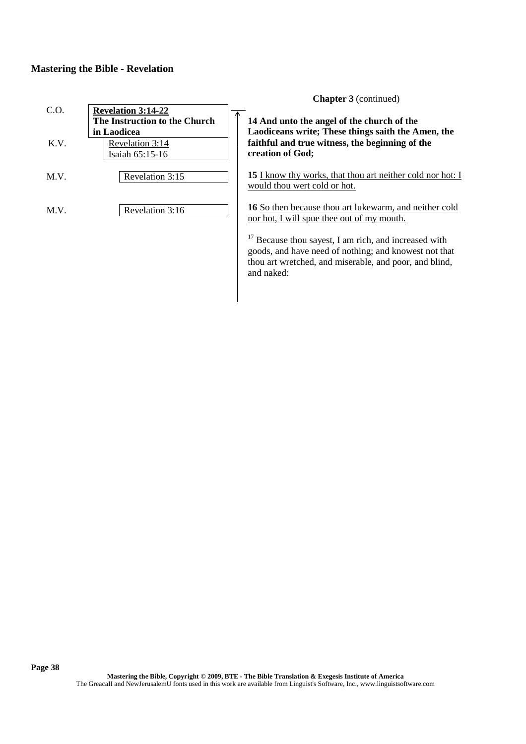**Chapter 3** (continued)

C.O. — **<u>Revelation 3:14-22</u>**
**The Instruction to the Church in Laodicea**

K.V. — <u>Revelation 3:14</u>
Isaiah 65:15-16

**14 And unto the angel of the church of the Laodiceans write; These things saith the Amen, the faithful and true witness, the beginning of the creation of God;**

M.V. — Revelation 3:15

**15** <u>I know thy works, that thou art neither cold nor hot: I would thou wert cold or hot.</u>

M.V. — Revelation 3:16

**16** <u>So then because thou art lukewarm, and neither cold nor hot, I will spue thee out of my mouth.</u>

17 Because thou sayest, I am rich, and increased with goods, and have need of nothing; and knowest not that thou art wretched, and miserable, and poor, and blind, and naked: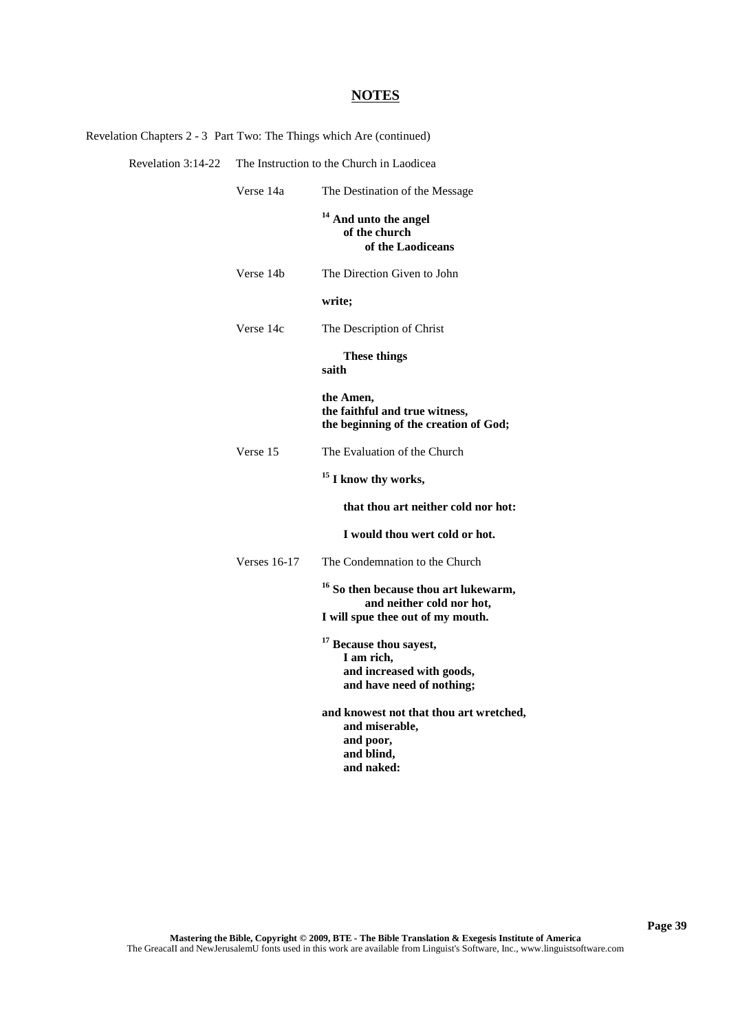## NOTES

Revelation Chapters 2 - 3 Part Two: The Things which Are (continued)

Revelation 3:14-22 The Instruction to the Church in Laodicea

Verse 14a The Destination of the Message

**[14] And unto the angel**
**of the church**
**of the Laodiceans**

Verse 14b The Direction Given to John

**write;**

Verse 14c The Description of Christ

**These things**
**saith**

**the Amen,**
**the faithful and true witness,**
**the beginning of the creation of God;**

Verse 15 The Evaluation of the Church

**[15] I know thy works,**

**that thou art neither cold nor hot:**

**I would thou wert cold or hot.**

Verses 16-17 The Condemnation to the Church

**[16] So then because thou art lukewarm,**
**and neither cold nor hot,**
**I will spue thee out of my mouth.**

**[17] Because thou sayest,**
**I am rich,**
**and increased with goods,**
**and have need of nothing;**

**and knowest not that thou art wretched,**
**and miserable,**
**and poor,**
**and blind,**
**and naked:**

**Mastering the Bible, Copyright © 2009, BTE - The Bible Translation & Exegesis Institute of America**
The GreacaII and NewJerusalemU fonts used in this work are available from Linguist's Software, Inc., www.linguistsoftware.com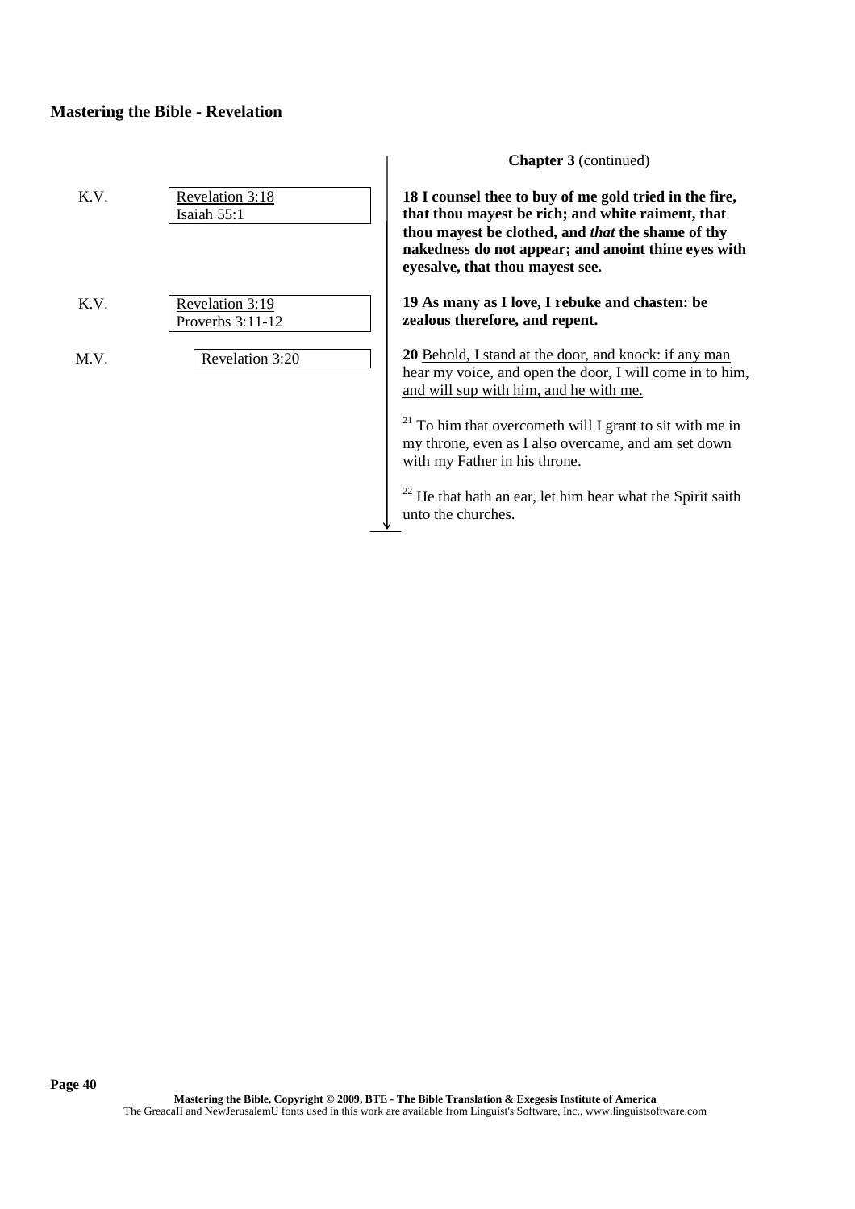**Chapter 3** (continued)

K.V. — Revelation 3:18 / Isaiah 55:1

**18 I counsel thee to buy of me gold tried in the fire, that thou mayest be rich; and white raiment, that thou mayest be clothed, and *that* the shame of thy nakedness do not appear; and anoint thine eyes with eyesalve, that thou mayest see.**

K.V. — Revelation 3:19 / Proverbs 3:11-12

**19 As many as I love, I rebuke and chasten: be zealous therefore, and repent.**

M.V. — Revelation 3:20

**20** Behold, I stand at the door, and knock: if any man hear my voice, and open the door, I will come in to him, and will sup with him, and he with me.

21 To him that overcometh will I grant to sit with me in my throne, even as I also overcame, and am set down with my Father in his throne.

22 He that hath an ear, let him hear what the Spirit saith unto the churches.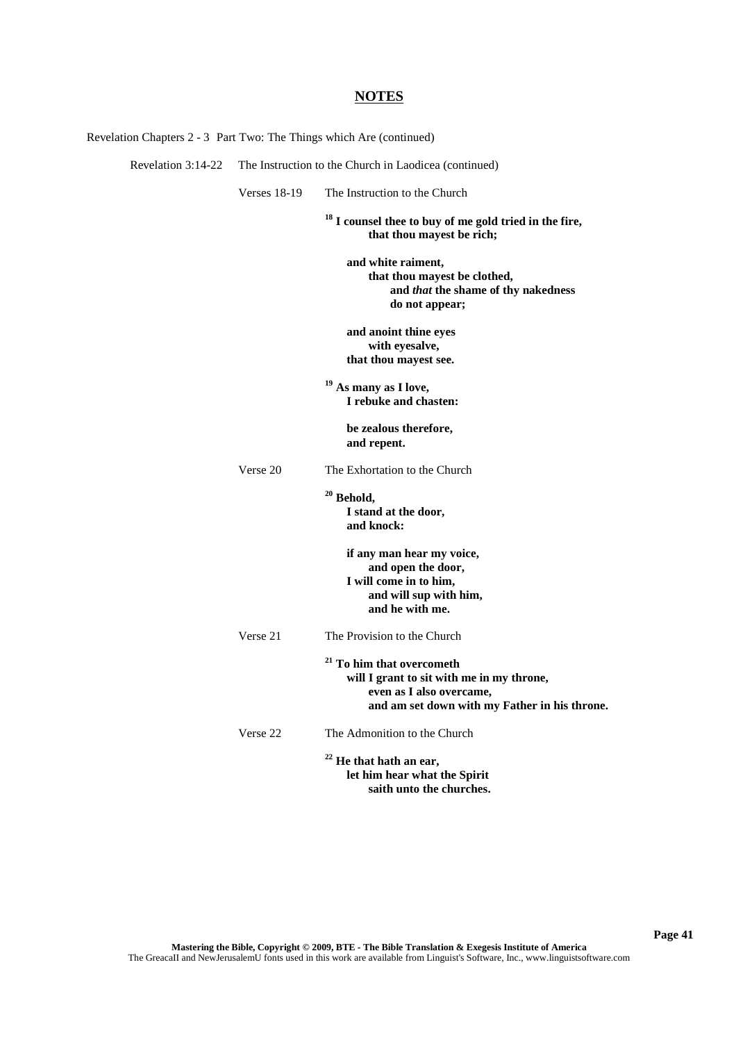# NOTES

Revelation Chapters 2 - 3 Part Two: The Things which Are (continued)

Revelation 3:14-22 The Instruction to the Church in Laodicea (continued)

Verses 18-19 The Instruction to the Church

**[18] I counsel thee to buy of me gold tried in the fire,**
**that thou mayest be rich;**

**and white raiment,**
**that thou mayest be clothed,**
**and *that* the shame of thy nakedness**
**do not appear;**

**and anoint thine eyes**
**with eyesalve,**
**that thou mayest see.**

**[19] As many as I love,**
**I rebuke and chasten:**

**be zealous therefore,**
**and repent.**

Verse 20 The Exhortation to the Church

**[20] Behold,**
**I stand at the door,**
**and knock:**

**if any man hear my voice,**
**and open the door,**
**I will come in to him,**
**and will sup with him,**
**and he with me.**

Verse 21 The Provision to the Church

**[21] To him that overcometh**
**will I grant to sit with me in my throne,**
**even as I also overcame,**
**and am set down with my Father in his throne.**

Verse 22 The Admonition to the Church

**[22] He that hath an ear,**
**let him hear what the Spirit**
**saith unto the churches.**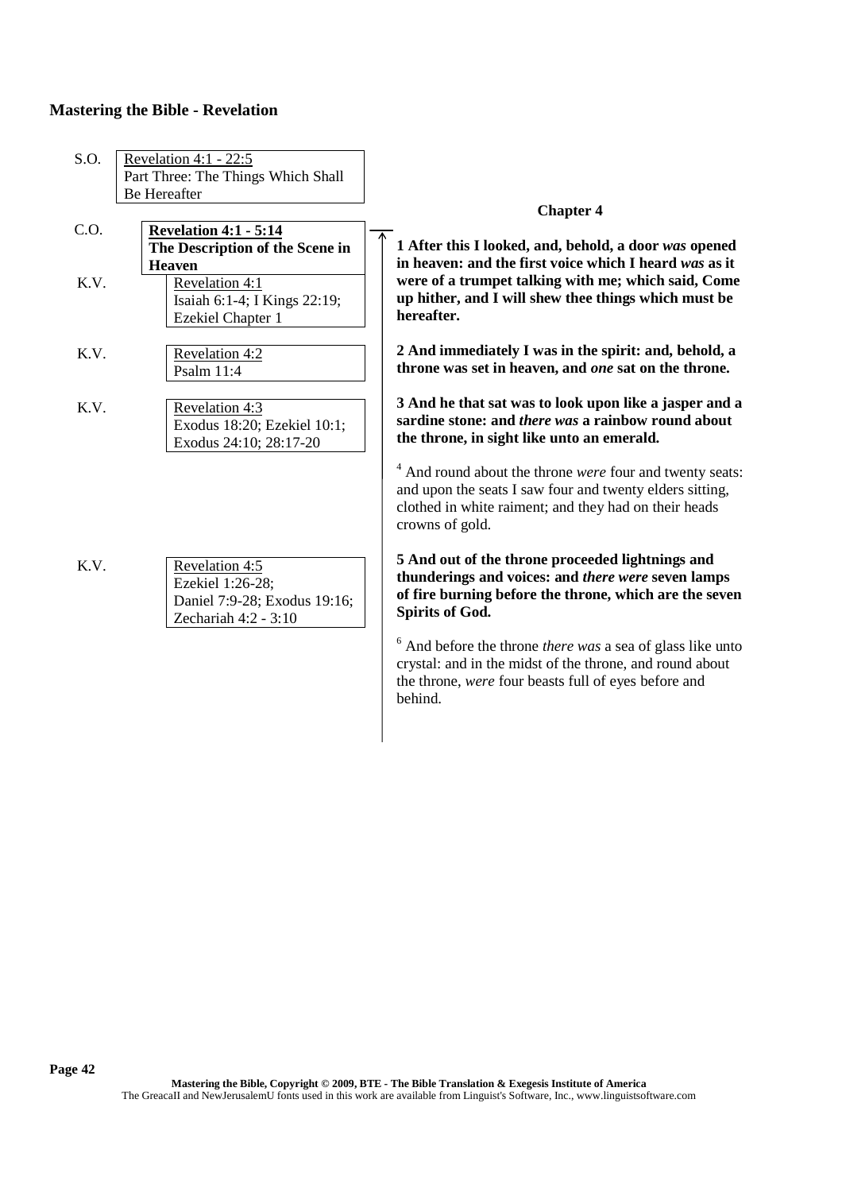S.O. — Revelation 4:1 - 22:5
Part Three: The Things Which Shall Be Hereafter

C.O. — **Revelation 4:1 - 5:14**
**The Description of the Scene in Heaven**

### Chapter 4

K.V. — Revelation 4:1
Isaiah 6:1-4; I Kings 22:19; Ezekiel Chapter 1

**1 After this I looked, and, behold, a door *was* opened in heaven: and the first voice which I heard *was* as it were of a trumpet talking with me; which said, Come up hither, and I will shew thee things which must be hereafter.**

K.V. — Revelation 4:2
Psalm 11:4

**2 And immediately I was in the spirit: and, behold, a throne was set in heaven, and *one* sat on the throne.**

K.V. — Revelation 4:3
Exodus 18:20; Ezekiel 10:1; Exodus 24:10; 28:17-20

**3 And he that sat was to look upon like a jasper and a sardine stone: and *there was* a rainbow round about the throne, in sight like unto an emerald.**

4 And round about the throne *were* four and twenty seats: and upon the seats I saw four and twenty elders sitting, clothed in white raiment; and they had on their heads crowns of gold.

K.V. — Revelation 4:5
Ezekiel 1:26-28; Daniel 7:9-28; Exodus 19:16; Zechariah 4:2 - 3:10

**5 And out of the throne proceeded lightnings and thunderings and voices: and *there were* seven lamps of fire burning before the throne, which are the seven Spirits of God.**

6 And before the throne *there was* a sea of glass like unto crystal: and in the midst of the throne, and round about the throne, *were* four beasts full of eyes before and behind.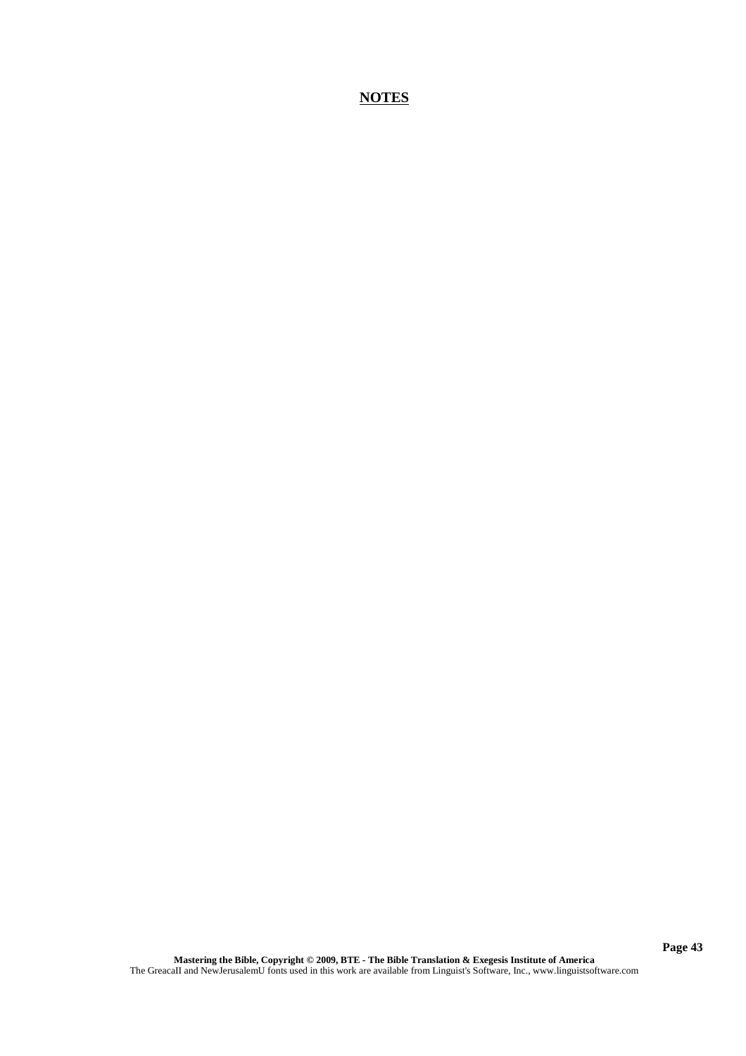# **NOTES**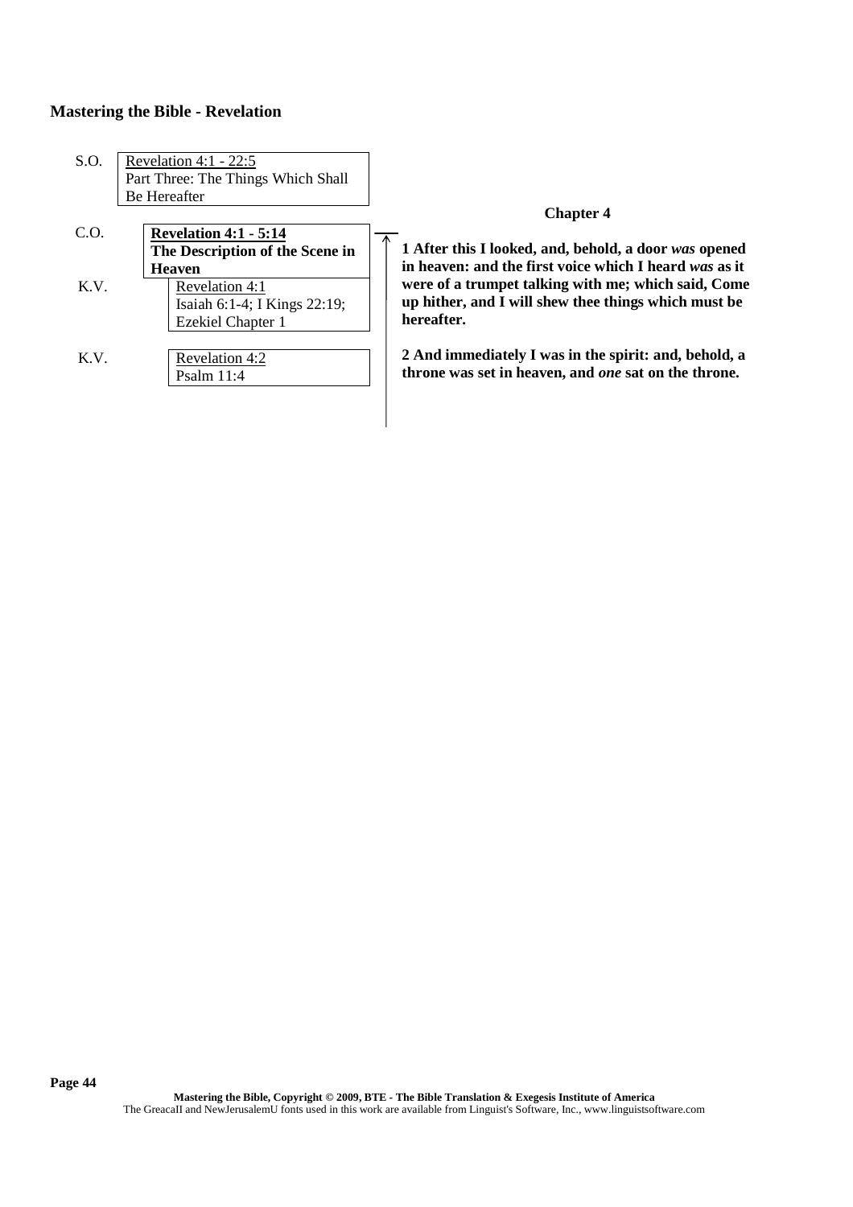**Mastering the Bible - Revelation**

S.O. Revelation 4:1 - 22:5
Part Three: The Things Which Shall Be Hereafter

C.O. **Revelation 4:1 - 5:14**
**The Description of the Scene in Heaven**

K.V. Revelation 4:1
Isaiah 6:1-4; I Kings 22:19; Ezekiel Chapter 1

K.V. Revelation 4:2
Psalm 11:4

**Chapter 4**

**1 After this I looked, and, behold, a door *was* opened in heaven: and the first voice which I heard *was* as it were of a trumpet talking with me; which said, Come up hither, and I will shew thee things which must be hereafter.**

**2 And immediately I was in the spirit: and, behold, a throne was set in heaven, and *one* sat on the throne.**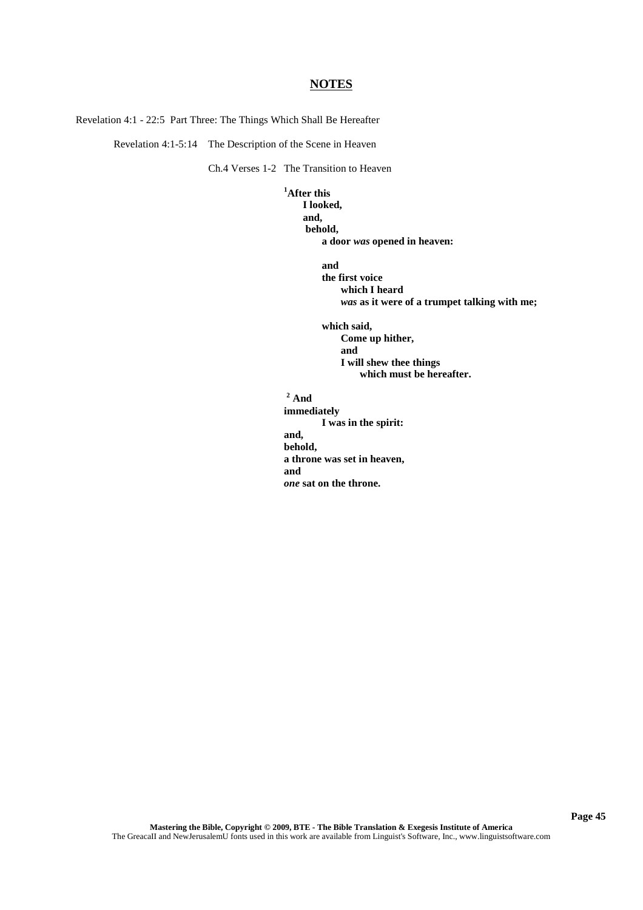# NOTES

Revelation 4:1 - 22:5 Part Three: The Things Which Shall Be Hereafter

Revelation 4:1-5:14 The Description of the Scene in Heaven

Ch.4 Verses 1-2 The Transition to Heaven

[1]**After this**
**I looked,**
**and,**
**behold,**
**a door *was* opened in heaven:**

**and**
**the first voice**
**which I heard**
***was* as it were of a trumpet talking with me;**

**which said,**
**Come up hither,**
**and**
**I will shew thee things**
**which must be hereafter.**

[2] **And**
**immediately**
**I was in the spirit:**
**and,**
**behold,**
**a throne was set in heaven,**
**and**
***one* sat on the throne.**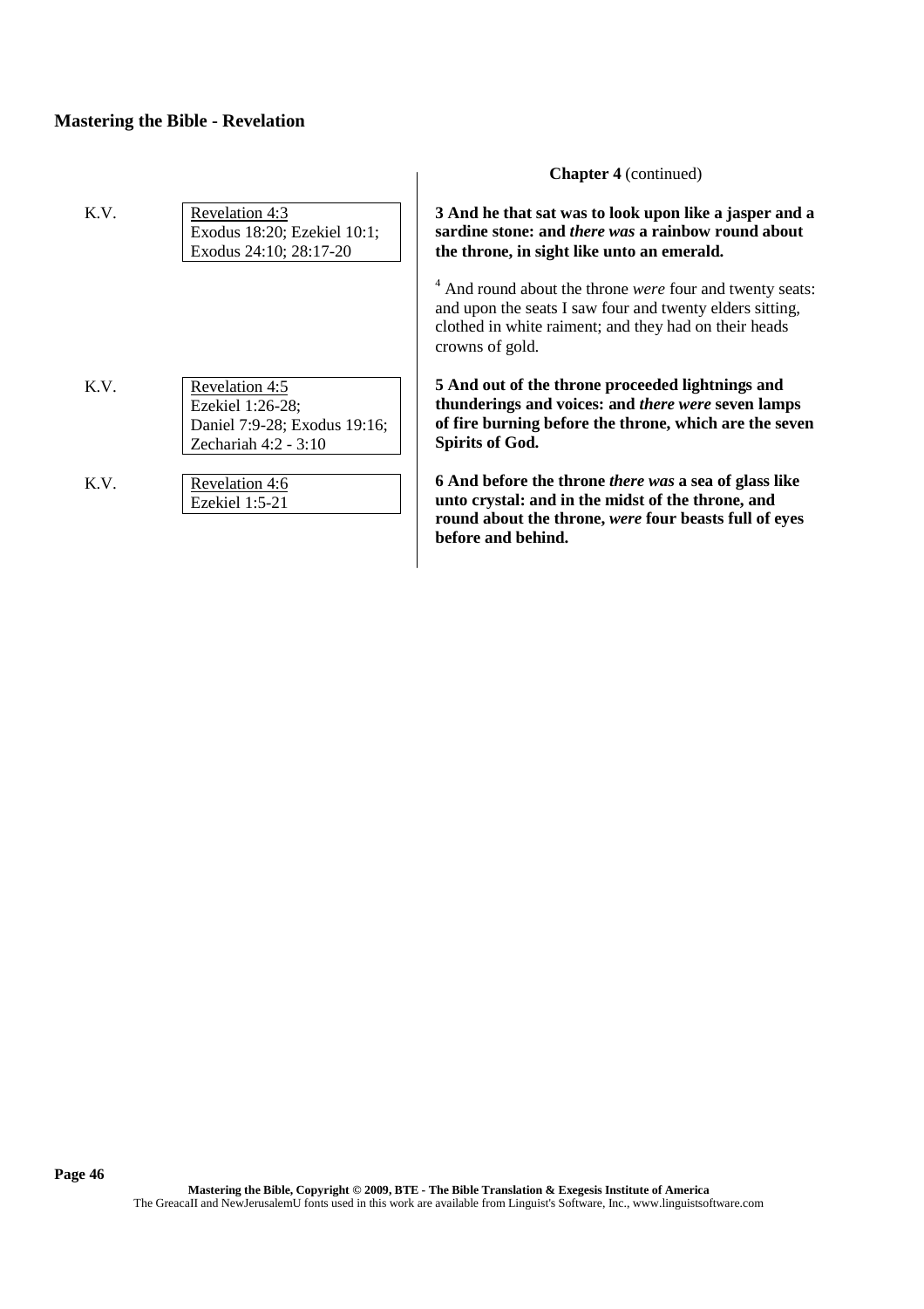**Chapter 4** (continued)

| | | |
|---|---|---|
| K.V. | Revelation 4:3<br>Exodus 18:20; Ezekiel 10:1;<br>Exodus 24:10; 28:17-20 | **3 And he that sat was to look upon like a jasper and a sardine stone: and *there was* a rainbow round about the throne, in sight like unto an emerald.** |
| | | 4 And round about the throne *were* four and twenty seats: and upon the seats I saw four and twenty elders sitting, clothed in white raiment; and they had on their heads crowns of gold. |
| K.V. | Revelation 4:5<br>Ezekiel 1:26-28;<br>Daniel 7:9-28; Exodus 19:16;<br>Zechariah 4:2 - 3:10 | **5 And out of the throne proceeded lightnings and thunderings and voices: and *there were* seven lamps of fire burning before the throne, which are the seven Spirits of God.** |
| K.V. | Revelation 4:6<br>Ezekiel 1:5-21 | **6 And before the throne *there was* a sea of glass like unto crystal: and in the midst of the throne, and round about the throne, *were* four beasts full of eyes before and behind.** |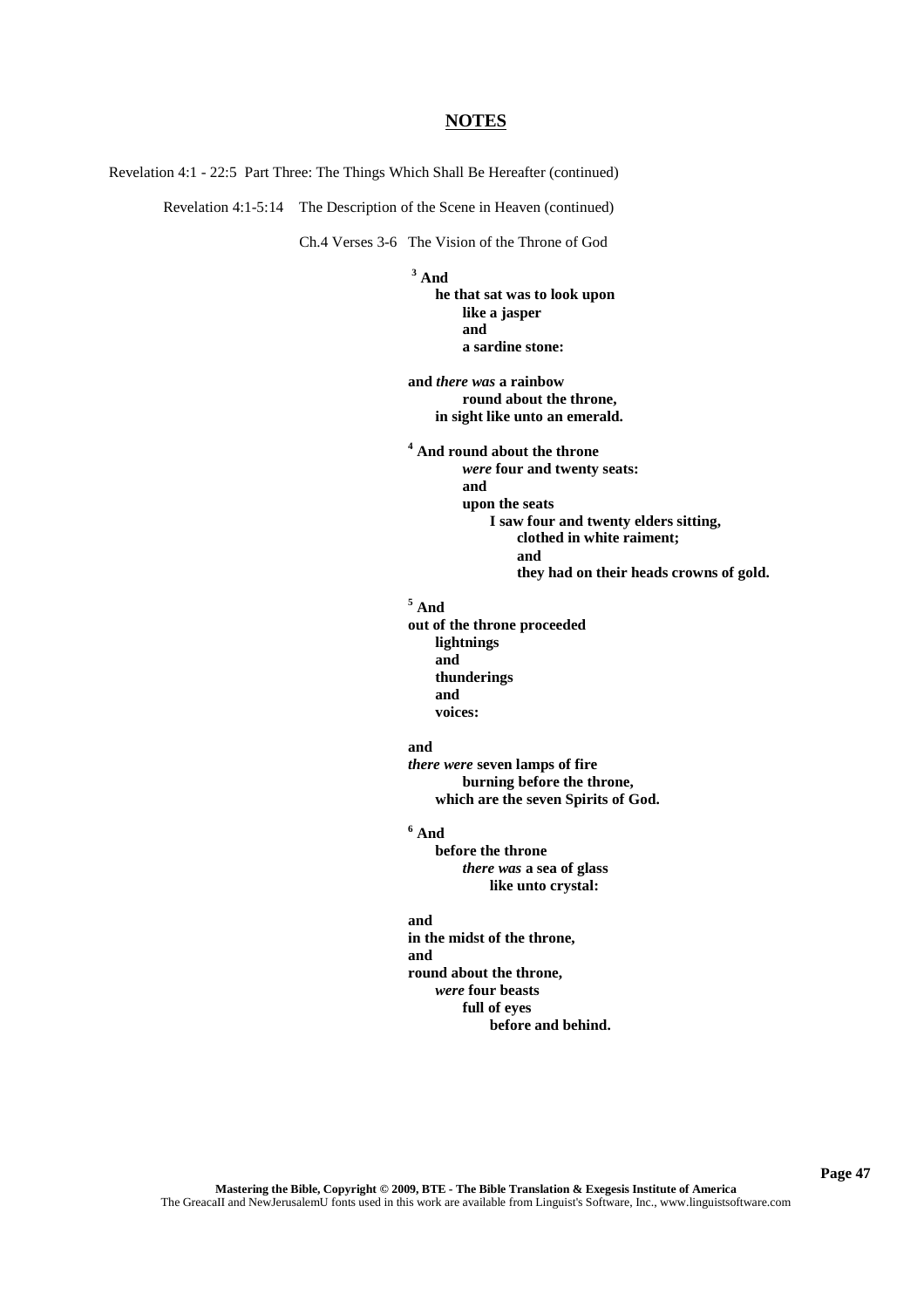## NOTES

Revelation 4:1 - 22:5 Part Three: The Things Which Shall Be Hereafter (continued)

Revelation 4:1-5:14 The Description of the Scene in Heaven (continued)

Ch.4 Verses 3-6 The Vision of the Throne of God

**[3] And**
**he that sat was to look upon**
**like a jasper**
**and**
**a sardine stone:**

**and *there was* a rainbow**
**round about the throne,**
**in sight like unto an emerald.**

**[4] And round about the throne**
***were* four and twenty seats:**
**and**
**upon the seats**
**I saw four and twenty elders sitting,**
**clothed in white raiment;**
**and**
**they had on their heads crowns of gold.**

**[5] And**
**out of the throne proceeded**
**lightnings**
**and**
**thunderings**
**and**
**voices:**

**and**
***there were* seven lamps of fire**
**burning before the throne,**
**which are the seven Spirits of God.**

**[6] And**
**before the throne**
***there was* a sea of glass**
**like unto crystal:**

**and**
**in the midst of the throne,**
**and**
**round about the throne,**
***were* four beasts**
**full of eyes**
**before and behind.**

**Mastering the Bible, Copyright © 2009, BTE - The Bible Translation & Exegesis Institute of America**
The GreacaII and NewJerusalemU fonts used in this work are available from Linguist's Software, Inc., www.linguistsoftware.com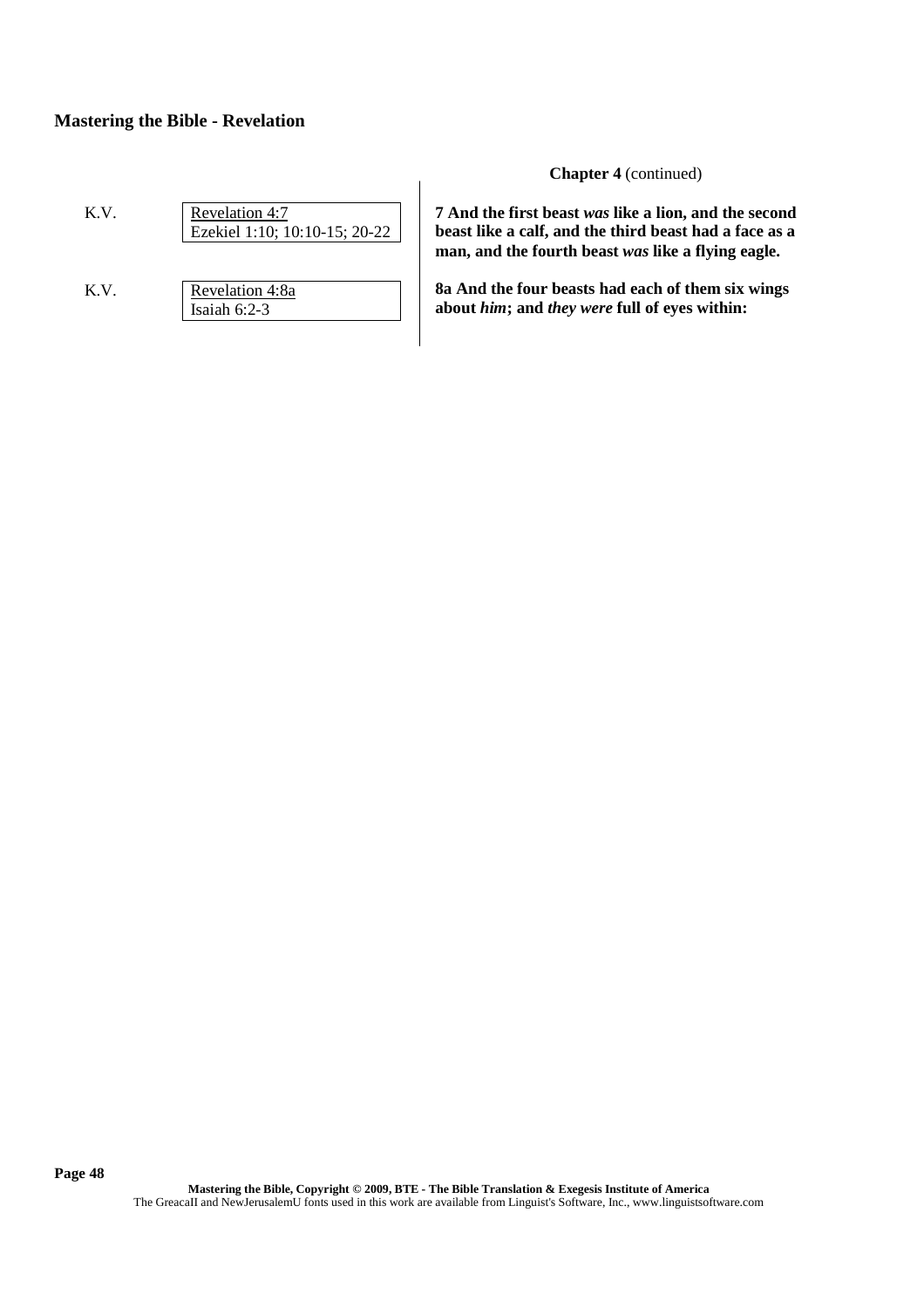**Chapter 4** (continued)

K.V. — Revelation 4:7 / Ezekiel 1:10; 10:10-15; 20-22

**7 And the first beast *was* like a lion, and the second beast like a calf, and the third beast had a face as a man, and the fourth beast *was* like a flying eagle.**

K.V. — Revelation 4:8a / Isaiah 6:2-3

**8a And the four beasts had each of them six wings about *him*; and *they were* full of eyes within:**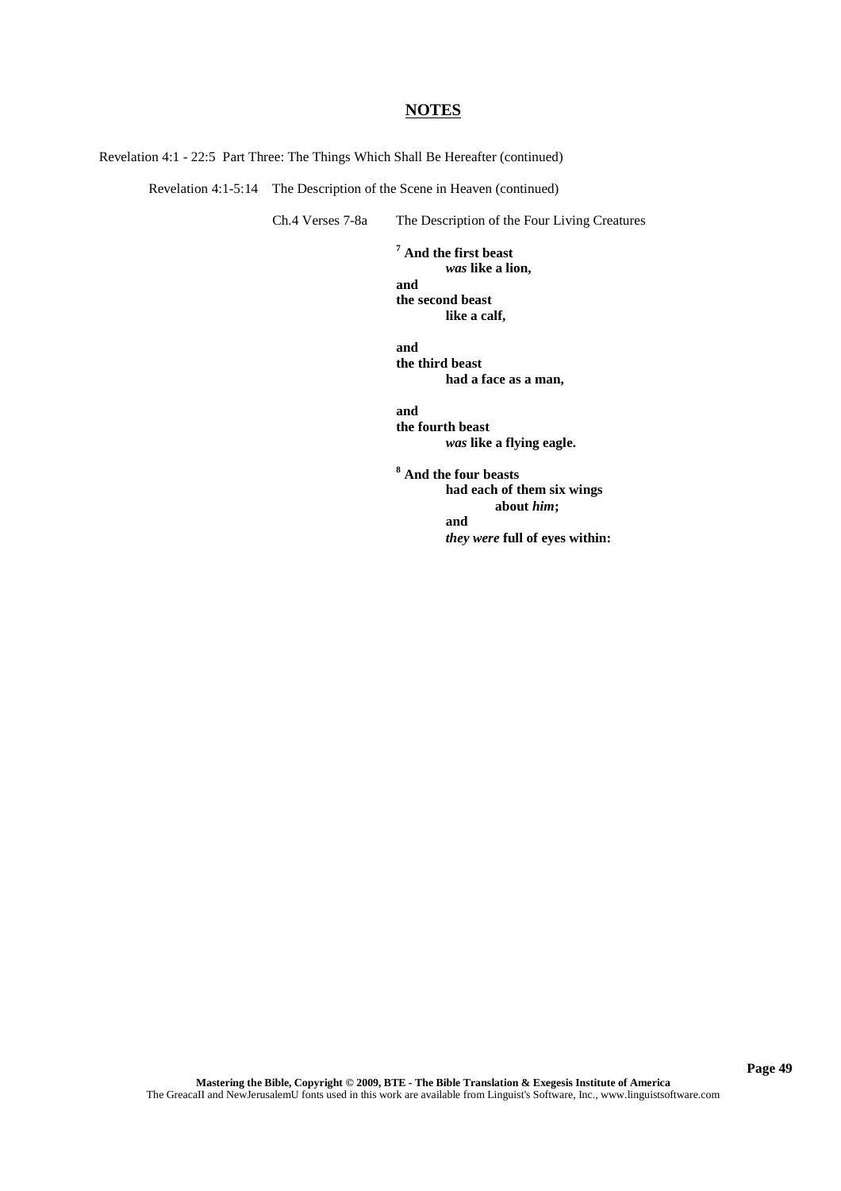# NOTES

Revelation 4:1 - 22:5 Part Three: The Things Which Shall Be Hereafter (continued)

Revelation 4:1-5:14 The Description of the Scene in Heaven (continued)

Ch.4 Verses 7-8a The Description of the Four Living Creatures

**[7] And the first beast**
**_was_ like a lion,**
**and**
**the second beast**
**like a calf,**

**and**
**the third beast**
**had a face as a man,**

**and**
**the fourth beast**
**_was_ like a flying eagle.**

**[8] And the four beasts**
**had each of them six wings**
**about _him_;**
**and**
**_they were_ full of eyes within:**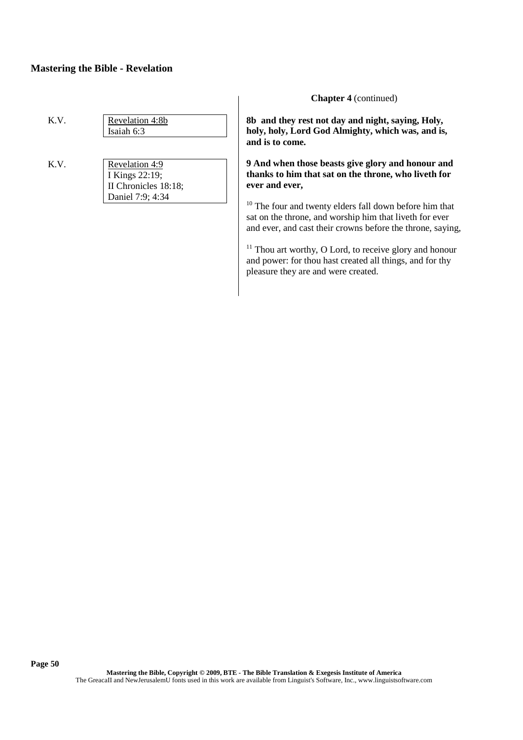**Chapter 4** (continued)

K.V. — Revelation 4:8b; Isaiah 6:3

**8b and they rest not day and night, saying, Holy, holy, holy, Lord God Almighty, which was, and is, and is to come.**

K.V. — Revelation 4:9; I Kings 22:19; II Chronicles 18:18; Daniel 7:9; 4:34

**9 And when those beasts give glory and honour and thanks to him that sat on the throne, who liveth for ever and ever,**

[10] The four and twenty elders fall down before him that sat on the throne, and worship him that liveth for ever and ever, and cast their crowns before the throne, saying,

[11] Thou art worthy, O Lord, to receive glory and honour and power: for thou hast created all things, and for thy pleasure they are and were created.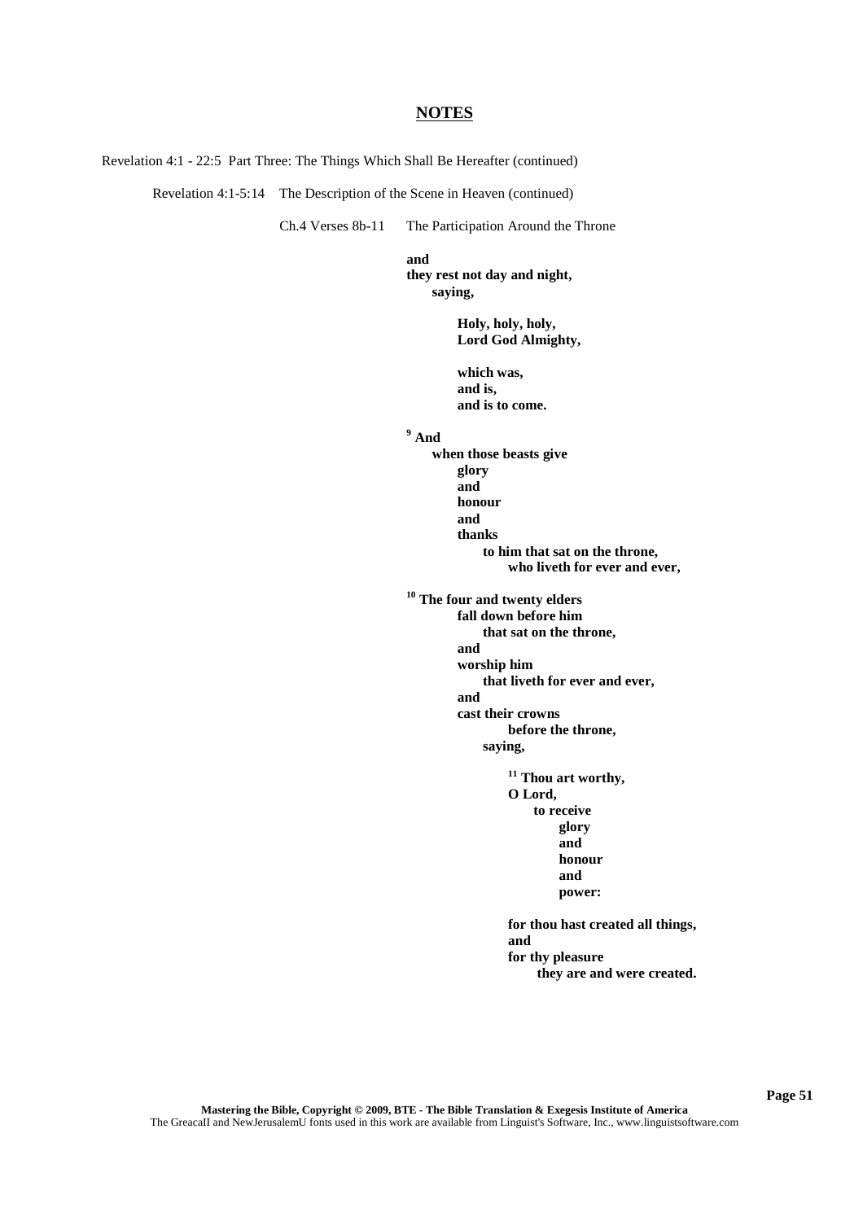## NOTES

Revelation 4:1 - 22:5 Part Three: The Things Which Shall Be Hereafter (continued)

Revelation 4:1-5:14 The Description of the Scene in Heaven (continued)

Ch.4 Verses 8b-11 The Participation Around the Throne

**and**
**they rest not day and night,**
**saying,**

**Holy, holy, holy,**
**Lord God Almighty,**

**which was,**
**and is,**
**and is to come.**

[9] **And**
**when those beasts give**
**glory**
**and**
**honour**
**and**
**thanks**
**to him that sat on the throne,**
**who liveth for ever and ever,**

[10] **The four and twenty elders**
**fall down before him**
**that sat on the throne,**
**and**
**worship him**
**that liveth for ever and ever,**
**and**
**cast their crowns**
**before the throne,**
**saying,**

[11] **Thou art worthy,**
**O Lord,**
**to receive**
**glory**
**and**
**honour**
**and**
**power:**

**for thou hast created all things,**
**and**
**for thy pleasure**
**they are and were created.**

**Mastering the Bible, Copyright © 2009, BTE - The Bible Translation & Exegesis Institute of America**
The GreacaII and NewJerusalemU fonts used in this work are available from Linguist's Software, Inc., www.linguistsoftware.com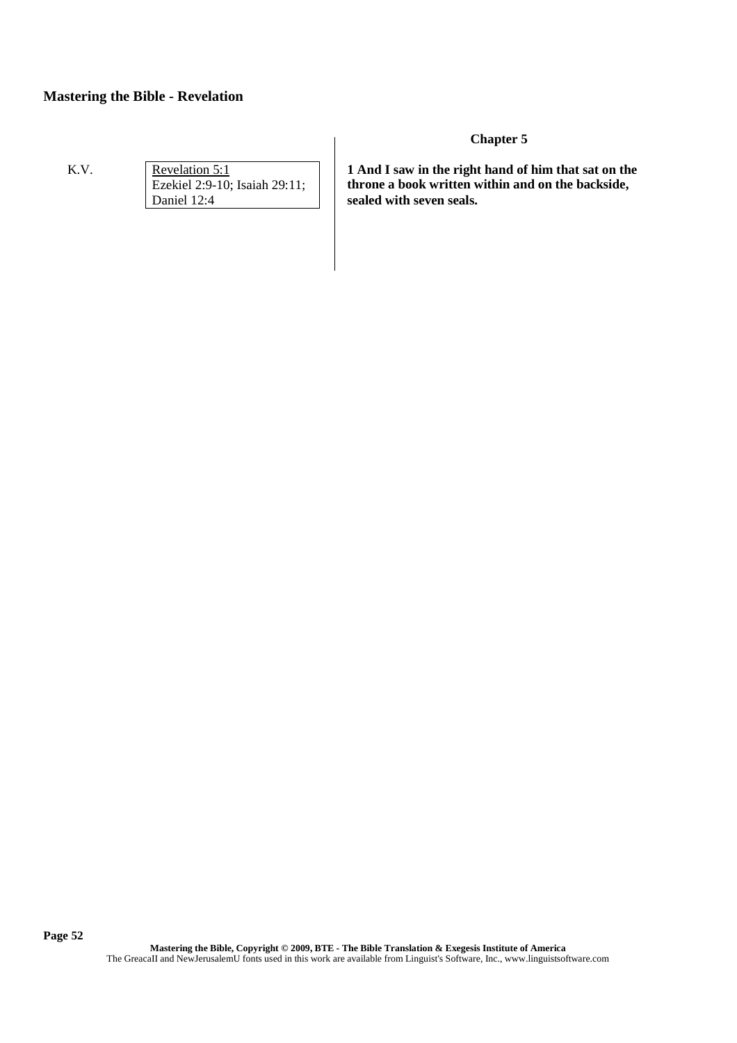## Chapter 5

K.V.

| |
|---|
| Revelation 5:1<br>Ezekiel 2:9-10; Isaiah 29:11; Daniel 12:4 |

**1 And I saw in the right hand of him that sat on the throne a book written within and on the backside, sealed with seven seals.**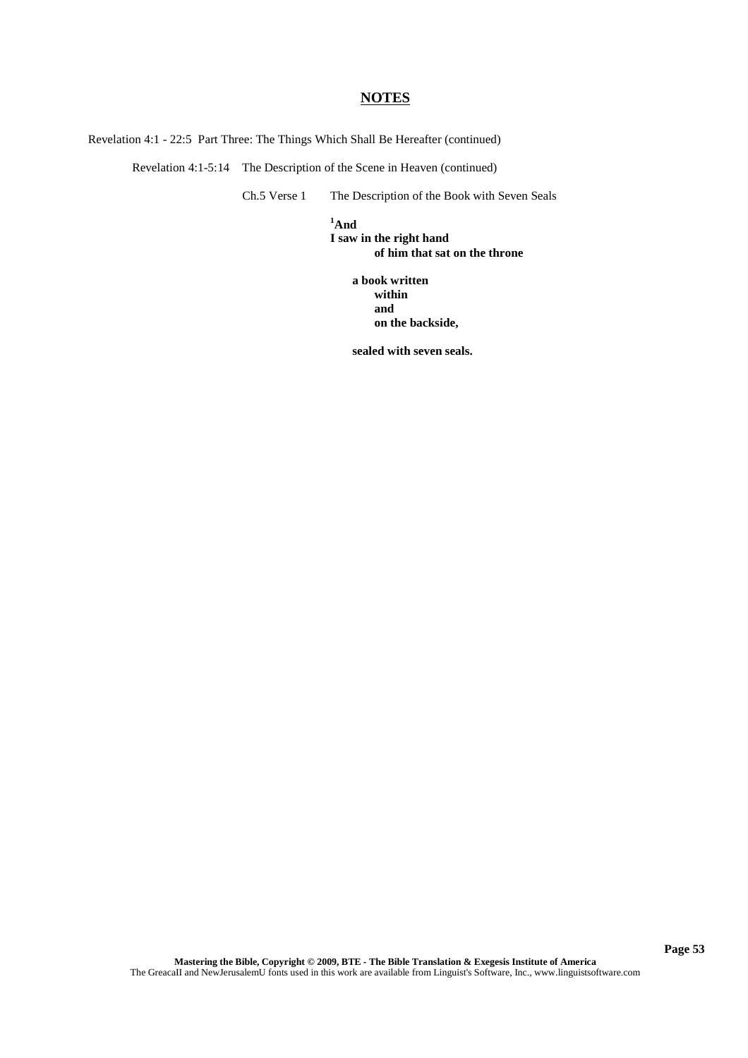## NOTES

Revelation 4:1 - 22:5  Part Three: The Things Which Shall Be Hereafter (continued)

Revelation 4:1-5:14  The Description of the Scene in Heaven (continued)

Ch.5 Verse 1  The Description of the Book with Seven Seals

**[1]And**
**I saw in the right hand**
    **of him that sat on the throne**

  **a book written**
    **within**
    **and**
    **on the backside,**

  **sealed with seven seals.**

**Mastering the Bible, Copyright © 2009, BTE - The Bible Translation & Exegesis Institute of America**
The GreacaII and NewJerusalemU fonts used in this work are available from Linguist's Software, Inc., www.linguistsoftware.com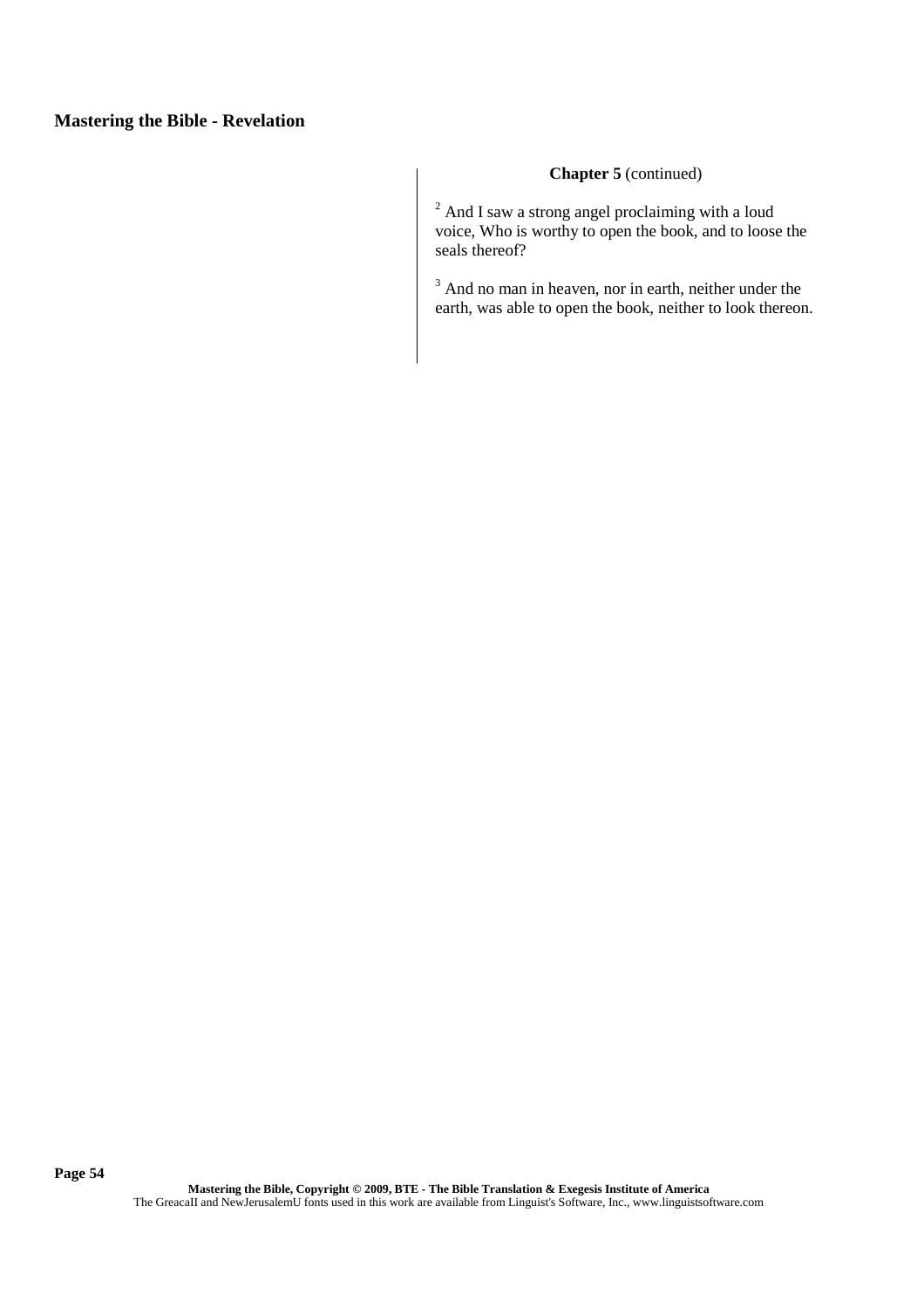**Chapter 5** (continued)

[2] And I saw a strong angel proclaiming with a loud voice, Who is worthy to open the book, and to loose the seals thereof?

[3] And no man in heaven, nor in earth, neither under the earth, was able to open the book, neither to look thereon.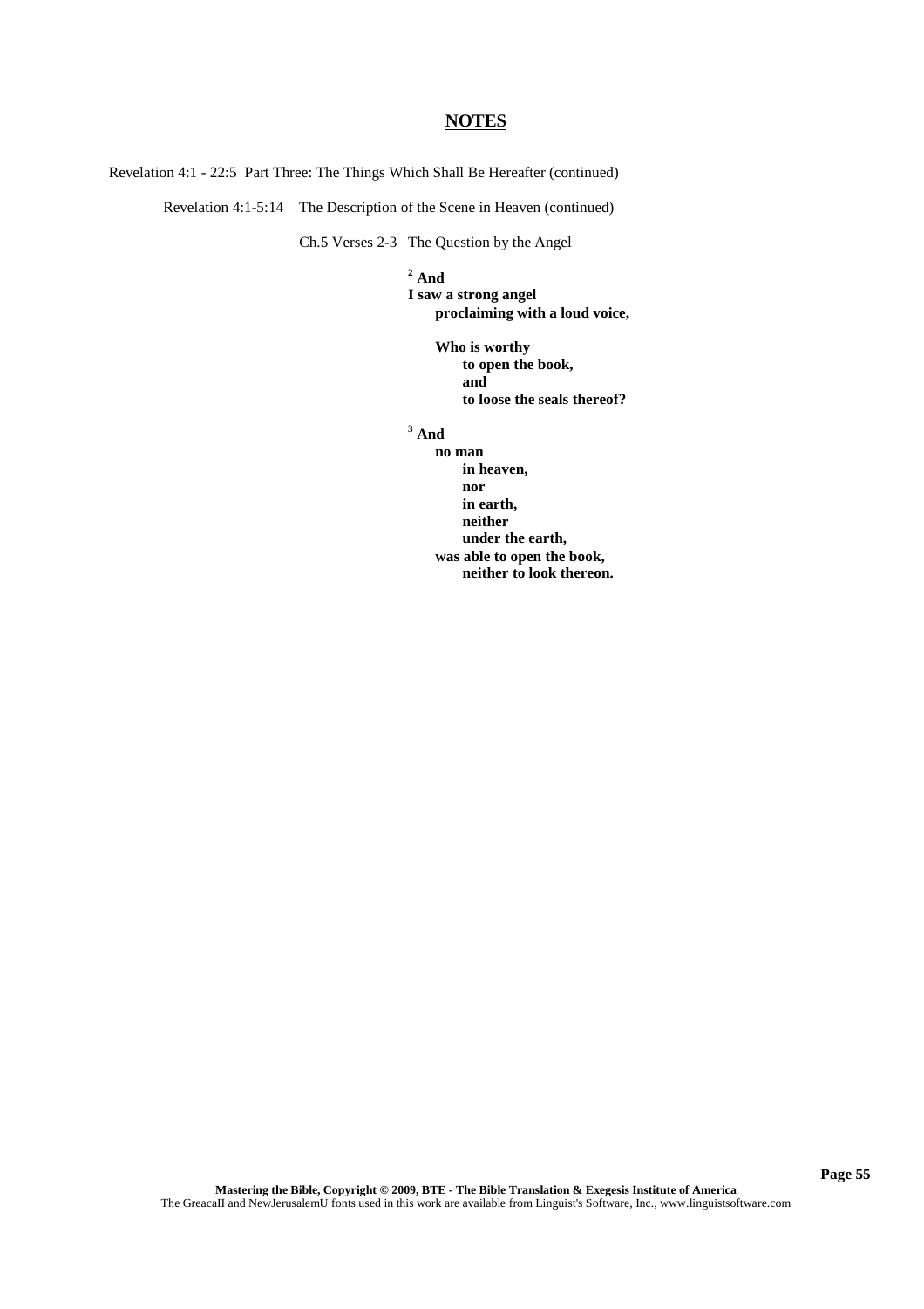# NOTES

Revelation 4:1 - 22:5 Part Three: The Things Which Shall Be Hereafter (continued)

Revelation 4:1-5:14 The Description of the Scene in Heaven (continued)

Ch.5 Verses 2-3 The Question by the Angel

**[2] And**
**I saw a strong angel**
**proclaiming with a loud voice,**

**Who is worthy**
**to open the book,**
**and**
**to loose the seals thereof?**

**[3] And**
**no man**
**in heaven,**
**nor**
**in earth,**
**neither**
**under the earth,**
**was able to open the book,**
**neither to look thereon.**

**Mastering the Bible, Copyright © 2009, BTE - The Bible Translation & Exegesis Institute of America**
The GreacaII and NewJerusalemU fonts used in this work are available from Linguist's Software, Inc., www.linguistsoftware.com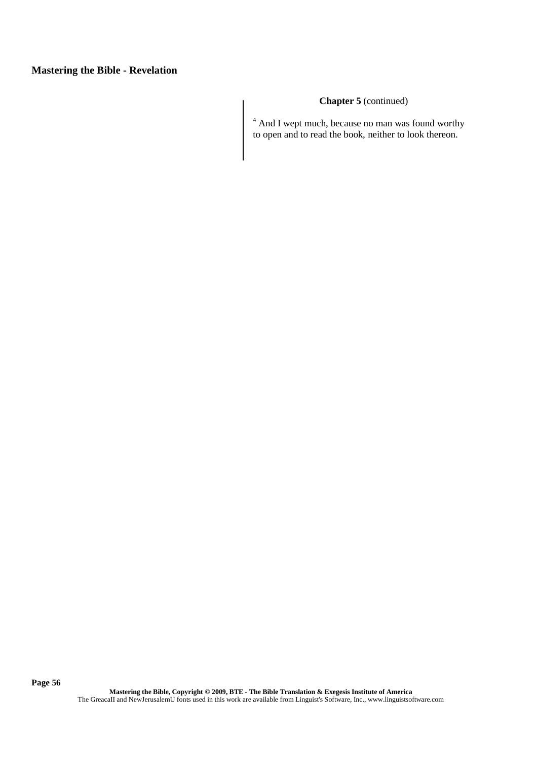**Chapter 5** (continued)

[4] And I wept much, because no man was found worthy to open and to read the book, neither to look thereon.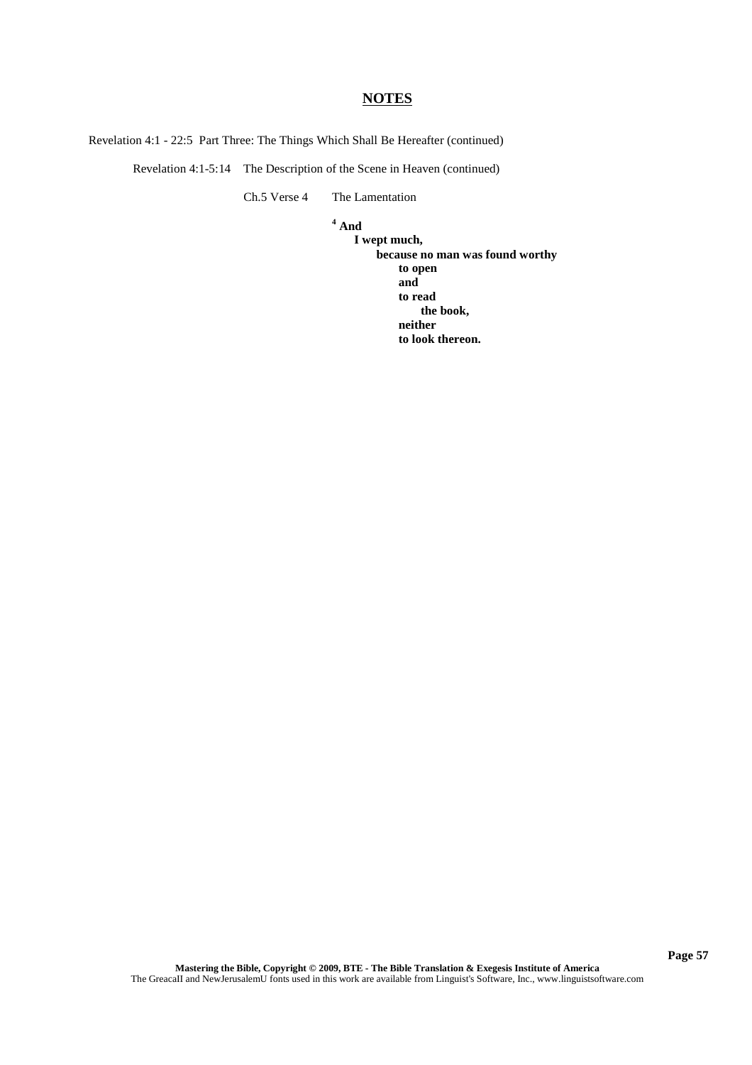# NOTES

Revelation 4:1 - 22:5 Part Three: The Things Which Shall Be Hereafter (continued)

Revelation 4:1-5:14 The Description of the Scene in Heaven (continued)

Ch.5 Verse 4 The Lamentation

**[4] And**
**I wept much,**
**because no man was found worthy**
**to open**
**and**
**to read**
**the book,**
**neither**
**to look thereon.**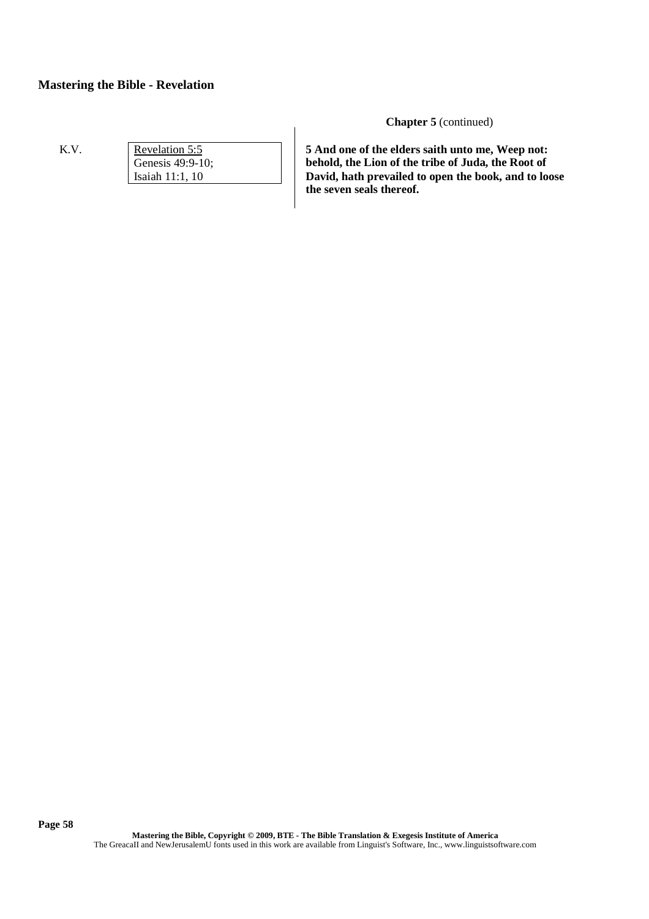**Chapter 5** (continued)

K.V.

Revelation 5:5
Genesis 49:9-10;
Isaiah 11:1, 10

**5 And one of the elders saith unto me, Weep not: behold, the Lion of the tribe of Juda, the Root of David, hath prevailed to open the book, and to loose the seven seals thereof.**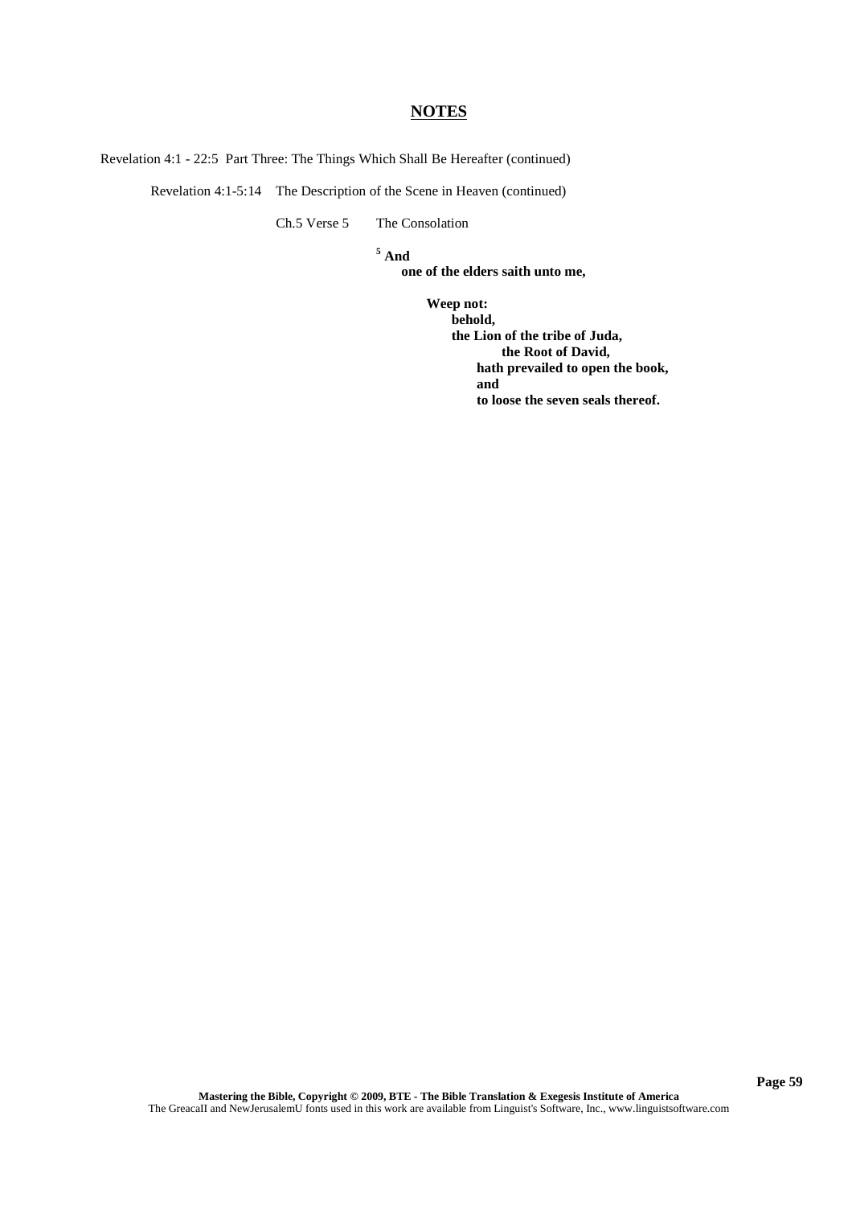# NOTES

Revelation 4:1 - 22:5 Part Three: The Things Which Shall Be Hereafter (continued)

Revelation 4:1-5:14 The Description of the Scene in Heaven (continued)

Ch.5 Verse 5 The Consolation

[5] **And**
**one of the elders saith unto me,**

**Weep not:**
**behold,**
**the Lion of the tribe of Juda,**
**the Root of David,**
**hath prevailed to open the book,**
**and**
**to loose the seven seals thereof.**

**Mastering the Bible, Copyright © 2009, BTE - The Bible Translation & Exegesis Institute of America**
The GreacaII and NewJerusalemU fonts used in this work are available from Linguist's Software, Inc., www.linguistsoftware.com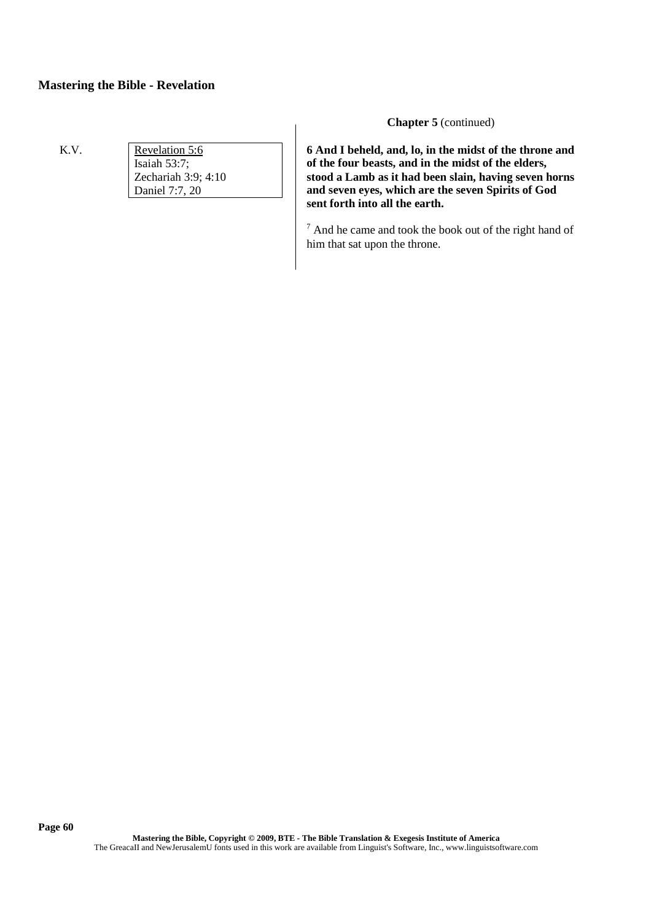**Chapter 5** (continued)

K.V.

Revelation 5:6
Isaiah 53:7;
Zechariah 3:9; 4:10
Daniel 7:7, 20

**6 And I beheld, and, lo, in the midst of the throne and of the four beasts, and in the midst of the elders, stood a Lamb as it had been slain, having seven horns and seven eyes, which are the seven Spirits of God sent forth into all the earth.**

[7] And he came and took the book out of the right hand of him that sat upon the throne.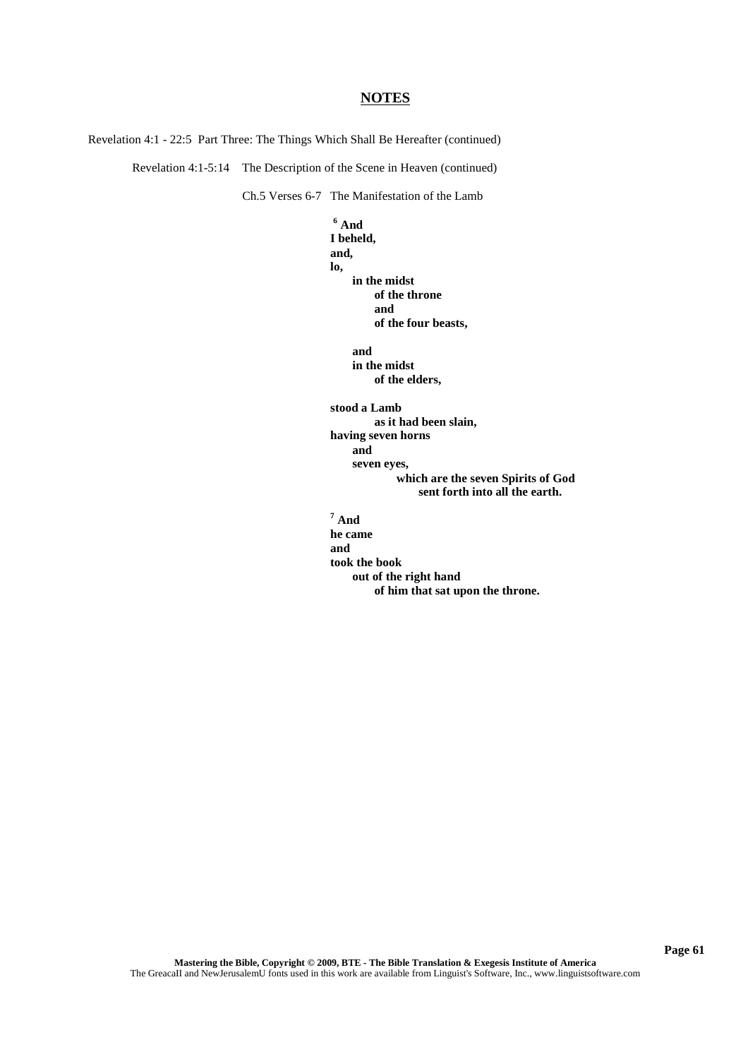# NOTES

Revelation 4:1 - 22:5 Part Three: The Things Which Shall Be Hereafter (continued)

Revelation 4:1-5:14 The Description of the Scene in Heaven (continued)

Ch.5 Verses 6-7 The Manifestation of the Lamb

**[6] And**
**I beheld,**
**and,**
**lo,**
**in the midst**
**of the throne**
**and**
**of the four beasts,**

**and**
**in the midst**
**of the elders,**

**stood a Lamb**
**as it had been slain,**
**having seven horns**
**and**
**seven eyes,**
**which are the seven Spirits of God**
**sent forth into all the earth.**

**[7] And**
**he came**
**and**
**took the book**
**out of the right hand**
**of him that sat upon the throne.**

**Mastering the Bible, Copyright © 2009, BTE - The Bible Translation & Exegesis Institute of America**
The GreacaII and NewJerusalemU fonts used in this work are available from Linguist's Software, Inc., www.linguistsoftware.com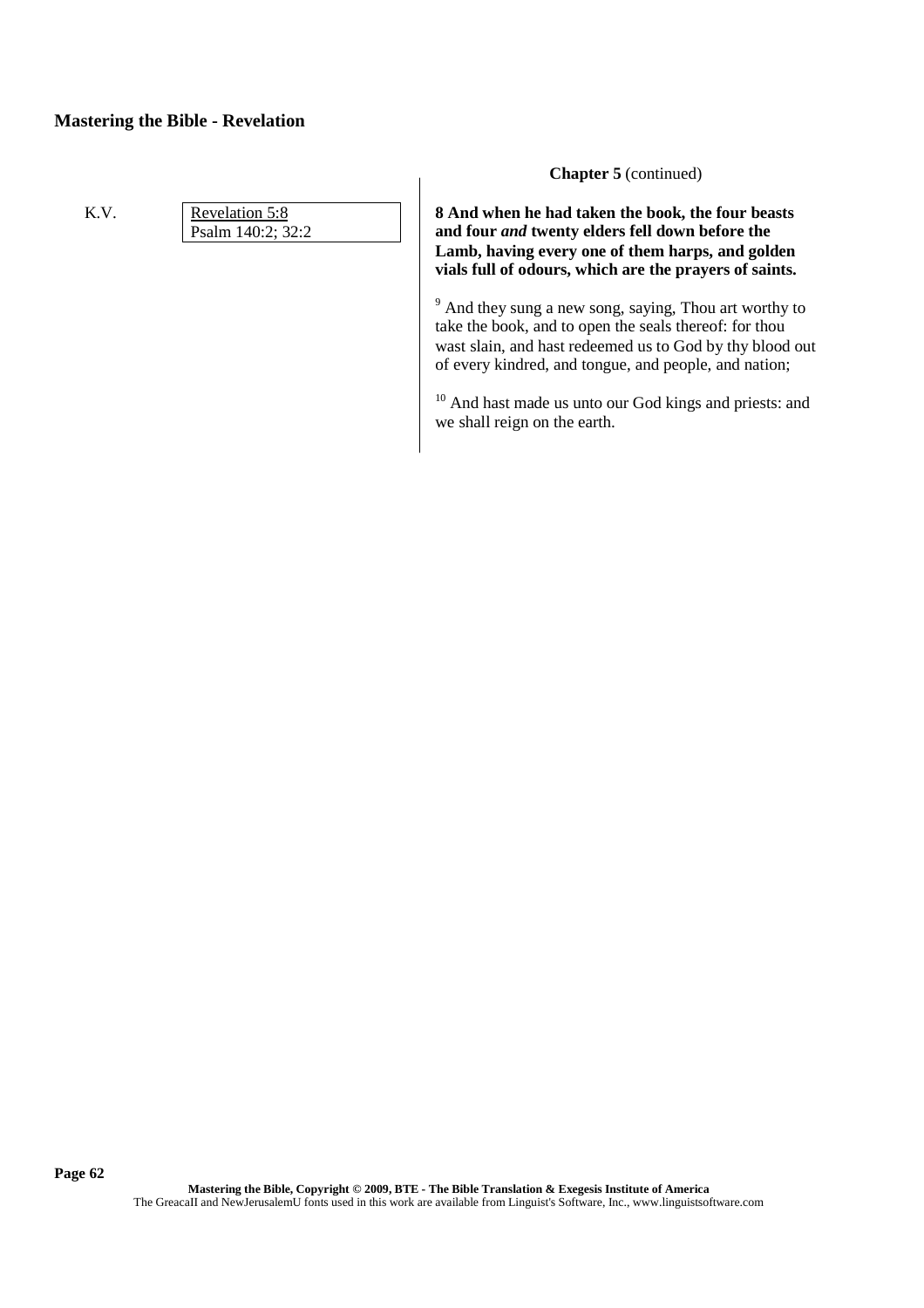**Chapter 5** (continued)

K.V.

Revelation 5:8
Psalm 140:2; 32:2

**8 And when he had taken the book, the four beasts and four *and* twenty elders fell down before the Lamb, having every one of them harps, and golden vials full of odours, which are the prayers of saints.**

[9] And they sung a new song, saying, Thou art worthy to take the book, and to open the seals thereof: for thou wast slain, and hast redeemed us to God by thy blood out of every kindred, and tongue, and people, and nation;

[10] And hast made us unto our God kings and priests: and we shall reign on the earth.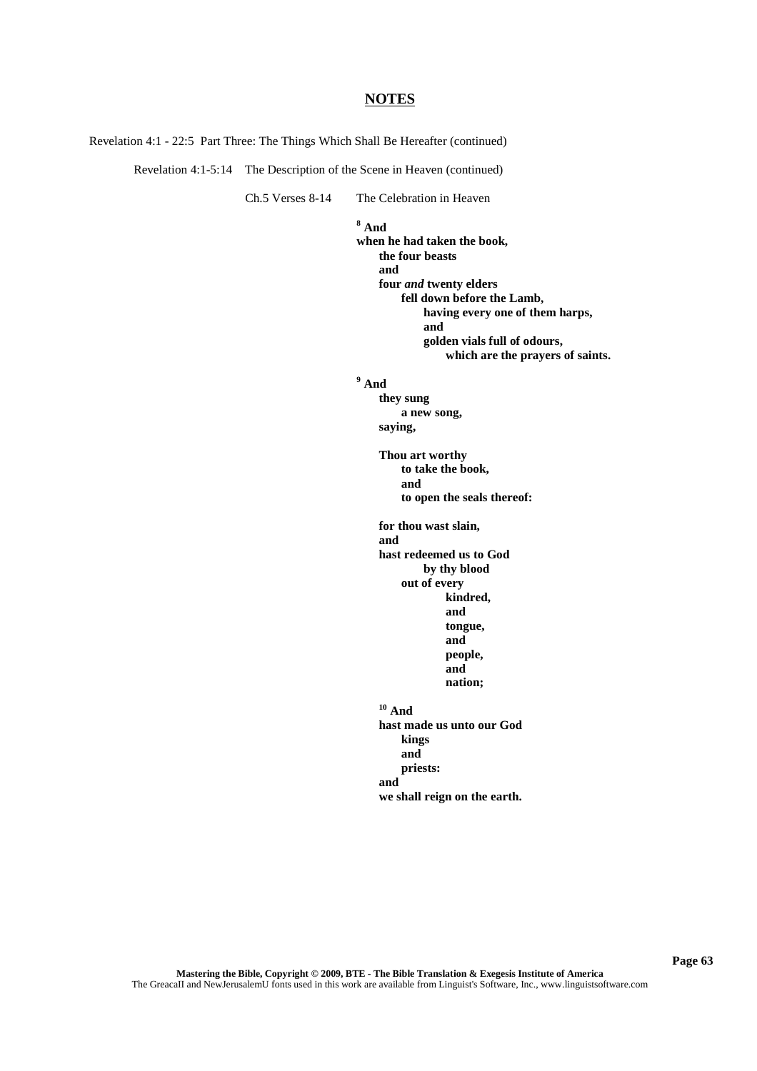## NOTES

Revelation 4:1 - 22:5 Part Three: The Things Which Shall Be Hereafter (continued)

Revelation 4:1-5:14 The Description of the Scene in Heaven (continued)

Ch.5 Verses 8-14 The Celebration in Heaven

**[8] And**
**when he had taken the book,**
**the four beasts**
**and**
**four *and* twenty elders**
**fell down before the Lamb,**
**having every one of them harps,**
**and**
**golden vials full of odours,**
**which are the prayers of saints.**

**[9] And**
**they sung**
**a new song,**
**saying,**

**Thou art worthy**
**to take the book,**
**and**
**to open the seals thereof:**

**for thou wast slain,**
**and**
**hast redeemed us to God**
**by thy blood**
**out of every**
**kindred,**
**and**
**tongue,**
**and**
**people,**
**and**
**nation;**

**[10] And**
**hast made us unto our God**
**kings**
**and**
**priests:**
**and**
**we shall reign on the earth.**

**Mastering the Bible, Copyright © 2009, BTE - The Bible Translation & Exegesis Institute of America**
The GreacaII and NewJerusalemU fonts used in this work are available from Linguist's Software, Inc., www.linguistsoftware.com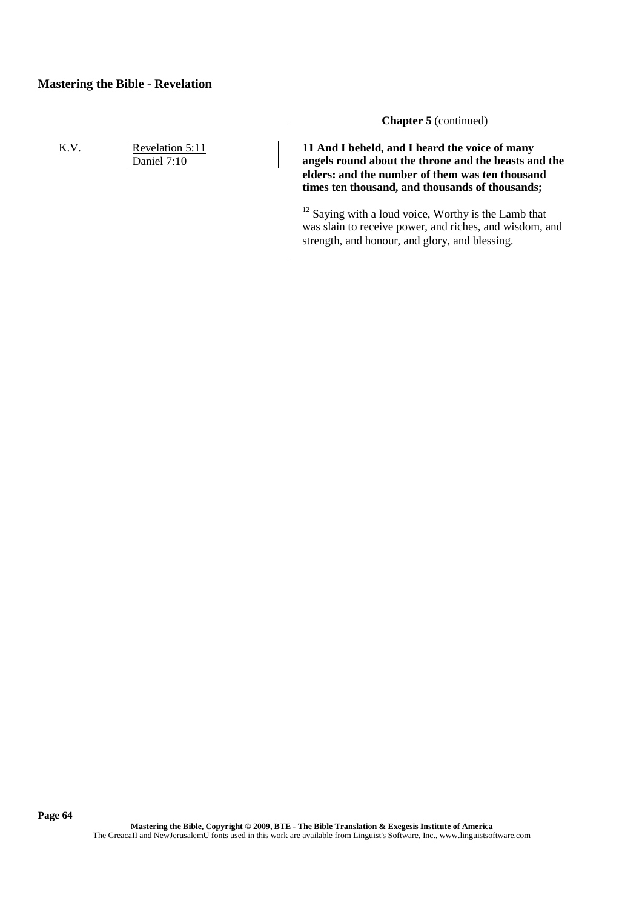**Chapter 5** (continued)

K.V.

| |
|---|
| Revelation 5:11 |
| Daniel 7:10 |

**11 And I beheld, and I heard the voice of many angels round about the throne and the beasts and the elders: and the number of them was ten thousand times ten thousand, and thousands of thousands;**

[12] Saying with a loud voice, Worthy is the Lamb that was slain to receive power, and riches, and wisdom, and strength, and honour, and glory, and blessing.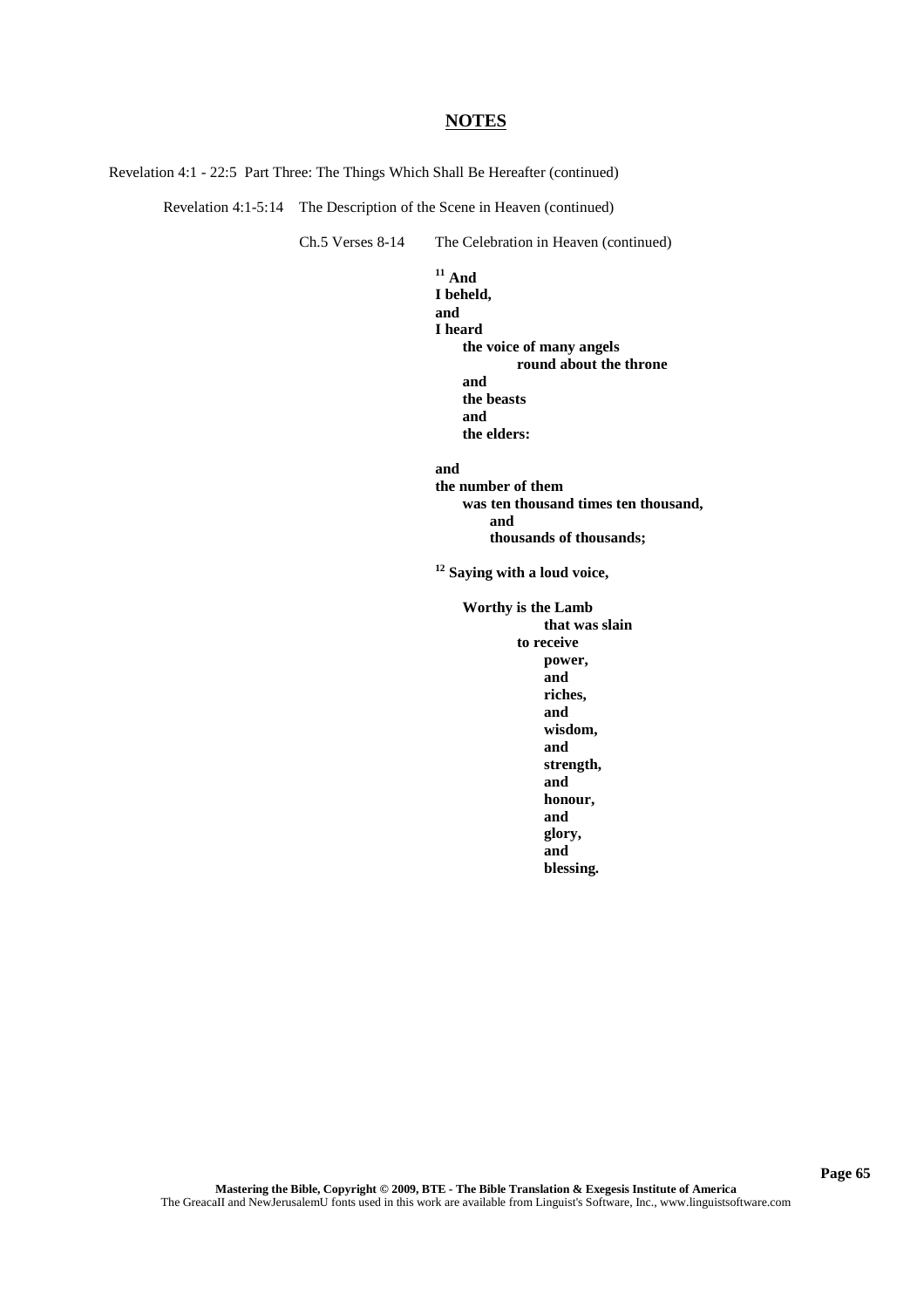# NOTES

Revelation 4:1 - 22:5 Part Three: The Things Which Shall Be Hereafter (continued)

Revelation 4:1-5:14 The Description of the Scene in Heaven (continued)

Ch.5 Verses 8-14 The Celebration in Heaven (continued)

**[11] And**
**I beheld,**
**and**
**I heard**
**the voice of many angels**
**round about the throne**
**and**
**the beasts**
**and**
**the elders:**

**and**
**the number of them**
**was ten thousand times ten thousand,**
**and**
**thousands of thousands;**

**[12] Saying with a loud voice,**

**Worthy is the Lamb**
**that was slain**
**to receive**
**power,**
**and**
**riches,**
**and**
**wisdom,**
**and**
**strength,**
**and**
**honour,**
**and**
**glory,**
**and**
**blessing.**

**Mastering the Bible, Copyright © 2009, BTE - The Bible Translation & Exegesis Institute of America**
The GreacaII and NewJerusalemU fonts used in this work are available from Linguist's Software, Inc., www.linguistsoftware.com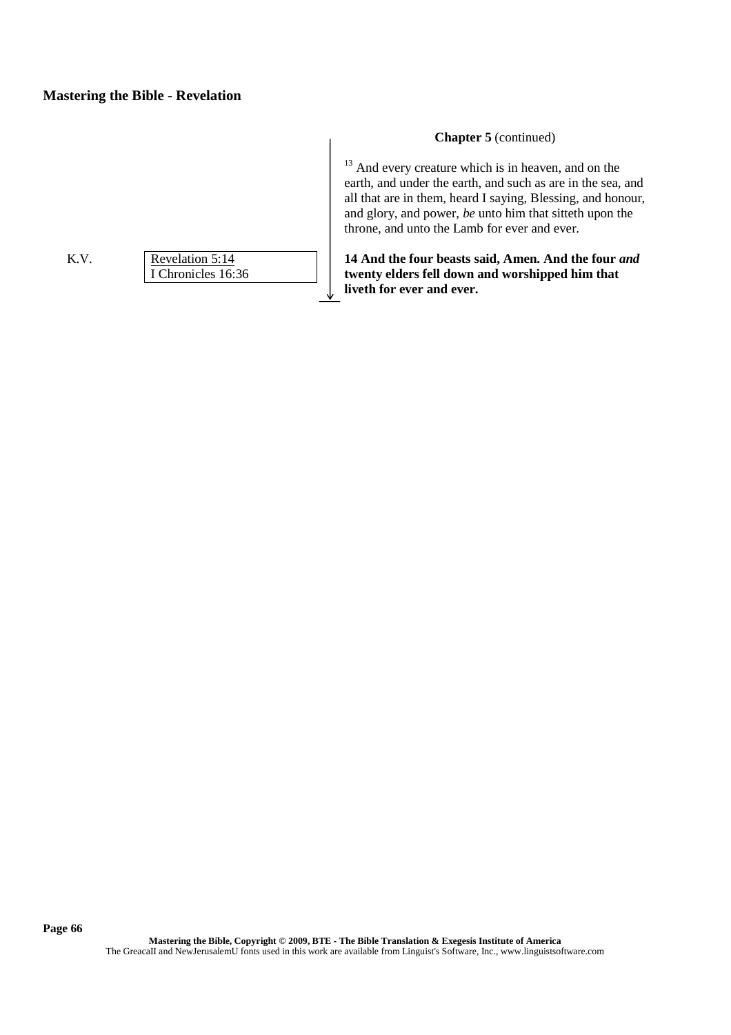**Chapter 5** (continued)

[13] And every creature which is in heaven, and on the earth, and under the earth, and such as are in the sea, and all that are in them, heard I saying, Blessing, and honour, and glory, and power, *be* unto him that sitteth upon the throne, and unto the Lamb for ever and ever.

K.V. — Revelation 5:14 / I Chronicles 16:36

**14 And the four beasts said, Amen. And the four *and* twenty elders fell down and worshipped him that liveth for ever and ever.**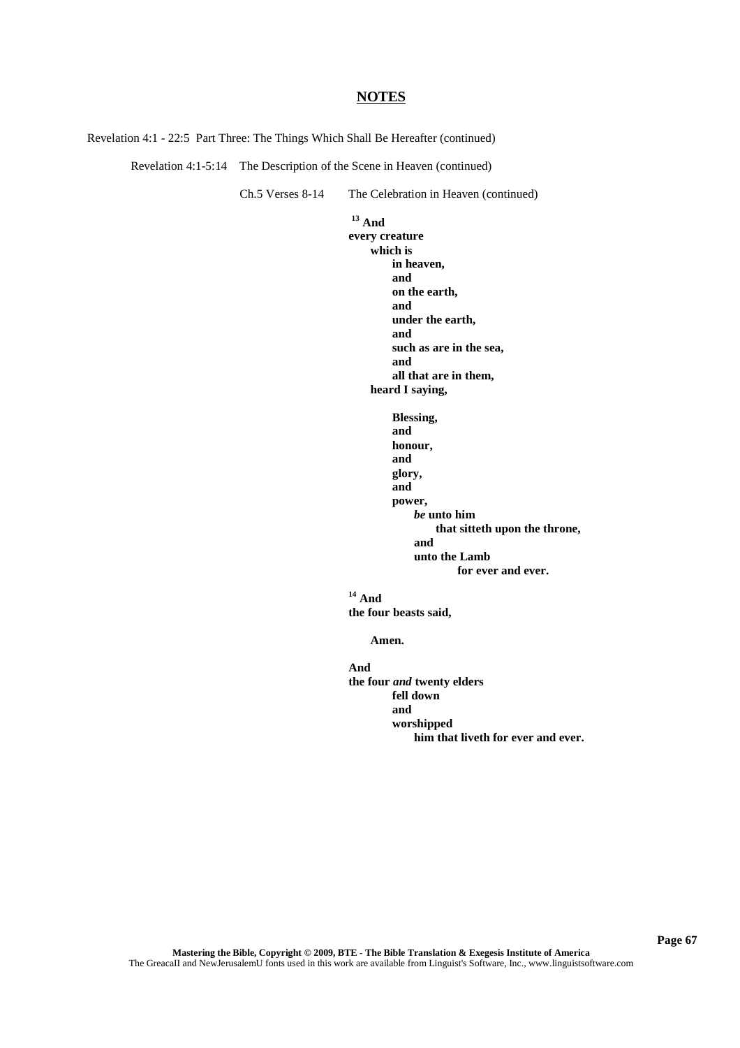## NOTES

Revelation 4:1 - 22:5 Part Three: The Things Which Shall Be Hereafter (continued)

Revelation 4:1-5:14 The Description of the Scene in Heaven (continued)

Ch.5 Verses 8-14 The Celebration in Heaven (continued)

[13] **And**
**every creature**
  **which is**
    **in heaven,**
    **and**
    **on the earth,**
    **and**
    **under the earth,**
    **and**
    **such as are in the sea,**
    **and**
    **all that are in them,**
  **heard I saying,**

    **Blessing,**
    **and**
    **honour,**
    **and**
    **glory,**
    **and**
    **power,**
      ***be* unto him**
        **that sitteth upon the throne,**
      **and**
      **unto the Lamb**
          **for ever and ever.**

[14] **And**
**the four beasts said,**

  **Amen.**

**And**
**the four *and* twenty elders**
    **fell down**
    **and**
    **worshipped**
      **him that liveth for ever and ever.**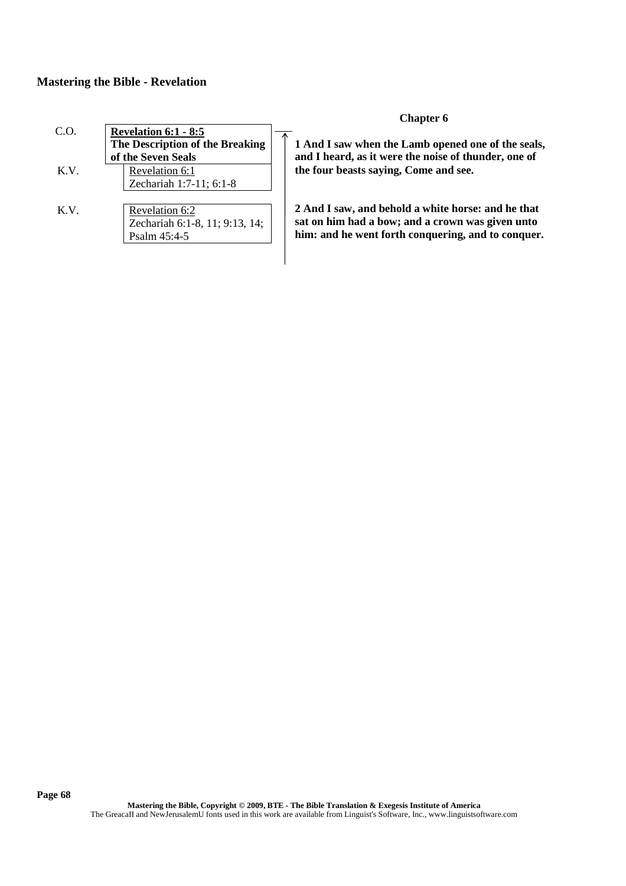**Chapter 6**

C.O. **Revelation 6:1 - 8:5**
**The Description of the Breaking of the Seven Seals**

K.V. Revelation 6:1
Zechariah 1:7-11; 6:1-8

**1 And I saw when the Lamb opened one of the seals, and I heard, as it were the noise of thunder, one of the four beasts saying, Come and see.**

K.V. Revelation 6:2
Zechariah 6:1-8, 11; 9:13, 14; Psalm 45:4-5

**2 And I saw, and behold a white horse: and he that sat on him had a bow; and a crown was given unto him: and he went forth conquering, and to conquer.**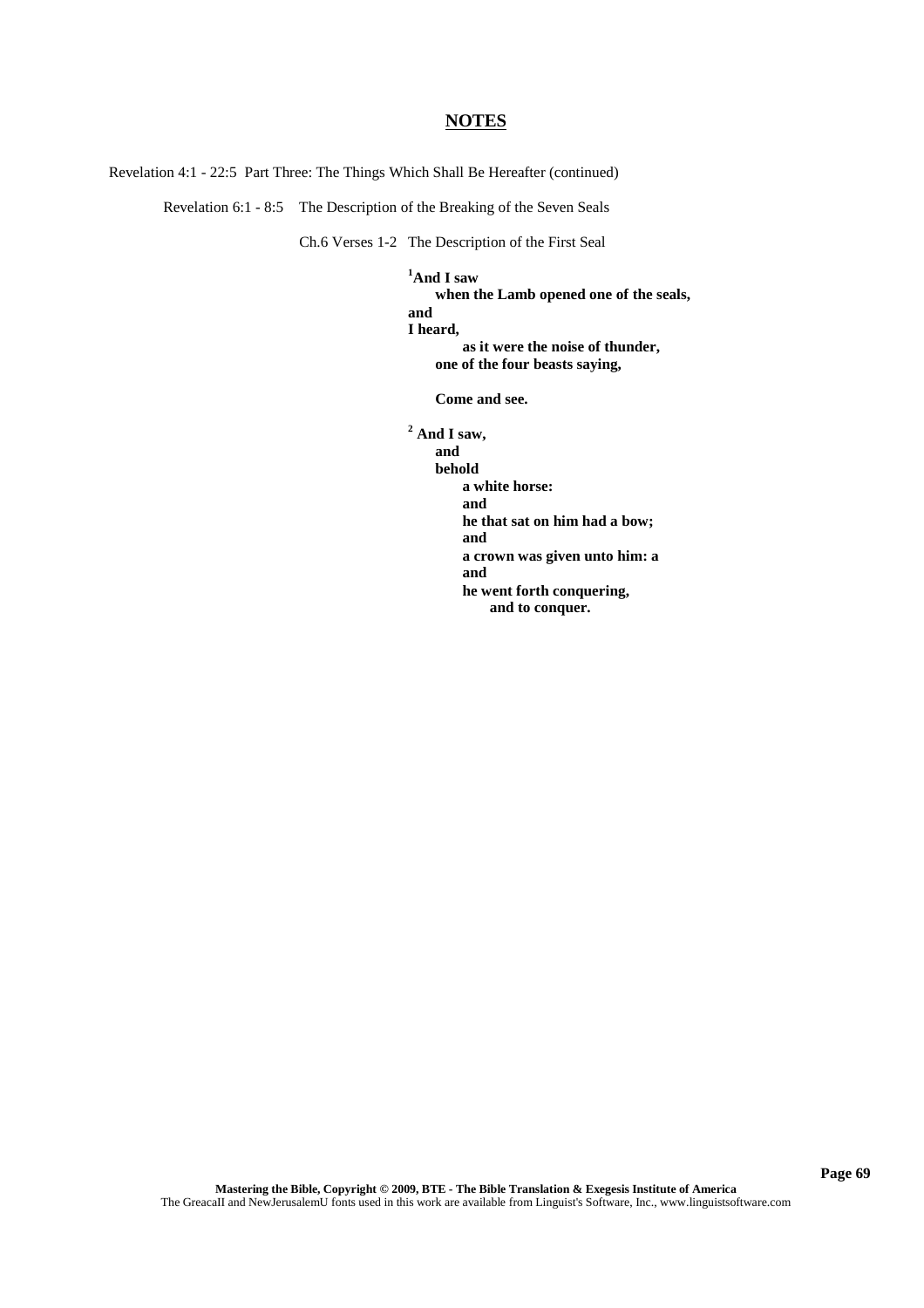# NOTES

Revelation 4:1 - 22:5 Part Three: The Things Which Shall Be Hereafter (continued)

Revelation 6:1 - 8:5 The Description of the Breaking of the Seven Seals

Ch.6 Verses 1-2 The Description of the First Seal

**[1]And I saw**
**when the Lamb opened one of the seals,**
**and**
**I heard,**
**as it were the noise of thunder,**
**one of the four beasts saying,**

**Come and see.**

**[2] And I saw,**
**and**
**behold**
**a white horse:**
**and**
**he that sat on him had a bow;**
**and**
**a crown was given unto him: a**
**and**
**he went forth conquering,**
**and to conquer.**

**Mastering the Bible, Copyright © 2009, BTE - The Bible Translation & Exegesis Institute of America**
The GreacaII and NewJerusalemU fonts used in this work are available from Linguist's Software, Inc., www.linguistsoftware.com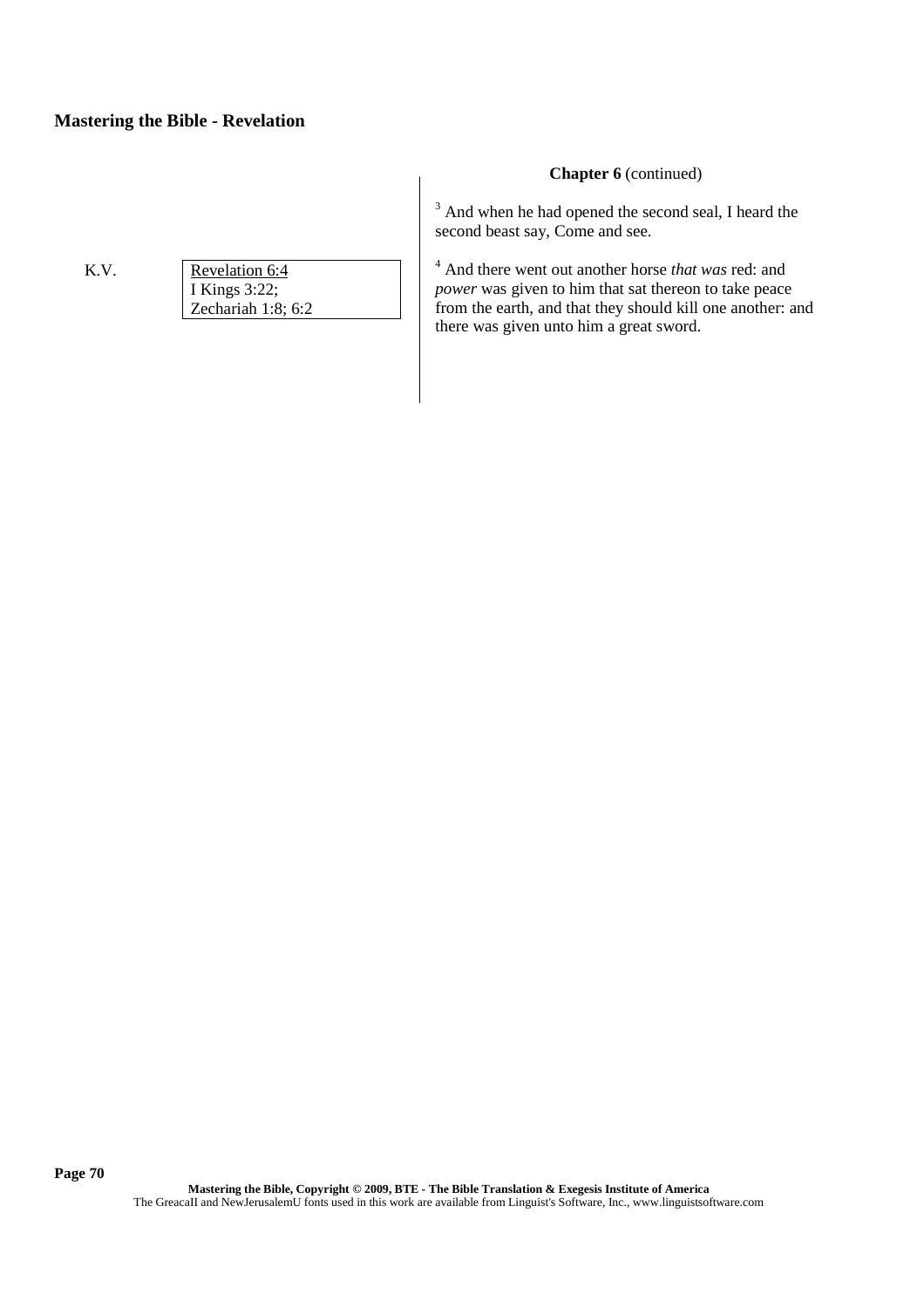**Chapter 6** (continued)

[3] And when he had opened the second seal, I heard the second beast say, Come and see.

K.V.

| |
|---|
| Revelation 6:4 |
| I Kings 3:22; |
| Zechariah 1:8; 6:2 |

[4] And there went out another horse *that was* red: and *power* was given to him that sat thereon to take peace from the earth, and that they should kill one another: and there was given unto him a great sword.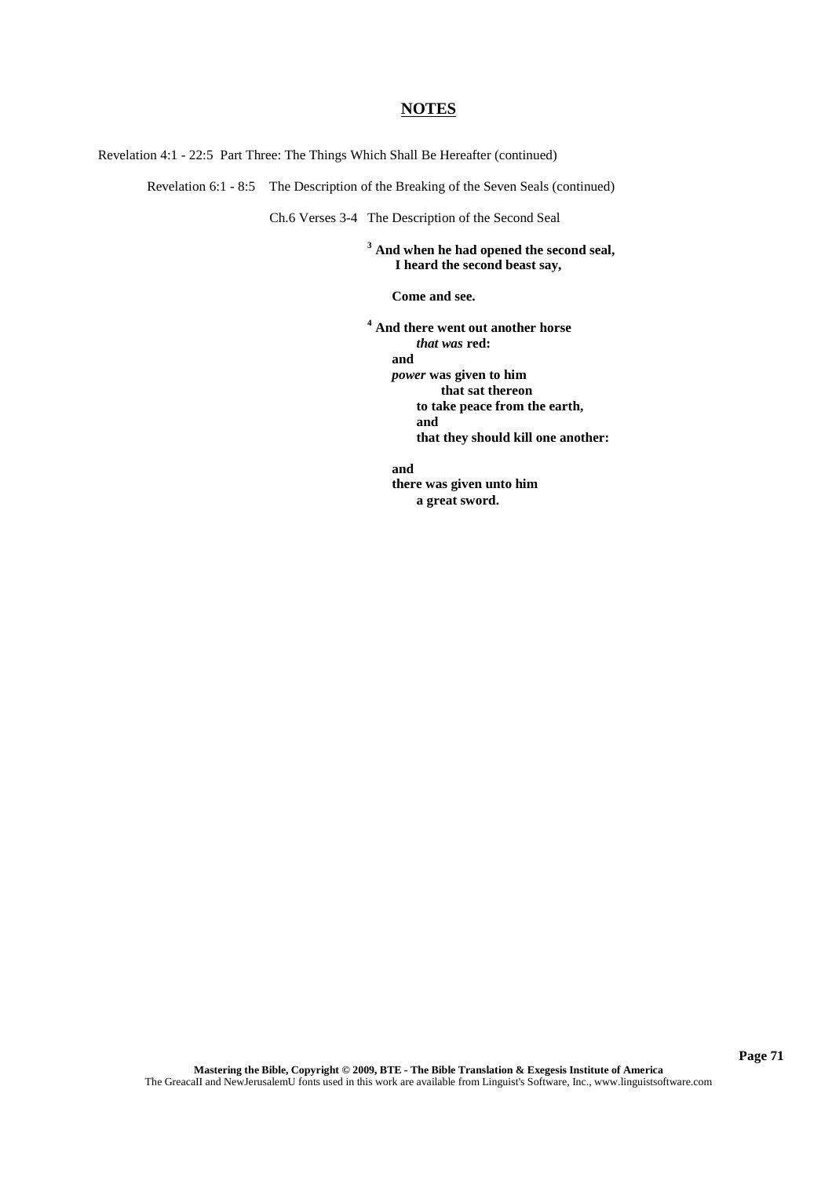# NOTES

Revelation 4:1 - 22:5 Part Three: The Things Which Shall Be Hereafter (continued)

Revelation 6:1 - 8:5 The Description of the Breaking of the Seven Seals (continued)

Ch.6 Verses 3-4 The Description of the Second Seal

**[3] And when he had opened the second seal,**
**I heard the second beast say,**

**Come and see.**

**[4] And there went out another horse**
***that was* red:**
**and**
***power* was given to him**
**that sat thereon**
**to take peace from the earth,**
**and**
**that they should kill one another:**

**and**
**there was given unto him**
**a great sword.**

**Mastering the Bible, Copyright © 2009, BTE - The Bible Translation & Exegesis Institute of America**
The GreacaII and NewJerusalemU fonts used in this work are available from Linguist's Software, Inc., www.linguistsoftware.com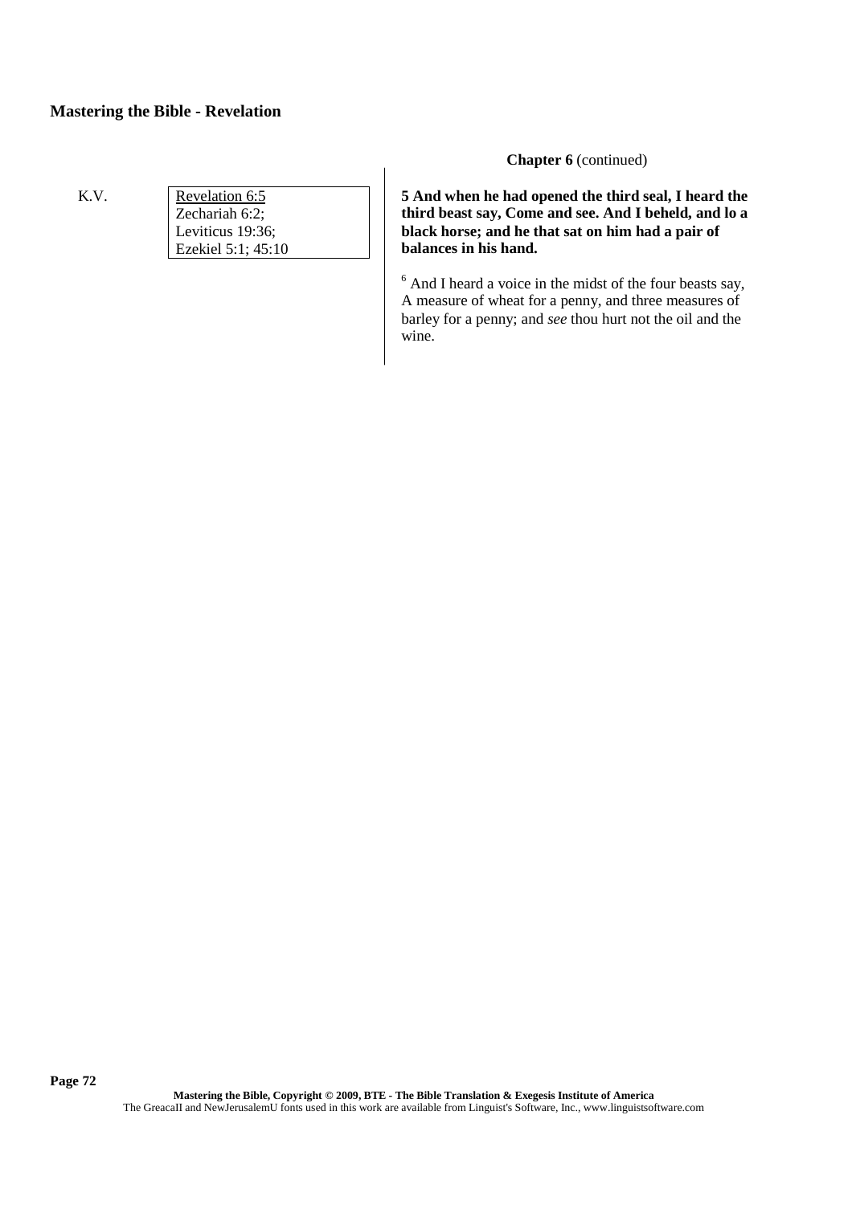**Chapter 6** (continued)

K.V.

| |
|---|
| Revelation 6:5<br>Zechariah 6:2;<br>Leviticus 19:36;<br>Ezekiel 5:1; 45:10 |

**5 And when he had opened the third seal, I heard the third beast say, Come and see. And I beheld, and lo a black horse; and he that sat on him had a pair of balances in his hand.**

[6] And I heard a voice in the midst of the four beasts say, A measure of wheat for a penny, and three measures of barley for a penny; and *see* thou hurt not the oil and the wine.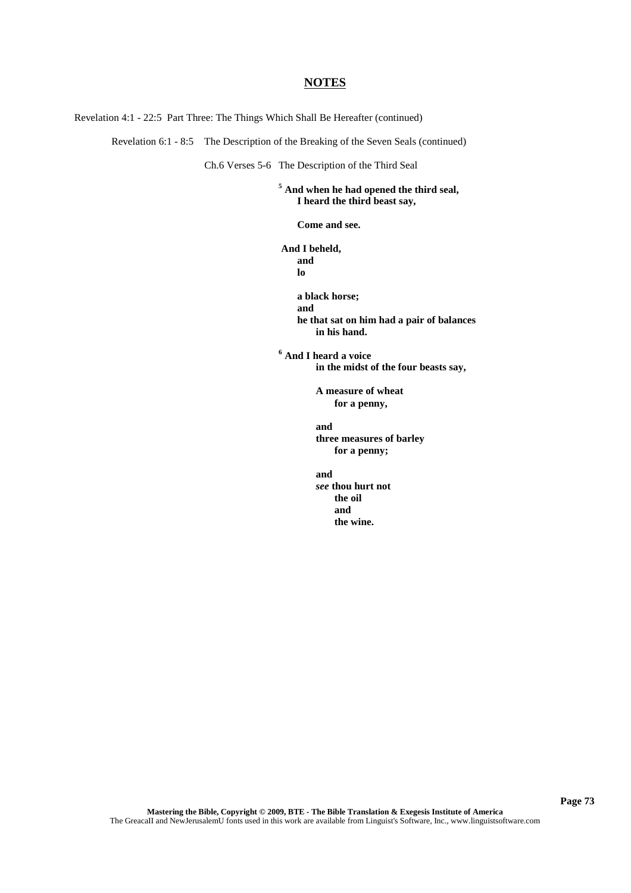## NOTES

Revelation 4:1 - 22:5 Part Three: The Things Which Shall Be Hereafter (continued)

Revelation 6:1 - 8:5 The Description of the Breaking of the Seven Seals (continued)

Ch.6 Verses 5-6 The Description of the Third Seal

**[5] And when he had opened the third seal,**
**I heard the third beast say,**

**Come and see.**

**And I beheld,**
**and**
**lo**

**a black horse;**
**and**
**he that sat on him had a pair of balances**
**in his hand.**

**[6] And I heard a voice**
**in the midst of the four beasts say,**

**A measure of wheat**
**for a penny,**

**and**
**three measures of barley**
**for a penny;**

**and**
***see* thou hurt not**
**the oil**
**and**
**the wine.**

**Mastering the Bible, Copyright © 2009, BTE - The Bible Translation & Exegesis Institute of America**
The GreacaII and NewJerusalemU fonts used in this work are available from Linguist's Software, Inc., www.linguistsoftware.com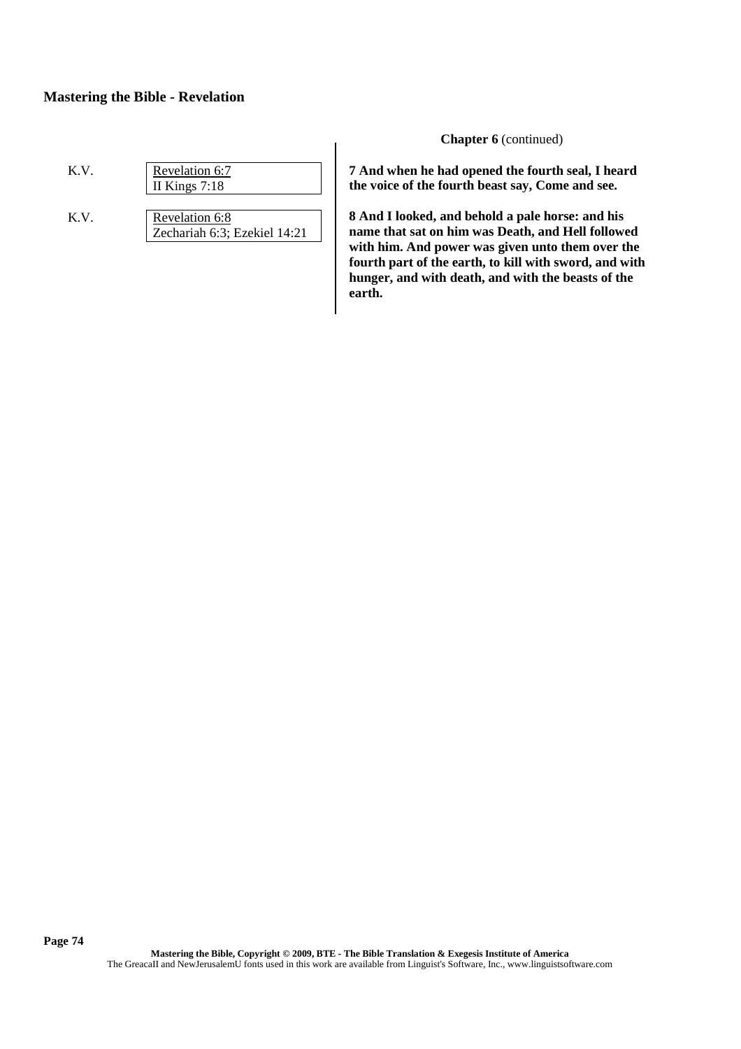**Chapter 6** (continued)

K.V. — Revelation 6:7
II Kings 7:18

**7 And when he had opened the fourth seal, I heard the voice of the fourth beast say, Come and see.**

K.V. — Revelation 6:8
Zechariah 6:3; Ezekiel 14:21

**8 And I looked, and behold a pale horse: and his name that sat on him was Death, and Hell followed with him. And power was given unto them over the fourth part of the earth, to kill with sword, and with hunger, and with death, and with the beasts of the earth.**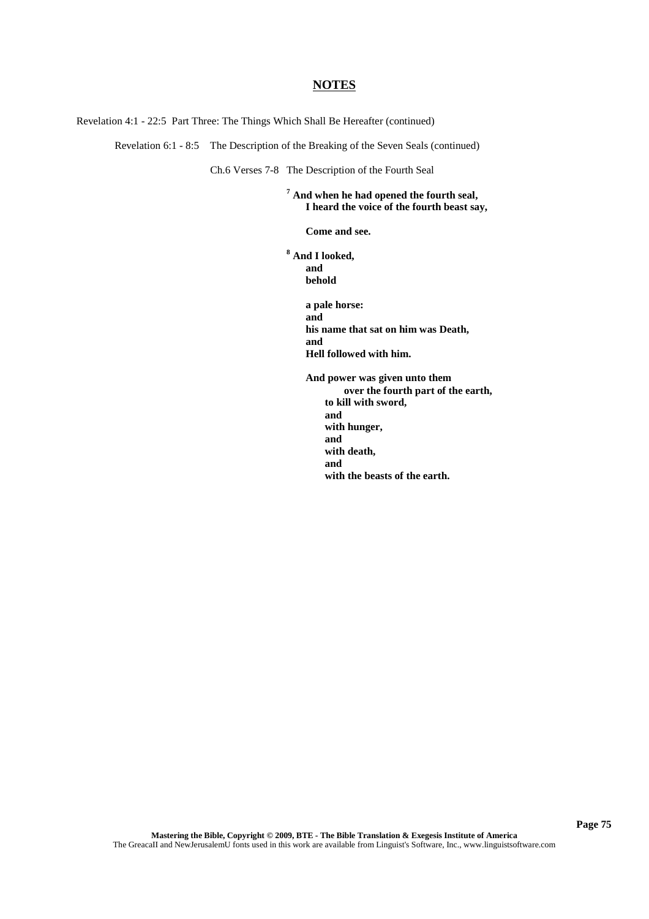## NOTES

Revelation 4:1 - 22:5 Part Three: The Things Which Shall Be Hereafter (continued)

Revelation 6:1 - 8:5 The Description of the Breaking of the Seven Seals (continued)

Ch.6 Verses 7-8 The Description of the Fourth Seal

**[7] And when he had opened the fourth seal,**
**I heard the voice of the fourth beast say,**

**Come and see.**

**[8] And I looked,**
**and**
**behold**

**a pale horse:**
**and**
**his name that sat on him was Death,**
**and**
**Hell followed with him.**

**And power was given unto them**
**over the fourth part of the earth,**
**to kill with sword,**
**and**
**with hunger,**
**and**
**with death,**
**and**
**with the beasts of the earth.**

**Mastering the Bible, Copyright © 2009, BTE - The Bible Translation & Exegesis Institute of America**
The GreacaII and NewJerusalemU fonts used in this work are available from Linguist's Software, Inc., www.linguistsoftware.com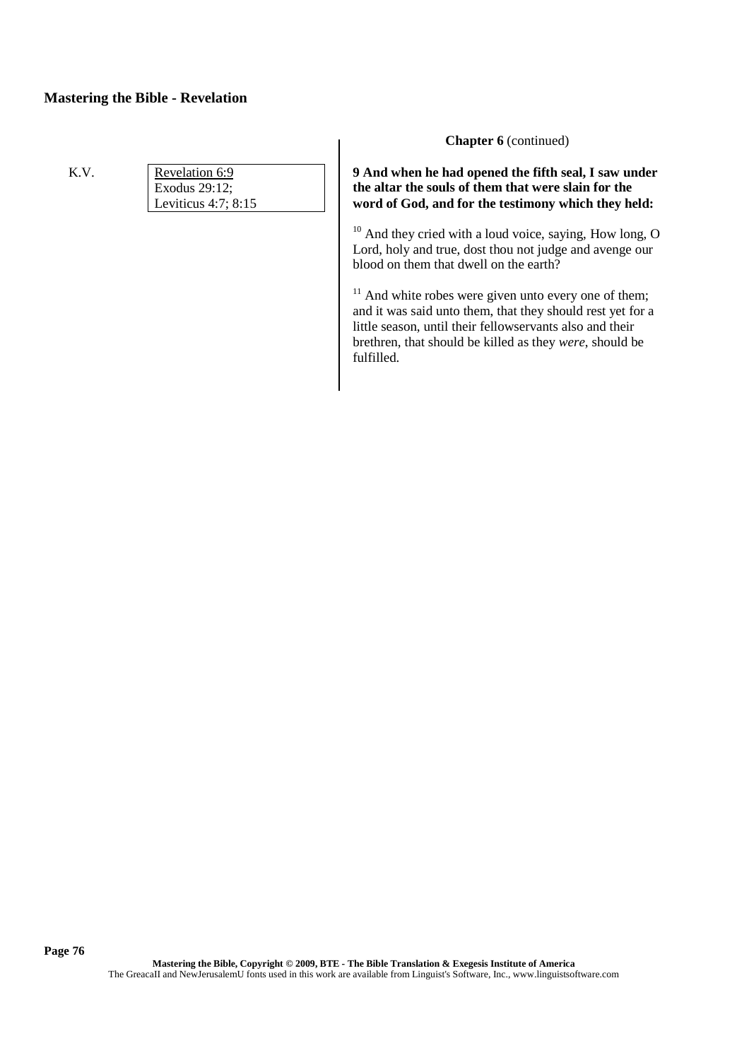**Chapter 6** (continued)

K.V.

Revelation 6:9
Exodus 29:12;
Leviticus 4:7; 8:15

**9 And when he had opened the fifth seal, I saw under the altar the souls of them that were slain for the word of God, and for the testimony which they held:**

[10] And they cried with a loud voice, saying, How long, O Lord, holy and true, dost thou not judge and avenge our blood on them that dwell on the earth?

[11] And white robes were given unto every one of them; and it was said unto them, that they should rest yet for a little season, until their fellowservants also and their brethren, that should be killed as they *were*, should be fulfilled.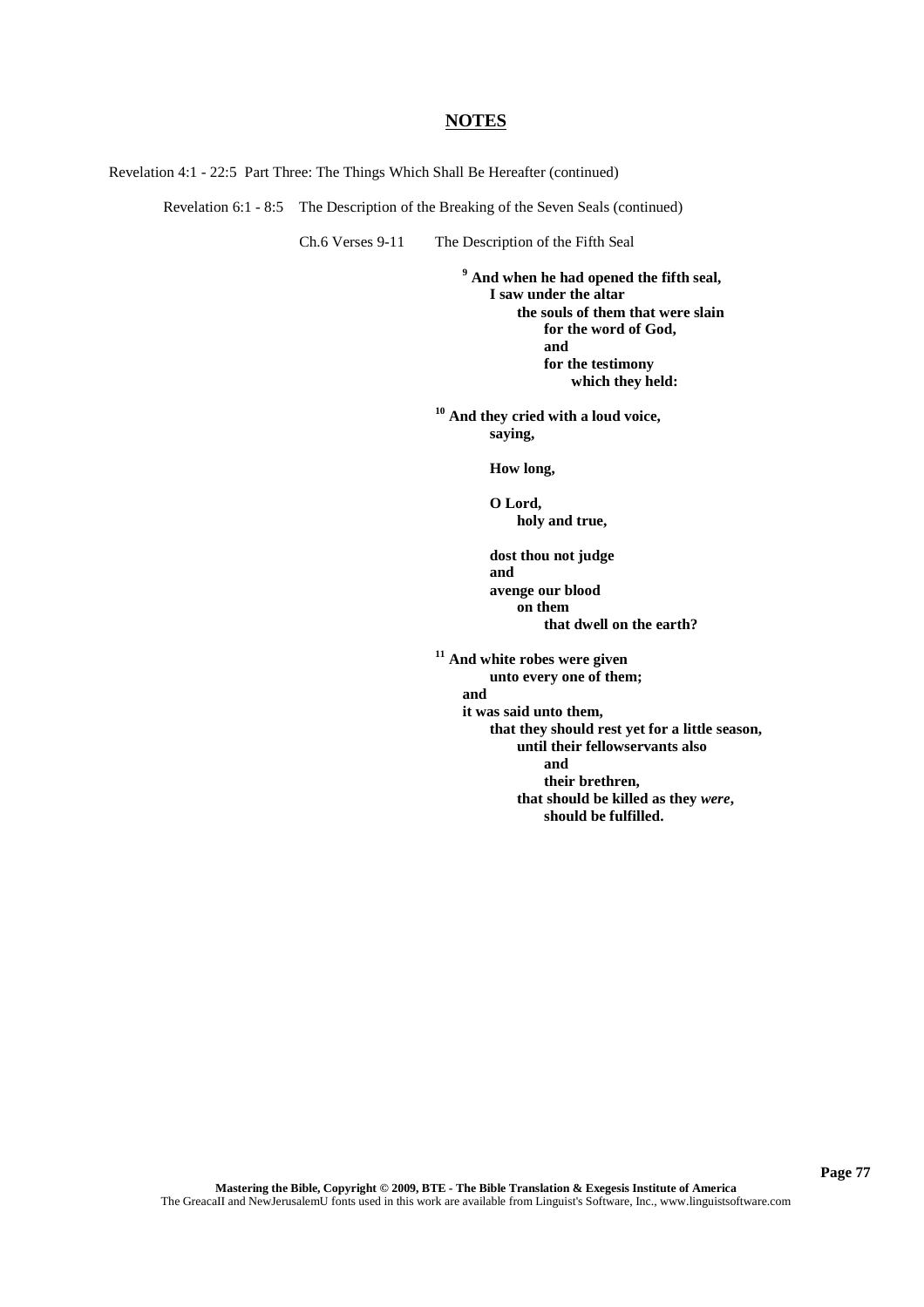# NOTES

Revelation 4:1 - 22:5 Part Three: The Things Which Shall Be Hereafter (continued)

Revelation 6:1 - 8:5 The Description of the Breaking of the Seven Seals (continued)

Ch.6 Verses 9-11 The Description of the Fifth Seal

**[9] And when he had opened the fifth seal,**
**I saw under the altar**
**the souls of them that were slain**
**for the word of God,**
**and**
**for the testimony**
**which they held:**

**[10] And they cried with a loud voice,**
**saying,**

**How long,**

**O Lord,**
**holy and true,**

**dost thou not judge**
**and**
**avenge our blood**
**on them**
**that dwell on the earth?**

**[11] And white robes were given**
**unto every one of them;**
**and**
**it was said unto them,**
**that they should rest yet for a little season,**
**until their fellowservants also**
**and**
**their brethren,**
**that should be killed as they *were*,**
**should be fulfilled.**

**Mastering the Bible, Copyright © 2009, BTE - The Bible Translation & Exegesis Institute of America**
The GreacaII and NewJerusalemU fonts used in this work are available from Linguist's Software, Inc., www.linguistsoftware.com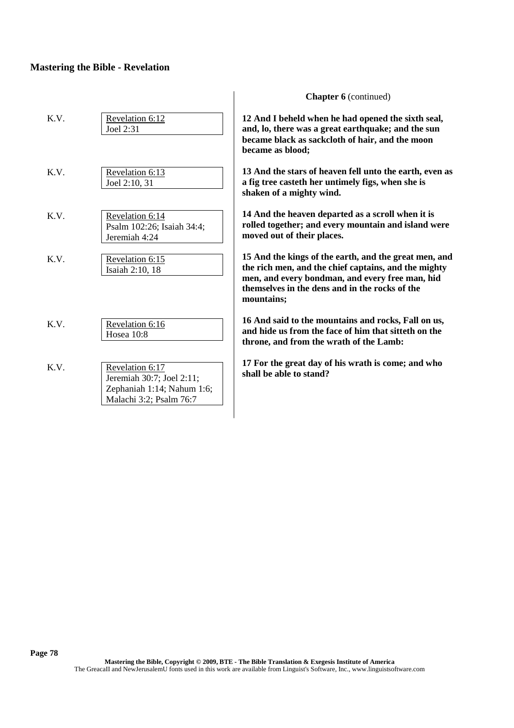**Chapter 6** (continued)

| | | |
|---|---|---|
| K.V. | Revelation 6:12<br>Joel 2:31 | **12 And I beheld when he had opened the sixth seal, and, lo, there was a great earthquake; and the sun became black as sackcloth of hair, and the moon became as blood;** |
| K.V. | Revelation 6:13<br>Joel 2:10, 31 | **13 And the stars of heaven fell unto the earth, even as a fig tree casteth her untimely figs, when she is shaken of a mighty wind.** |
| K.V. | Revelation 6:14<br>Psalm 102:26; Isaiah 34:4; Jeremiah 4:24 | **14 And the heaven departed as a scroll when it is rolled together; and every mountain and island were moved out of their places.** |
| K.V. | Revelation 6:15<br>Isaiah 2:10, 18 | **15 And the kings of the earth, and the great men, and the rich men, and the chief captains, and the mighty men, and every bondman, and every free man, hid themselves in the dens and in the rocks of the mountains;** |
| K.V. | Revelation 6:16<br>Hosea 10:8 | **16 And said to the mountains and rocks, Fall on us, and hide us from the face of him that sitteth on the throne, and from the wrath of the Lamb:** |
| K.V. | Revelation 6:17<br>Jeremiah 30:7; Joel 2:11; Zephaniah 1:14; Nahum 1:6; Malachi 3:2; Psalm 76:7 | **17 For the great day of his wrath is come; and who shall be able to stand?** |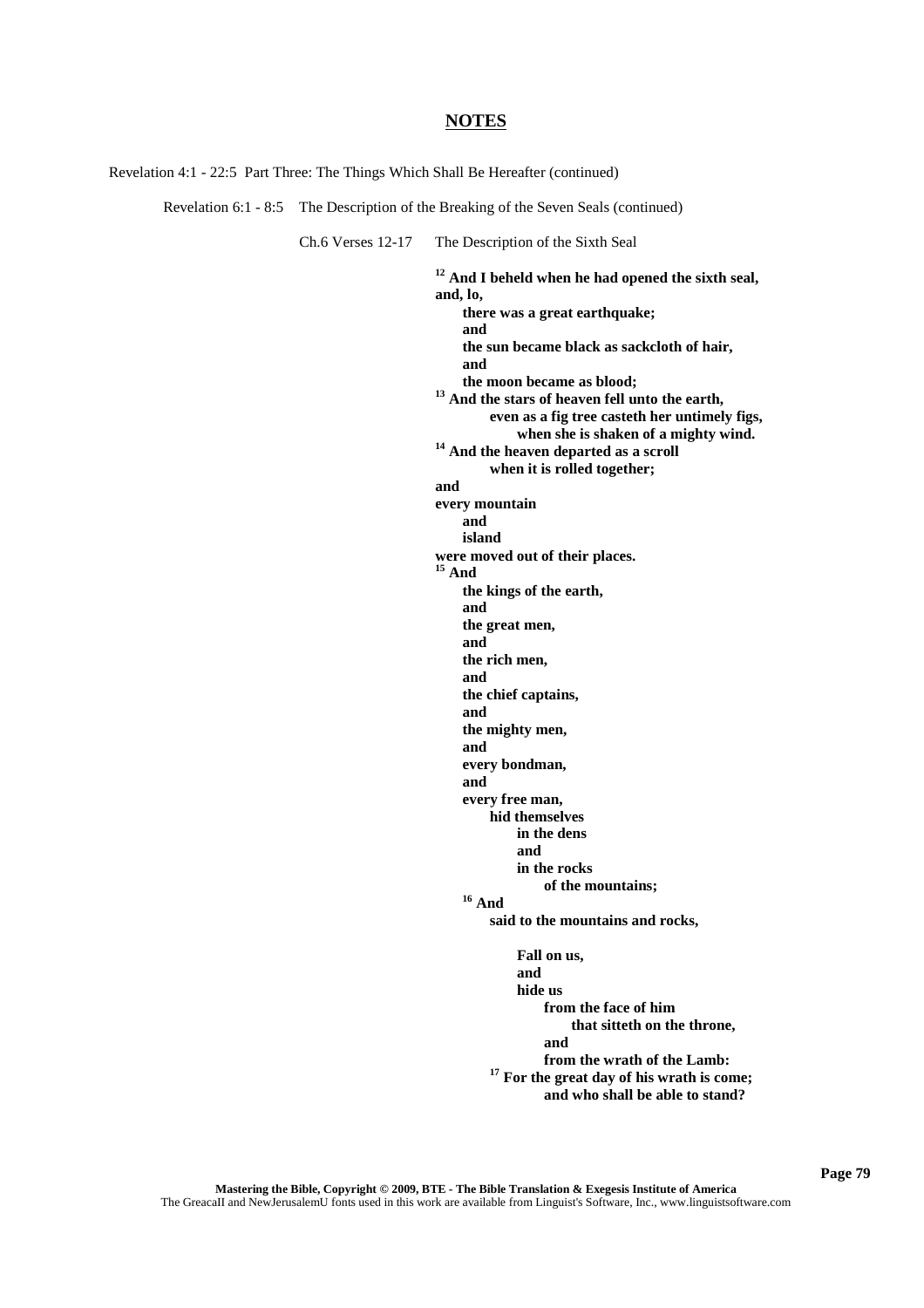# NOTES

Revelation 4:1 - 22:5 Part Three: The Things Which Shall Be Hereafter (continued)

Revelation 6:1 - 8:5 The Description of the Breaking of the Seven Seals (continued)

Ch.6 Verses 12-17 The Description of the Sixth Seal

**[12] And I beheld when he had opened the sixth seal,**
**and, lo,**
**there was a great earthquake;**
**and**
**the sun became black as sackcloth of hair,**
**and**
**the moon became as blood;**
**[13] And the stars of heaven fell unto the earth,**
**even as a fig tree casteth her untimely figs,**
**when she is shaken of a mighty wind.**
**[14] And the heaven departed as a scroll**
**when it is rolled together;**
**and**
**every mountain**
**and**
**island**
**were moved out of their places.**
**[15] And**
**the kings of the earth,**
**and**
**the great men,**
**and**
**the rich men,**
**and**
**the chief captains,**
**and**
**the mighty men,**
**and**
**every bondman,**
**and**
**every free man,**
**hid themselves**
**in the dens**
**and**
**in the rocks**
**of the mountains;**
**[16] And**
**said to the mountains and rocks,**

**Fall on us,**
**and**
**hide us**
**from the face of him**
**that sitteth on the throne,**
**and**
**from the wrath of the Lamb:**
**[17] For the great day of his wrath is come;**
**and who shall be able to stand?**

**Mastering the Bible, Copyright © 2009, BTE - The Bible Translation & Exegesis Institute of America**
The GreacaII and NewJerusalemU fonts used in this work are available from Linguist's Software, Inc., www.linguistsoftware.com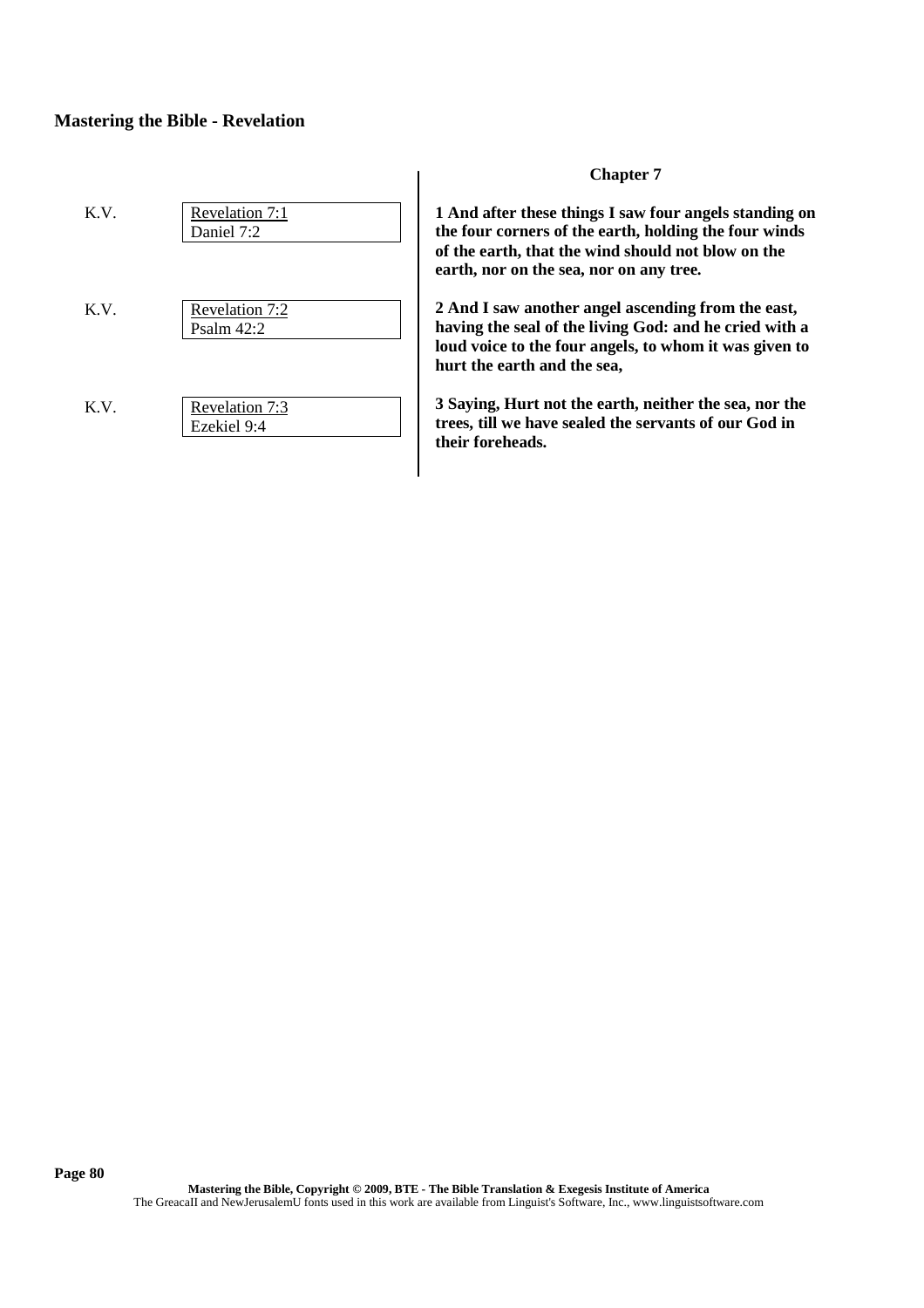### Chapter 7

| | | |
|---|---|---|
| K.V. | Revelation 7:1<br>Daniel 7:2 | **1 And after these things I saw four angels standing on the four corners of the earth, holding the four winds of the earth, that the wind should not blow on the earth, nor on the sea, nor on any tree.** |
| K.V. | Revelation 7:2<br>Psalm 42:2 | **2 And I saw another angel ascending from the east, having the seal of the living God: and he cried with a loud voice to the four angels, to whom it was given to hurt the earth and the sea,** |
| K.V. | Revelation 7:3<br>Ezekiel 9:4 | **3 Saying, Hurt not the earth, neither the sea, nor the trees, till we have sealed the servants of our God in their foreheads.** |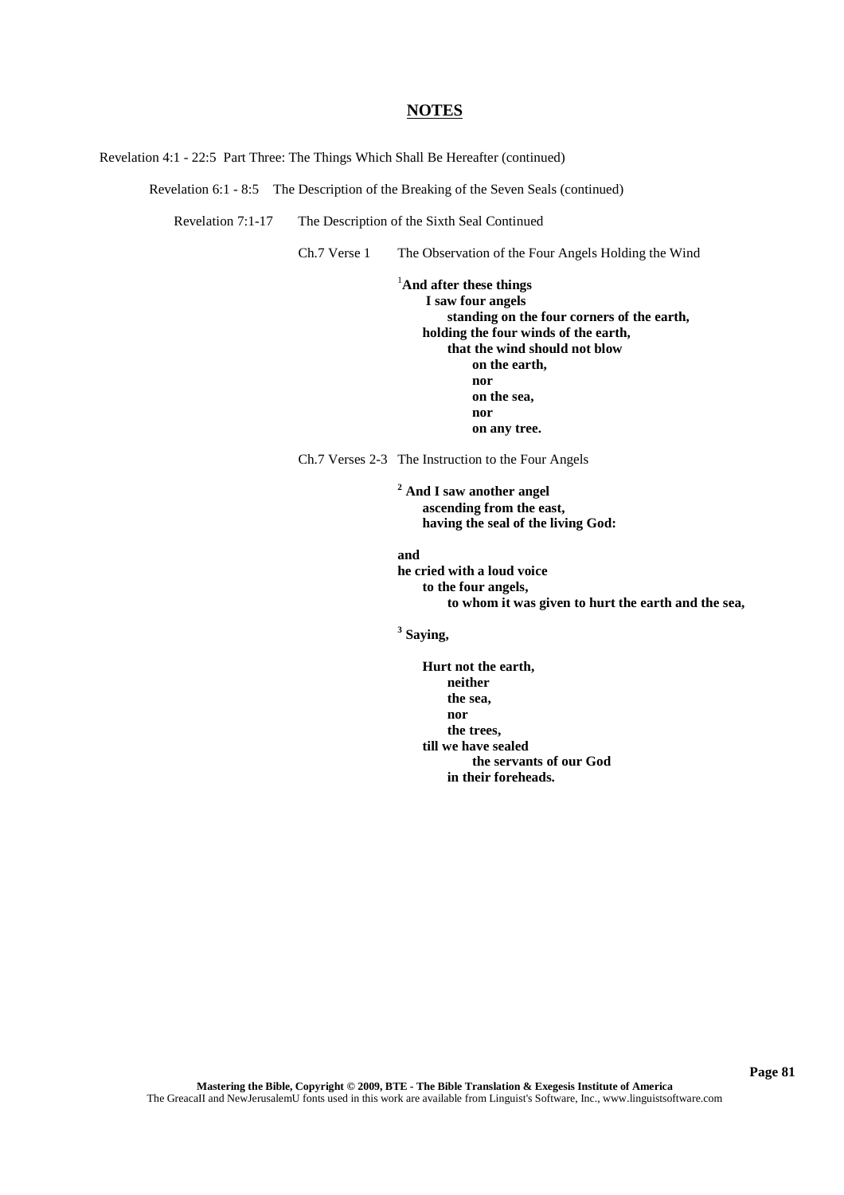# NOTES

Revelation 4:1 - 22:5 Part Three: The Things Which Shall Be Hereafter (continued)

Revelation 6:1 - 8:5 The Description of the Breaking of the Seven Seals (continued)

Revelation 7:1-17 The Description of the Sixth Seal Continued

Ch.7 Verse 1 The Observation of the Four Angels Holding the Wind

[1]**And after these things**
**I saw four angels**
**standing on the four corners of the earth,**
**holding the four winds of the earth,**
**that the wind should not blow**
**on the earth,**
**nor**
**on the sea,**
**nor**
**on any tree.**

Ch.7 Verses 2-3 The Instruction to the Four Angels

[2] **And I saw another angel**
**ascending from the east,**
**having the seal of the living God:**

**and**
**he cried with a loud voice**
**to the four angels,**
**to whom it was given to hurt the earth and the sea,**

[3] **Saying,**

**Hurt not the earth,**
**neither**
**the sea,**
**nor**
**the trees,**
**till we have sealed**
**the servants of our God**
**in their foreheads.**

**Mastering the Bible, Copyright © 2009, BTE - The Bible Translation & Exegesis Institute of America**
The GreacaII and NewJerusalemU fonts used in this work are available from Linguist's Software, Inc., www.linguistsoftware.com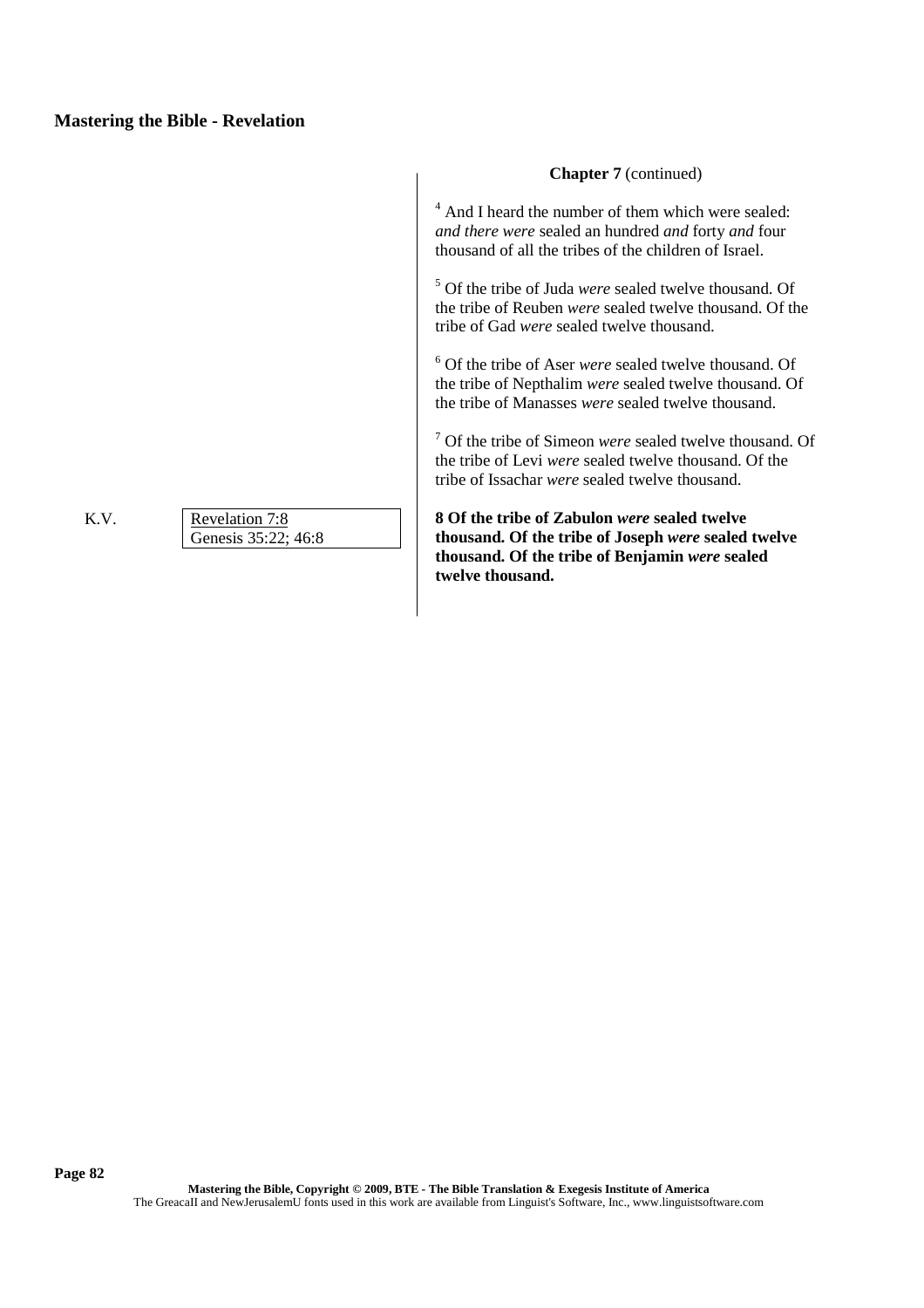**Chapter 7** (continued)

[4] And I heard the number of them which were sealed: *and there were* sealed an hundred *and* forty *and* four thousand of all the tribes of the children of Israel.

[5] Of the tribe of Juda *were* sealed twelve thousand. Of the tribe of Reuben *were* sealed twelve thousand. Of the tribe of Gad *were* sealed twelve thousand.

[6] Of the tribe of Aser *were* sealed twelve thousand. Of the tribe of Nepthalim *were* sealed twelve thousand. Of the tribe of Manasses *were* sealed twelve thousand.

[7] Of the tribe of Simeon *were* sealed twelve thousand. Of the tribe of Levi *were* sealed twelve thousand. Of the tribe of Issachar *were* sealed twelve thousand.

K.V.

Revelation 7:8
Genesis 35:22; 46:8

**8 Of the tribe of Zabulon *were* sealed twelve thousand. Of the tribe of Joseph *were* sealed twelve thousand. Of the tribe of Benjamin *were* sealed twelve thousand.**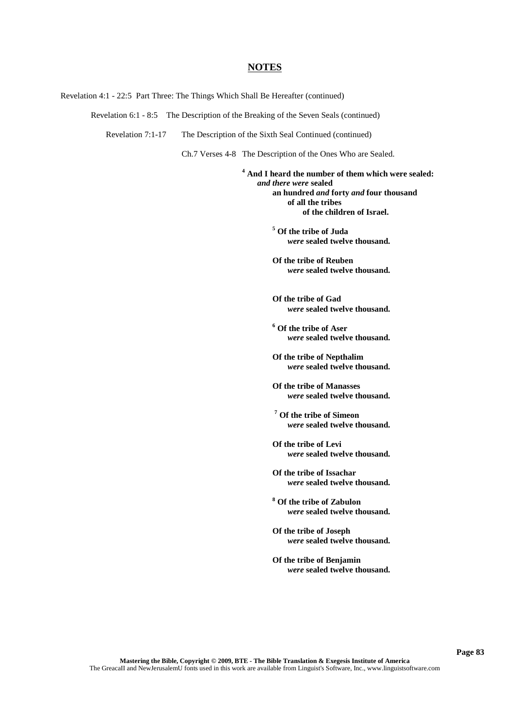## NOTES

Revelation 4:1 - 22:5 Part Three: The Things Which Shall Be Hereafter (continued)

Revelation 6:1 - 8:5 The Description of the Breaking of the Seven Seals (continued)

Revelation 7:1-17 The Description of the Sixth Seal Continued (continued)

Ch.7 Verses 4-8 The Description of the Ones Who are Sealed.

[4] **And I heard the number of them which were sealed:**
***and there were*** **sealed**
**an hundred** ***and*** **forty** ***and*** **four thousand**
**of all the tribes**
**of the children of Israel.**

[5] **Of the tribe of Juda**
***were*** **sealed twelve thousand.**

**Of the tribe of Reuben**
***were*** **sealed twelve thousand.**

**Of the tribe of Gad**
***were*** **sealed twelve thousand.**

[6] **Of the tribe of Aser**
***were*** **sealed twelve thousand.**

**Of the tribe of Nepthalim**
***were*** **sealed twelve thousand.**

**Of the tribe of Manasses**
***were*** **sealed twelve thousand.**

[7] **Of the tribe of Simeon**
***were*** **sealed twelve thousand.**

**Of the tribe of Levi**
***were*** **sealed twelve thousand.**

**Of the tribe of Issachar**
***were*** **sealed twelve thousand.**

[8] **Of the tribe of Zabulon**
***were*** **sealed twelve thousand.**

**Of the tribe of Joseph**
***were*** **sealed twelve thousand.**

**Of the tribe of Benjamin**
***were*** **sealed twelve thousand.**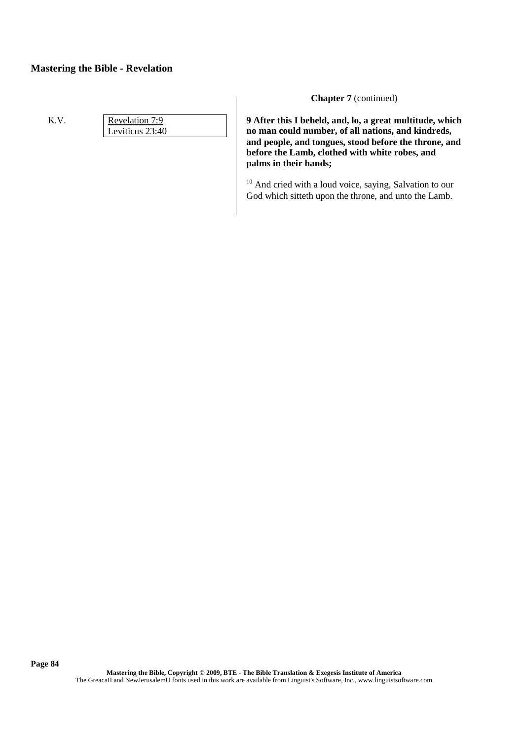**Chapter 7** (continued)

K.V.

| |
|---|
| Revelation 7:9 |
| Leviticus 23:40 |

**9 After this I beheld, and, lo, a great multitude, which no man could number, of all nations, and kindreds, and people, and tongues, stood before the throne, and before the Lamb, clothed with white robes, and palms in their hands;**

[10] And cried with a loud voice, saying, Salvation to our God which sitteth upon the throne, and unto the Lamb.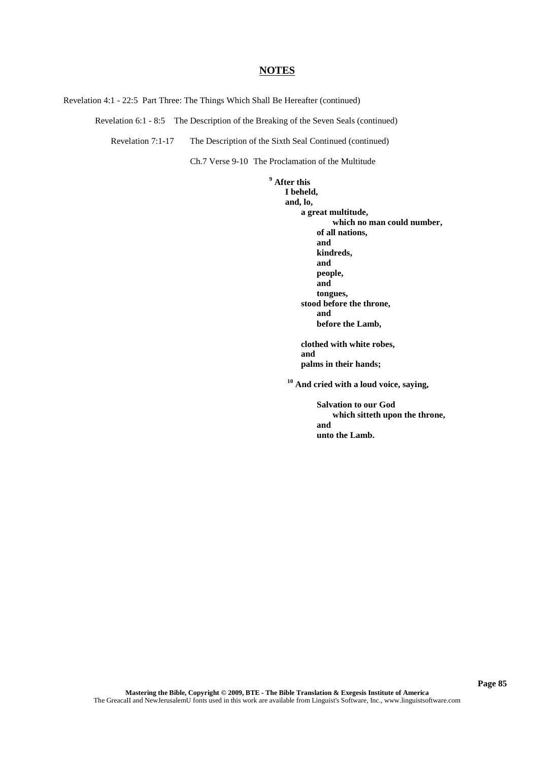## NOTES

Revelation 4:1 - 22:5 Part Three: The Things Which Shall Be Hereafter (continued)

Revelation 6:1 - 8:5 The Description of the Breaking of the Seven Seals (continued)

Revelation 7:1-17 The Description of the Sixth Seal Continued (continued)

Ch.7 Verse 9-10 The Proclamation of the Multitude

**[9] After this**
**I beheld,**
**and, lo,**
**a great multitude,**
**which no man could number,**
**of all nations,**
**and**
**kindreds,**
**and**
**people,**
**and**
**tongues,**
**stood before the throne,**
**and**
**before the Lamb,**

**clothed with white robes,**
**and**
**palms in their hands;**

**[10] And cried with a loud voice, saying,**

**Salvation to our God**
**which sitteth upon the throne,**
**and**
**unto the Lamb.**

**Mastering the Bible, Copyright © 2009, BTE - The Bible Translation & Exegesis Institute of America**
The GreacaII and NewJerusalemU fonts used in this work are available from Linguist's Software, Inc., www.linguistsoftware.com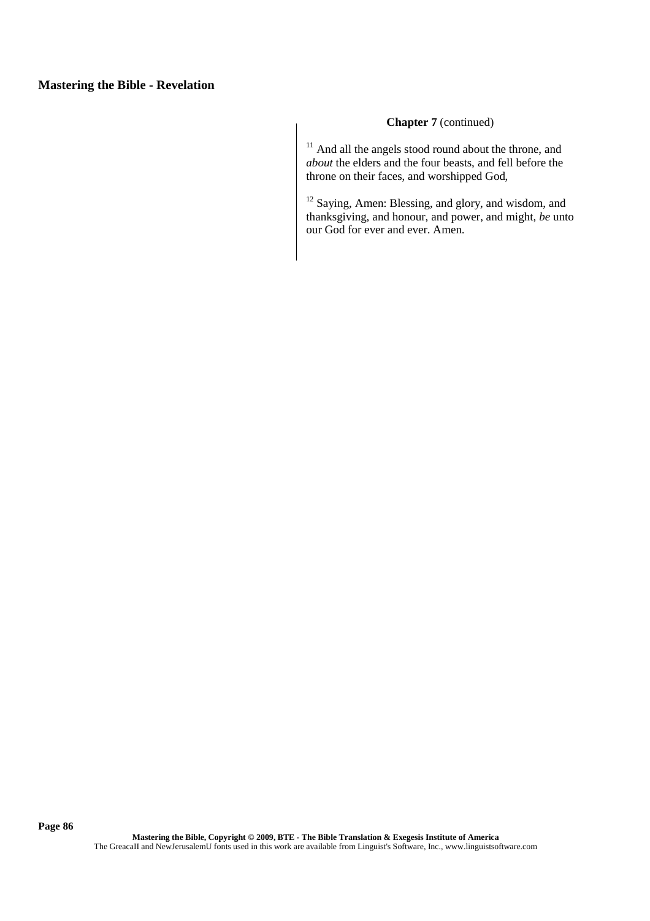**Chapter 7** (continued)

[11] And all the angels stood round about the throne, and *about* the elders and the four beasts, and fell before the throne on their faces, and worshipped God,

[12] Saying, Amen: Blessing, and glory, and wisdom, and thanksgiving, and honour, and power, and might, *be* unto our God for ever and ever. Amen.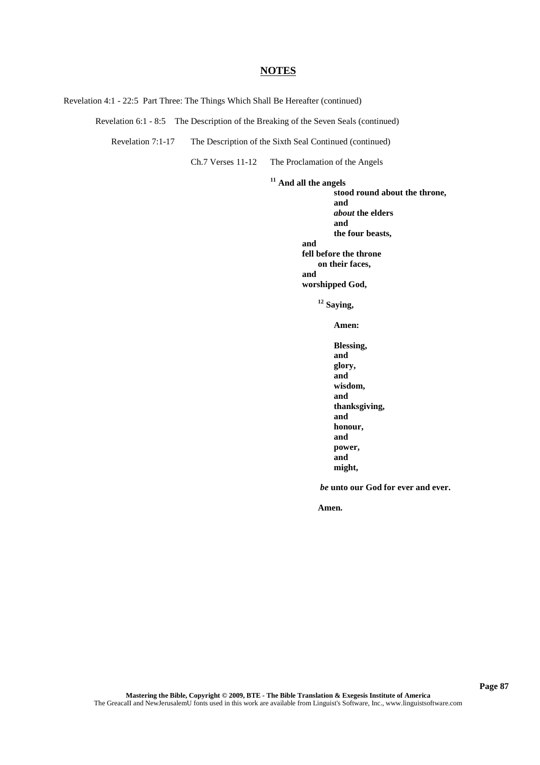# NOTES

Revelation 4:1 - 22:5 Part Three: The Things Which Shall Be Hereafter (continued)

Revelation 6:1 - 8:5 The Description of the Breaking of the Seven Seals (continued)

Revelation 7:1-17 The Description of the Sixth Seal Continued (continued)

Ch.7 Verses 11-12 The Proclamation of the Angels

**[11] And all the angels**
**stood round about the throne,**
**and**
***about* the elders**
**and**
**the four beasts,**
**and**
**fell before the throne**
**on their faces,**
**and**
**worshipped God,**

**[12] Saying,**

**Amen:**

**Blessing,**
**and**
**glory,**
**and**
**wisdom,**
**and**
**thanksgiving,**
**and**
**honour,**
**and**
**power,**
**and**
**might,**

***be* unto our God for ever and ever.**

**Amen.**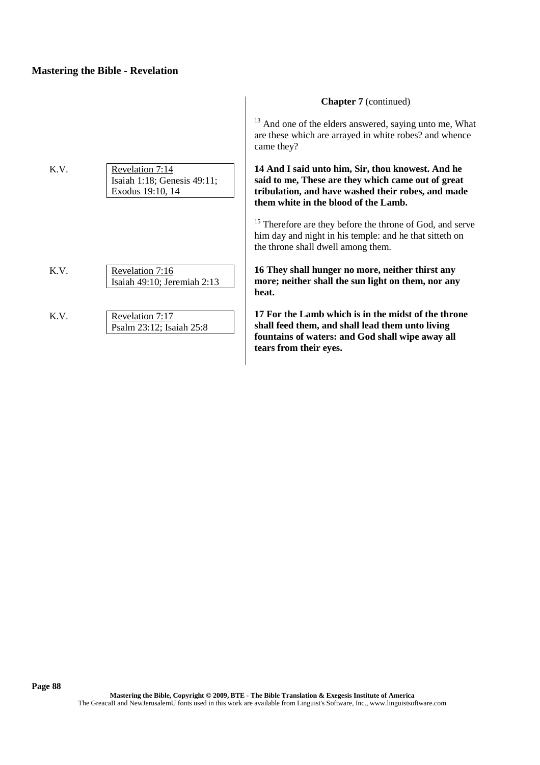**Chapter 7** (continued)

[13] And one of the elders answered, saying unto me, What are these which are arrayed in white robes? and whence came they?

K.V. — Revelation 7:14 — Isaiah 1:18; Genesis 49:11; Exodus 19:10, 14

**14 And I said unto him, Sir, thou knowest. And he said to me, These are they which came out of great tribulation, and have washed their robes, and made them white in the blood of the Lamb.**

[15] Therefore are they before the throne of God, and serve him day and night in his temple: and he that sitteth on the throne shall dwell among them.

K.V. — Revelation 7:16 — Isaiah 49:10; Jeremiah 2:13

**16 They shall hunger no more, neither thirst any more; neither shall the sun light on them, nor any heat.**

K.V. — Revelation 7:17 — Psalm 23:12; Isaiah 25:8

**17 For the Lamb which is in the midst of the throne shall feed them, and shall lead them unto living fountains of waters: and God shall wipe away all tears from their eyes.**

**Mastering the Bible, Copyright © 2009, BTE - The Bible Translation & Exegesis Institute of America**
The GreacaII and NewJerusalemU fonts used in this work are available from Linguist's Software, Inc., www.linguistsoftware.com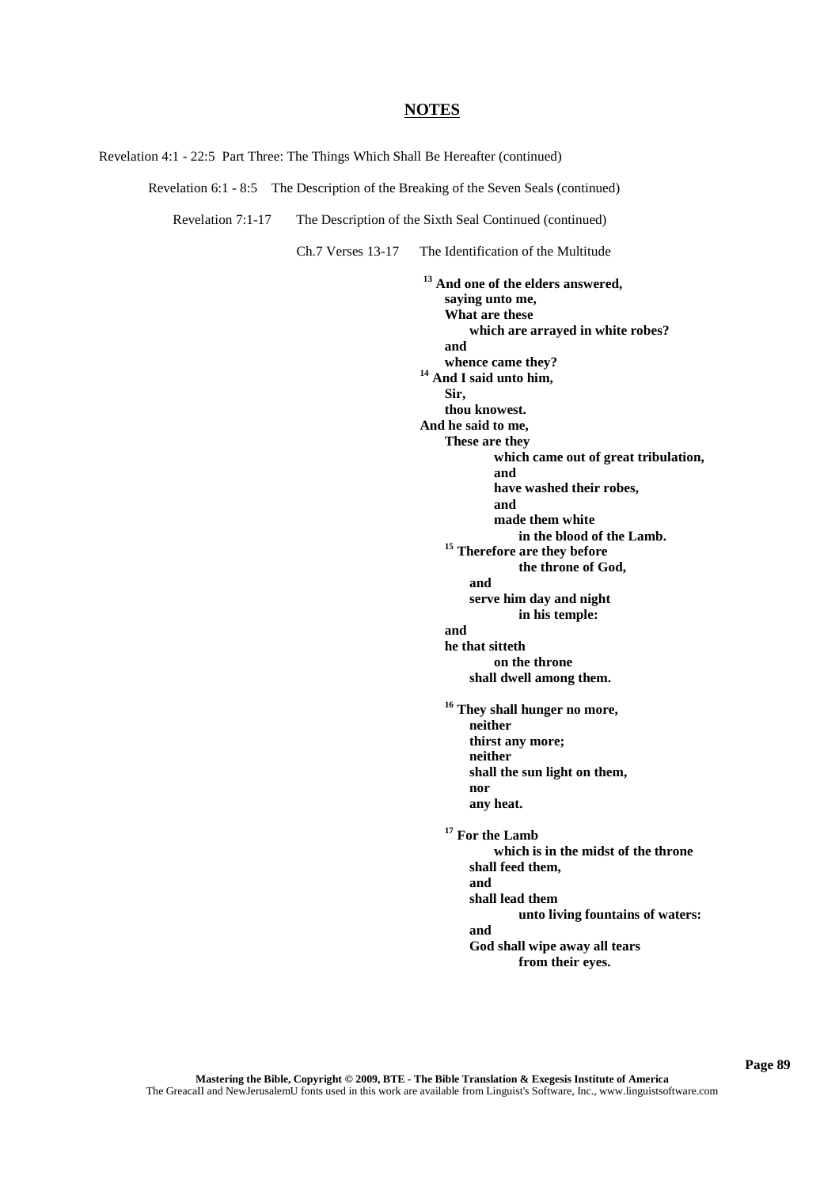## NOTES

Revelation 4:1 - 22:5 Part Three: The Things Which Shall Be Hereafter (continued)

Revelation 6:1 - 8:5 The Description of the Breaking of the Seven Seals (continued)

Revelation 7:1-17 The Description of the Sixth Seal Continued (continued)

Ch.7 Verses 13-17 The Identification of the Multitude

**[13] And one of the elders answered,**
**saying unto me,**
**What are these**
**which are arrayed in white robes?**
**and**
**whence came they?**
**[14] And I said unto him,**
**Sir,**
**thou knowest.**
**And he said to me,**
**These are they**
**which came out of great tribulation,**
**and**
**have washed their robes,**
**and**
**made them white**
**in the blood of the Lamb.**
**[15] Therefore are they before**
**the throne of God,**
**and**
**serve him day and night**
**in his temple:**
**and**
**he that sitteth**
**on the throne**
**shall dwell among them.**

**[16] They shall hunger no more,**
**neither**
**thirst any more;**
**neither**
**shall the sun light on them,**
**nor**
**any heat.**

**[17] For the Lamb**
**which is in the midst of the throne**
**shall feed them,**
**and**
**shall lead them**
**unto living fountains of waters:**
**and**
**God shall wipe away all tears**
**from their eyes.**

**Mastering the Bible, Copyright © 2009, BTE - The Bible Translation & Exegesis Institute of America**
The GreacaII and NewJerusalemU fonts used in this work are available from Linguist's Software, Inc., www.linguistsoftware.com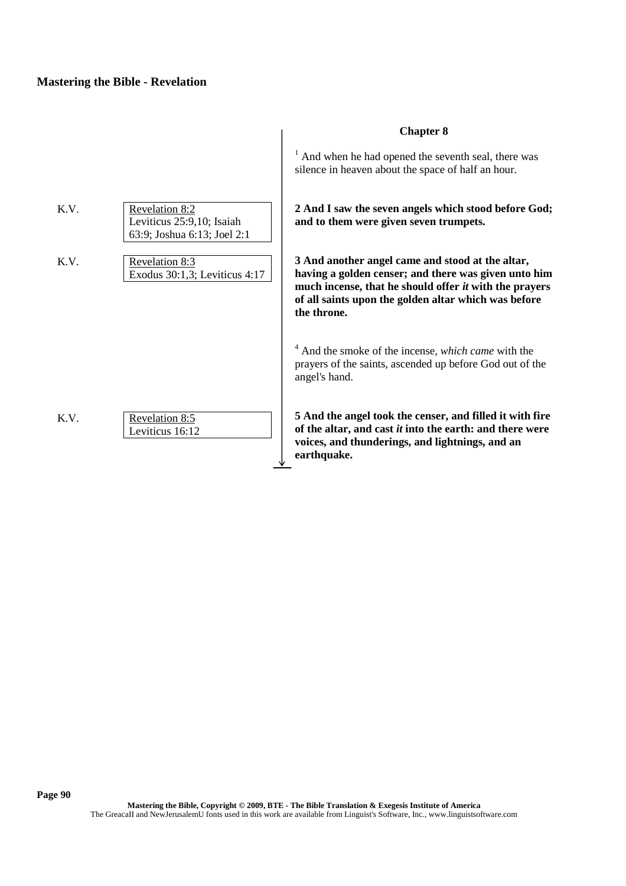## Chapter 8

[1] And when he had opened the seventh seal, there was silence in heaven about the space of half an hour.

K.V. — Revelation 8:2 — Leviticus 25:9,10; Isaiah 63:9; Joshua 6:13; Joel 2:1

**2 And I saw the seven angels which stood before God; and to them were given seven trumpets.**

K.V. — Revelation 8:3 — Exodus 30:1,3; Leviticus 4:17

**3 And another angel came and stood at the altar, having a golden censer; and there was given unto him much incense, that he should offer *it* with the prayers of all saints upon the golden altar which was before the throne.**

[4] And the smoke of the incense, *which came* with the prayers of the saints, ascended up before God out of the angel's hand.

K.V. — Revelation 8:5 — Leviticus 16:12

**5 And the angel took the censer, and filled it with fire of the altar, and cast *it* into the earth: and there were voices, and thunderings, and lightnings, and an earthquake.**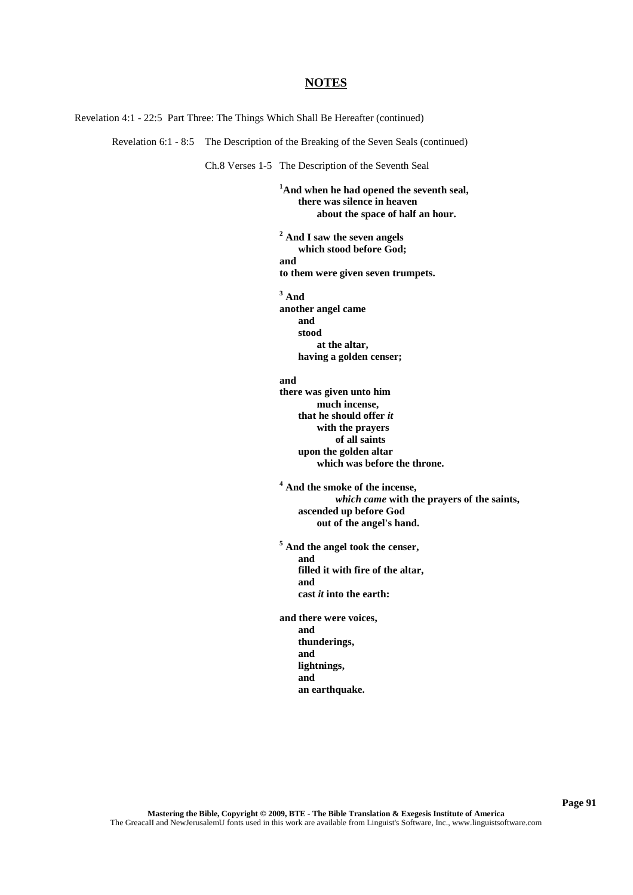# NOTES

Revelation 4:1 - 22:5 Part Three: The Things Which Shall Be Hereafter (continued)

Revelation 6:1 - 8:5 The Description of the Breaking of the Seven Seals (continued)

Ch.8 Verses 1-5 The Description of the Seventh Seal

**[1]And when he had opened the seventh seal,**
**there was silence in heaven**
**about the space of half an hour.**

**[2] And I saw the seven angels**
**which stood before God;**
**and**
**to them were given seven trumpets.**

**[3] And**
**another angel came**
**and**
**stood**
**at the altar,**
**having a golden censer;**

**and**
**there was given unto him**
**much incense,**
**that he should offer *it***
**with the prayers**
**of all saints**
**upon the golden altar**
**which was before the throne.**

**[4] And the smoke of the incense,**
***which came* with the prayers of the saints,**
**ascended up before God**
**out of the angel's hand.**

**[5] And the angel took the censer,**
**and**
**filled it with fire of the altar,**
**and**
**cast *it* into the earth:**

**and there were voices,**
**and**
**thunderings,**
**and**
**lightnings,**
**and**
**an earthquake.**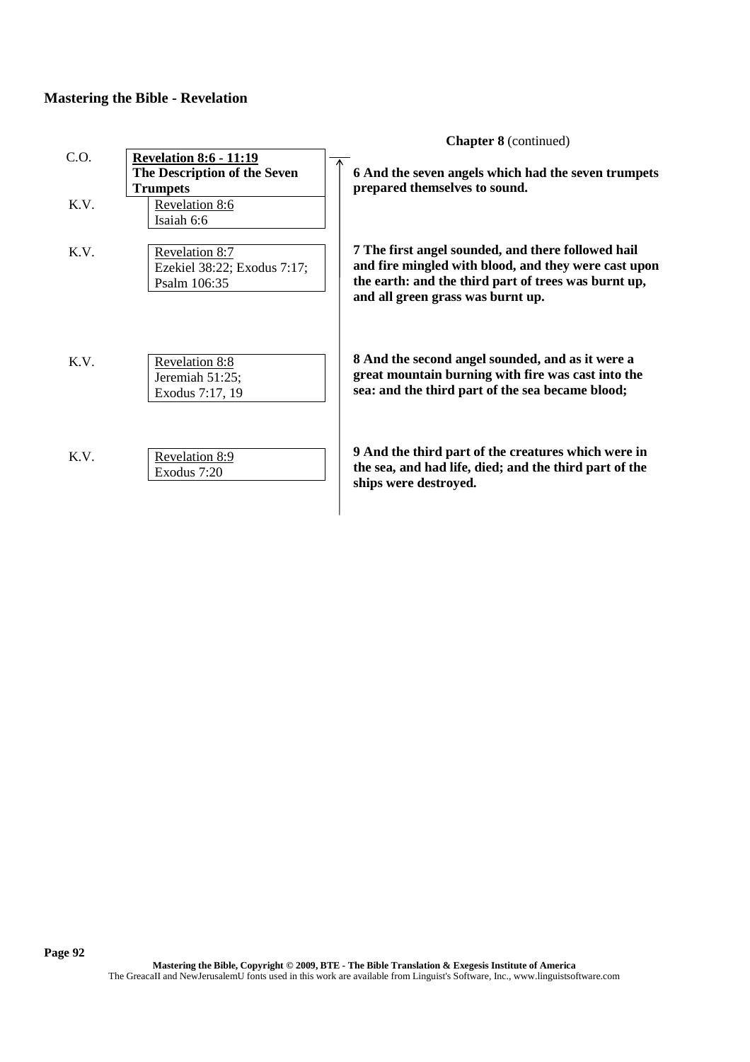**Chapter 8** (continued)

C.O. **Revelation 8:6 - 11:19**
**The Description of the Seven Trumpets**

K.V. Revelation 8:6
Isaiah 6:6

**6 And the seven angels which had the seven trumpets prepared themselves to sound.**

K.V. Revelation 8:7
Ezekiel 38:22; Exodus 7:17; Psalm 106:35

**7 The first angel sounded, and there followed hail and fire mingled with blood, and they were cast upon the earth: and the third part of trees was burnt up, and all green grass was burnt up.**

K.V. Revelation 8:8
Jeremiah 51:25;
Exodus 7:17, 19

**8 And the second angel sounded, and as it were a great mountain burning with fire was cast into the sea: and the third part of the sea became blood;**

K.V. Revelation 8:9
Exodus 7:20

**9 And the third part of the creatures which were in the sea, and had life, died; and the third part of the ships were destroyed.**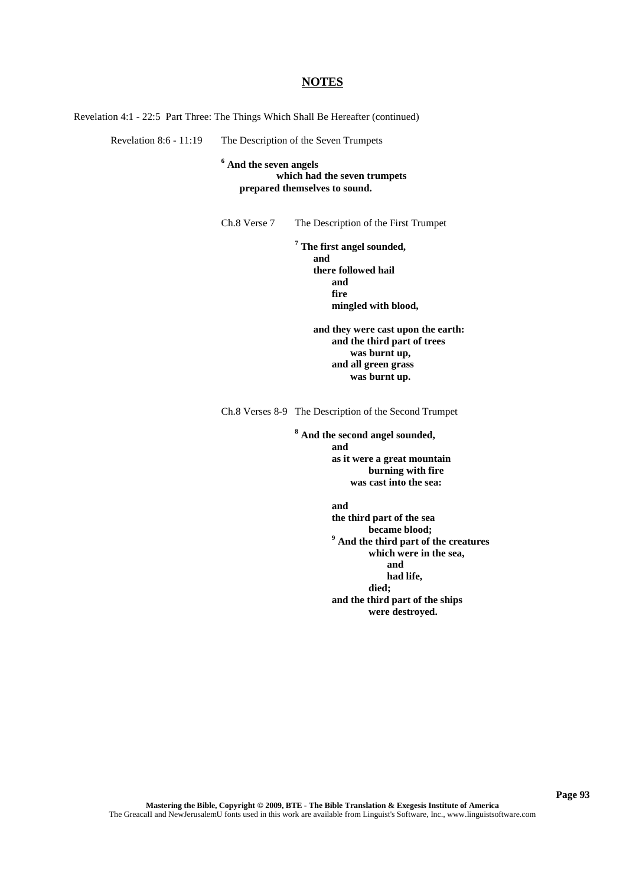## NOTES

Revelation 4:1 - 22:5  Part Three: The Things Which Shall Be Hereafter (continued)

Revelation 8:6 - 11:19  The Description of the Seven Trumpets

**[6] And the seven angels**
**which had the seven trumpets**
**prepared themselves to sound.**

Ch.8 Verse 7  The Description of the First Trumpet

**[7] The first angel sounded,**
**and**
**there followed hail**
**and**
**fire**
**mingled with blood,**

**and they were cast upon the earth:**
**and the third part of trees**
**was burnt up,**
**and all green grass**
**was burnt up.**

Ch.8 Verses 8-9  The Description of the Second Trumpet

**[8] And the second angel sounded,**
**and**
**as it were a great mountain**
**burning with fire**
**was cast into the sea:**

**and**
**the third part of the sea**
**became blood;**
**[9] And the third part of the creatures**
**which were in the sea,**
**and**
**had life,**
**died;**
**and the third part of the ships**
**were destroyed.**

**Mastering the Bible, Copyright © 2009, BTE - The Bible Translation & Exegesis Institute of America**
The GreacaII and NewJerusalemU fonts used in this work are available from Linguist's Software, Inc., www.linguistsoftware.com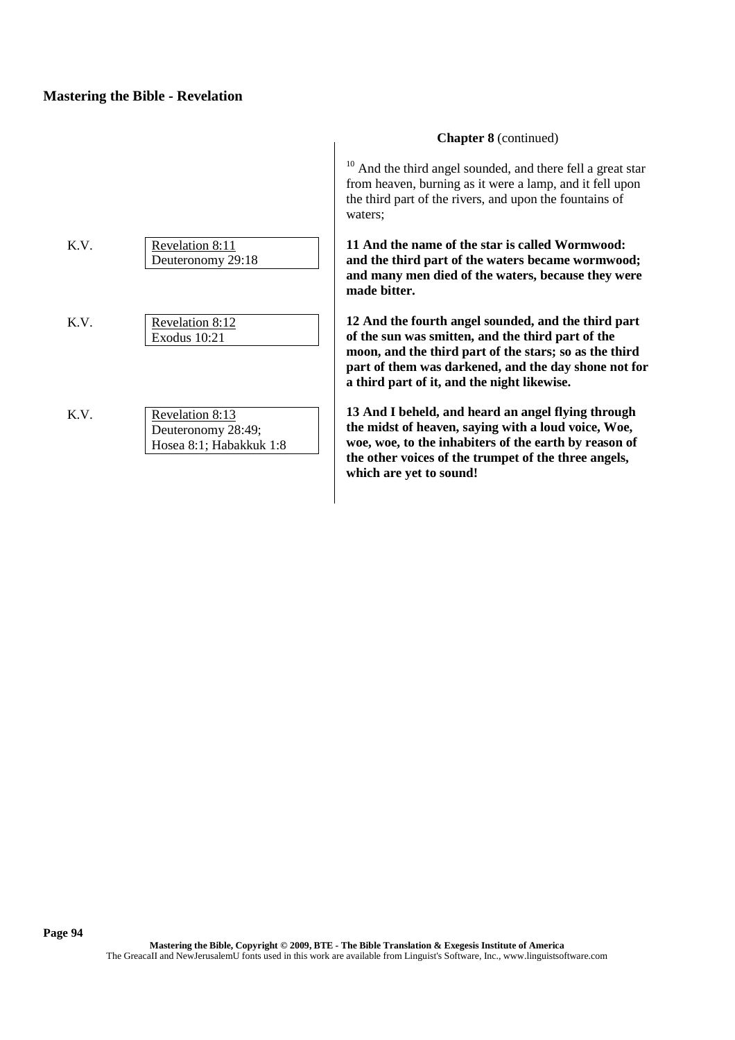**Chapter 8** (continued)

[10] And the third angel sounded, and there fell a great star from heaven, burning as it were a lamp, and it fell upon the third part of the rivers, and upon the fountains of waters;

K.V. — Revelation 8:11; Deuteronomy 29:18

**11 And the name of the star is called Wormwood: and the third part of the waters became wormwood; and many men died of the waters, because they were made bitter.**

K.V. — Revelation 8:12; Exodus 10:21

**12 And the fourth angel sounded, and the third part of the sun was smitten, and the third part of the moon, and the third part of the stars; so as the third part of them was darkened, and the day shone not for a third part of it, and the night likewise.**

K.V. — Revelation 8:13; Deuteronomy 28:49; Hosea 8:1; Habakkuk 1:8

**13 And I beheld, and heard an angel flying through the midst of heaven, saying with a loud voice, Woe, woe, woe, to the inhabiters of the earth by reason of the other voices of the trumpet of the three angels, which are yet to sound!**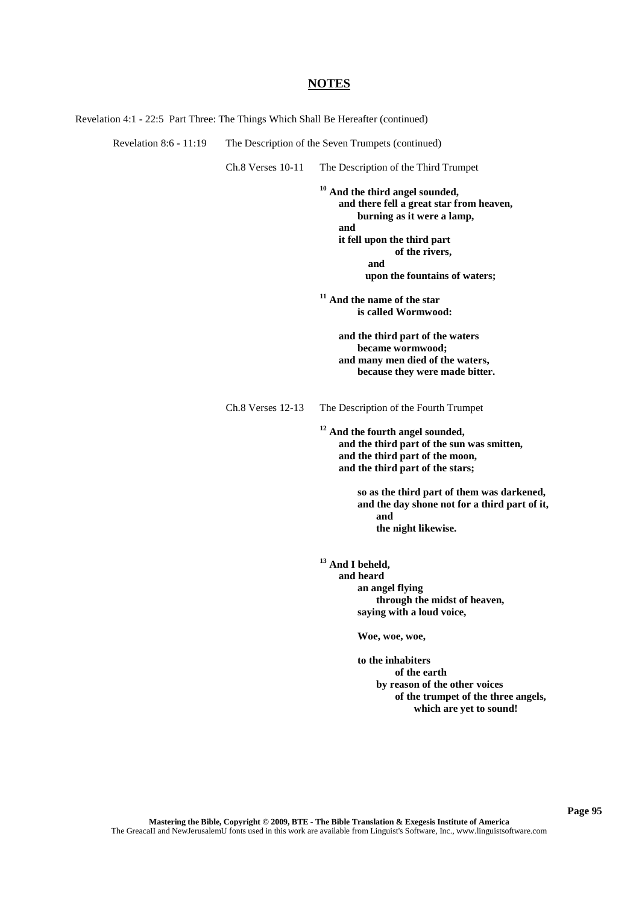# NOTES

Revelation 4:1 - 22:5 Part Three: The Things Which Shall Be Hereafter (continued)

Revelation 8:6 - 11:19 The Description of the Seven Trumpets (continued)

Ch.8 Verses 10-11 The Description of the Third Trumpet

**[10] And the third angel sounded,**
**and there fell a great star from heaven,**
**burning as it were a lamp,**
**and**
**it fell upon the third part**
**of the rivers,**
**and**
**upon the fountains of waters;**

**[11] And the name of the star**
**is called Wormwood:**

**and the third part of the waters**
**became wormwood;**
**and many men died of the waters,**
**because they were made bitter.**

Ch.8 Verses 12-13 The Description of the Fourth Trumpet

**[12] And the fourth angel sounded,**
**and the third part of the sun was smitten,**
**and the third part of the moon,**
**and the third part of the stars;**

**so as the third part of them was darkened,**
**and the day shone not for a third part of it,**
**and**
**the night likewise.**

**[13] And I beheld,**
**and heard**
**an angel flying**
**through the midst of heaven,**
**saying with a loud voice,**

**Woe, woe, woe,**

**to the inhabiters**
**of the earth**
**by reason of the other voices**
**of the trumpet of the three angels,**
**which are yet to sound!**

**Mastering the Bible, Copyright © 2009, BTE - The Bible Translation & Exegesis Institute of America**
The GreacaII and NewJerusalemU fonts used in this work are available from Linguist's Software, Inc., www.linguistsoftware.com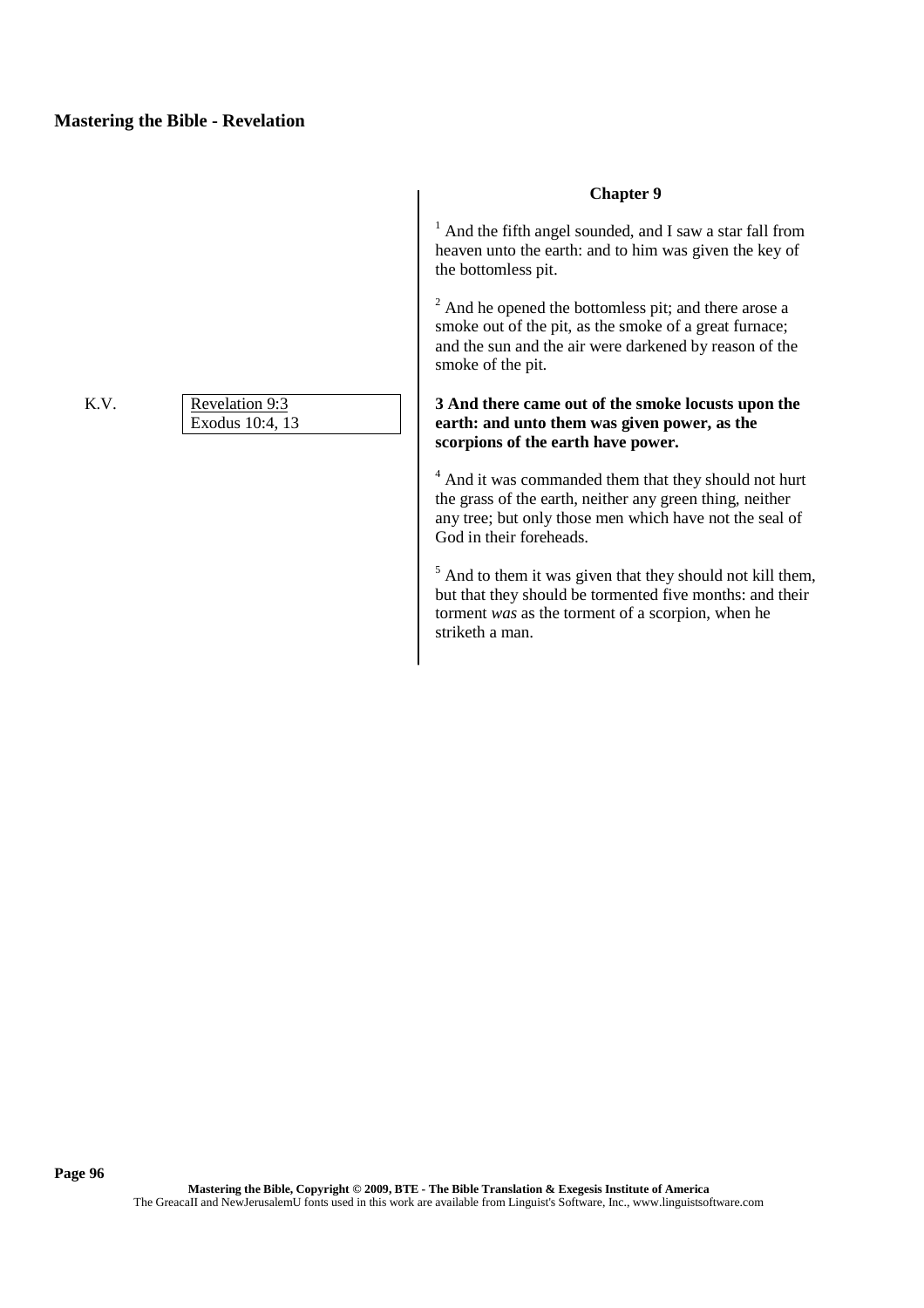## Chapter 9

[1] And the fifth angel sounded, and I saw a star fall from heaven unto the earth: and to him was given the key of the bottomless pit.

[2] And he opened the bottomless pit; and there arose a smoke out of the pit, as the smoke of a great furnace; and the sun and the air were darkened by reason of the smoke of the pit.

K.V.

| |
|---|
| Revelation 9:3 |
| Exodus 10:4, 13 |

**3 And there came out of the smoke locusts upon the earth: and unto them was given power, as the scorpions of the earth have power.**

[4] And it was commanded them that they should not hurt the grass of the earth, neither any green thing, neither any tree; but only those men which have not the seal of God in their foreheads.

[5] And to them it was given that they should not kill them, but that they should be tormented five months: and their torment *was* as the torment of a scorpion, when he striketh a man.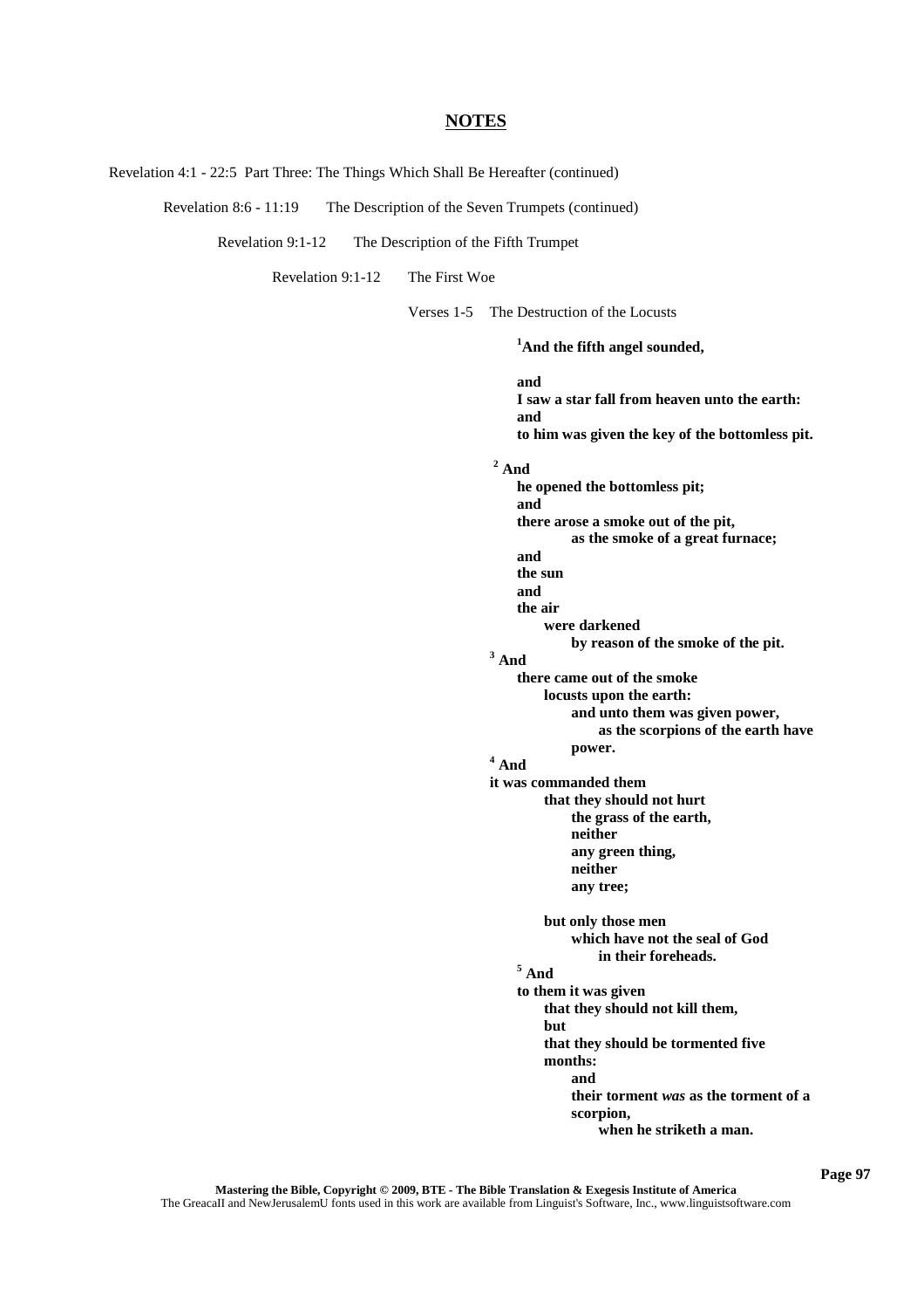## NOTES

Revelation 4:1 - 22:5 Part Three: The Things Which Shall Be Hereafter (continued)

Revelation 8:6 - 11:19 The Description of the Seven Trumpets (continued)

Revelation 9:1-12 The Description of the Fifth Trumpet

Revelation 9:1-12 The First Woe

Verses 1-5 The Destruction of the Locusts

[1]**And the fifth angel sounded,**

**and**
**I saw a star fall from heaven unto the earth:**
**and**
**to him was given the key of the bottomless pit.**

[2] **And**
**he opened the bottomless pit;**
**and**
**there arose a smoke out of the pit,**
**as the smoke of a great furnace;**
**and**
**the sun**
**and**
**the air**
**were darkened**
**by reason of the smoke of the pit.**

[3] **And**
**there came out of the smoke**
**locusts upon the earth:**
**and unto them was given power,**
**as the scorpions of the earth have power.**

[4] **And**
**it was commanded them**
**that they should not hurt**
**the grass of the earth,**
**neither**
**any green thing,**
**neither**
**any tree;**

**but only those men**
**which have not the seal of God**
**in their foreheads.**

[5] **And**
**to them it was given**
**that they should not kill them,**
**but**
**that they should be tormented five months:**
**and**
**their torment *was* as the torment of a scorpion,**
**when he striketh a man.**

**Mastering the Bible, Copyright © 2009, BTE - The Bible Translation & Exegesis Institute of America**
The GreacaII and NewJerusalemU fonts used in this work are available from Linguist's Software, Inc., www.linguistsoftware.com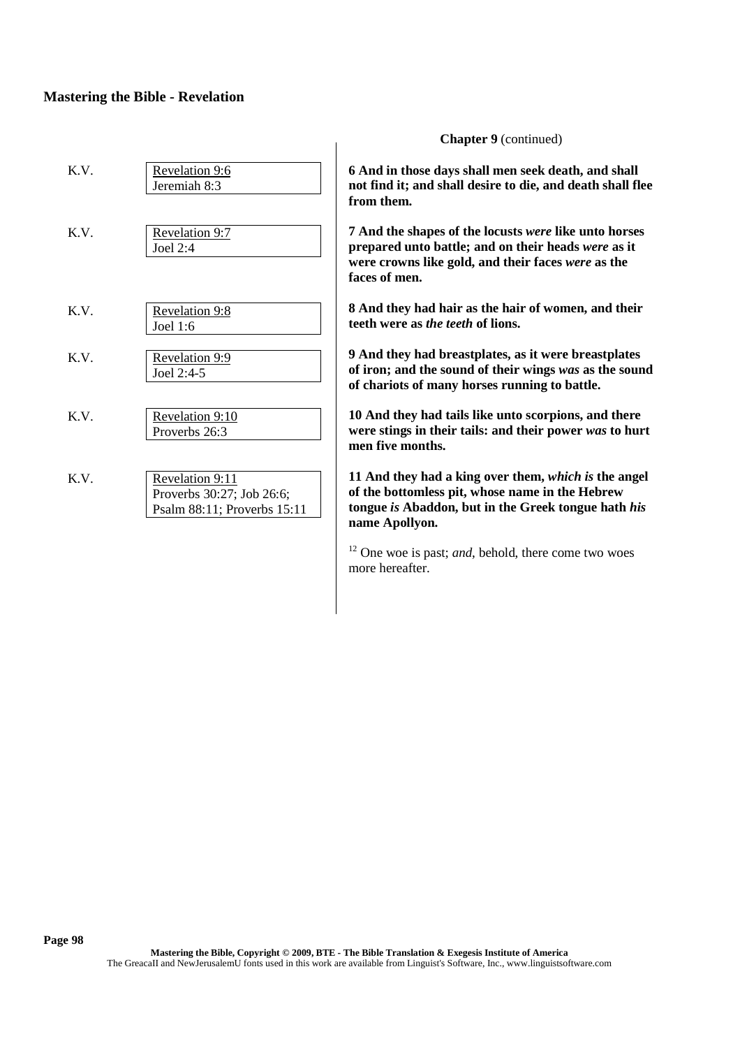**Chapter 9** (continued)

| | | |
|---|---|---|
| K.V. | Revelation 9:6<br>Jeremiah 8:3 | **6 And in those days shall men seek death, and shall not find it; and shall desire to die, and death shall flee from them.** |
| K.V. | Revelation 9:7<br>Joel 2:4 | **7 And the shapes of the locusts *were* like unto horses prepared unto battle; and on their heads *were* as it were crowns like gold, and their faces *were* as the faces of men.** |
| K.V. | Revelation 9:8<br>Joel 1:6 | **8 And they had hair as the hair of women, and their teeth were as *the teeth* of lions.** |
| K.V. | Revelation 9:9<br>Joel 2:4-5 | **9 And they had breastplates, as it were breastplates of iron; and the sound of their wings *was* as the sound of chariots of many horses running to battle.** |
| K.V. | Revelation 9:10<br>Proverbs 26:3 | **10 And they had tails like unto scorpions, and there were stings in their tails: and their power *was* to hurt men five months.** |
| K.V. | Revelation 9:11<br>Proverbs 30:27; Job 26:6; Psalm 88:11; Proverbs 15:11 | **11 And they had a king over them, *which is* the angel of the bottomless pit, whose name in the Hebrew tongue *is* Abaddon, but in the Greek tongue hath *his* name Apollyon.** |

12 One woe is past; *and*, behold, there come two woes more hereafter.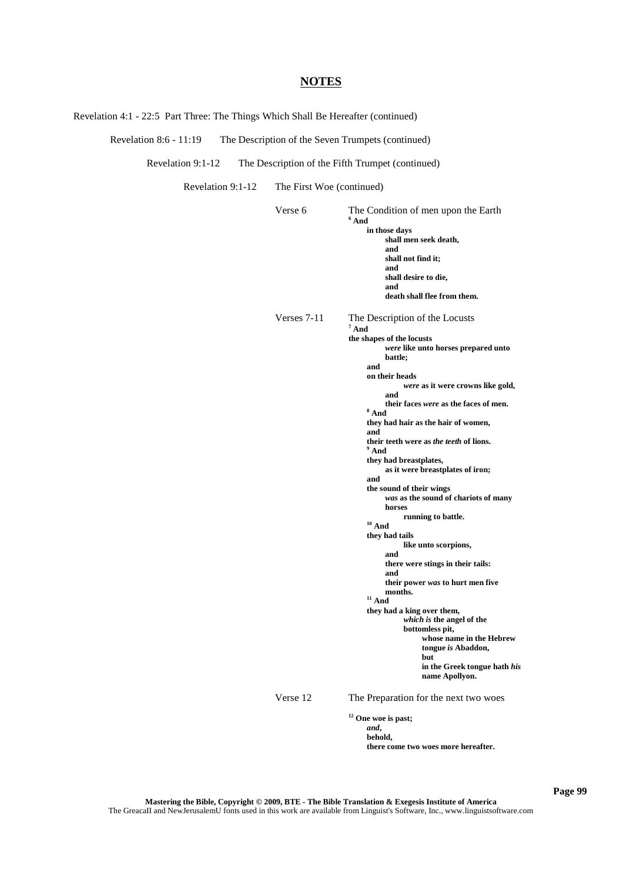## NOTES

Revelation 4:1 - 22:5 Part Three: The Things Which Shall Be Hereafter (continued)

Revelation 8:6 - 11:19 The Description of the Seven Trumpets (continued)

Revelation 9:1-12 The Description of the Fifth Trumpet (continued)

Revelation 9:1-12 The First Woe (continued)

Verse 6 The Condition of men upon the Earth

**[6] And**
**in those days**
**shall men seek death,**
**and**
**shall not find it;**
**and**
**shall desire to die,**
**and**
**death shall flee from them.**

Verses 7-11 The Description of the Locusts

**[7] And**
**the shapes of the locusts**
***were* like unto horses prepared unto battle;**
**and**
**on their heads**
***were* as it were crowns like gold,**
**and**
**their faces *were* as the faces of men.**
**[8] And**
**they had hair as the hair of women,**
**and**
**their teeth were as *the teeth* of lions.**
**[9] And**
**they had breastplates,**
**as it were breastplates of iron;**
**and**
**the sound of their wings**
***was* as the sound of chariots of many horses**
**running to battle.**
**[10] And**
**they had tails**
**like unto scorpions,**
**and**
**there were stings in their tails:**
**and**
**their power *was* to hurt men five months.**
**[11] And**
**they had a king over them,**
***which is* the angel of the bottomless pit,**
**whose name in the Hebrew tongue *is* Abaddon,**
**but**
**in the Greek tongue hath *his* name Apollyon.**

Verse 12 The Preparation for the next two woes

**[12] One woe is past;**
***and*,**
**behold,**
**there come two woes more hereafter.**

**Mastering the Bible, Copyright © 2009, BTE - The Bible Translation & Exegesis Institute of America**
The GreacaII and NewJerusalemU fonts used in this work are available from Linguist's Software, Inc., www.linguistsoftware.com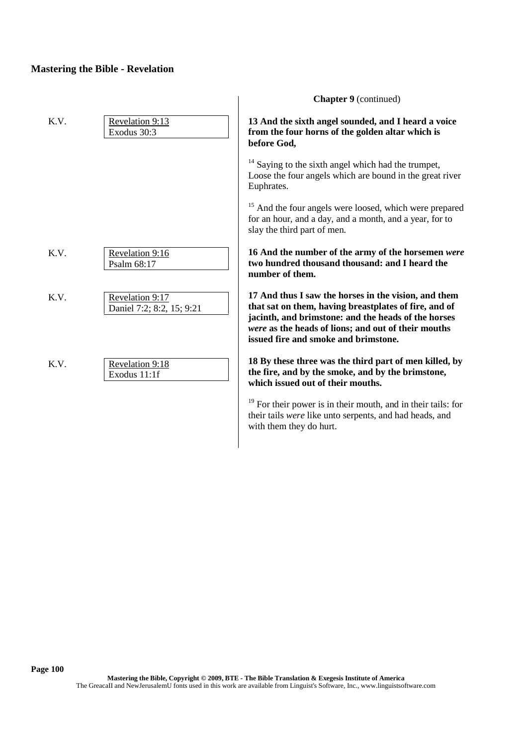**Chapter 9** (continued)

K.V. — Revelation 9:13; Exodus 30:3

**13 And the sixth angel sounded, and I heard a voice from the four horns of the golden altar which is before God,**

[14] Saying to the sixth angel which had the trumpet, Loose the four angels which are bound in the great river Euphrates.

[15] And the four angels were loosed, which were prepared for an hour, and a day, and a month, and a year, for to slay the third part of men.

K.V. — Revelation 9:16; Psalm 68:17

**16 And the number of the army of the horsemen *were* two hundred thousand thousand: and I heard the number of them.**

K.V. — Revelation 9:17; Daniel 7:2; 8:2, 15; 9:21

**17 And thus I saw the horses in the vision, and them that sat on them, having breastplates of fire, and of jacinth, and brimstone: and the heads of the horses *were* as the heads of lions; and out of their mouths issued fire and smoke and brimstone.**

K.V. — Revelation 9:18; Exodus 11:1f

**18 By these three was the third part of men killed, by the fire, and by the smoke, and by the brimstone, which issued out of their mouths.**

[19] For their power is in their mouth, and in their tails: for their tails *were* like unto serpents, and had heads, and with them they do hurt.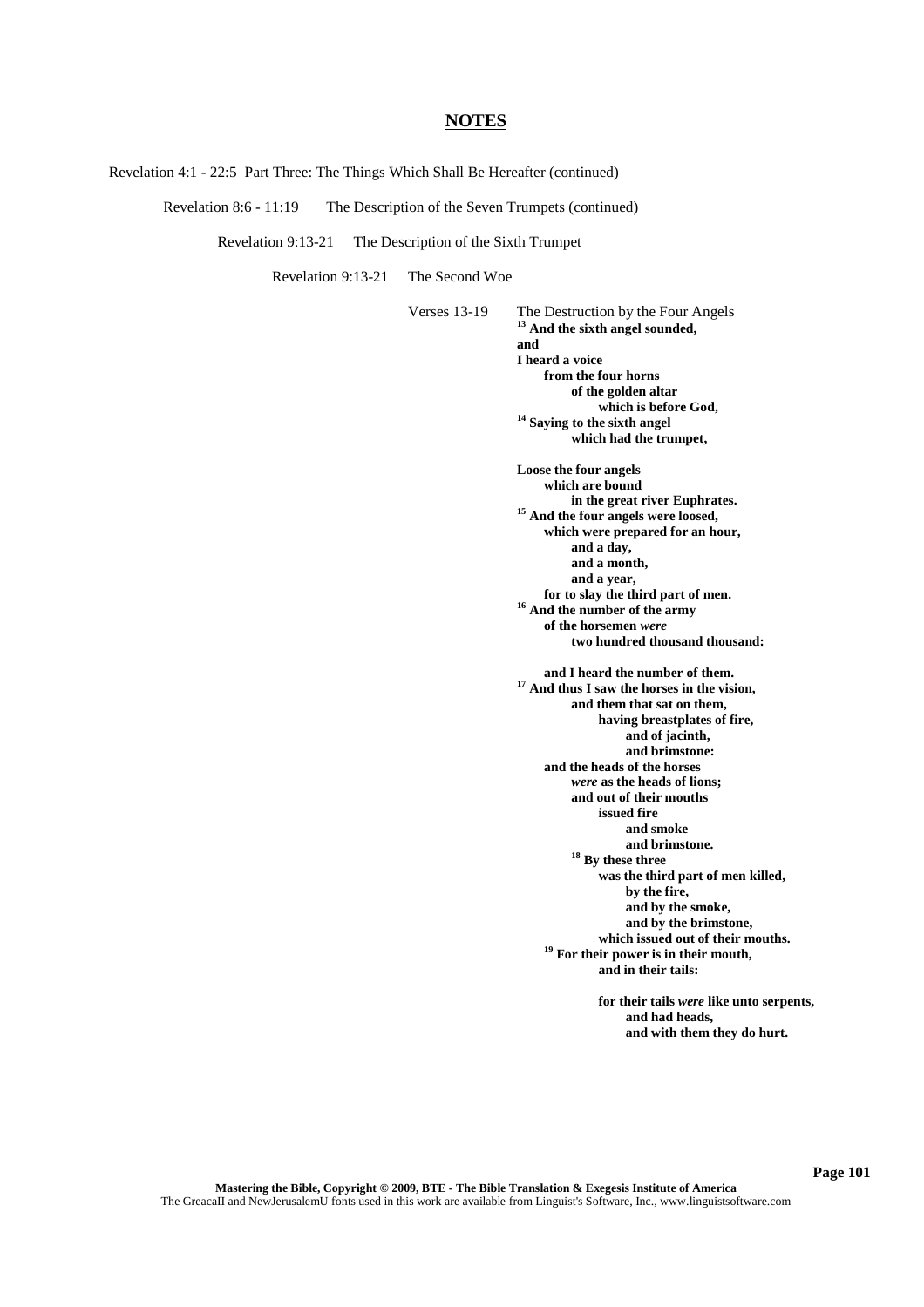## NOTES

Revelation 4:1 - 22:5 Part Three: The Things Which Shall Be Hereafter (continued)

Revelation 8:6 - 11:19 The Description of the Seven Trumpets (continued)

Revelation 9:13-21 The Description of the Sixth Trumpet

Revelation 9:13-21 The Second Woe

Verses 13-19 The Destruction by the Four Angels

**[13] And the sixth angel sounded,**
**and**
**I heard a voice**
**from the four horns**
**of the golden altar**
**which is before God,**
**[14] Saying to the sixth angel**
**which had the trumpet,**

**Loose the four angels**
**which are bound**
**in the great river Euphrates.**
**[15] And the four angels were loosed,**
**which were prepared for an hour,**
**and a day,**
**and a month,**
**and a year,**
**for to slay the third part of men.**
**[16] And the number of the army**
**of the horsemen *were***
**two hundred thousand thousand:**

**and I heard the number of them.**
**[17] And thus I saw the horses in the vision,**
**and them that sat on them,**
**having breastplates of fire,**
**and of jacinth,**
**and brimstone:**
**and the heads of the horses**
***were* as the heads of lions;**
**and out of their mouths**
**issued fire**
**and smoke**
**and brimstone.**
**[18] By these three**
**was the third part of men killed,**
**by the fire,**
**and by the smoke,**
**and by the brimstone,**
**which issued out of their mouths.**
**[19] For their power is in their mouth,**
**and in their tails:**

**for their tails *were* like unto serpents,**
**and had heads,**
**and with them they do hurt.**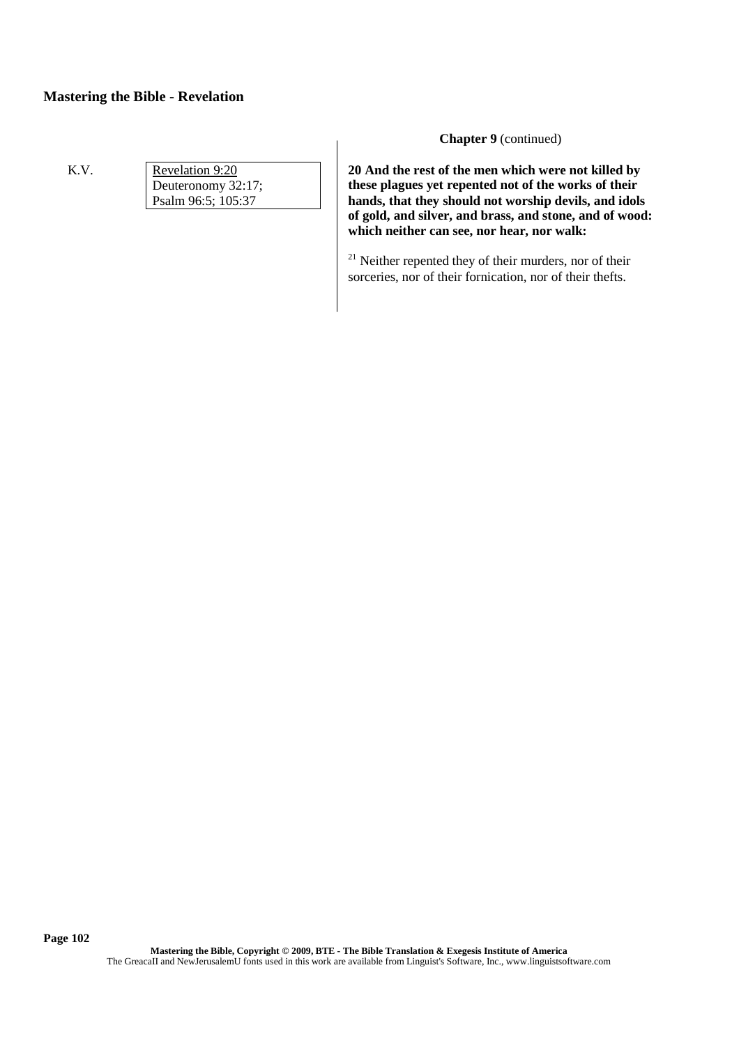K.V.

Revelation 9:20
Deuteronomy 32:17;
Psalm 96:5; 105:37

**Chapter 9** (continued)

**20 And the rest of the men which were not killed by these plagues yet repented not of the works of their hands, that they should not worship devils, and idols of gold, and silver, and brass, and stone, and of wood: which neither can see, nor hear, nor walk:**

[21] Neither repented they of their murders, nor of their sorceries, nor of their fornication, nor of their thefts.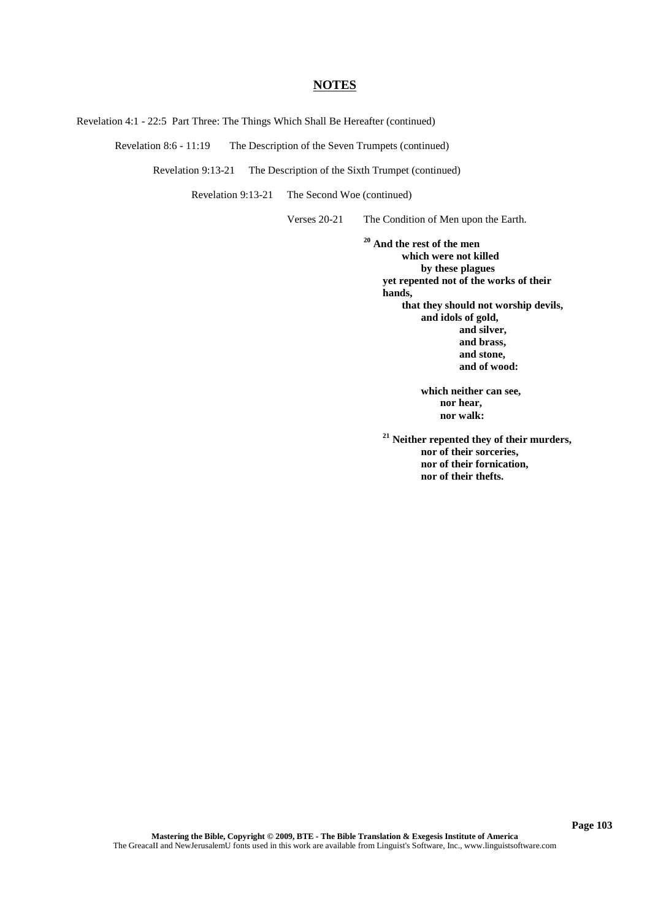## NOTES

Revelation 4:1 - 22:5 Part Three: The Things Which Shall Be Hereafter (continued)

Revelation 8:6 - 11:19 The Description of the Seven Trumpets (continued)

Revelation 9:13-21 The Description of the Sixth Trumpet (continued)

Revelation 9:13-21 The Second Woe (continued)

Verses 20-21 The Condition of Men upon the Earth.

**[20] And the rest of the men**
**which were not killed**
**by these plagues**
**yet repented not of the works of their hands,**
**that they should not worship devils,**
**and idols of gold,**
**and silver,**
**and brass,**
**and stone,**
**and of wood:**

**which neither can see,**
**nor hear,**
**nor walk:**

**[21] Neither repented they of their murders,**
**nor of their sorceries,**
**nor of their fornication,**
**nor of their thefts.**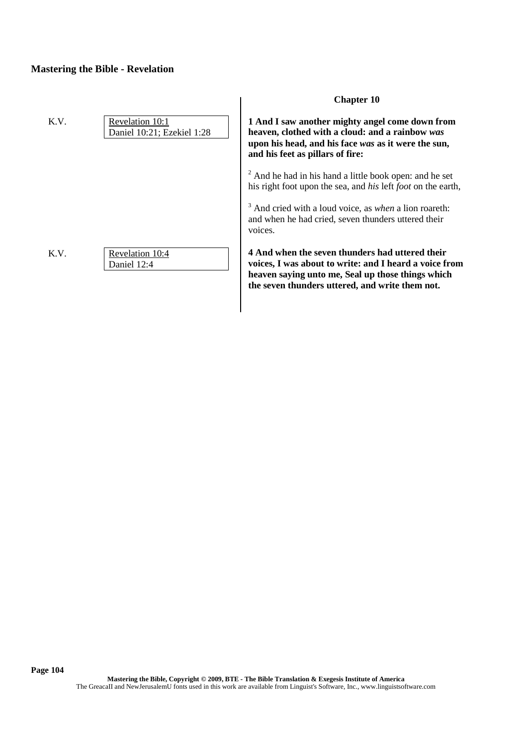**Mastering the Bible - Revelation**

### Chapter 10

K.V. — Revelation 10:1
Daniel 10:21; Ezekiel 1:28

**1 And I saw another mighty angel come down from heaven, clothed with a cloud: and a rainbow *was* upon his head, and his face *was* as it were the sun, and his feet as pillars of fire:**

2 And he had in his hand a little book open: and he set his right foot upon the sea, and *his* left *foot* on the earth,

3 And cried with a loud voice, as *when* a lion roareth: and when he had cried, seven thunders uttered their voices.

K.V. — Revelation 10:4
Daniel 12:4

**4 And when the seven thunders had uttered their voices, I was about to write: and I heard a voice from heaven saying unto me, Seal up those things which the seven thunders uttered, and write them not.**

**Mastering the Bible, Copyright © 2009, BTE - The Bible Translation & Exegesis Institute of America**
The GreacaII and NewJerusalemU fonts used in this work are available from Linguist's Software, Inc., www.linguistsoftware.com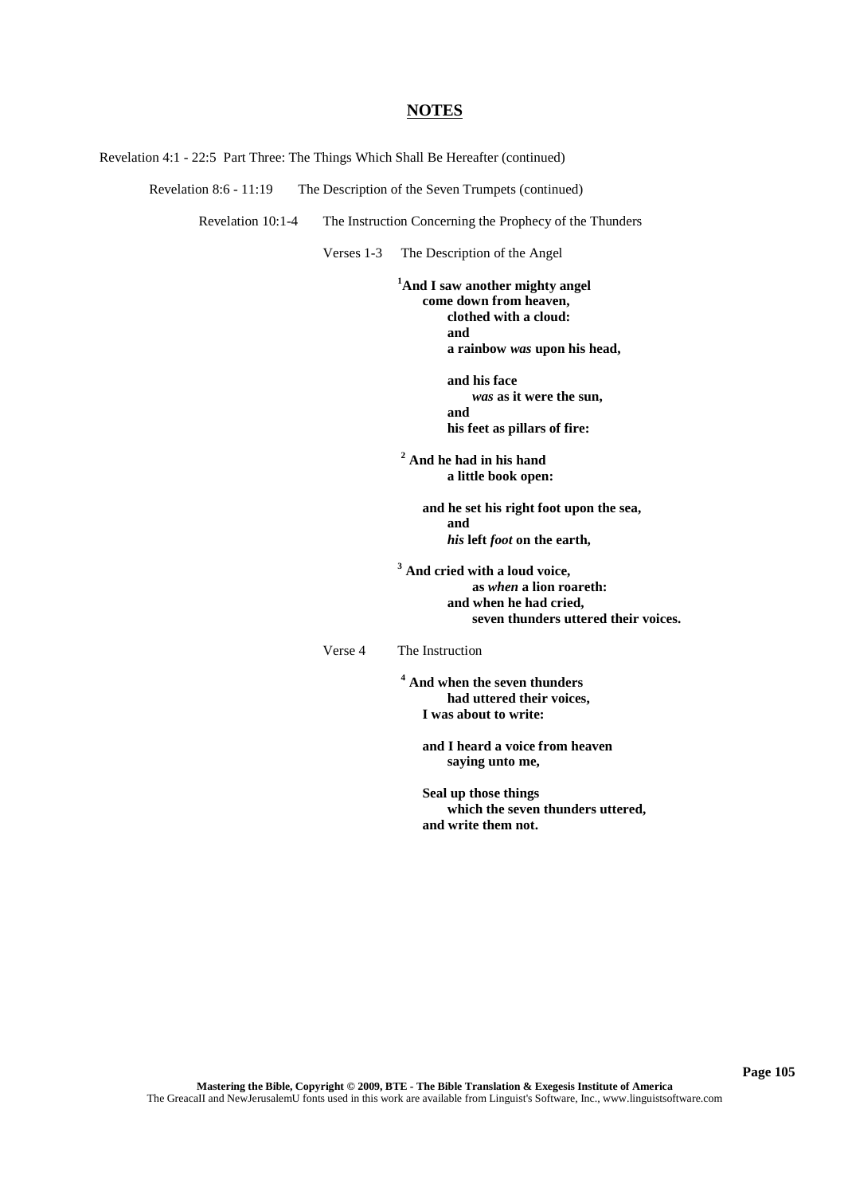# NOTES

Revelation 4:1 - 22:5 Part Three: The Things Which Shall Be Hereafter (continued)

Revelation 8:6 - 11:19 The Description of the Seven Trumpets (continued)

Revelation 10:1-4 The Instruction Concerning the Prophecy of the Thunders

Verses 1-3 The Description of the Angel

**[1]And I saw another mighty angel**
**come down from heaven,**
**clothed with a cloud:**
**and**
**a rainbow *was* upon his head,**

**and his face**
***was* as it were the sun,**
**and**
**his feet as pillars of fire:**

**[2] And he had in his hand**
**a little book open:**

**and he set his right foot upon the sea,**
**and**
***his* left *foot* on the earth,**

**[3] And cried with a loud voice,**
**as *when* a lion roareth:**
**and when he had cried,**
**seven thunders uttered their voices.**

Verse 4 The Instruction

**[4] And when the seven thunders**
**had uttered their voices,**
**I was about to write:**

**and I heard a voice from heaven**
**saying unto me,**

**Seal up those things**
**which the seven thunders uttered,**
**and write them not.**

**Mastering the Bible, Copyright © 2009, BTE - The Bible Translation & Exegesis Institute of America**
The GreacaII and NewJerusalemU fonts used in this work are available from Linguist's Software, Inc., www.linguistsoftware.com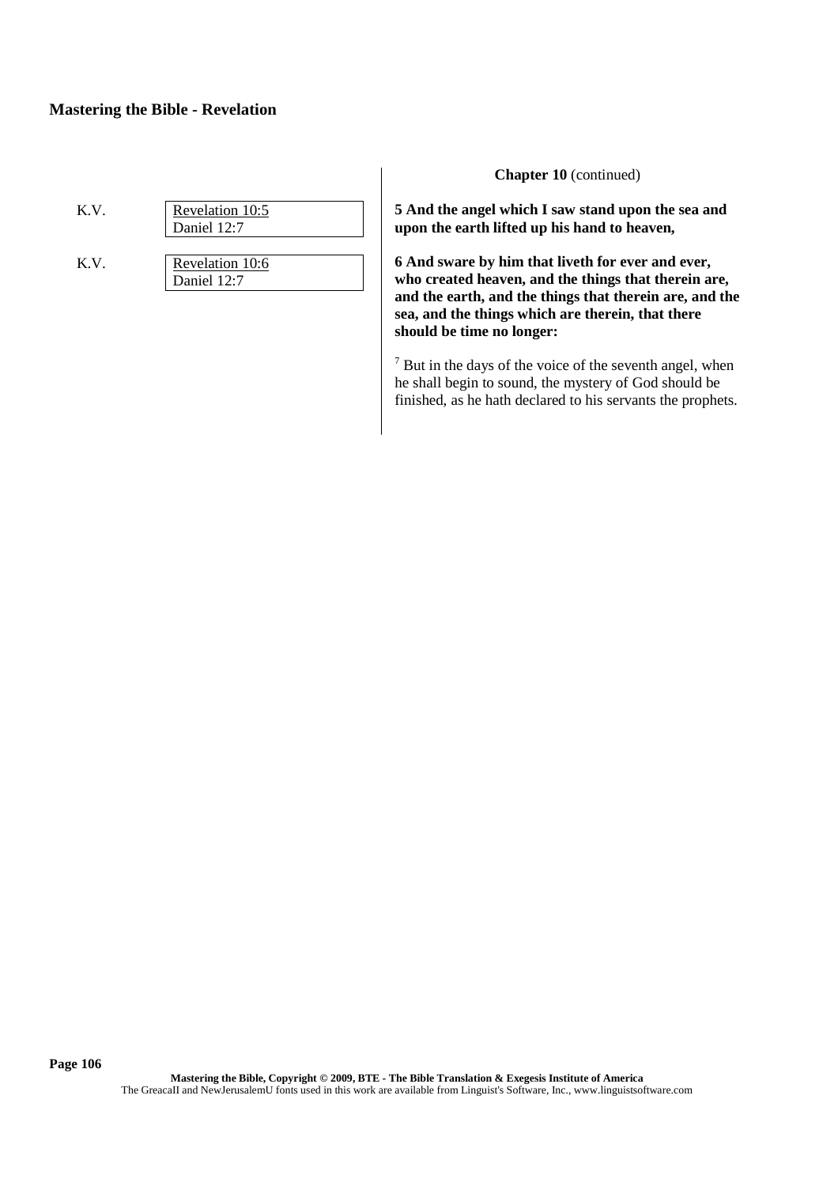**Chapter 10** (continued)

K.V. — Revelation 10:5, Daniel 12:7

**5 And the angel which I saw stand upon the sea and upon the earth lifted up his hand to heaven,**

K.V. — Revelation 10:6, Daniel 12:7

**6 And sware by him that liveth for ever and ever, who created heaven, and the things that therein are, and the earth, and the things that therein are, and the sea, and the things which are therein, that there should be time no longer:**

7 But in the days of the voice of the seventh angel, when he shall begin to sound, the mystery of God should be finished, as he hath declared to his servants the prophets.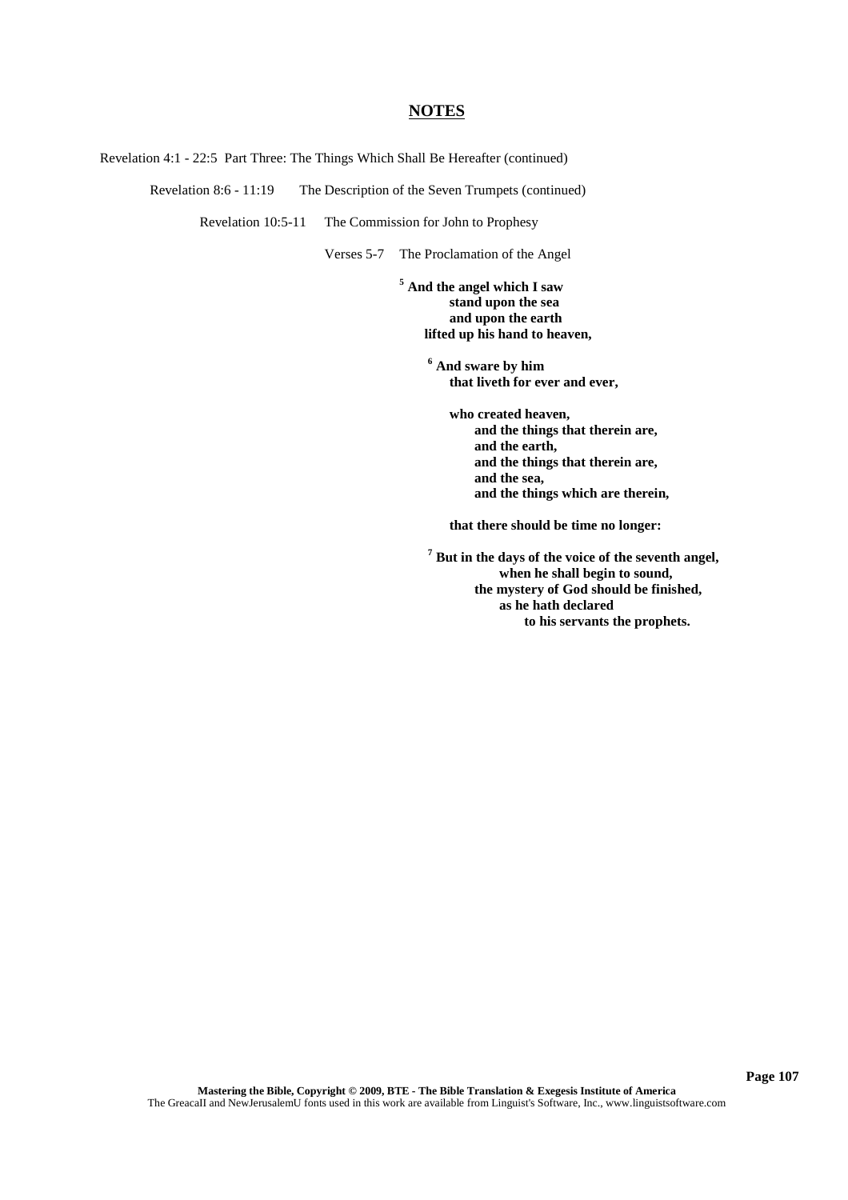## NOTES

Revelation 4:1 - 22:5 Part Three: The Things Which Shall Be Hereafter (continued)

Revelation 8:6 - 11:19 The Description of the Seven Trumpets (continued)

Revelation 10:5-11 The Commission for John to Prophesy

Verses 5-7 The Proclamation of the Angel

**[5] And the angel which I saw**
**stand upon the sea**
**and upon the earth**
**lifted up his hand to heaven,**

**[6] And sware by him**
**that liveth for ever and ever,**

**who created heaven,**
**and the things that therein are,**
**and the earth,**
**and the things that therein are,**
**and the sea,**
**and the things which are therein,**

**that there should be time no longer:**

**[7] But in the days of the voice of the seventh angel,**
**when he shall begin to sound,**
**the mystery of God should be finished,**
**as he hath declared**
**to his servants the prophets.**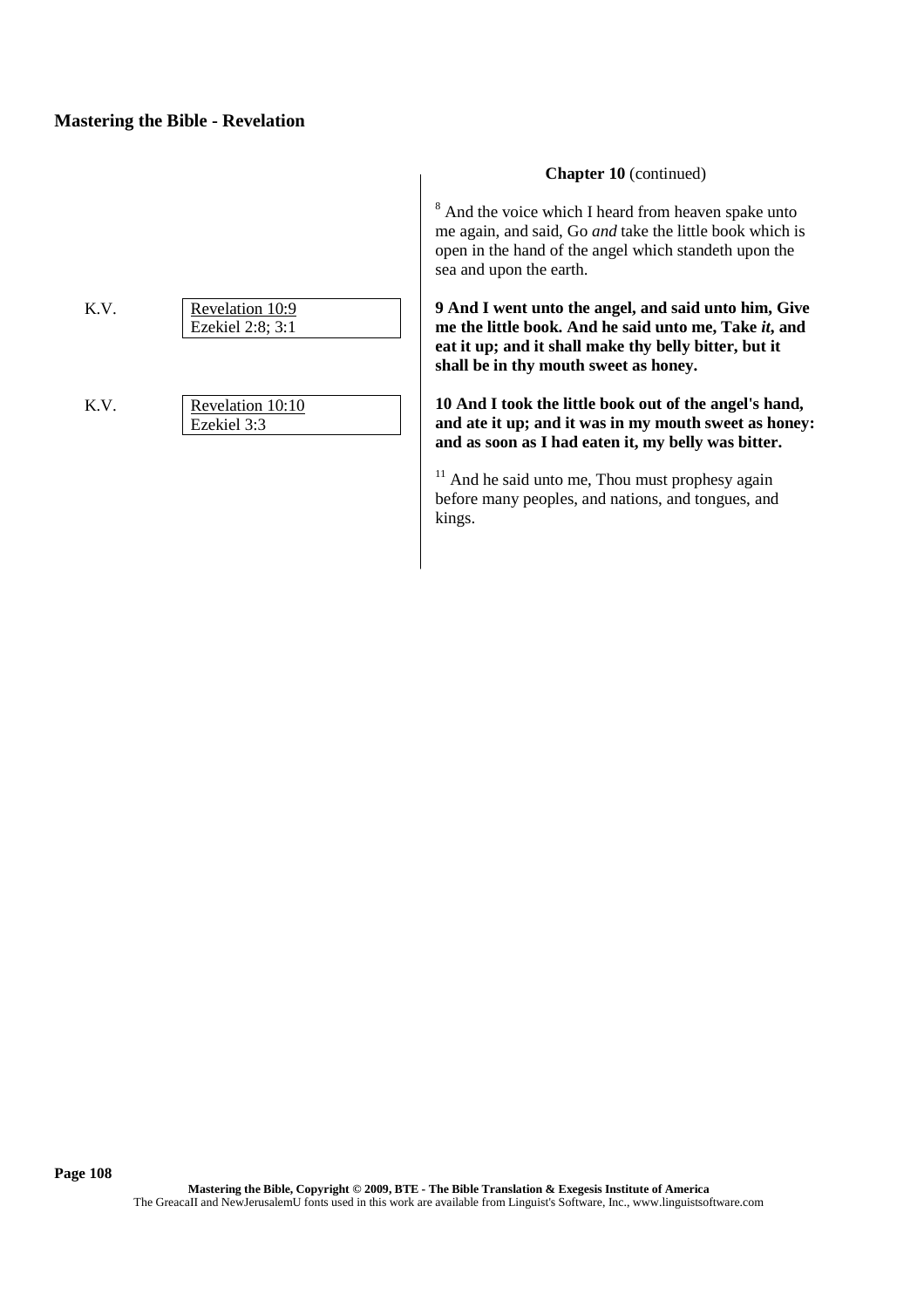**Chapter 10** (continued)

[8] And the voice which I heard from heaven spake unto me again, and said, Go *and* take the little book which is open in the hand of the angel which standeth upon the sea and upon the earth.

K.V. — Revelation 10:9; Ezekiel 2:8; 3:1

**9 And I went unto the angel, and said unto him, Give me the little book. And he said unto me, Take *it*, and eat it up; and it shall make thy belly bitter, but it shall be in thy mouth sweet as honey.**

K.V. — Revelation 10:10; Ezekiel 3:3

**10 And I took the little book out of the angel's hand, and ate it up; and it was in my mouth sweet as honey: and as soon as I had eaten it, my belly was bitter.**

[11] And he said unto me, Thou must prophesy again before many peoples, and nations, and tongues, and kings.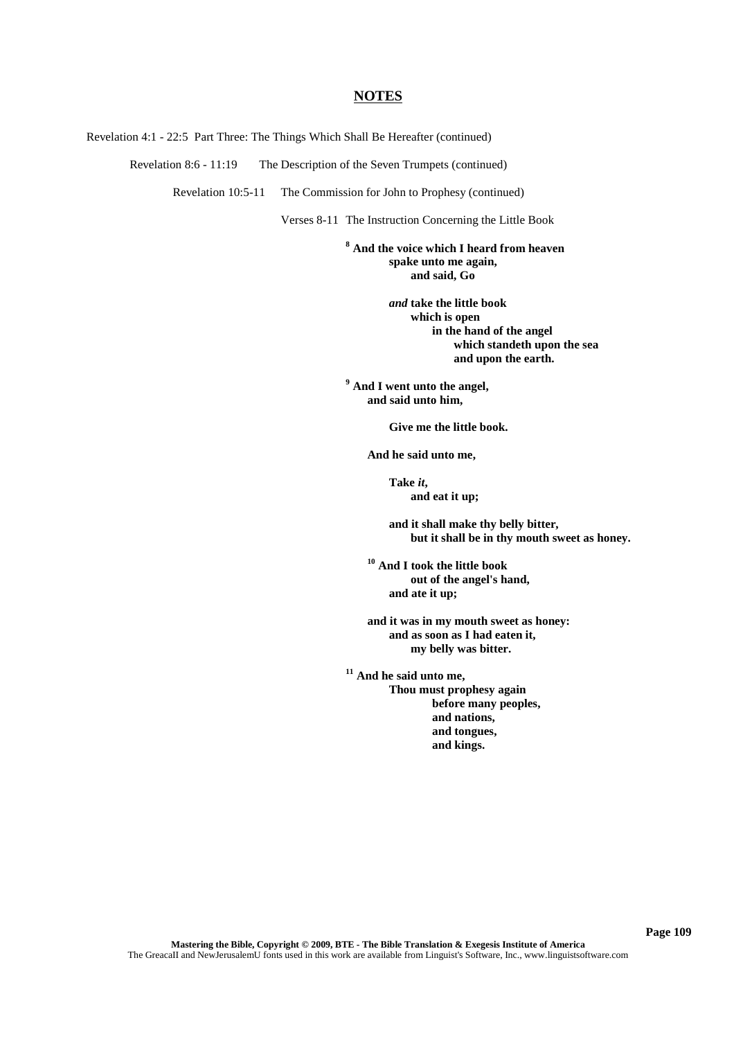# NOTES

Revelation 4:1 - 22:5 Part Three: The Things Which Shall Be Hereafter (continued)

Revelation 8:6 - 11:19 The Description of the Seven Trumpets (continued)

Revelation 10:5-11 The Commission for John to Prophesy (continued)

Verses 8-11 The Instruction Concerning the Little Book

**[8] And the voice which I heard from heaven**
**spake unto me again,**
**and said, Go**

***and* take the little book**
**which is open**
**in the hand of the angel**
**which standeth upon the sea**
**and upon the earth.**

**[9] And I went unto the angel,**
**and said unto him,**

**Give me the little book.**

**And he said unto me,**

**Take *it*,**
**and eat it up;**

**and it shall make thy belly bitter,**
**but it shall be in thy mouth sweet as honey.**

**[10] And I took the little book**
**out of the angel's hand,**
**and ate it up;**

**and it was in my mouth sweet as honey:**
**and as soon as I had eaten it,**
**my belly was bitter.**

**[11] And he said unto me,**
**Thou must prophesy again**
**before many peoples,**
**and nations,**
**and tongues,**
**and kings.**

**Mastering the Bible, Copyright © 2009, BTE - The Bible Translation & Exegesis Institute of America**
The GreacaII and NewJerusalemU fonts used in this work are available from Linguist's Software, Inc., www.linguistsoftware.com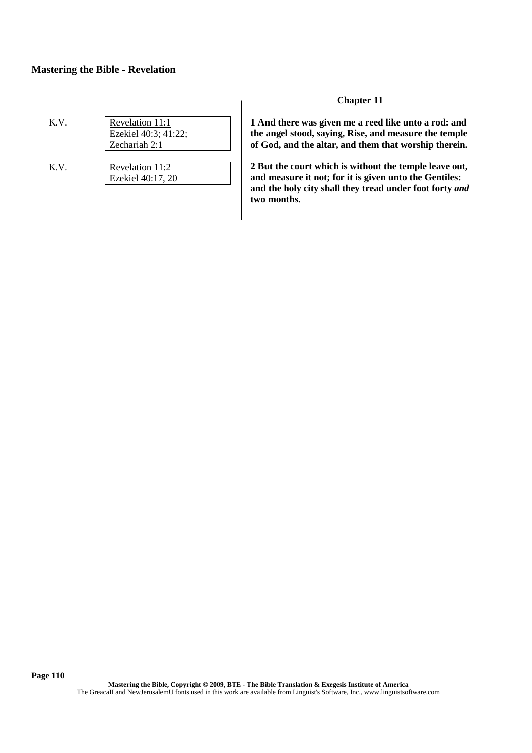### Chapter 11

K.V. — Revelation 11:1; Ezekiel 40:3; 41:22; Zechariah 2:1

**1 And there was given me a reed like unto a rod: and the angel stood, saying, Rise, and measure the temple of God, and the altar, and them that worship therein.**

K.V. — Revelation 11:2; Ezekiel 40:17, 20

**2 But the court which is without the temple leave out, and measure it not; for it is given unto the Gentiles: and the holy city shall they tread under foot forty *and* two months.**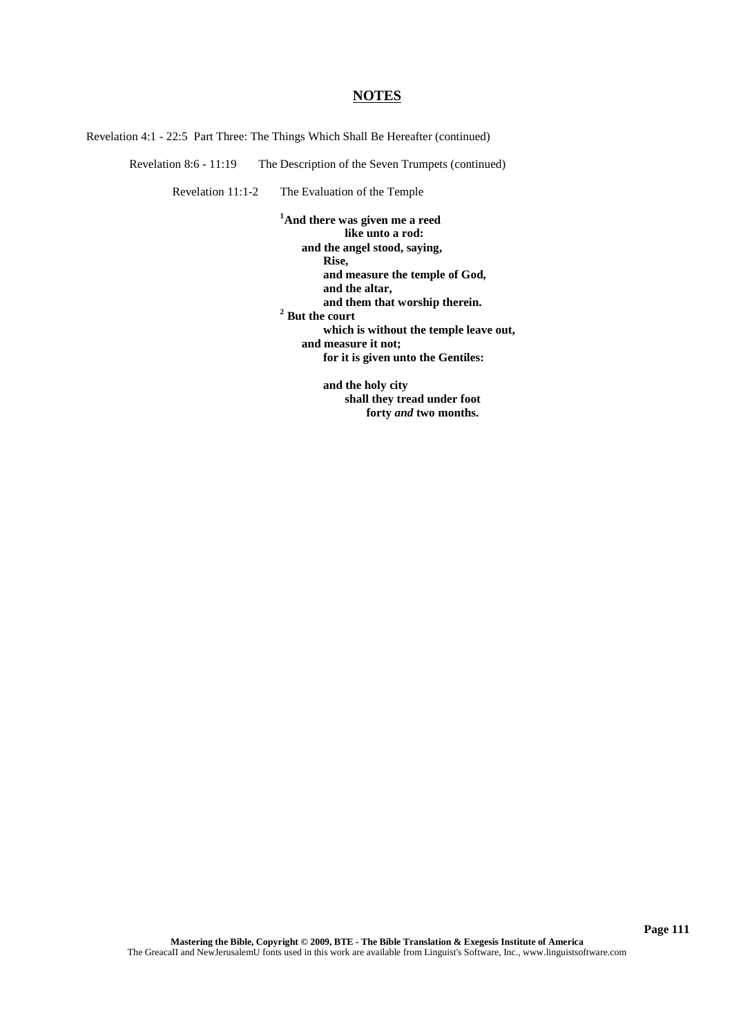## NOTES

Revelation 4:1 - 22:5 Part Three: The Things Which Shall Be Hereafter (continued)

Revelation 8:6 - 11:19 The Description of the Seven Trumpets (continued)

Revelation 11:1-2 The Evaluation of the Temple

**[1]And there was given me a reed**
**like unto a rod:**
**and the angel stood, saying,**
**Rise,**
**and measure the temple of God,**
**and the altar,**
**and them that worship therein.**
**[2] But the court**
**which is without the temple leave out,**
**and measure it not;**
**for it is given unto the Gentiles:**

**and the holy city**
**shall they tread under foot**
**forty *and* two months.**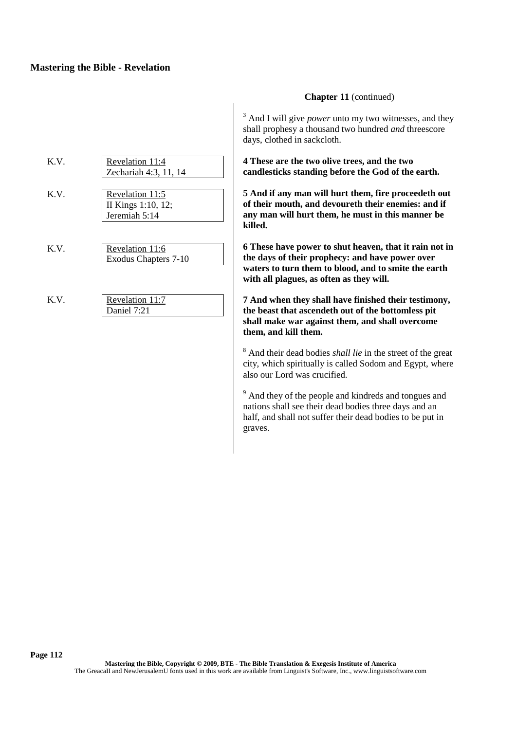**Chapter 11** (continued)

[3] And I will give *power* unto my two witnesses, and they shall prophesy a thousand two hundred *and* threescore days, clothed in sackcloth.

K.V. — Revelation 11:4; Zechariah 4:3, 11, 14

**4 These are the two olive trees, and the two candlesticks standing before the God of the earth.**

K.V. — Revelation 11:5; II Kings 1:10, 12; Jeremiah 5:14

**5 And if any man will hurt them, fire proceedeth out of their mouth, and devoureth their enemies: and if any man will hurt them, he must in this manner be killed.**

K.V. — Revelation 11:6; Exodus Chapters 7-10

**6 These have power to shut heaven, that it rain not in the days of their prophecy: and have power over waters to turn them to blood, and to smite the earth with all plagues, as often as they will.**

K.V. — Revelation 11:7; Daniel 7:21

**7 And when they shall have finished their testimony, the beast that ascendeth out of the bottomless pit shall make war against them, and shall overcome them, and kill them.**

[8] And their dead bodies *shall lie* in the street of the great city, which spiritually is called Sodom and Egypt, where also our Lord was crucified.

[9] And they of the people and kindreds and tongues and nations shall see their dead bodies three days and an half, and shall not suffer their dead bodies to be put in graves.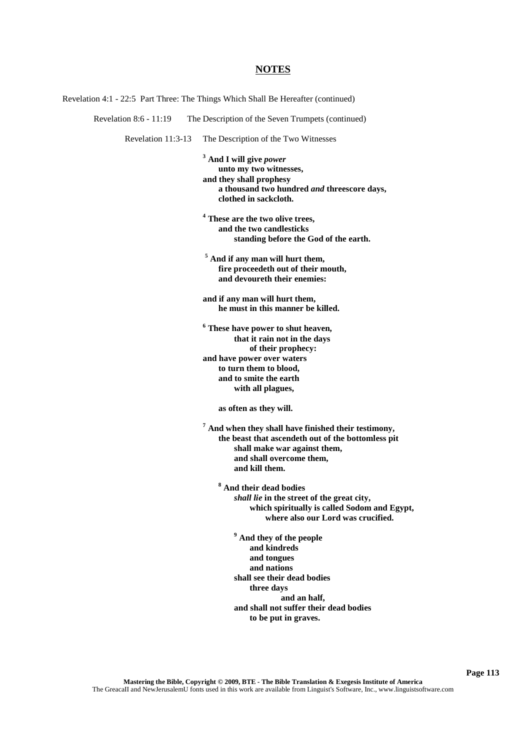# NOTES

Revelation 4:1 - 22:5  Part Three: The Things Which Shall Be Hereafter (continued)

Revelation 8:6 - 11:19  The Description of the Seven Trumpets (continued)

Revelation 11:3-13  The Description of the Two Witnesses

**[3] And I will give *power***
**unto my two witnesses,**
**and they shall prophesy**
**a thousand two hundred *and* threescore days,**
**clothed in sackcloth.**

**[4] These are the two olive trees,**
**and the two candlesticks**
**standing before the God of the earth.**

**[5] And if any man will hurt them,**
**fire proceedeth out of their mouth,**
**and devoureth their enemies:**

**and if any man will hurt them,**
**he must in this manner be killed.**

**[6] These have power to shut heaven,**
**that it rain not in the days**
**of their prophecy:**
**and have power over waters**
**to turn them to blood,**
**and to smite the earth**
**with all plagues,**

**as often as they will.**

**[7] And when they shall have finished their testimony,**
**the beast that ascendeth out of the bottomless pit**
**shall make war against them,**
**and shall overcome them,**
**and kill them.**

**[8] And their dead bodies**
***shall lie* in the street of the great city,**
**which spiritually is called Sodom and Egypt,**
**where also our Lord was crucified.**

**[9] And they of the people**
**and kindreds**
**and tongues**
**and nations**
**shall see their dead bodies**
**three days**
**and an half,**
**and shall not suffer their dead bodies**
**to be put in graves.**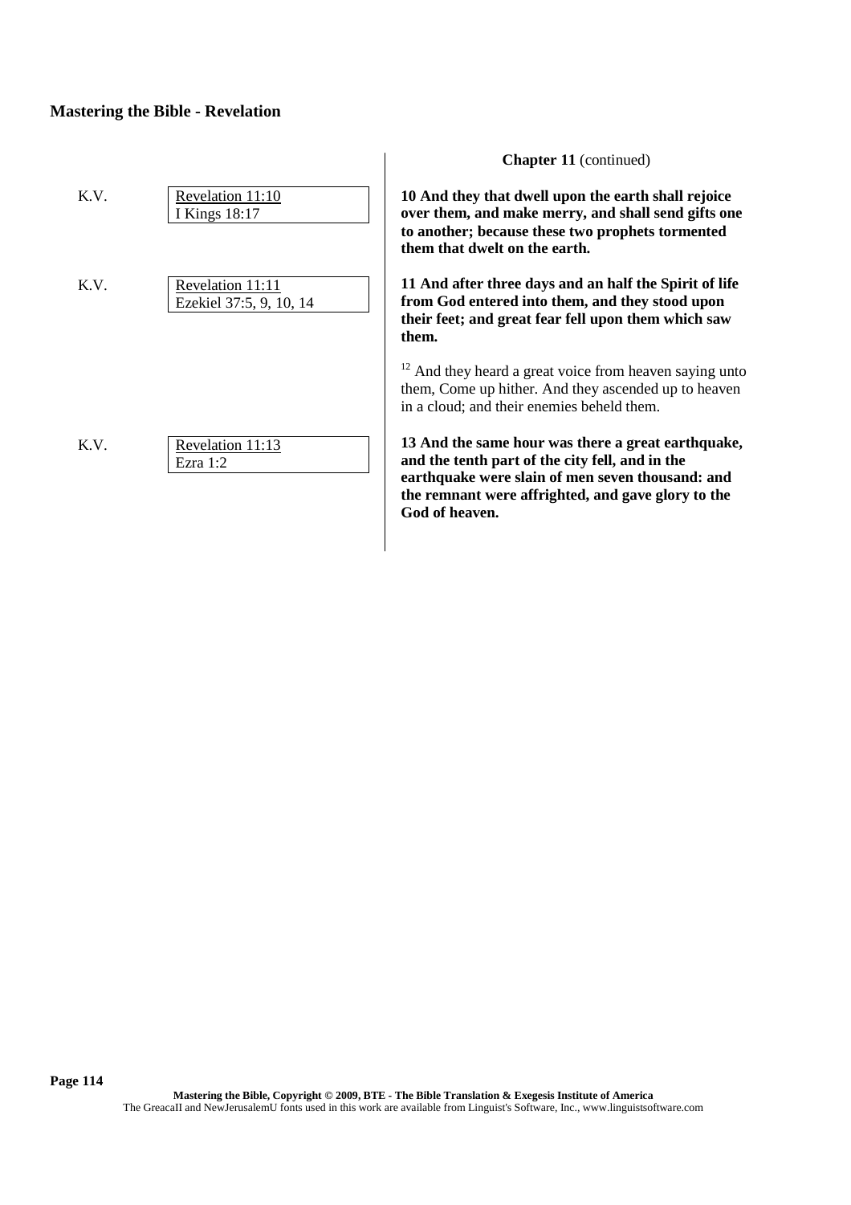**Chapter 11** (continued)

K.V. — Revelation 11:10 / I Kings 18:17

**10 And they that dwell upon the earth shall rejoice over them, and make merry, and shall send gifts one to another; because these two prophets tormented them that dwelt on the earth.**

K.V. — Revelation 11:11 / Ezekiel 37:5, 9, 10, 14

**11 And after three days and an half the Spirit of life from God entered into them, and they stood upon their feet; and great fear fell upon them which saw them.**

12 And they heard a great voice from heaven saying unto them, Come up hither. And they ascended up to heaven in a cloud; and their enemies beheld them.

K.V. — Revelation 11:13 / Ezra 1:2

**13 And the same hour was there a great earthquake, and the tenth part of the city fell, and in the earthquake were slain of men seven thousand: and the remnant were affrighted, and gave glory to the God of heaven.**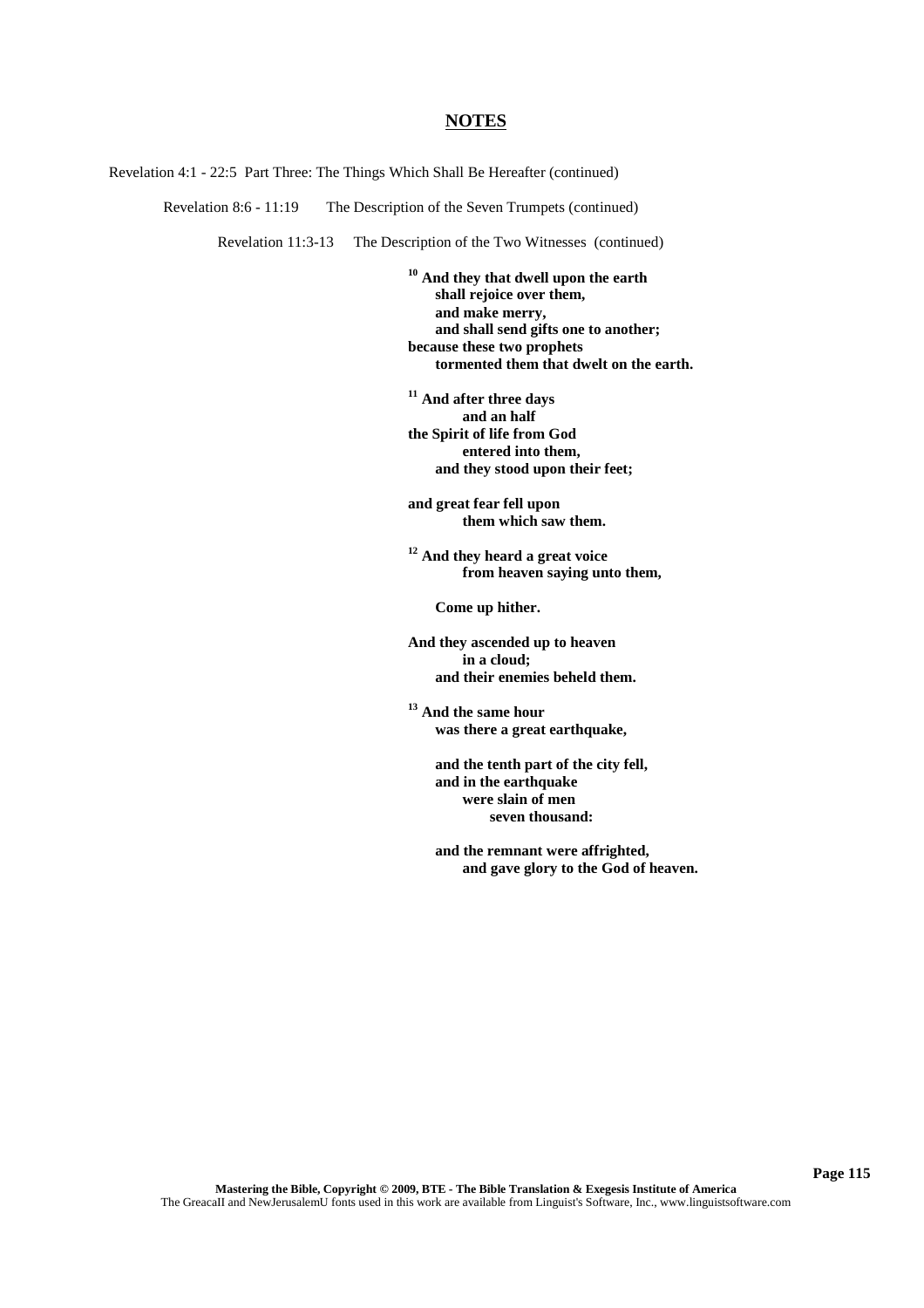## NOTES

Revelation 4:1 - 22:5 Part Three: The Things Which Shall Be Hereafter (continued)

Revelation 8:6 - 11:19 The Description of the Seven Trumpets (continued)

Revelation 11:3-13 The Description of the Two Witnesses (continued)

**[10] And they that dwell upon the earth**
**shall rejoice over them,**
**and make merry,**
**and shall send gifts one to another;**
**because these two prophets**
**tormented them that dwelt on the earth.**

**[11] And after three days**
**and an half**
**the Spirit of life from God**
**entered into them,**
**and they stood upon their feet;**

**and great fear fell upon**
**them which saw them.**

**[12] And they heard a great voice**
**from heaven saying unto them,**

**Come up hither.**

**And they ascended up to heaven**
**in a cloud;**
**and their enemies beheld them.**

**[13] And the same hour**
**was there a great earthquake,**

**and the tenth part of the city fell,**
**and in the earthquake**
**were slain of men**
**seven thousand:**

**and the remnant were affrighted,**
**and gave glory to the God of heaven.**

**Mastering the Bible, Copyright © 2009, BTE - The Bible Translation & Exegesis Institute of America**
The GreacaII and NewJerusalemU fonts used in this work are available from Linguist's Software, Inc., www.linguistsoftware.com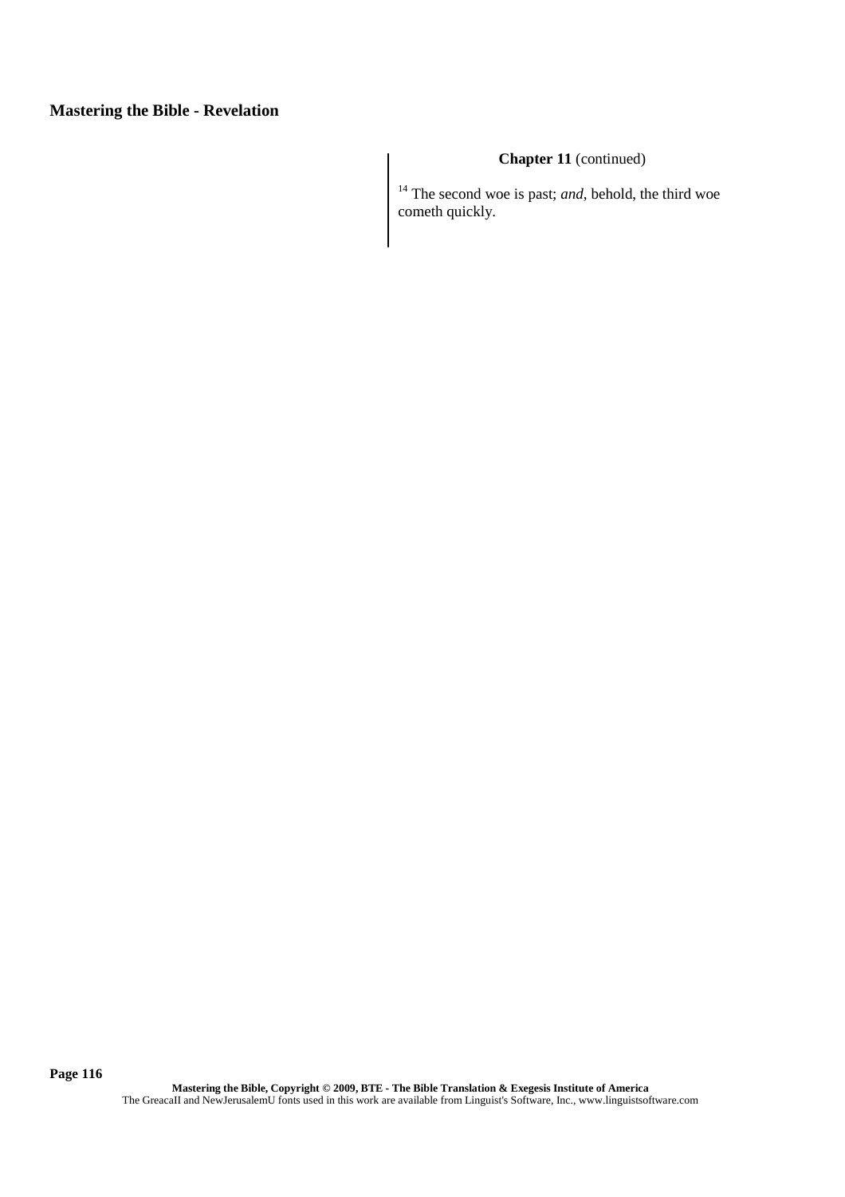**Chapter 11** (continued)

[14] The second woe is past; *and*, behold, the third woe cometh quickly.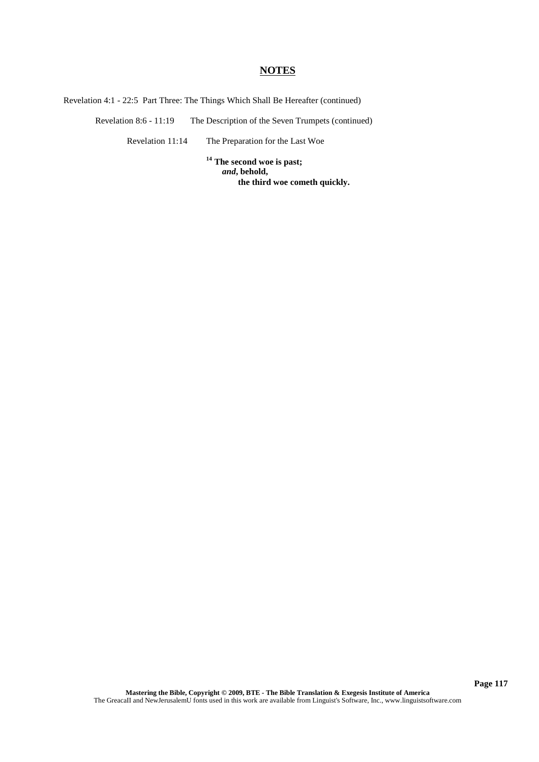## NOTES

Revelation 4:1 - 22:5 Part Three: The Things Which Shall Be Hereafter (continued)

Revelation 8:6 - 11:19 The Description of the Seven Trumpets (continued)

Revelation 11:14 The Preparation for the Last Woe

[14] **The second woe is past;**
***and*, behold,**
**the third woe cometh quickly.**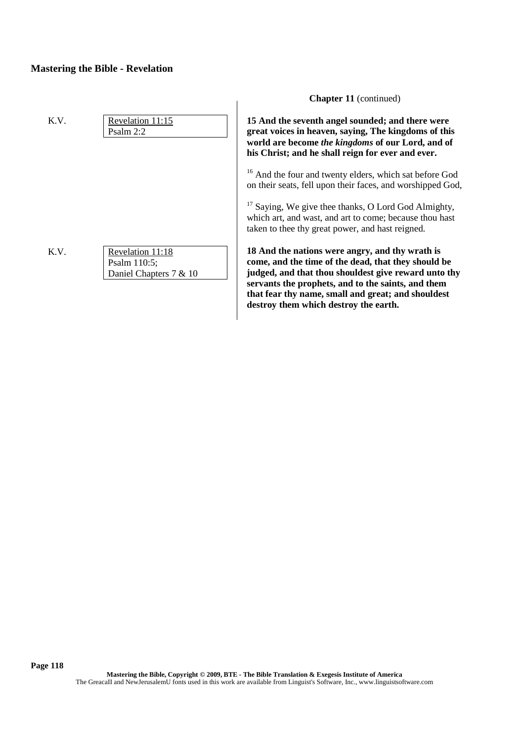**Chapter 11** (continued)

K.V. — Revelation 11:15; Psalm 2:2

**15 And the seventh angel sounded; and there were great voices in heaven, saying, The kingdoms of this world are become *the kingdoms* of our Lord, and of his Christ; and he shall reign for ever and ever.**

16 And the four and twenty elders, which sat before God on their seats, fell upon their faces, and worshipped God,

17 Saying, We give thee thanks, O Lord God Almighty, which art, and wast, and art to come; because thou hast taken to thee thy great power, and hast reigned.

K.V. — Revelation 11:18; Psalm 110:5; Daniel Chapters 7 & 10

**18 And the nations were angry, and thy wrath is come, and the time of the dead, that they should be judged, and that thou shouldest give reward unto thy servants the prophets, and to the saints, and them that fear thy name, small and great; and shouldest destroy them which destroy the earth.**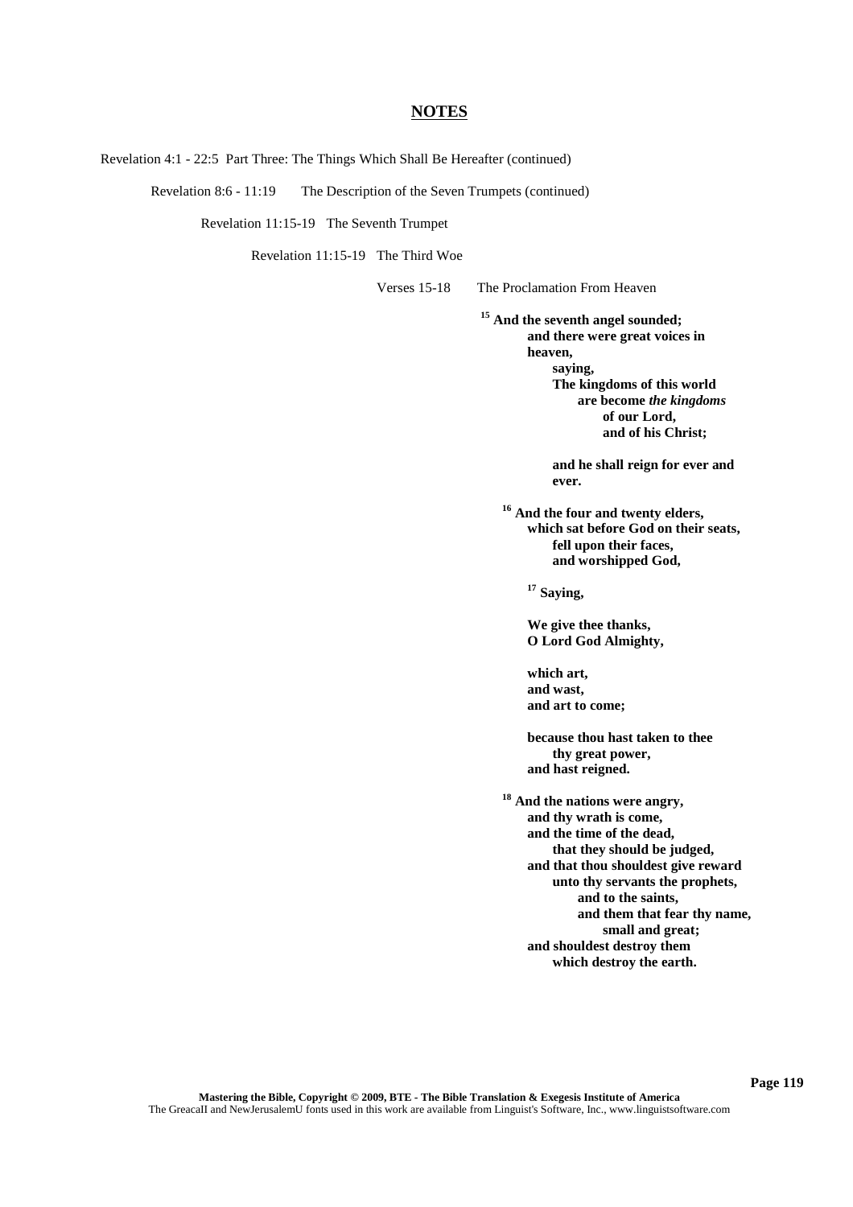## NOTES

Revelation 4:1 - 22:5 Part Three: The Things Which Shall Be Hereafter (continued)

Revelation 8:6 - 11:19 The Description of the Seven Trumpets (continued)

Revelation 11:15-19 The Seventh Trumpet

Revelation 11:15-19 The Third Woe

Verses 15-18 The Proclamation From Heaven

**[15] And the seventh angel sounded;**
**and there were great voices in heaven,**
**saying,**
**The kingdoms of this world**
**are become *the kingdoms***
**of our Lord,**
**and of his Christ;**

**and he shall reign for ever and ever.**

**[16] And the four and twenty elders,**
**which sat before God on their seats,**
**fell upon their faces,**
**and worshipped God,**

**[17] Saying,**

**We give thee thanks,**
**O Lord God Almighty,**

**which art,**
**and wast,**
**and art to come;**

**because thou hast taken to thee**
**thy great power,**
**and hast reigned.**

**[18] And the nations were angry,**
**and thy wrath is come,**
**and the time of the dead,**
**that they should be judged,**
**and that thou shouldest give reward**
**unto thy servants the prophets,**
**and to the saints,**
**and them that fear thy name,**
**small and great;**
**and shouldest destroy them**
**which destroy the earth.**

Mastering the Bible, Copyright © 2009, BTE - The Bible Translation & Exegesis Institute of America
The GreacaII and NewJerusalemU fonts used in this work are available from Linguist's Software, Inc., www.linguistsoftware.com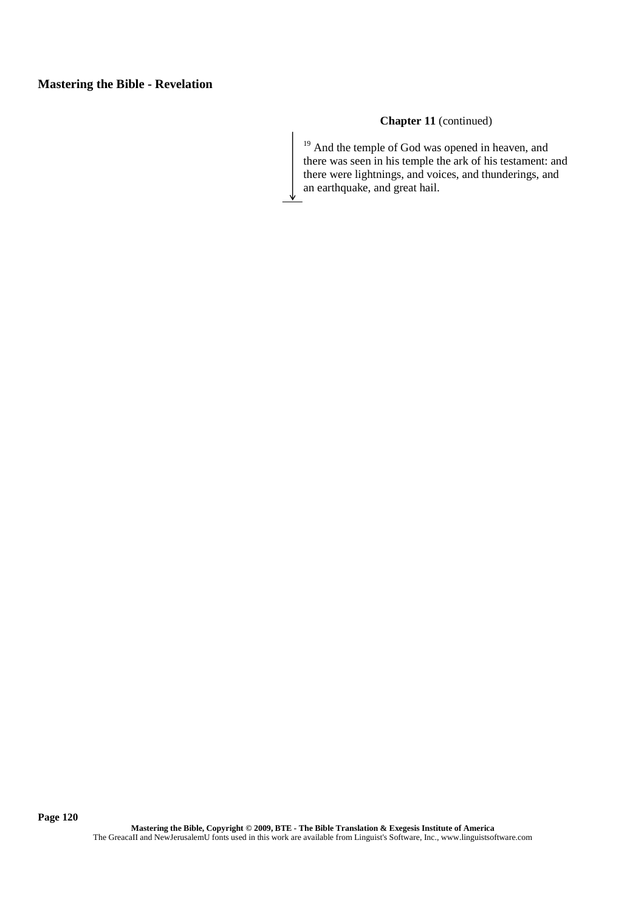**Chapter 11** (continued)

[19] And the temple of God was opened in heaven, and there was seen in his temple the ark of his testament: and there were lightnings, and voices, and thunderings, and an earthquake, and great hail.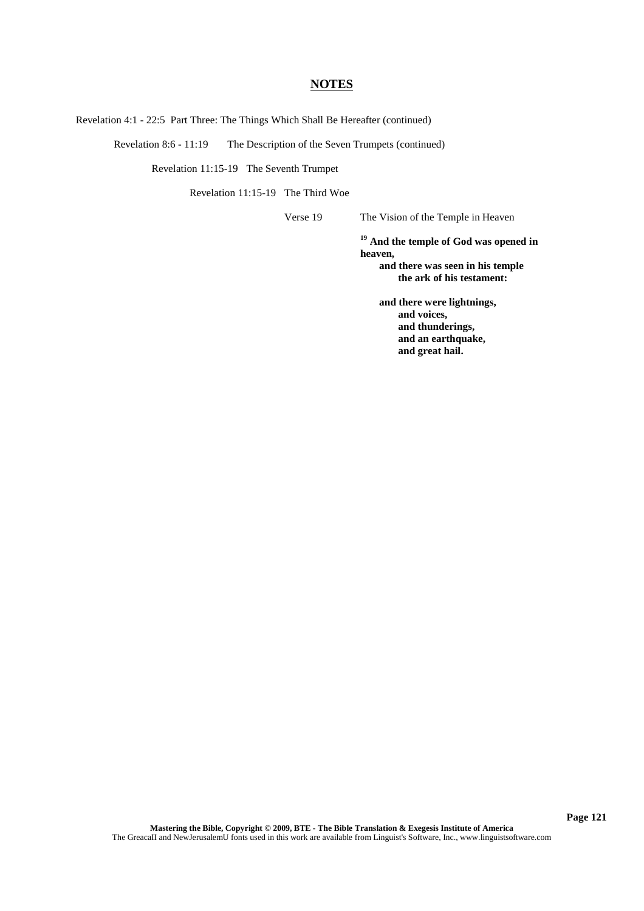## NOTES

Revelation 4:1 - 22:5  Part Three: The Things Which Shall Be Hereafter (continued)

Revelation 8:6 - 11:19  The Description of the Seven Trumpets (continued)

Revelation 11:15-19  The Seventh Trumpet

Revelation 11:15-19  The Third Woe

Verse 19  The Vision of the Temple in Heaven

**[19] And the temple of God was opened in heaven,**
**and there was seen in his temple**
**the ark of his testament:**

**and there were lightnings,**
**and voices,**
**and thunderings,**
**and an earthquake,**
**and great hail.**

**Mastering the Bible, Copyright © 2009, BTE - The Bible Translation & Exegesis Institute of America**
The GreacaII and NewJerusalemU fonts used in this work are available from Linguist's Software, Inc., www.linguistsoftware.com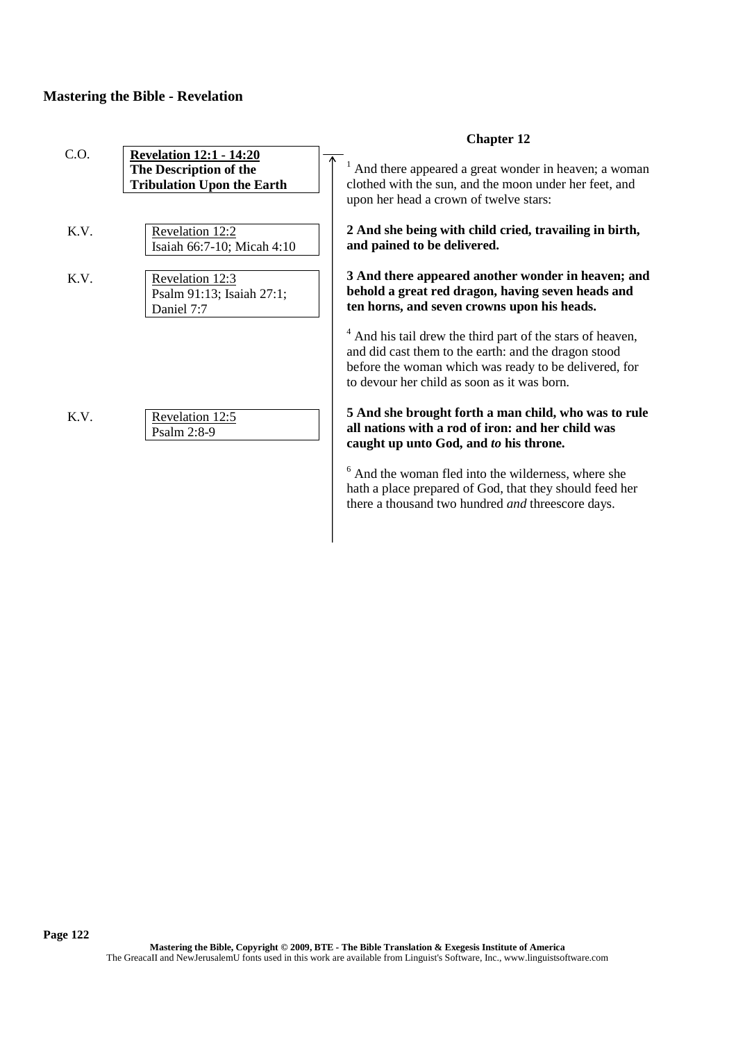## Chapter 12

C.O. **Revelation 12:1 - 14:20**
**The Description of the Tribulation Upon the Earth**

[1] And there appeared a great wonder in heaven; a woman clothed with the sun, and the moon under her feet, and upon her head a crown of twelve stars:

K.V. Revelation 12:2
Isaiah 66:7-10; Micah 4:10

**2 And she being with child cried, travailing in birth, and pained to be delivered.**

K.V. Revelation 12:3
Psalm 91:13; Isaiah 27:1; Daniel 7:7

**3 And there appeared another wonder in heaven; and behold a great red dragon, having seven heads and ten horns, and seven crowns upon his heads.**

[4] And his tail drew the third part of the stars of heaven, and did cast them to the earth: and the dragon stood before the woman which was ready to be delivered, for to devour her child as soon as it was born.

K.V. Revelation 12:5
Psalm 2:8-9

**5 And she brought forth a man child, who was to rule all nations with a rod of iron: and her child was caught up unto God, and *to* his throne.**

[6] And the woman fled into the wilderness, where she hath a place prepared of God, that they should feed her there a thousand two hundred *and* threescore days.

**Mastering the Bible, Copyright © 2009, BTE - The Bible Translation & Exegesis Institute of America**
The GreacaII and NewJerusalemU fonts used in this work are available from Linguist's Software, Inc., www.linguistsoftware.com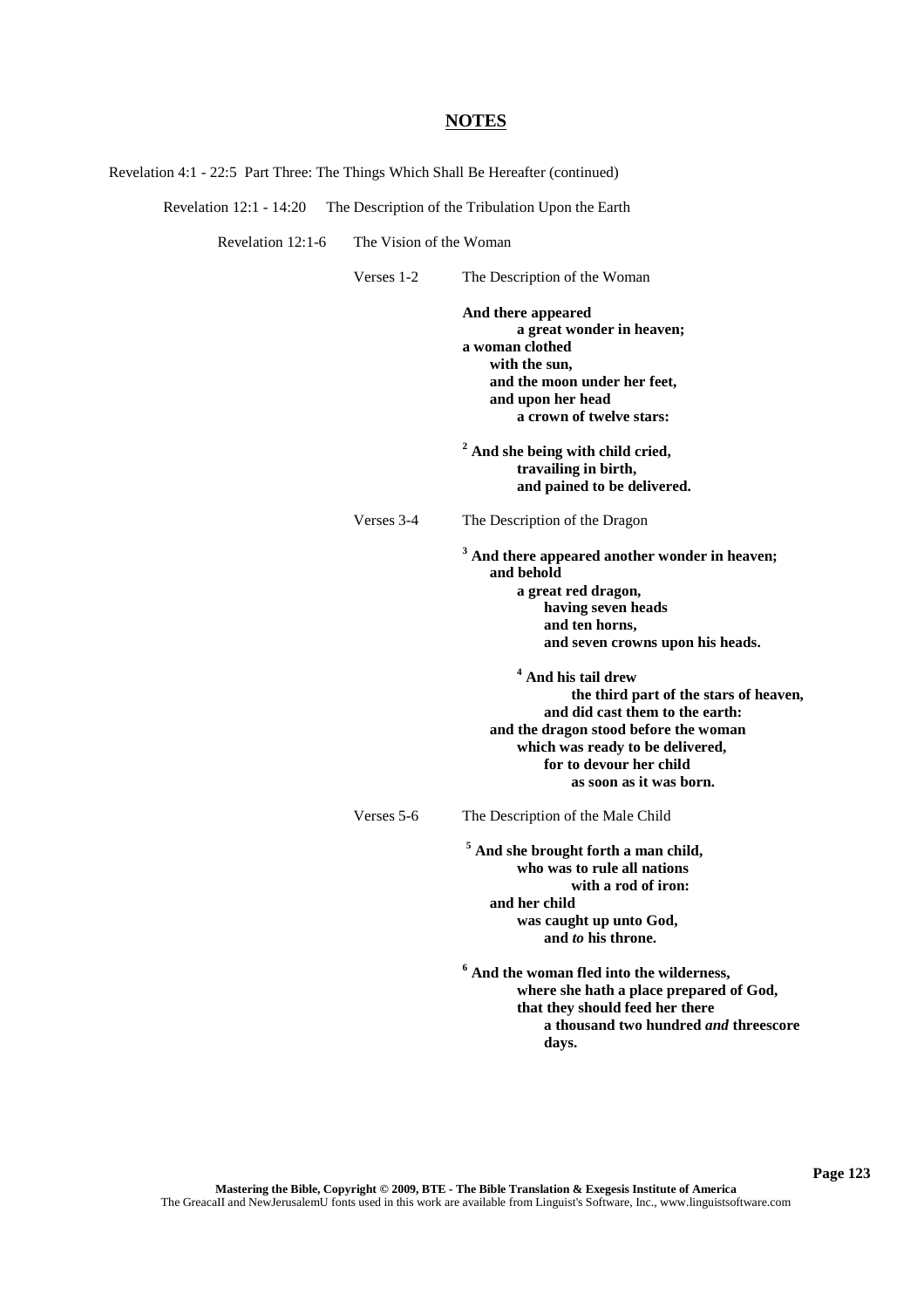# NOTES

Revelation 4:1 - 22:5 Part Three: The Things Which Shall Be Hereafter (continued)

Revelation 12:1 - 14:20 The Description of the Tribulation Upon the Earth

Revelation 12:1-6 The Vision of the Woman

Verses 1-2 The Description of the Woman

**And there appeared**
**a great wonder in heaven;**
**a woman clothed**
**with the sun,**
**and the moon under her feet,**
**and upon her head**
**a crown of twelve stars:**

[2] **And she being with child cried,**
**travailing in birth,**
**and pained to be delivered.**

Verses 3-4 The Description of the Dragon

[3] **And there appeared another wonder in heaven;**
**and behold**
**a great red dragon,**
**having seven heads**
**and ten horns,**
**and seven crowns upon his heads.**

[4] **And his tail drew**
**the third part of the stars of heaven,**
**and did cast them to the earth:**
**and the dragon stood before the woman**
**which was ready to be delivered,**
**for to devour her child**
**as soon as it was born.**

Verses 5-6 The Description of the Male Child

[5] **And she brought forth a man child,**
**who was to rule all nations**
**with a rod of iron:**
**and her child**
**was caught up unto God,**
**and *to* his throne.**

[6] **And the woman fled into the wilderness,**
**where she hath a place prepared of God,**
**that they should feed her there**
**a thousand two hundred *and* threescore days.**

**Mastering the Bible, Copyright © 2009, BTE - The Bible Translation & Exegesis Institute of America**
The GreacaII and NewJerusalemU fonts used in this work are available from Linguist's Software, Inc., www.linguistsoftware.com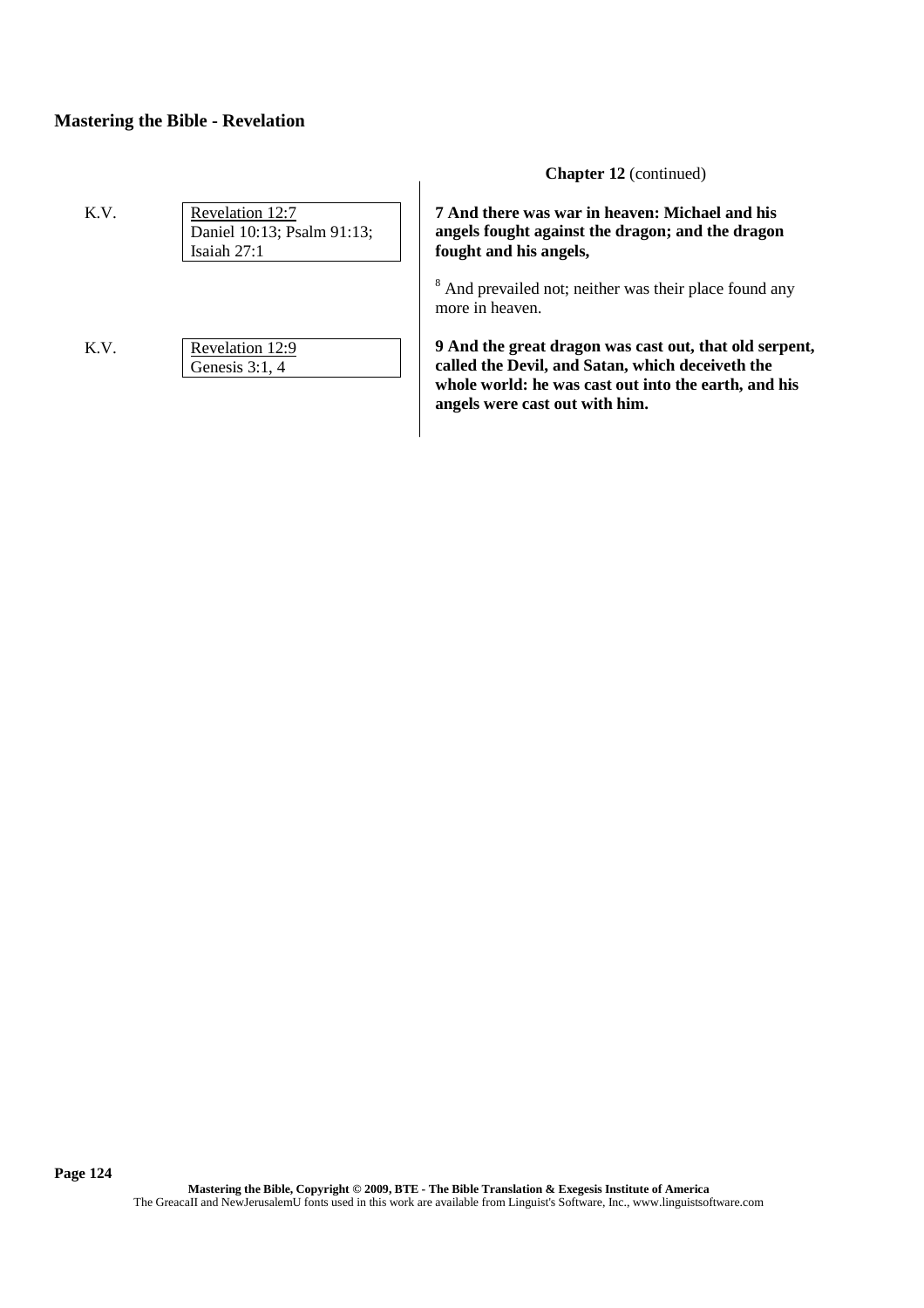**Chapter 12** (continued)

K.V. — Revelation 12:7; Daniel 10:13; Psalm 91:13; Isaiah 27:1

**7 And there was war in heaven: Michael and his angels fought against the dragon; and the dragon fought and his angels,**

[8] And prevailed not; neither was their place found any more in heaven.

K.V. — Revelation 12:9; Genesis 3:1, 4

**9 And the great dragon was cast out, that old serpent, called the Devil, and Satan, which deceiveth the whole world: he was cast out into the earth, and his angels were cast out with him.**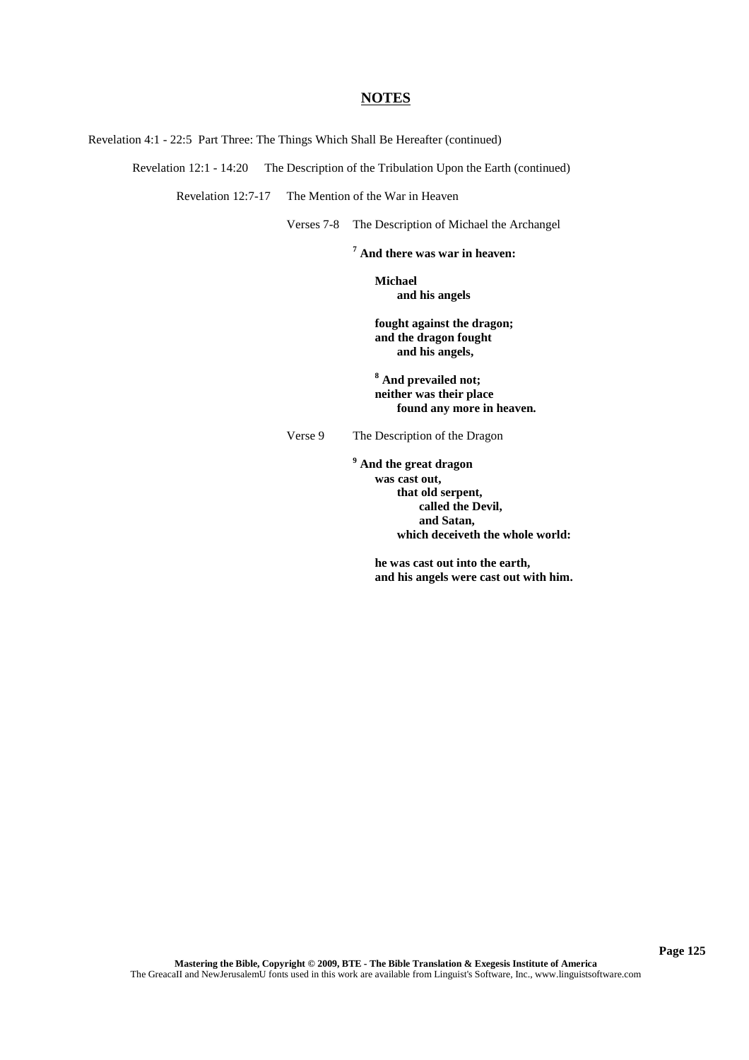## NOTES

Revelation 4:1 - 22:5 Part Three: The Things Which Shall Be Hereafter (continued)

Revelation 12:1 - 14:20 The Description of the Tribulation Upon the Earth (continued)

Revelation 12:7-17 The Mention of the War in Heaven

Verses 7-8 The Description of Michael the Archangel

**[7] And there was war in heaven:**

**Michael**
**and his angels**

**fought against the dragon;**
**and the dragon fought**
**and his angels,**

**[8] And prevailed not;**
**neither was their place**
**found any more in heaven.**

Verse 9 The Description of the Dragon

**[9] And the great dragon**
**was cast out,**
**that old serpent,**
**called the Devil,**
**and Satan,**
**which deceiveth the whole world:**

**he was cast out into the earth,**
**and his angels were cast out with him.**

**Mastering the Bible, Copyright © 2009, BTE - The Bible Translation & Exegesis Institute of America**
The GreacaII and NewJerusalemU fonts used in this work are available from Linguist's Software, Inc., www.linguistsoftware.com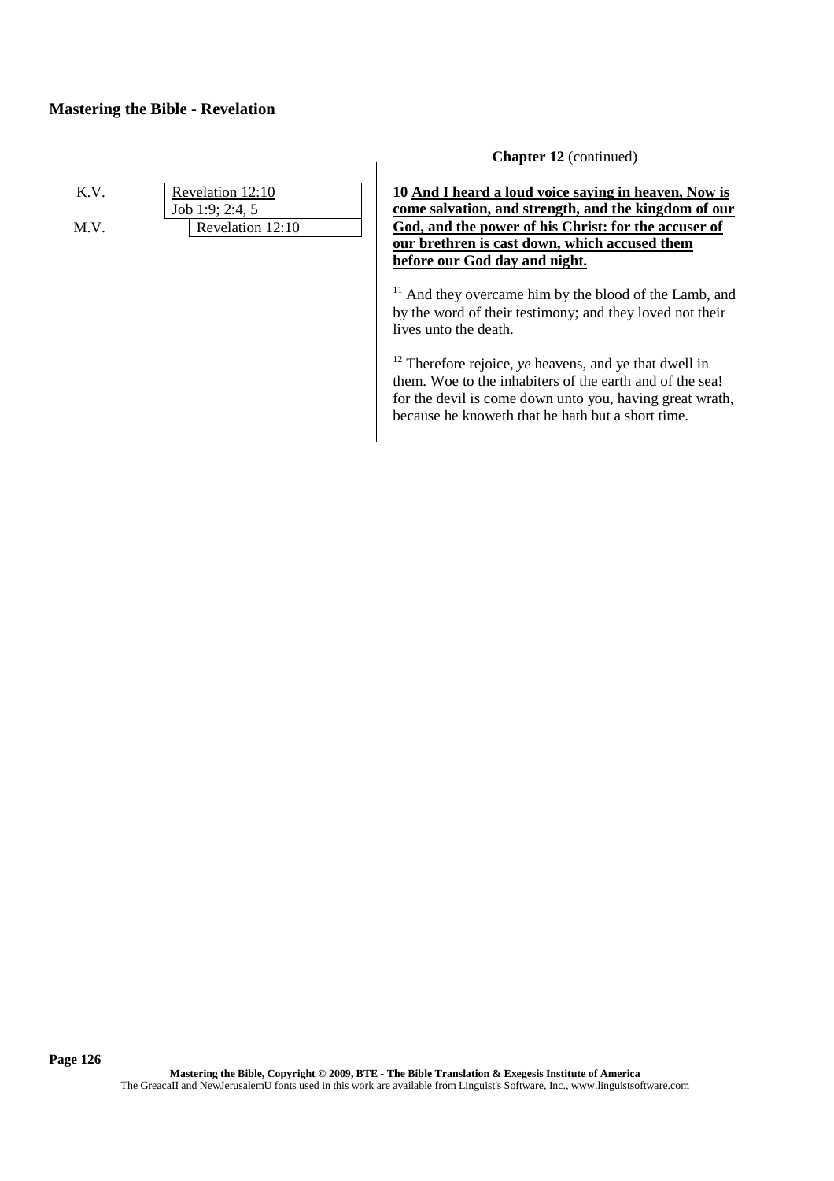**Chapter 12** (continued)

| | |
|---|---|
| K.V. | Revelation 12:10<br>Job 1:9; 2:4, 5 |
| M.V. | Revelation 12:10 |

**10 <u>And I heard a loud voice saying in heaven, Now is come salvation, and strength, and the kingdom of our God, and the power of his Christ: for the accuser of our brethren is cast down, which accused them before our God day and night.</u>**

[11] And they overcame him by the blood of the Lamb, and by the word of their testimony; and they loved not their lives unto the death.

[12] Therefore rejoice, *ye* heavens, and ye that dwell in them. Woe to the inhabiters of the earth and of the sea! for the devil is come down unto you, having great wrath, because he knoweth that he hath but a short time.

**Mastering the Bible, Copyright © 2009, BTE - The Bible Translation & Exegesis Institute of America**
The GreacaII and NewJerusalemU fonts used in this work are available from Linguist's Software, Inc., www.linguistsoftware.com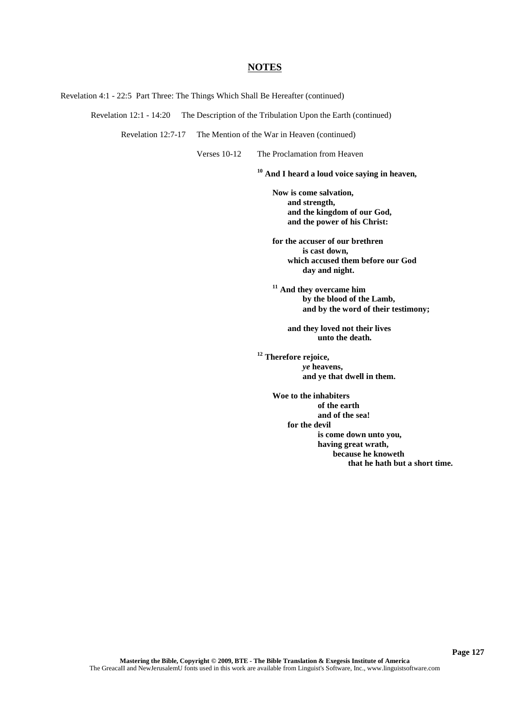## NOTES

Revelation 4:1 - 22:5 Part Three: The Things Which Shall Be Hereafter (continued)

Revelation 12:1 - 14:20 The Description of the Tribulation Upon the Earth (continued)

Revelation 12:7-17 The Mention of the War in Heaven (continued)

Verses 10-12 The Proclamation from Heaven

**[10] And I heard a loud voice saying in heaven,**

**Now is come salvation,**
**and strength,**
**and the kingdom of our God,**
**and the power of his Christ:**

**for the accuser of our brethren**
**is cast down,**
**which accused them before our God**
**day and night.**

**[11] And they overcame him**
**by the blood of the Lamb,**
**and by the word of their testimony;**

**and they loved not their lives**
**unto the death.**

**[12] Therefore rejoice,**
***ye* heavens,**
**and ye that dwell in them.**

**Woe to the inhabiters**
**of the earth**
**and of the sea!**
**for the devil**
**is come down unto you,**
**having great wrath,**
**because he knoweth**
**that he hath but a short time.**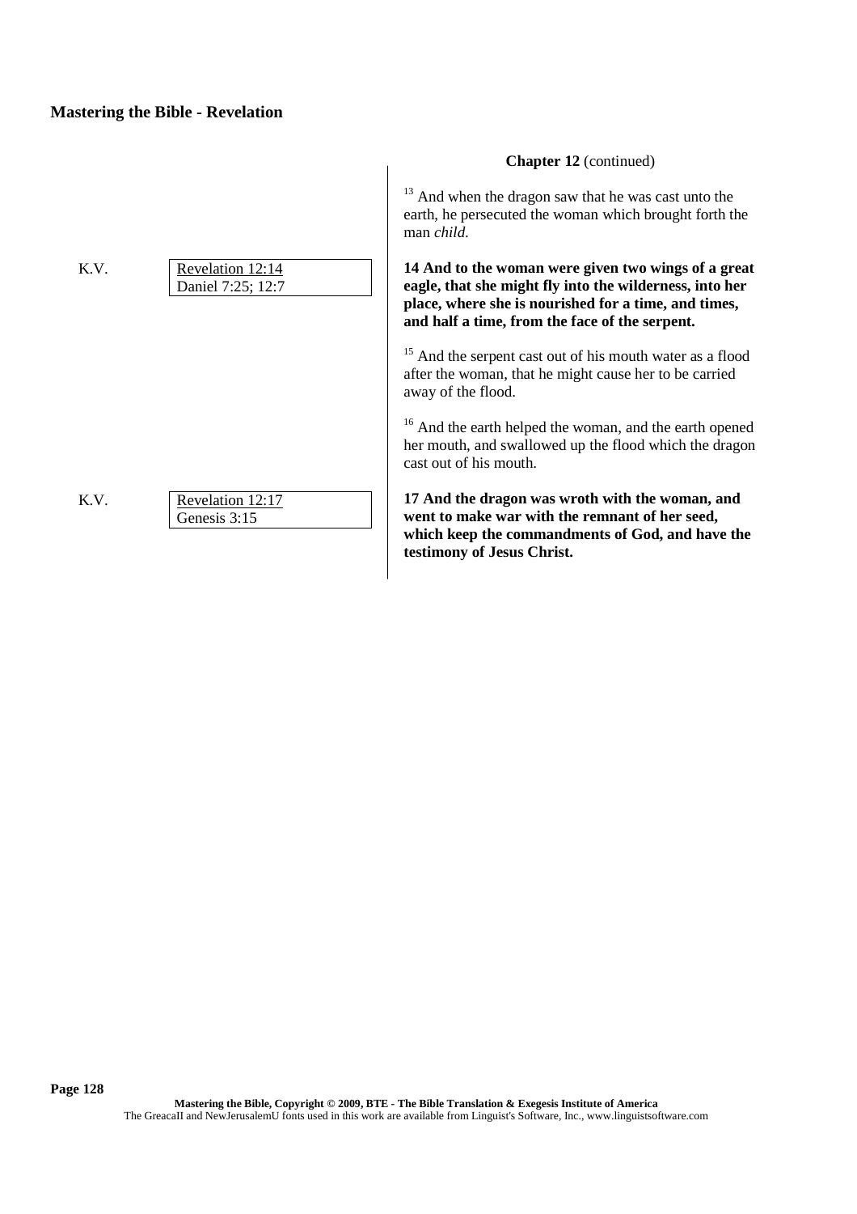**Chapter 12** (continued)

[13] And when the dragon saw that he was cast unto the earth, he persecuted the woman which brought forth the man *child.*

K.V. — Revelation 12:14; Daniel 7:25; 12:7

**14 And to the woman were given two wings of a great eagle, that she might fly into the wilderness, into her place, where she is nourished for a time, and times, and half a time, from the face of the serpent.**

[15] And the serpent cast out of his mouth water as a flood after the woman, that he might cause her to be carried away of the flood.

[16] And the earth helped the woman, and the earth opened her mouth, and swallowed up the flood which the dragon cast out of his mouth.

K.V. — Revelation 12:17; Genesis 3:15

**17 And the dragon was wroth with the woman, and went to make war with the remnant of her seed, which keep the commandments of God, and have the testimony of Jesus Christ.**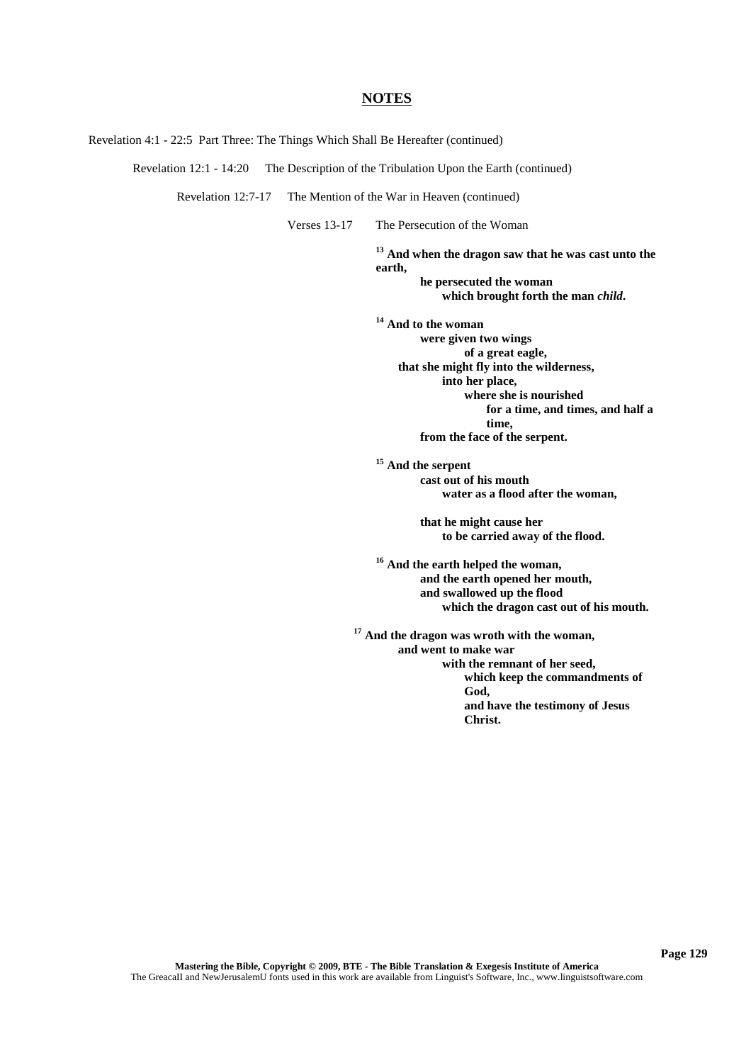## NOTES

Revelation 4:1 - 22:5 Part Three: The Things Which Shall Be Hereafter (continued)

Revelation 12:1 - 14:20 The Description of the Tribulation Upon the Earth (continued)

Revelation 12:7-17 The Mention of the War in Heaven (continued)

Verses 13-17 The Persecution of the Woman

**[13] And when the dragon saw that he was cast unto the earth,**
**he persecuted the woman**
**which brought forth the man *child*.**

**[14] And to the woman**
**were given two wings**
**of a great eagle,**
**that she might fly into the wilderness,**
**into her place,**
**where she is nourished**
**for a time, and times, and half a time,**
**from the face of the serpent.**

**[15] And the serpent**
**cast out of his mouth**
**water as a flood after the woman,**

**that he might cause her**
**to be carried away of the flood.**

**[16] And the earth helped the woman,**
**and the earth opened her mouth,**
**and swallowed up the flood**
**which the dragon cast out of his mouth.**

**[17] And the dragon was wroth with the woman,**
**and went to make war**
**with the remnant of her seed,**
**which keep the commandments of God,**
**and have the testimony of Jesus Christ.**

**Mastering the Bible, Copyright © 2009, BTE - The Bible Translation & Exegesis Institute of America**
The GreacaII and NewJerusalemU fonts used in this work are available from Linguist's Software, Inc., www.linguistsoftware.com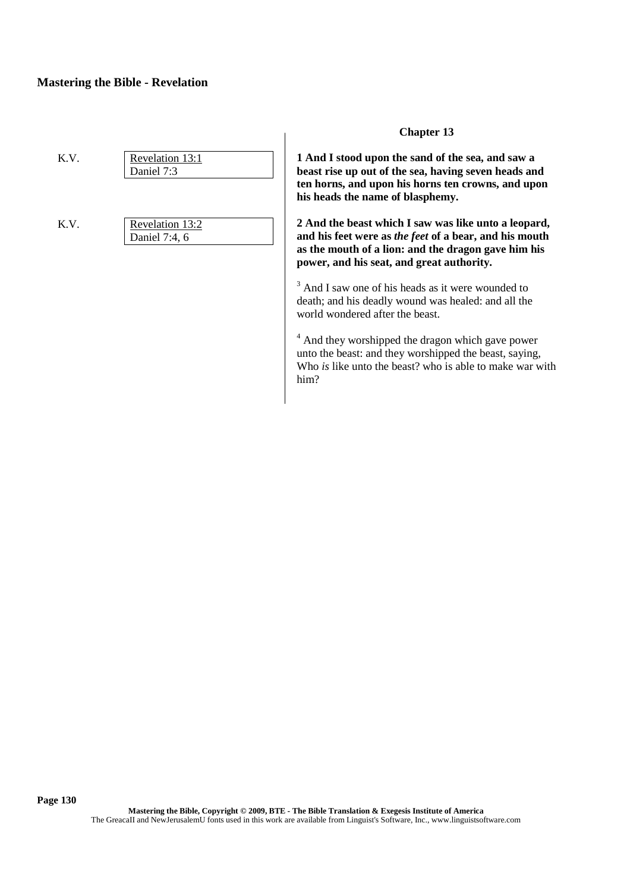## Chapter 13

K.V. | Revelation 13:1, Daniel 7:3

**1 And I stood upon the sand of the sea, and saw a beast rise up out of the sea, having seven heads and ten horns, and upon his horns ten crowns, and upon his heads the name of blasphemy.**

K.V. | Revelation 13:2, Daniel 7:4, 6

**2 And the beast which I saw was like unto a leopard, and his feet were as *the feet* of a bear, and his mouth as the mouth of a lion: and the dragon gave him his power, and his seat, and great authority.**

3 And I saw one of his heads as it were wounded to death; and his deadly wound was healed: and all the world wondered after the beast.

4 And they worshipped the dragon which gave power unto the beast: and they worshipped the beast, saying, Who *is* like unto the beast? who is able to make war with him?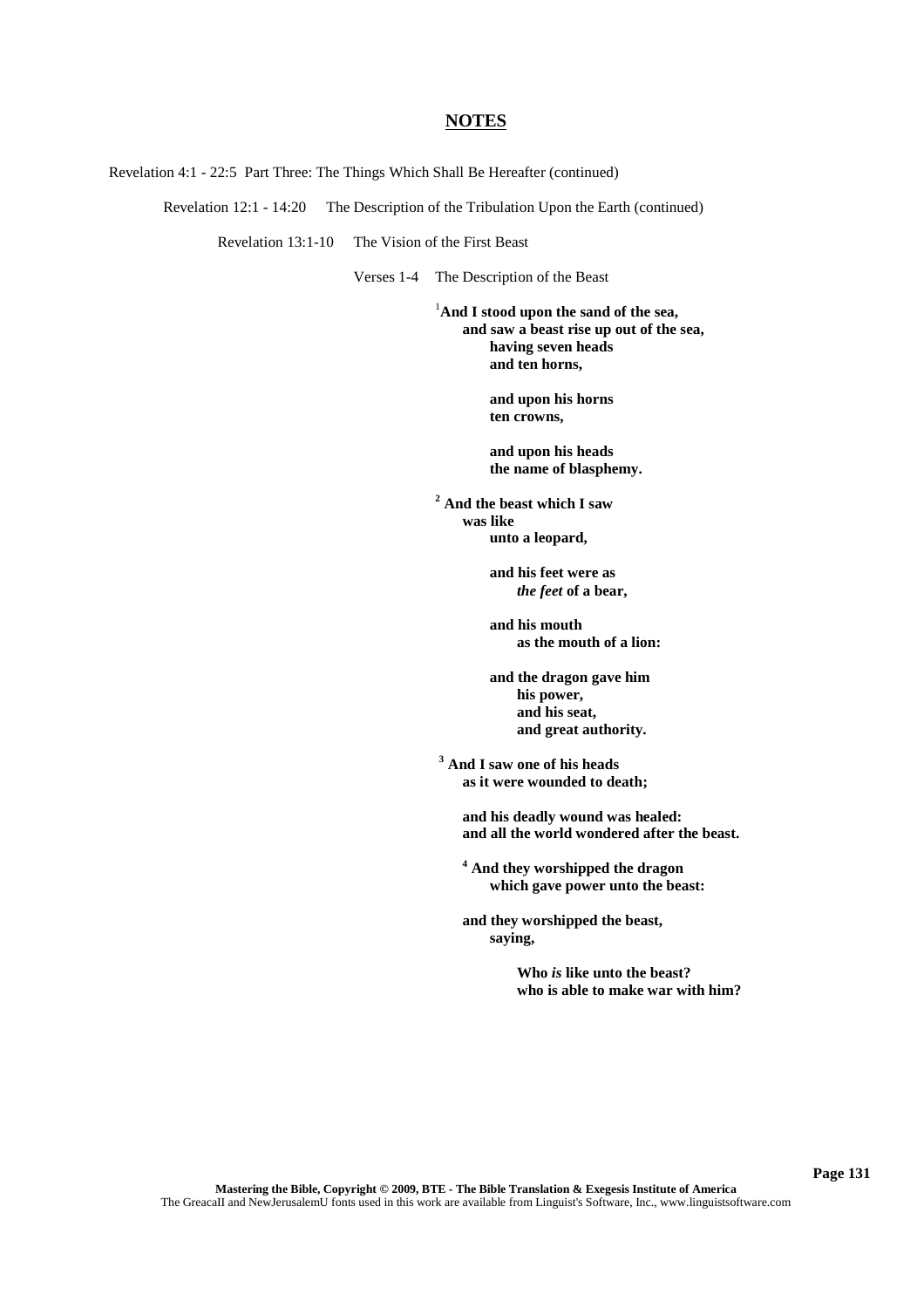## NOTES

Revelation 4:1 - 22:5 Part Three: The Things Which Shall Be Hereafter (continued)

Revelation 12:1 - 14:20 The Description of the Tribulation Upon the Earth (continued)

Revelation 13:1-10 The Vision of the First Beast

Verses 1-4 The Description of the Beast

[1]**And I stood upon the sand of the sea,**
**and saw a beast rise up out of the sea,**
**having seven heads**
**and ten horns,**

**and upon his horns**
**ten crowns,**

**and upon his heads**
**the name of blasphemy.**

[2] **And the beast which I saw**
**was like**
**unto a leopard,**

**and his feet were as**
***the feet* of a bear,**

**and his mouth**
**as the mouth of a lion:**

**and the dragon gave him**
**his power,**
**and his seat,**
**and great authority.**

[3] **And I saw one of his heads**
**as it were wounded to death;**

**and his deadly wound was healed:**
**and all the world wondered after the beast.**

[4] **And they worshipped the dragon**
**which gave power unto the beast:**

**and they worshipped the beast,**
**saying,**

**Who *is* like unto the beast?**
**who is able to make war with him?**

**Mastering the Bible, Copyright © 2009, BTE - The Bible Translation & Exegesis Institute of America**
The GreacaII and NewJerusalemU fonts used in this work are available from Linguist's Software, Inc., www.linguistsoftware.com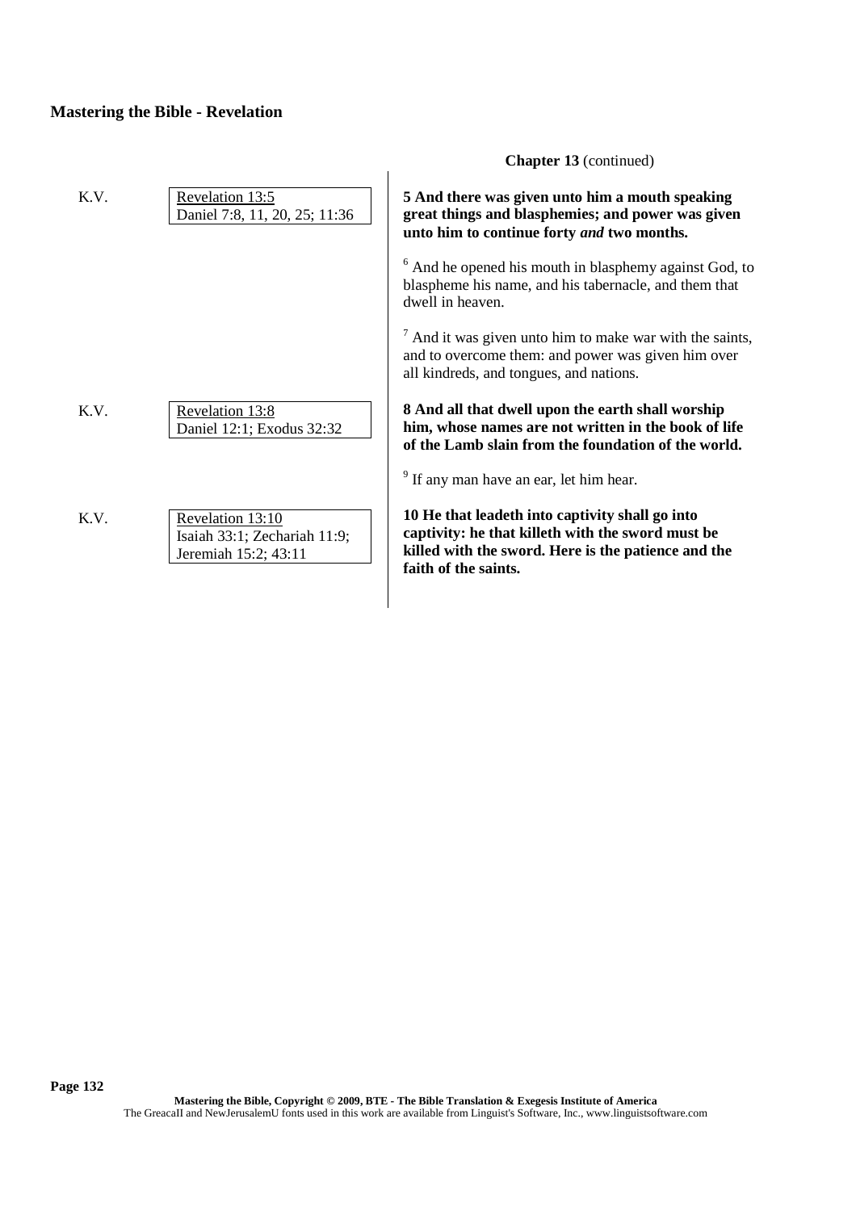**Chapter 13** (continued)

K.V. — Revelation 13:5
Daniel 7:8, 11, 20, 25; 11:36

**5 And there was given unto him a mouth speaking great things and blasphemies; and power was given unto him to continue forty *and* two months.**

6 And he opened his mouth in blasphemy against God, to blaspheme his name, and his tabernacle, and them that dwell in heaven.

7 And it was given unto him to make war with the saints, and to overcome them: and power was given him over all kindreds, and tongues, and nations.

K.V. — Revelation 13:8
Daniel 12:1; Exodus 32:32

**8 And all that dwell upon the earth shall worship him, whose names are not written in the book of life of the Lamb slain from the foundation of the world.**

9 If any man have an ear, let him hear.

K.V. — Revelation 13:10
Isaiah 33:1; Zechariah 11:9; Jeremiah 15:2; 43:11

**10 He that leadeth into captivity shall go into captivity: he that killeth with the sword must be killed with the sword. Here is the patience and the faith of the saints.**

**Mastering the Bible, Copyright © 2009, BTE - The Bible Translation & Exegesis Institute of America**
The GreacaII and NewJerusalemU fonts used in this work are available from Linguist's Software, Inc., www.linguistsoftware.com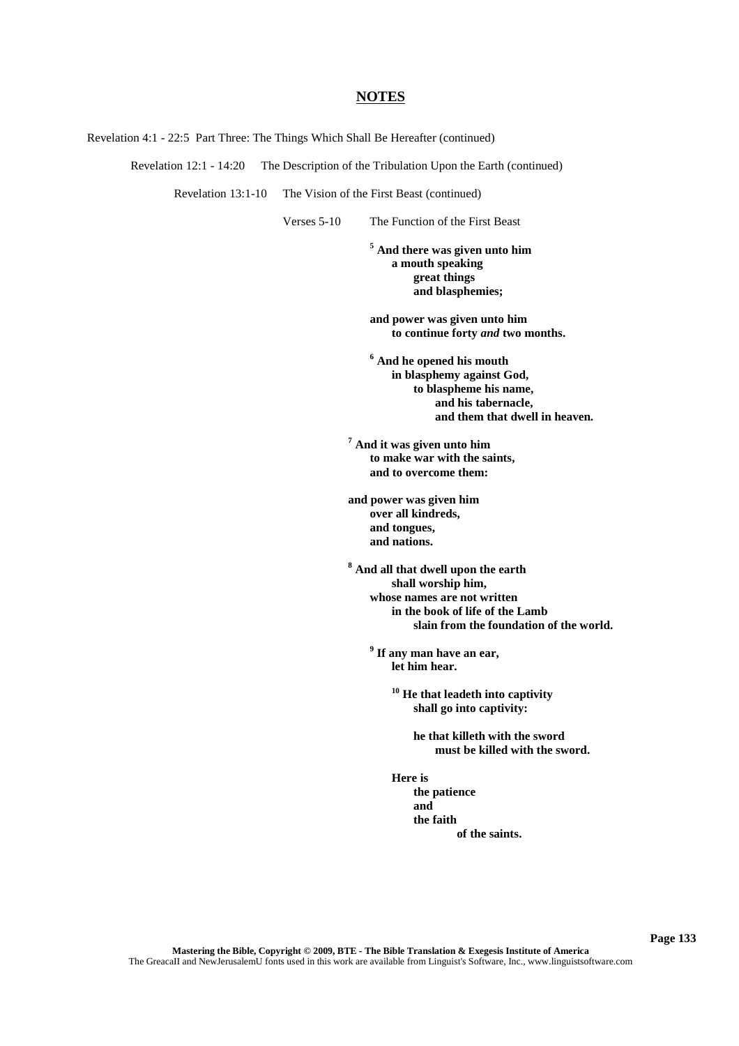# NOTES

Revelation 4:1 - 22:5 Part Three: The Things Which Shall Be Hereafter (continued)

Revelation 12:1 - 14:20 The Description of the Tribulation Upon the Earth (continued)

Revelation 13:1-10 The Vision of the First Beast (continued)

Verses 5-10 The Function of the First Beast

**[5] And there was given unto him**
**a mouth speaking**
**great things**
**and blasphemies;**

**and power was given unto him**
**to continue forty *and* two months.**

**[6] And he opened his mouth**
**in blasphemy against God,**
**to blaspheme his name,**
**and his tabernacle,**
**and them that dwell in heaven.**

**[7] And it was given unto him**
**to make war with the saints,**
**and to overcome them:**

**and power was given him**
**over all kindreds,**
**and tongues,**
**and nations.**

**[8] And all that dwell upon the earth**
**shall worship him,**
**whose names are not written**
**in the book of life of the Lamb**
**slain from the foundation of the world.**

**[9] If any man have an ear,**
**let him hear.**

**[10] He that leadeth into captivity**
**shall go into captivity:**

**he that killeth with the sword**
**must be killed with the sword.**

**Here is**
**the patience**
**and**
**the faith**
**of the saints.**

**Mastering the Bible, Copyright © 2009, BTE - The Bible Translation & Exegesis Institute of America**
The GreacaII and NewJerusalemU fonts used in this work are available from Linguist's Software, Inc., www.linguistsoftware.com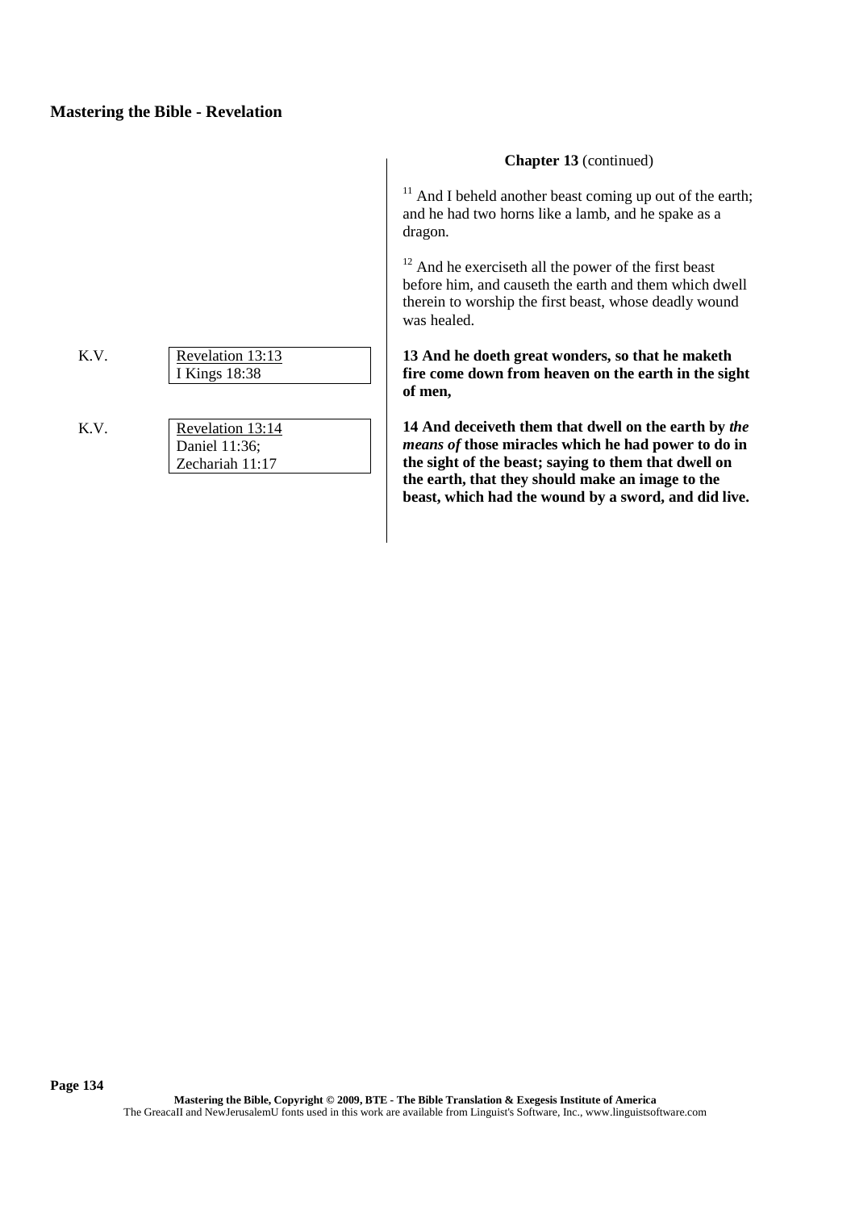**Chapter 13** (continued)

[11] And I beheld another beast coming up out of the earth; and he had two horns like a lamb, and he spake as a dragon.

[12] And he exerciseth all the power of the first beast before him, and causeth the earth and them which dwell therein to worship the first beast, whose deadly wound was healed.

K.V. — Revelation 13:13; I Kings 18:38

**13 And he doeth great wonders, so that he maketh fire come down from heaven on the earth in the sight of men,**

K.V. — Revelation 13:14; Daniel 11:36; Zechariah 11:17

**14 And deceiveth them that dwell on the earth by *the means of* those miracles which he had power to do in the sight of the beast; saying to them that dwell on the earth, that they should make an image to the beast, which had the wound by a sword, and did live.**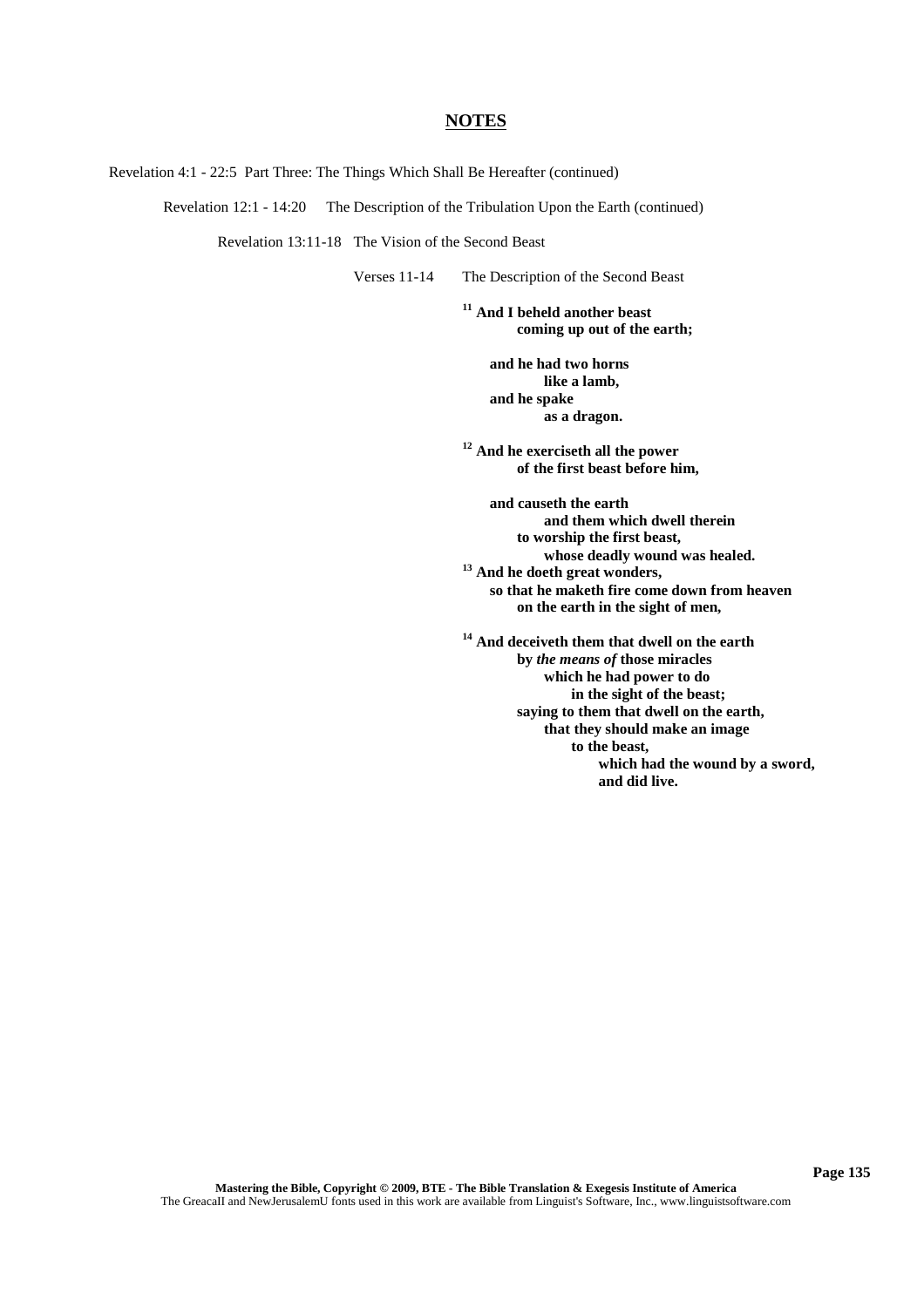## NOTES

Revelation 4:1 - 22:5 Part Three: The Things Which Shall Be Hereafter (continued)

Revelation 12:1 - 14:20 The Description of the Tribulation Upon the Earth (continued)

Revelation 13:11-18 The Vision of the Second Beast

Verses 11-14 The Description of the Second Beast

[11] **And I beheld another beast**
**coming up out of the earth;**

**and he had two horns**
**like a lamb,**
**and he spake**
**as a dragon.**

[12] **And he exerciseth all the power**
**of the first beast before him,**

**and causeth the earth**
**and them which dwell therein**
**to worship the first beast,**
**whose deadly wound was healed.**
[13] **And he doeth great wonders,**
**so that he maketh fire come down from heaven**
**on the earth in the sight of men,**

[14] **And deceiveth them that dwell on the earth**
**by *the means of* those miracles**
**which he had power to do**
**in the sight of the beast;**
**saying to them that dwell on the earth,**
**that they should make an image**
**to the beast,**
**which had the wound by a sword,**
**and did live.**

**Mastering the Bible, Copyright © 2009, BTE - The Bible Translation & Exegesis Institute of America**
The GreacaII and NewJerusalemU fonts used in this work are available from Linguist's Software, Inc., www.linguistsoftware.com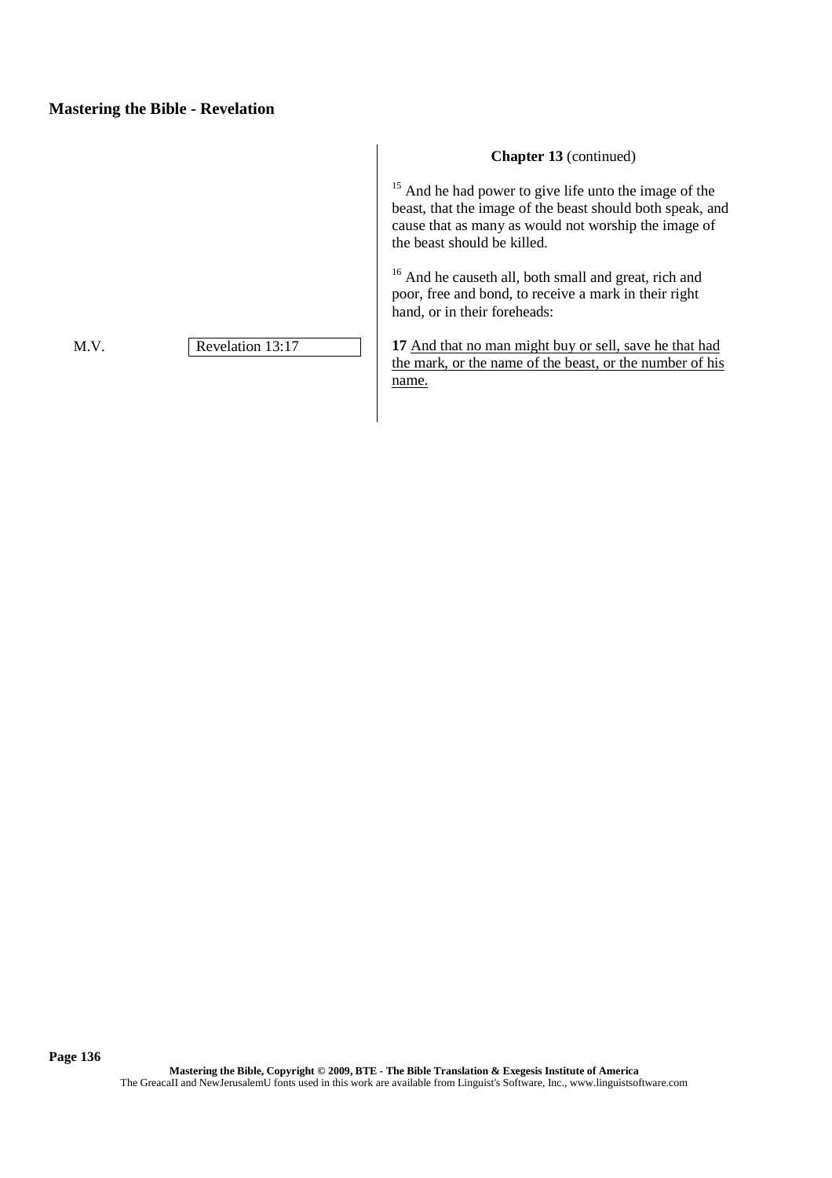**Chapter 13** (continued)

[15] And he had power to give life unto the image of the beast, that the image of the beast should both speak, and cause that as many as would not worship the image of the beast should be killed.

[16] And he causeth all, both small and great, rich and poor, free and bond, to receive a mark in their right hand, or in their foreheads:

M.V. | Revelation 13:17

**17** <u>And that no man might buy or sell, save he that had the mark, or the name of the beast, or the number of his name.</u>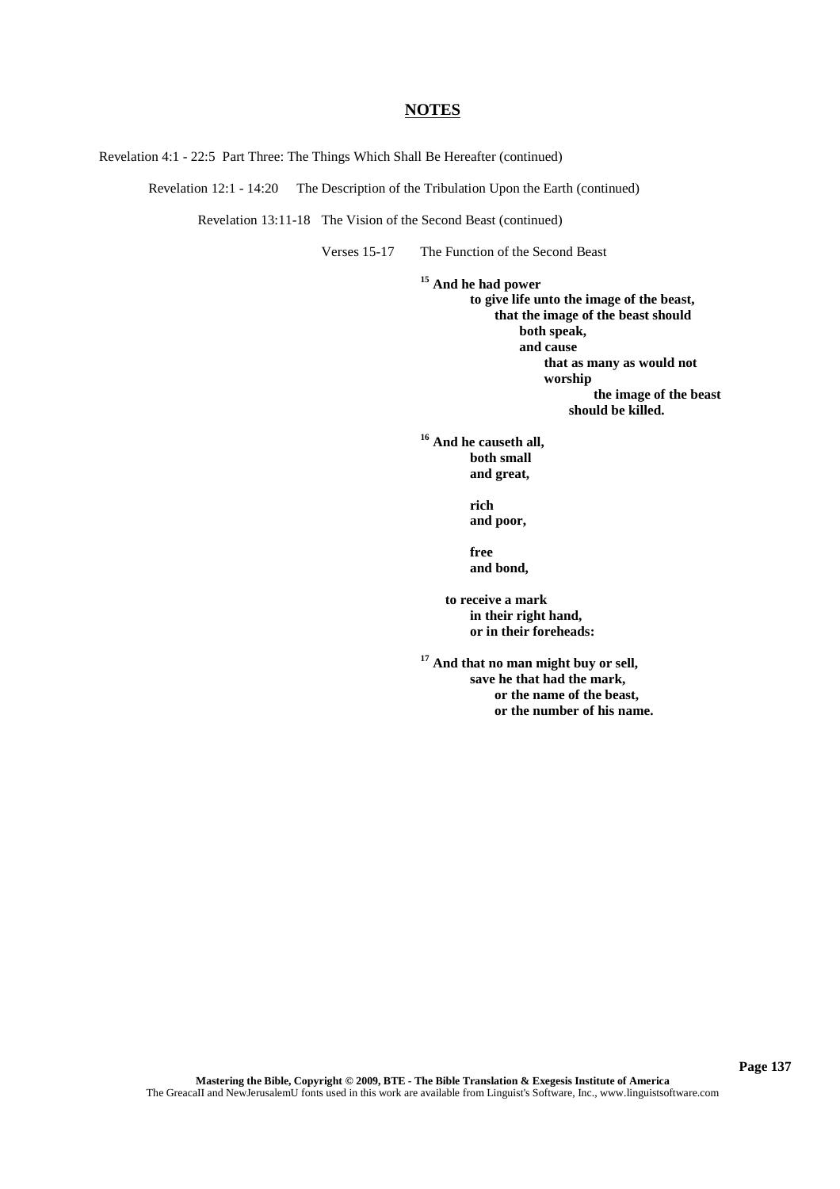# NOTES

Revelation 4:1 - 22:5 Part Three: The Things Which Shall Be Hereafter (continued)

Revelation 12:1 - 14:20 The Description of the Tribulation Upon the Earth (continued)

Revelation 13:11-18 The Vision of the Second Beast (continued)

Verses 15-17 The Function of the Second Beast

**[15] And he had power**
**to give life unto the image of the beast,**
**that the image of the beast should**
**both speak,**
**and cause**
**that as many as would not**
**worship**
**the image of the beast**
**should be killed.**

**[16] And he causeth all,**
**both small**
**and great,**

**rich**
**and poor,**

**free**
**and bond,**

**to receive a mark**
**in their right hand,**
**or in their foreheads:**

**[17] And that no man might buy or sell,**
**save he that had the mark,**
**or the name of the beast,**
**or the number of his name.**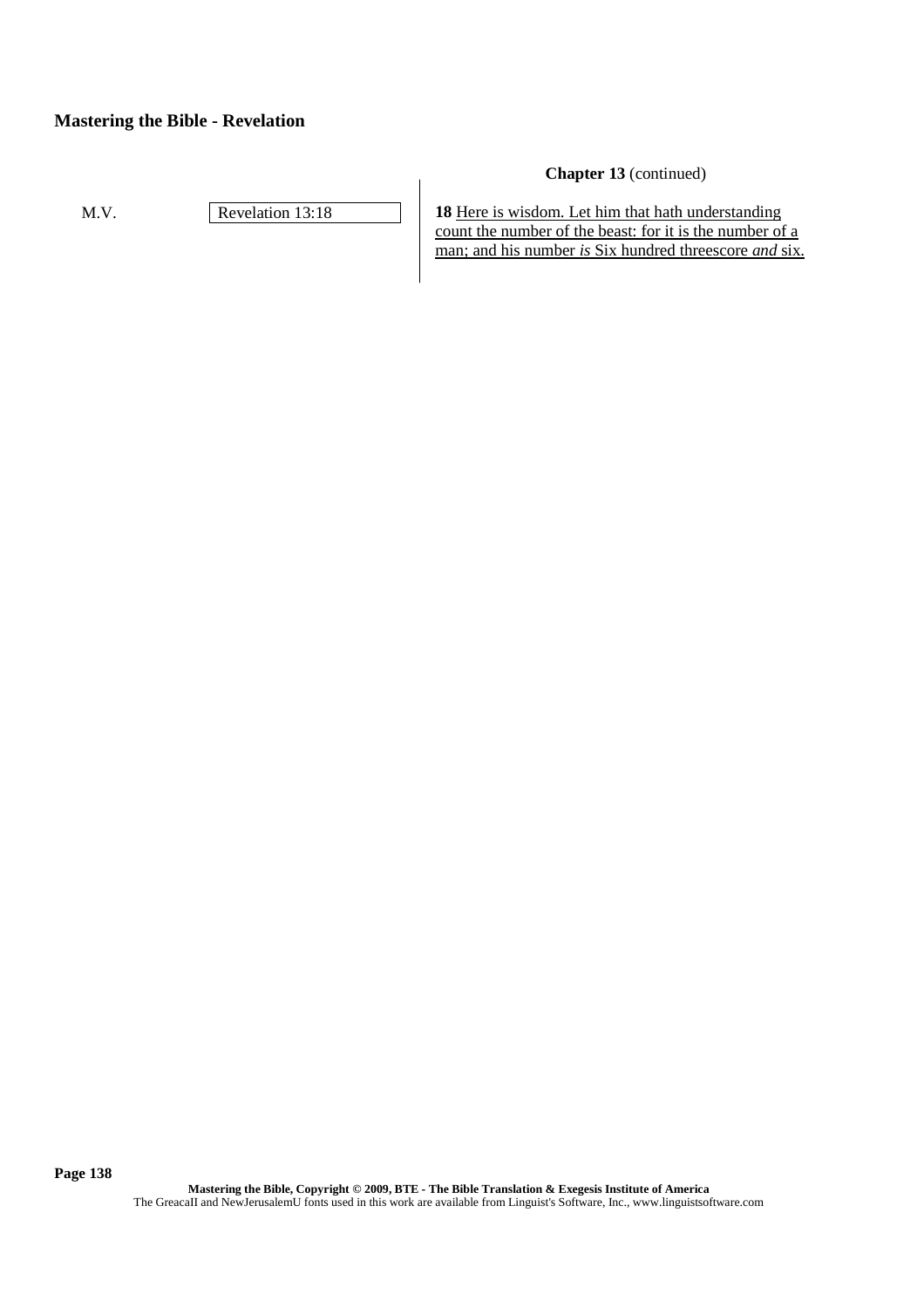**Chapter 13** (continued)

M.V. Revelation 13:18

**18** Here is wisdom. Let him that hath understanding count the number of the beast: for it is the number of a man; and his number *is* Six hundred threescore *and* six.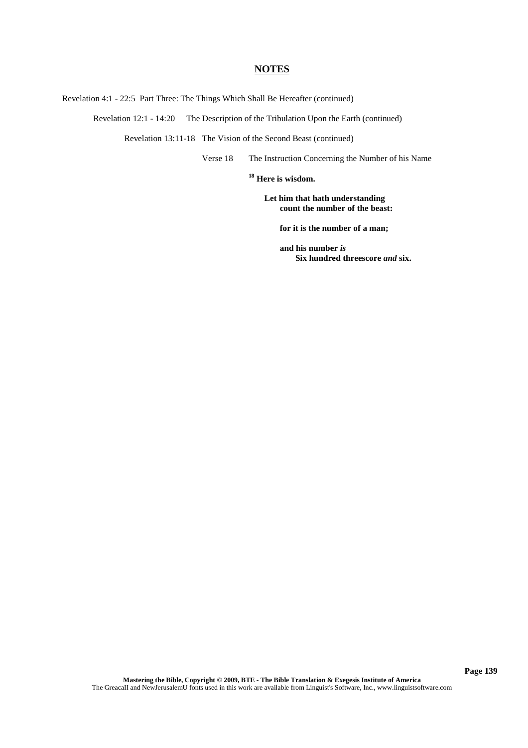## NOTES

Revelation 4:1 - 22:5 Part Three: The Things Which Shall Be Hereafter (continued)

Revelation 12:1 - 14:20 The Description of the Tribulation Upon the Earth (continued)

Revelation 13:11-18 The Vision of the Second Beast (continued)

Verse 18 The Instruction Concerning the Number of his Name

**[18] Here is wisdom.**

**Let him that hath understanding**
**count the number of the beast:**

**for it is the number of a man;**

**and his number *is***
**Six hundred threescore *and* six.**

**Mastering the Bible, Copyright © 2009, BTE - The Bible Translation & Exegesis Institute of America**
The GreacaII and NewJerusalemU fonts used in this work are available from Linguist's Software, Inc., www.linguistsoftware.com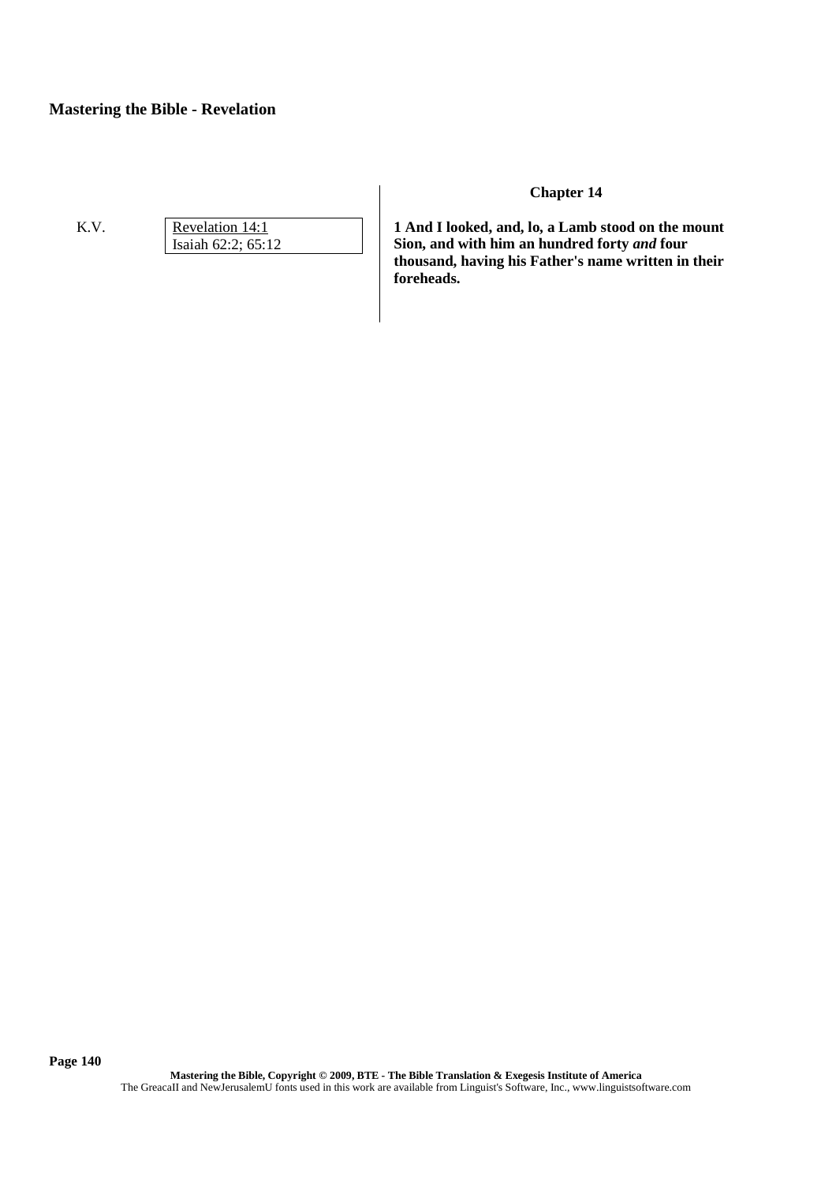## Chapter 14

K.V.

| Revelation 14:1 |
| --- |
| Isaiah 62:2; 65:12 |

**1 And I looked, and, lo, a Lamb stood on the mount Sion, and with him an hundred forty *and* four thousand, having his Father's name written in their foreheads.**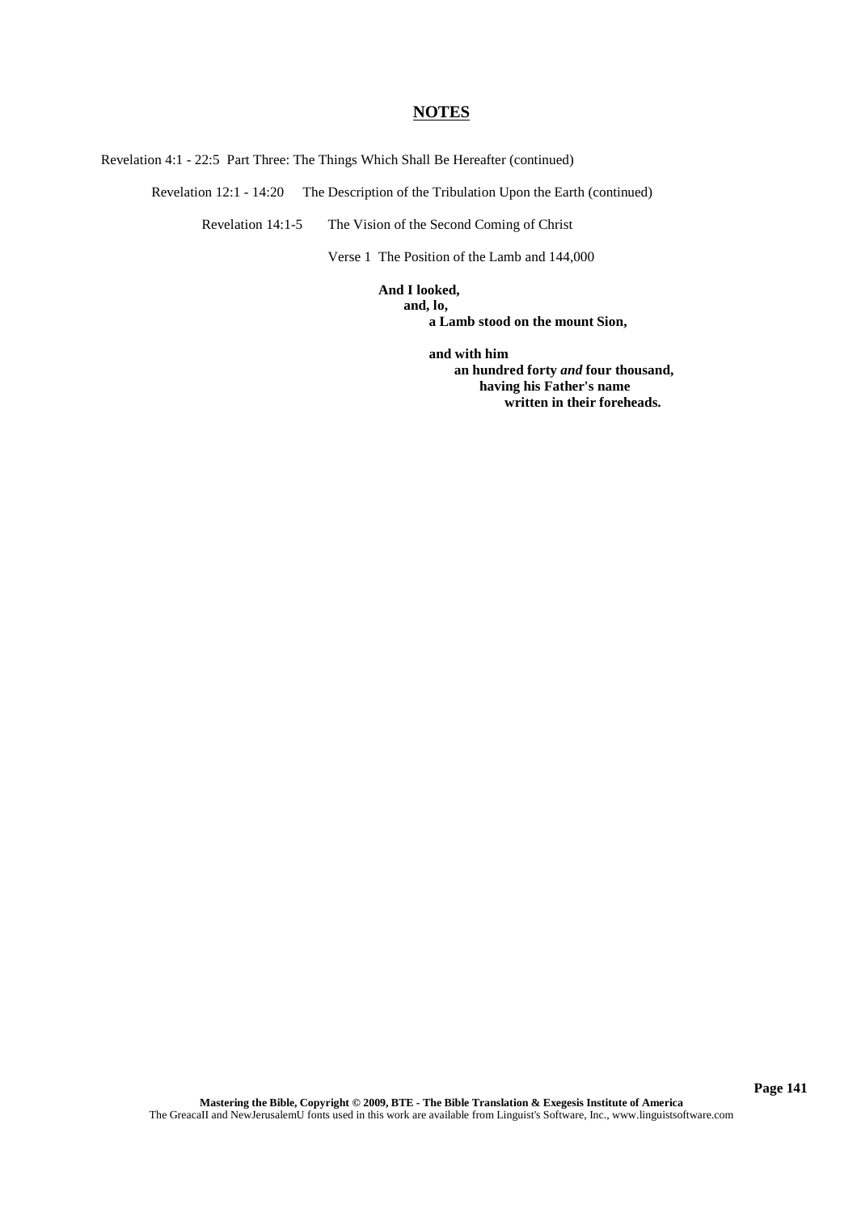## NOTES

Revelation 4:1 - 22:5 Part Three: The Things Which Shall Be Hereafter (continued)

Revelation 12:1 - 14:20 The Description of the Tribulation Upon the Earth (continued)

Revelation 14:1-5 The Vision of the Second Coming of Christ

Verse 1 The Position of the Lamb and 144,000

**And I looked,**
**and, lo,**
**a Lamb stood on the mount Sion,**

**and with him**
**an hundred forty *and* four thousand,**
**having his Father's name**
**written in their foreheads.**

**Mastering the Bible, Copyright © 2009, BTE - The Bible Translation & Exegesis Institute of America**
The GreacaII and NewJerusalemU fonts used in this work are available from Linguist's Software, Inc., www.linguistsoftware.com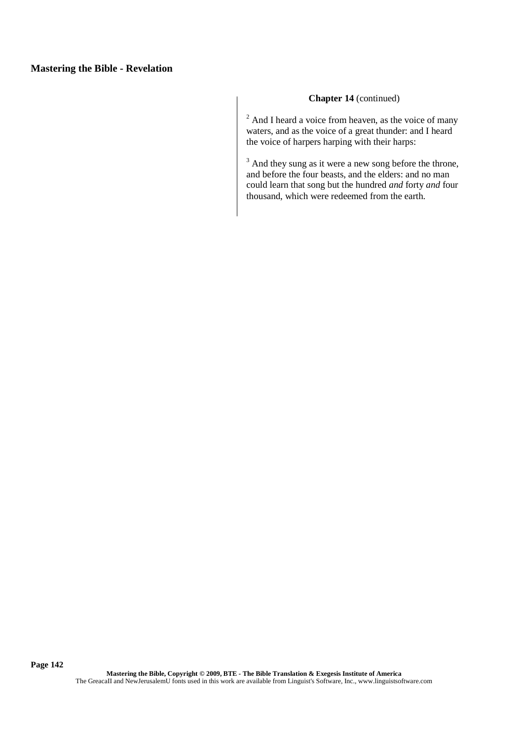**Chapter 14** (continued)

[2] And I heard a voice from heaven, as the voice of many waters, and as the voice of a great thunder: and I heard the voice of harpers harping with their harps:

[3] And they sung as it were a new song before the throne, and before the four beasts, and the elders: and no man could learn that song but the hundred *and* forty *and* four thousand, which were redeemed from the earth.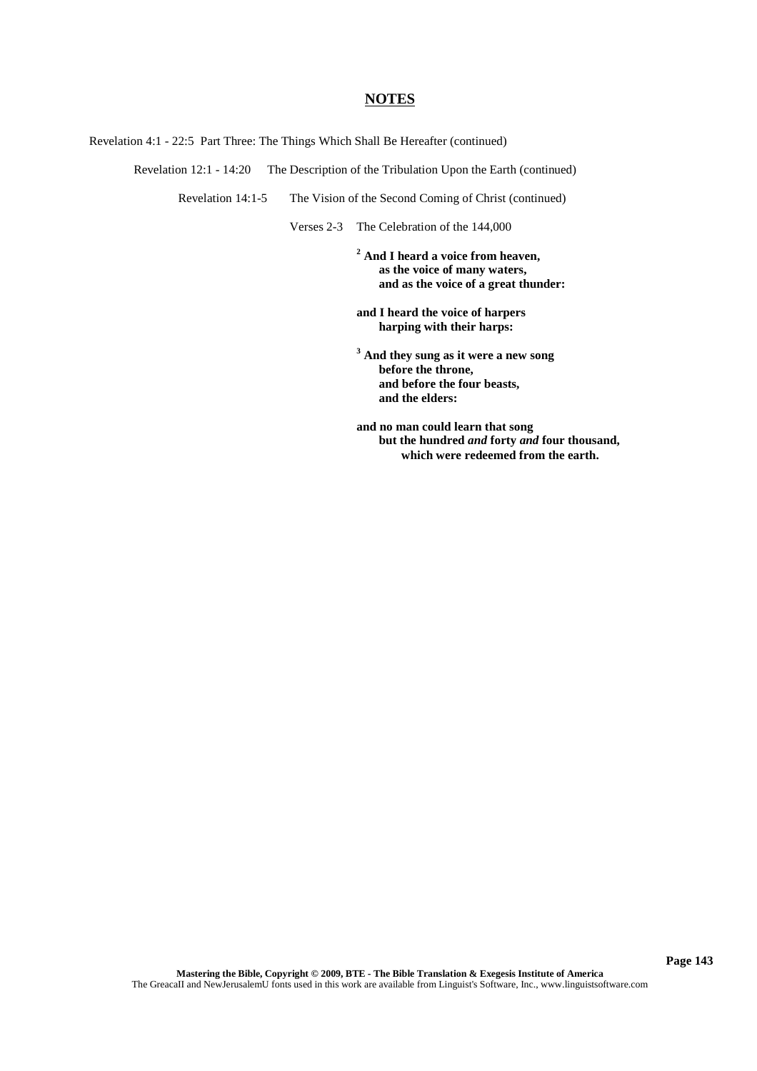## NOTES

Revelation 4:1 - 22:5 Part Three: The Things Which Shall Be Hereafter (continued)

Revelation 12:1 - 14:20 The Description of the Tribulation Upon the Earth (continued)

Revelation 14:1-5 The Vision of the Second Coming of Christ (continued)

Verses 2-3 The Celebration of the 144,000

**[2] And I heard a voice from heaven,**
**as the voice of many waters,**
**and as the voice of a great thunder:**

**and I heard the voice of harpers**
**harping with their harps:**

**[3] And they sung as it were a new song**
**before the throne,**
**and before the four beasts,**
**and the elders:**

**and no man could learn that song**
**but the hundred *and* forty *and* four thousand,**
**which were redeemed from the earth.**

**Mastering the Bible, Copyright © 2009, BTE - The Bible Translation & Exegesis Institute of America**
The GreacaII and NewJerusalemU fonts used in this work are available from Linguist's Software, Inc., www.linguistsoftware.com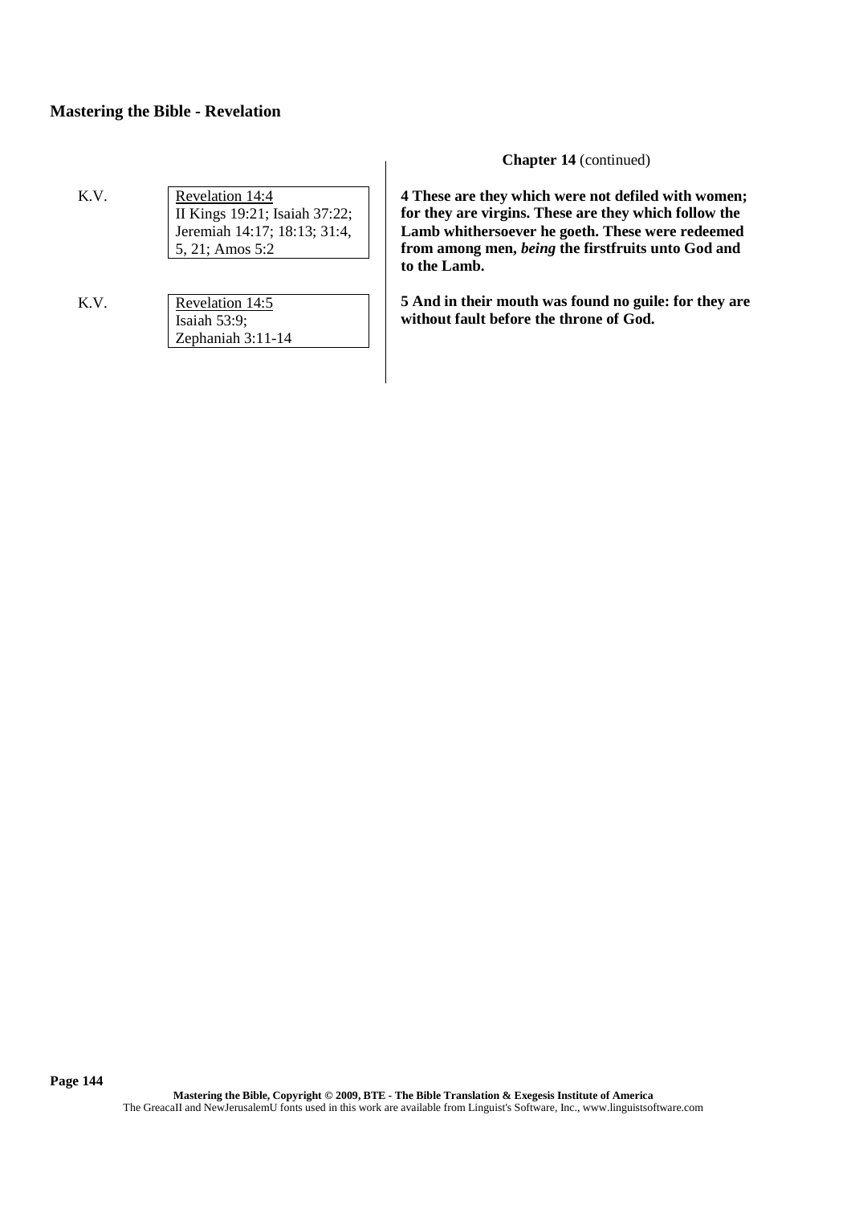**Chapter 14** (continued)

K.V.

Revelation 14:4
II Kings 19:21; Isaiah 37:22; Jeremiah 14:17; 18:13; 31:4, 5, 21; Amos 5:2

**4 These are they which were not defiled with women; for they are virgins. These are they which follow the Lamb whithersoever he goeth. These were redeemed from among men, *being* the firstfruits unto God and to the Lamb.**

K.V.

Revelation 14:5
Isaiah 53:9; Zephaniah 3:11-14

**5 And in their mouth was found no guile: for they are without fault before the throne of God.**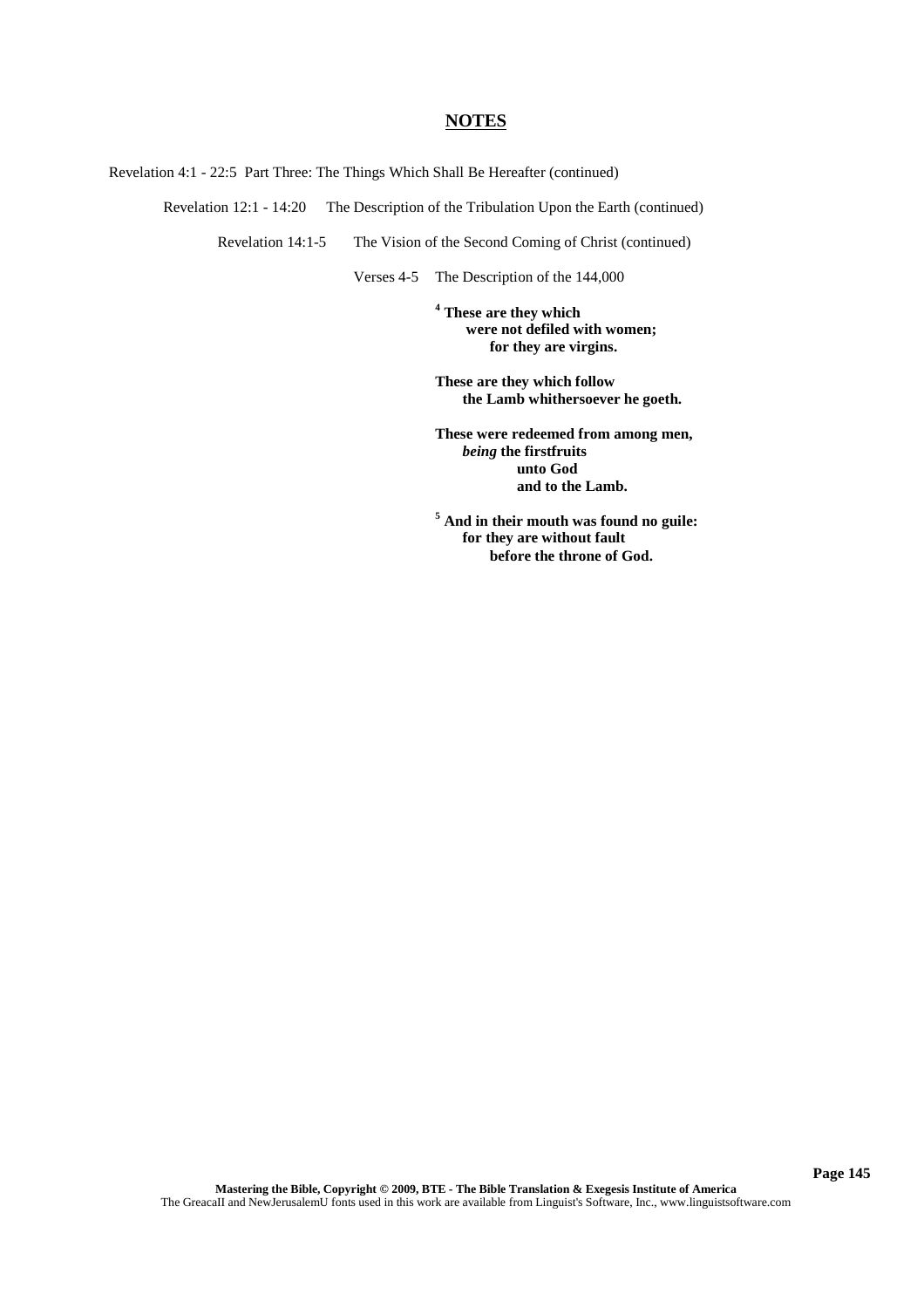# NOTES

Revelation 4:1 - 22:5 Part Three: The Things Which Shall Be Hereafter (continued)

Revelation 12:1 - 14:20 The Description of the Tribulation Upon the Earth (continued)

Revelation 14:1-5 The Vision of the Second Coming of Christ (continued)

Verses 4-5 The Description of the 144,000

**[4] These are they which**
**were not defiled with women;**
**for they are virgins.**

**These are they which follow**
**the Lamb whithersoever he goeth.**

**These were redeemed from among men,**
***being* the firstfruits**
**unto God**
**and to the Lamb.**

**[5] And in their mouth was found no guile:**
**for they are without fault**
**before the throne of God.**

**Mastering the Bible, Copyright © 2009, BTE - The Bible Translation & Exegesis Institute of America**
The GreacaII and NewJerusalemU fonts used in this work are available from Linguist's Software, Inc., www.linguistsoftware.com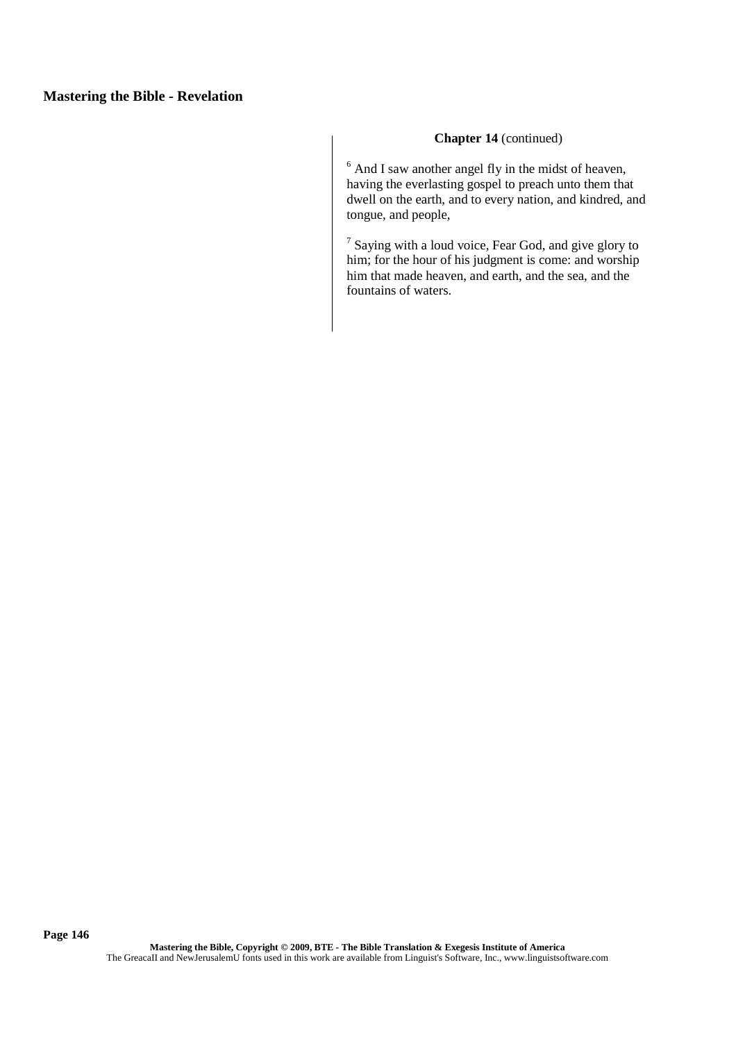**Chapter 14** (continued)

[6] And I saw another angel fly in the midst of heaven, having the everlasting gospel to preach unto them that dwell on the earth, and to every nation, and kindred, and tongue, and people,

[7] Saying with a loud voice, Fear God, and give glory to him; for the hour of his judgment is come: and worship him that made heaven, and earth, and the sea, and the fountains of waters.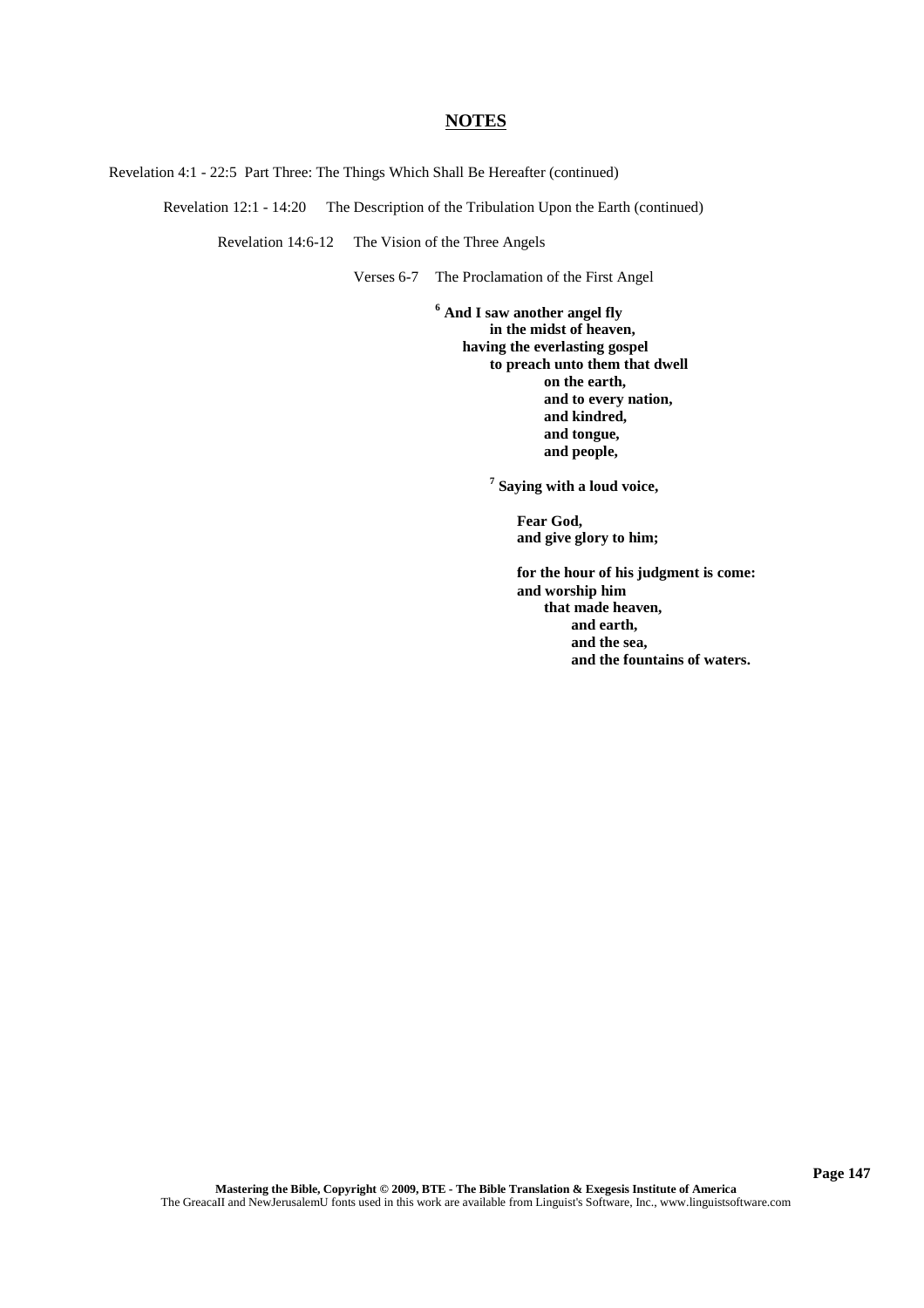# NOTES

Revelation 4:1 - 22:5 Part Three: The Things Which Shall Be Hereafter (continued)

Revelation 12:1 - 14:20 The Description of the Tribulation Upon the Earth (continued)

Revelation 14:6-12 The Vision of the Three Angels

Verses 6-7 The Proclamation of the First Angel

**[6] And I saw another angel fly**
**in the midst of heaven,**
**having the everlasting gospel**
**to preach unto them that dwell**
**on the earth,**
**and to every nation,**
**and kindred,**
**and tongue,**
**and people,**

**[7] Saying with a loud voice,**

**Fear God,**
**and give glory to him;**

**for the hour of his judgment is come:**
**and worship him**
**that made heaven,**
**and earth,**
**and the sea,**
**and the fountains of waters.**

**Mastering the Bible, Copyright © 2009, BTE - The Bible Translation & Exegesis Institute of America**
The GreacaII and NewJerusalemU fonts used in this work are available from Linguist's Software, Inc., www.linguistsoftware.com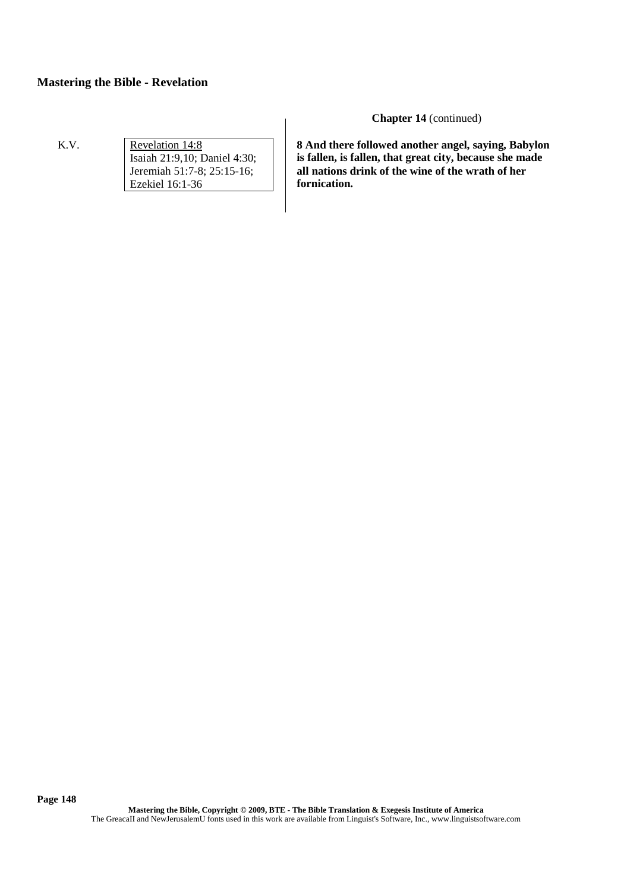**Chapter 14** (continued)

K.V.

Revelation 14:8
Isaiah 21:9,10; Daniel 4:30; Jeremiah 51:7-8; 25:15-16; Ezekiel 16:1-36

**8 And there followed another angel, saying, Babylon is fallen, is fallen, that great city, because she made all nations drink of the wine of the wrath of her fornication.**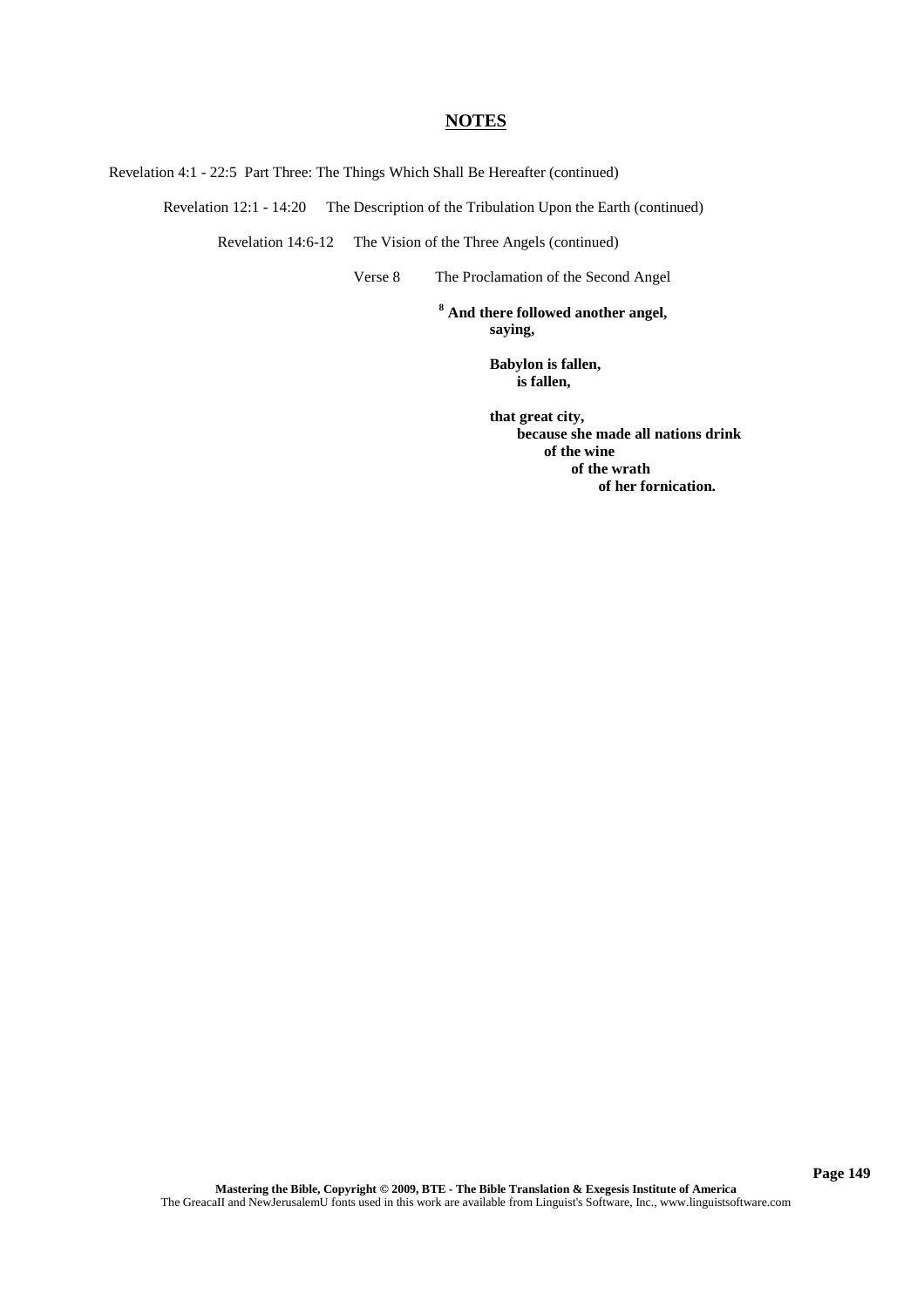# NOTES

Revelation 4:1 - 22:5 Part Three: The Things Which Shall Be Hereafter (continued)

Revelation 12:1 - 14:20 The Description of the Tribulation Upon the Earth (continued)

Revelation 14:6-12 The Vision of the Three Angels (continued)

Verse 8 The Proclamation of the Second Angel

**[8] And there followed another angel,**
**saying,**

**Babylon is fallen,**
**is fallen,**

**that great city,**
**because she made all nations drink**
**of the wine**
**of the wrath**
**of her fornication.**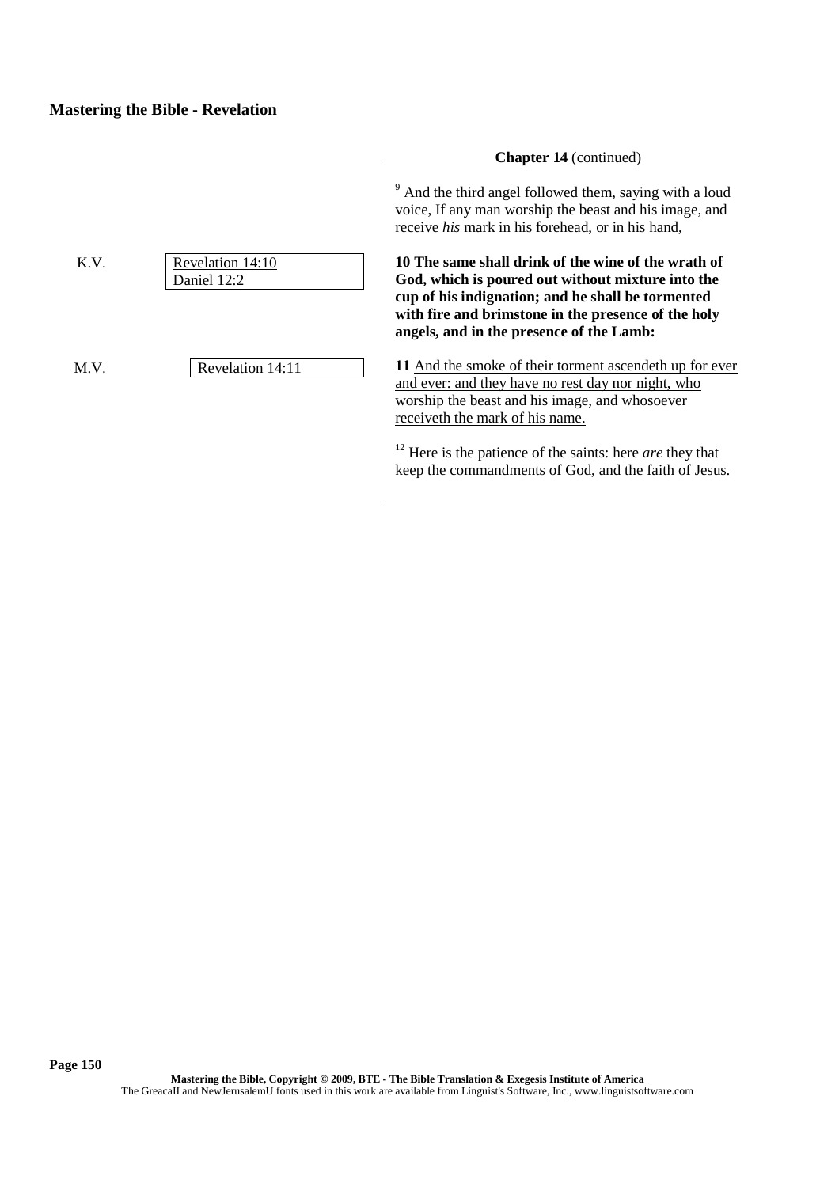**Chapter 14** (continued)

[9] And the third angel followed them, saying with a loud voice, If any man worship the beast and his image, and receive *his* mark in his forehead, or in his hand,

K.V. — Revelation 14:10, Daniel 12:2

**10 The same shall drink of the wine of the wrath of God, which is poured out without mixture into the cup of his indignation; and he shall be tormented with fire and brimstone in the presence of the holy angels, and in the presence of the Lamb:**

M.V. — Revelation 14:11

**11** <u>And the smoke of their torment ascendeth up for ever and ever: and they have no rest day nor night, who worship the beast and his image, and whosoever receiveth the mark of his name.</u>

[12] Here is the patience of the saints: here *are* they that keep the commandments of God, and the faith of Jesus.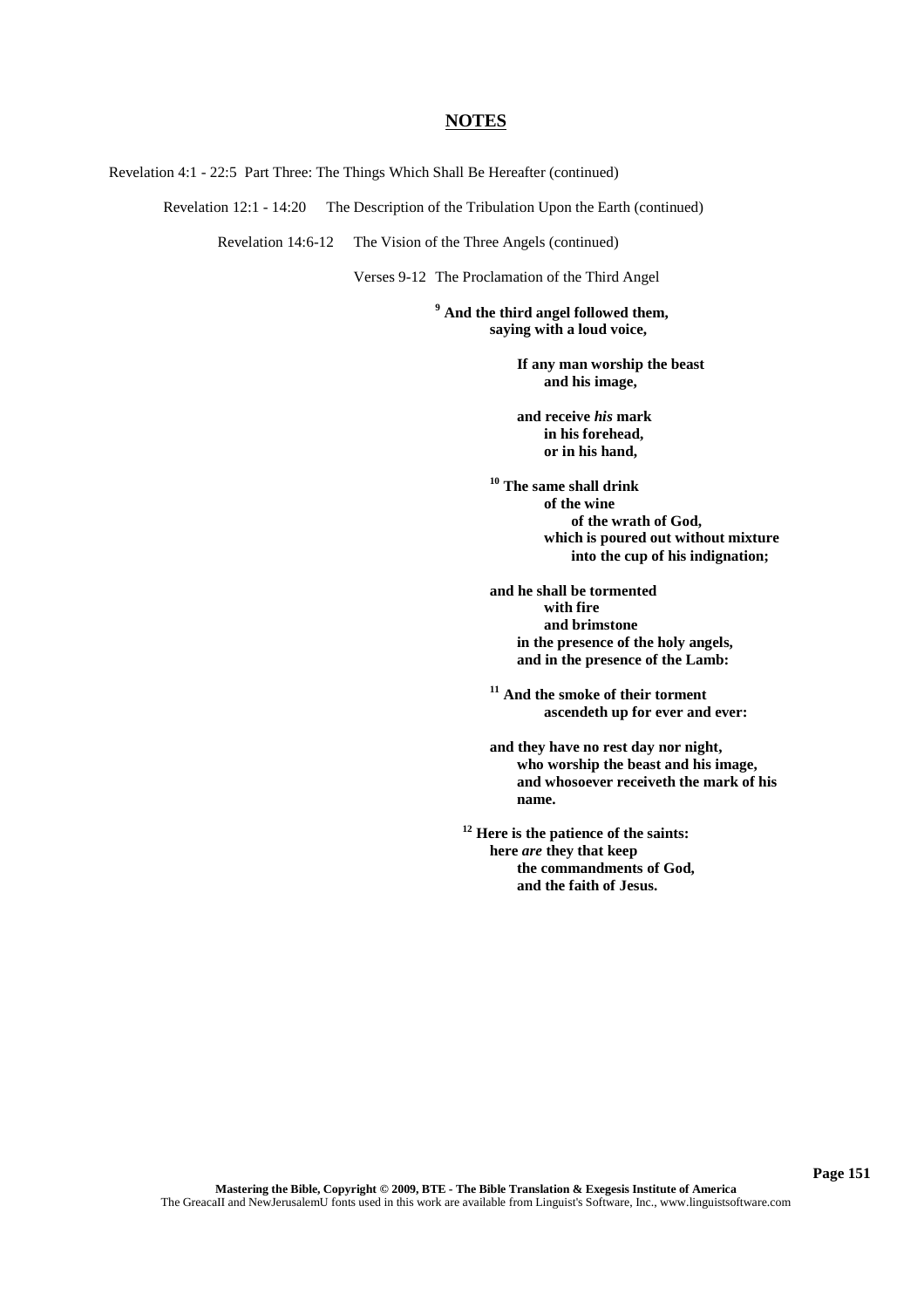## NOTES

Revelation 4:1 - 22:5 Part Three: The Things Which Shall Be Hereafter (continued)

Revelation 12:1 - 14:20 The Description of the Tribulation Upon the Earth (continued)

Revelation 14:6-12 The Vision of the Three Angels (continued)

Verses 9-12 The Proclamation of the Third Angel

**[9] And the third angel followed them,**
**saying with a loud voice,**

**If any man worship the beast**
**and his image,**

**and receive *his* mark**
**in his forehead,**
**or in his hand,**

**[10] The same shall drink**
**of the wine**
**of the wrath of God,**
**which is poured out without mixture**
**into the cup of his indignation;**

**and he shall be tormented**
**with fire**
**and brimstone**
**in the presence of the holy angels,**
**and in the presence of the Lamb:**

**[11] And the smoke of their torment**
**ascendeth up for ever and ever:**

**and they have no rest day nor night,**
**who worship the beast and his image,**
**and whosoever receiveth the mark of his name.**

**[12] Here is the patience of the saints:**
**here *are* they that keep**
**the commandments of God,**
**and the faith of Jesus.**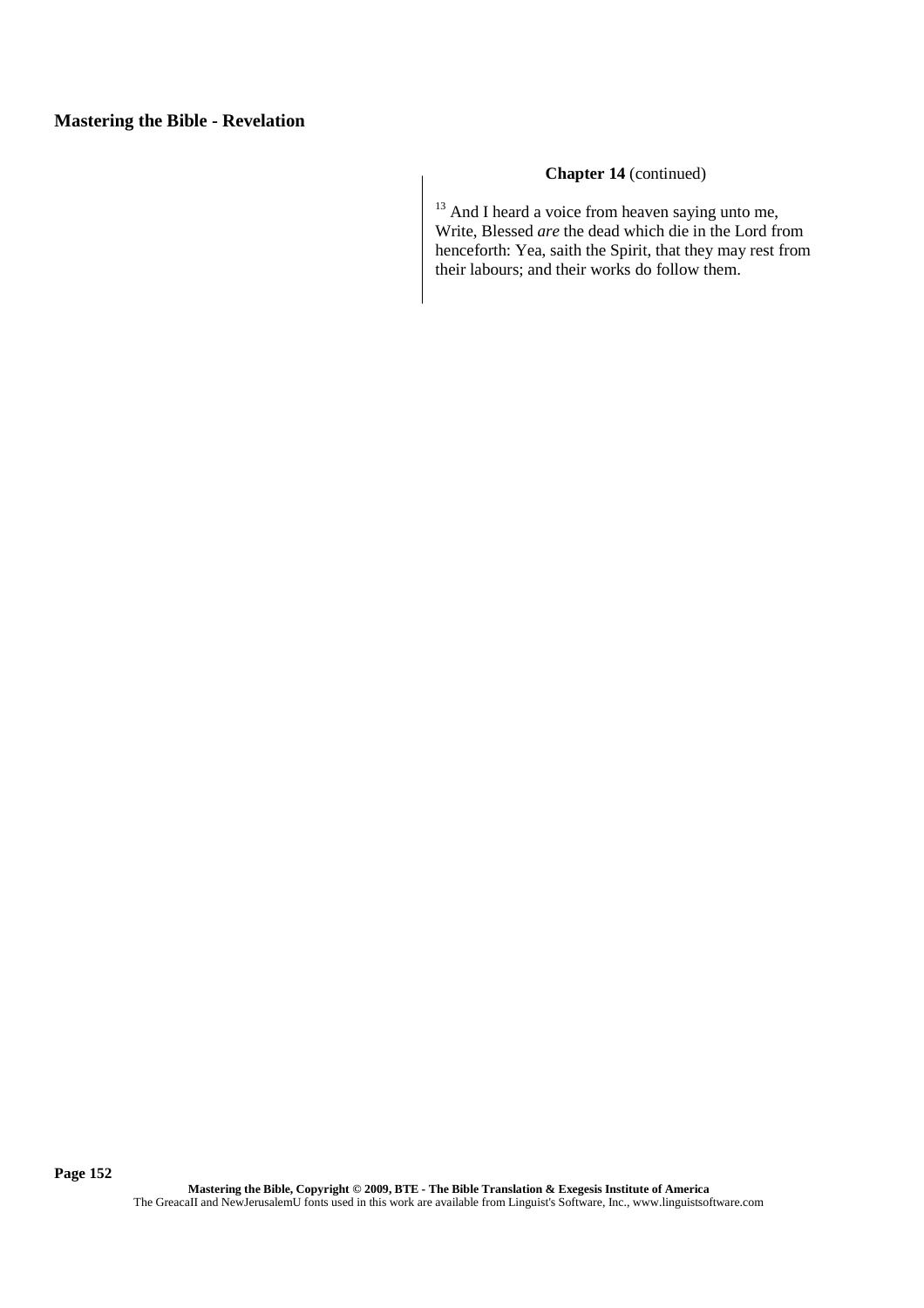**Chapter 14** (continued)

[13] And I heard a voice from heaven saying unto me, Write, Blessed *are* the dead which die in the Lord from henceforth: Yea, saith the Spirit, that they may rest from their labours; and their works do follow them.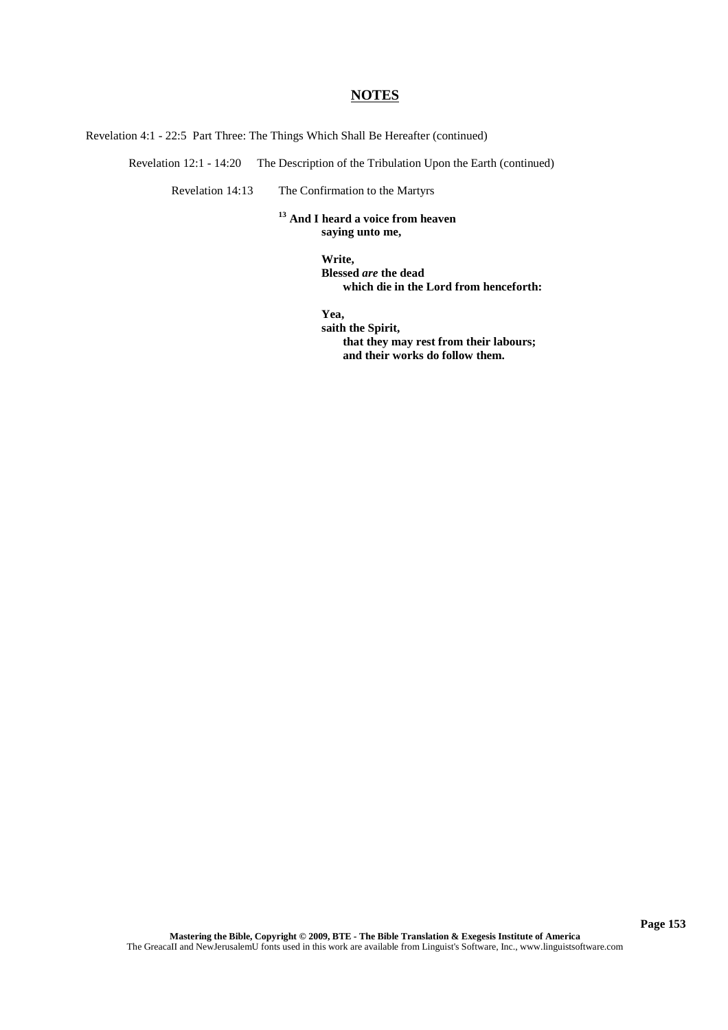## NOTES

Revelation 4:1 - 22:5  Part Three: The Things Which Shall Be Hereafter (continued)

Revelation 12:1 - 14:20  The Description of the Tribulation Upon the Earth (continued)

Revelation 14:13  The Confirmation to the Martyrs

**[13] And I heard a voice from heaven**
**saying unto me,**

**Write,**
**Blessed *are* the dead**
**which die in the Lord from henceforth:**

**Yea,**
**saith the Spirit,**
**that they may rest from their labours;**
**and their works do follow them.**

**Mastering the Bible, Copyright © 2009, BTE - The Bible Translation & Exegesis Institute of America**
The GreacaII and NewJerusalemU fonts used in this work are available from Linguist's Software, Inc., www.linguistsoftware.com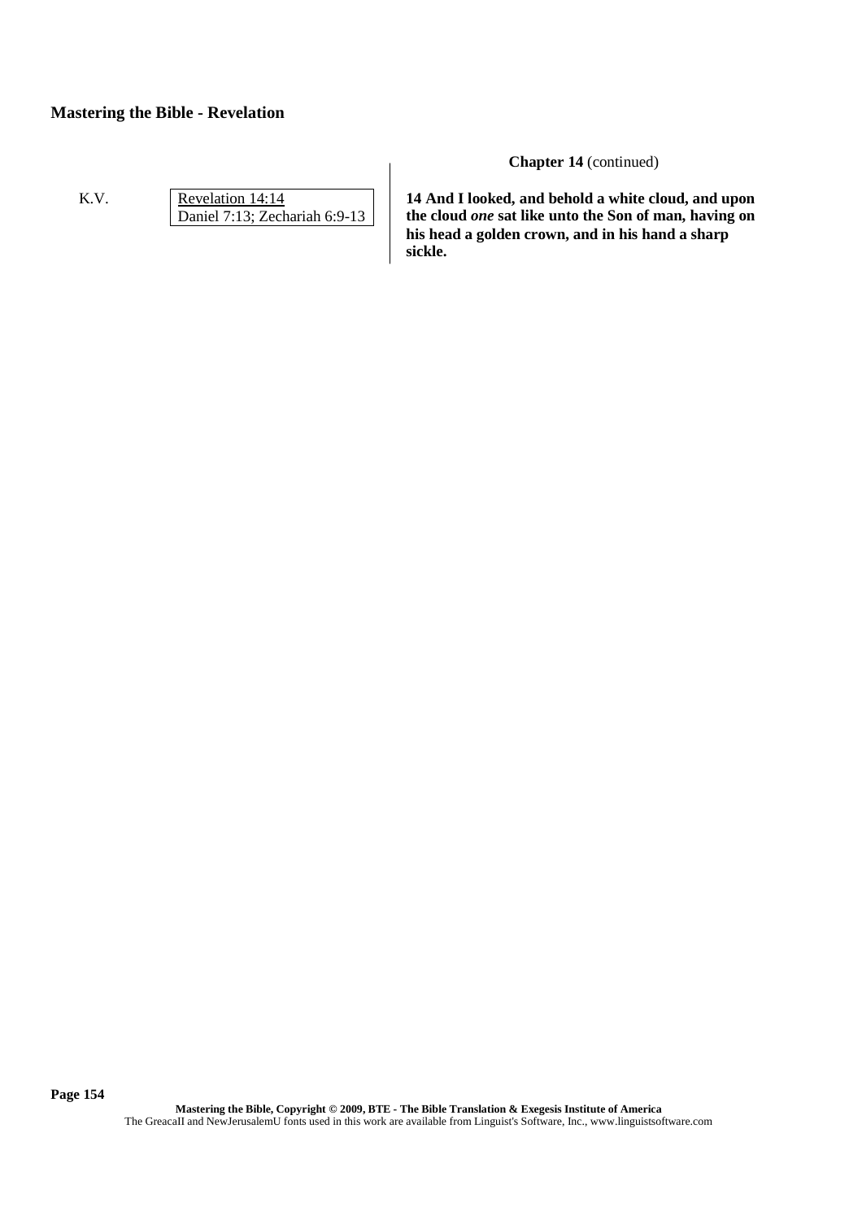**Chapter 14** (continued)

K.V.

Revelation 14:14
Daniel 7:13; Zechariah 6:9-13

**14 And I looked, and behold a white cloud, and upon the cloud *one* sat like unto the Son of man, having on his head a golden crown, and in his hand a sharp sickle.**

**Mastering the Bible, Copyright © 2009, BTE - The Bible Translation & Exegesis Institute of America**
The GreacaII and NewJerusalemU fonts used in this work are available from Linguist's Software, Inc., www.linguistsoftware.com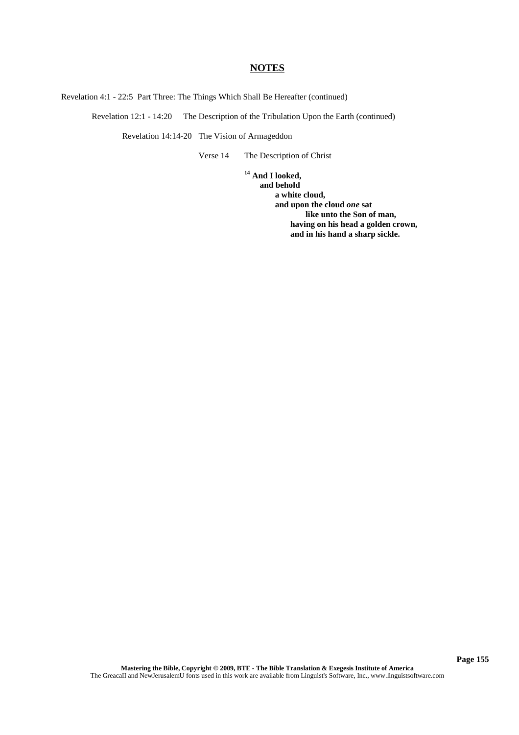## NOTES

Revelation 4:1 - 22:5 Part Three: The Things Which Shall Be Hereafter (continued)

Revelation 12:1 - 14:20 The Description of the Tribulation Upon the Earth (continued)

Revelation 14:14-20 The Vision of Armageddon

Verse 14 The Description of Christ

**[14] And I looked,**
**and behold**
**a white cloud,**
**and upon the cloud *one* sat**
**like unto the Son of man,**
**having on his head a golden crown,**
**and in his hand a sharp sickle.**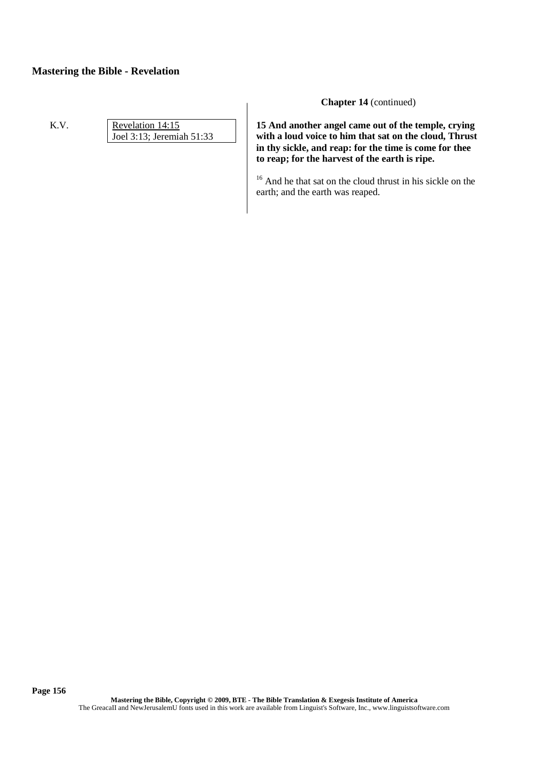**Chapter 14** (continued)

K.V.

Revelation 14:15
Joel 3:13; Jeremiah 51:33

**15 And another angel came out of the temple, crying with a loud voice to him that sat on the cloud, Thrust in thy sickle, and reap: for the time is come for thee to reap; for the harvest of the earth is ripe.**

16 And he that sat on the cloud thrust in his sickle on the earth; and the earth was reaped.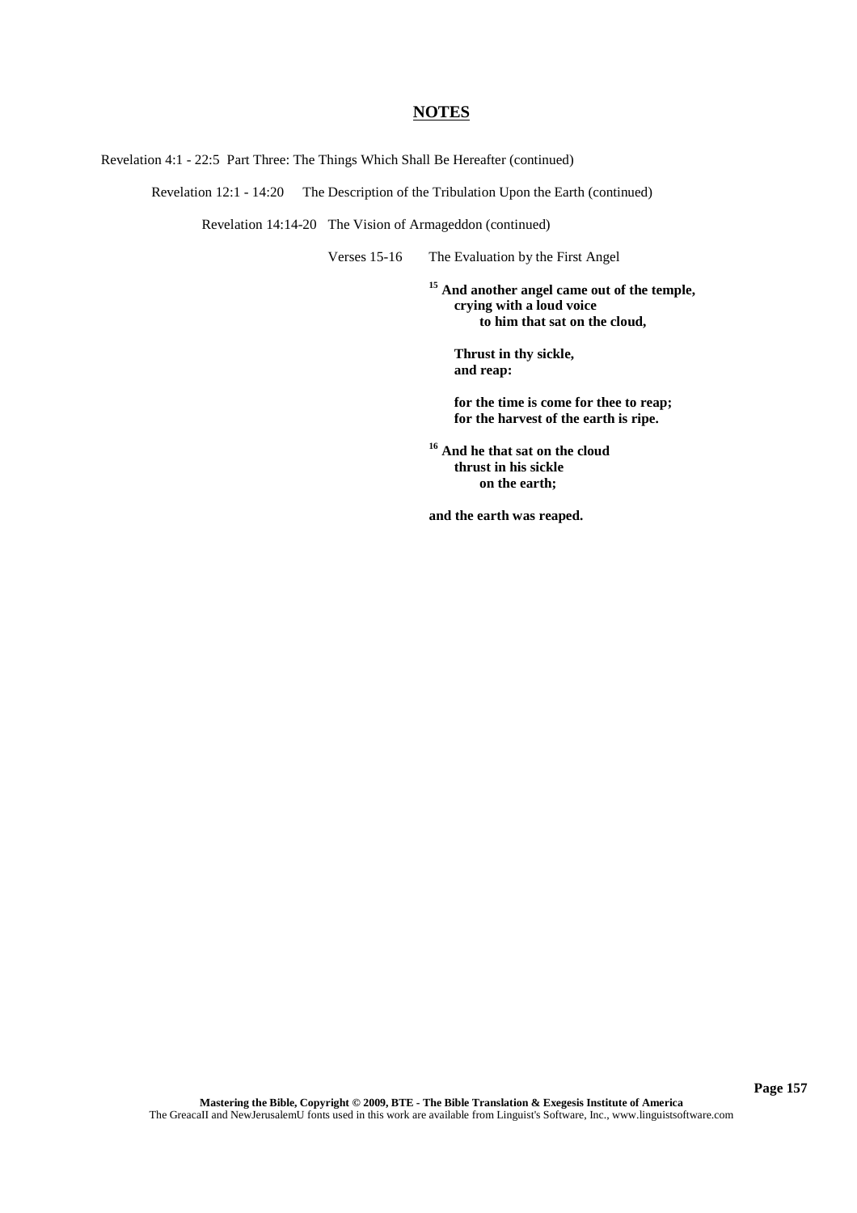## NOTES

Revelation 4:1 - 22:5 Part Three: The Things Which Shall Be Hereafter (continued)

Revelation 12:1 - 14:20 The Description of the Tribulation Upon the Earth (continued)

Revelation 14:14-20 The Vision of Armageddon (continued)

Verses 15-16 The Evaluation by the First Angel

**[15] And another angel came out of the temple,**
**crying with a loud voice**
**to him that sat on the cloud,**

**Thrust in thy sickle,**
**and reap:**

**for the time is come for thee to reap;**
**for the harvest of the earth is ripe.**

**[16] And he that sat on the cloud**
**thrust in his sickle**
**on the earth;**

**and the earth was reaped.**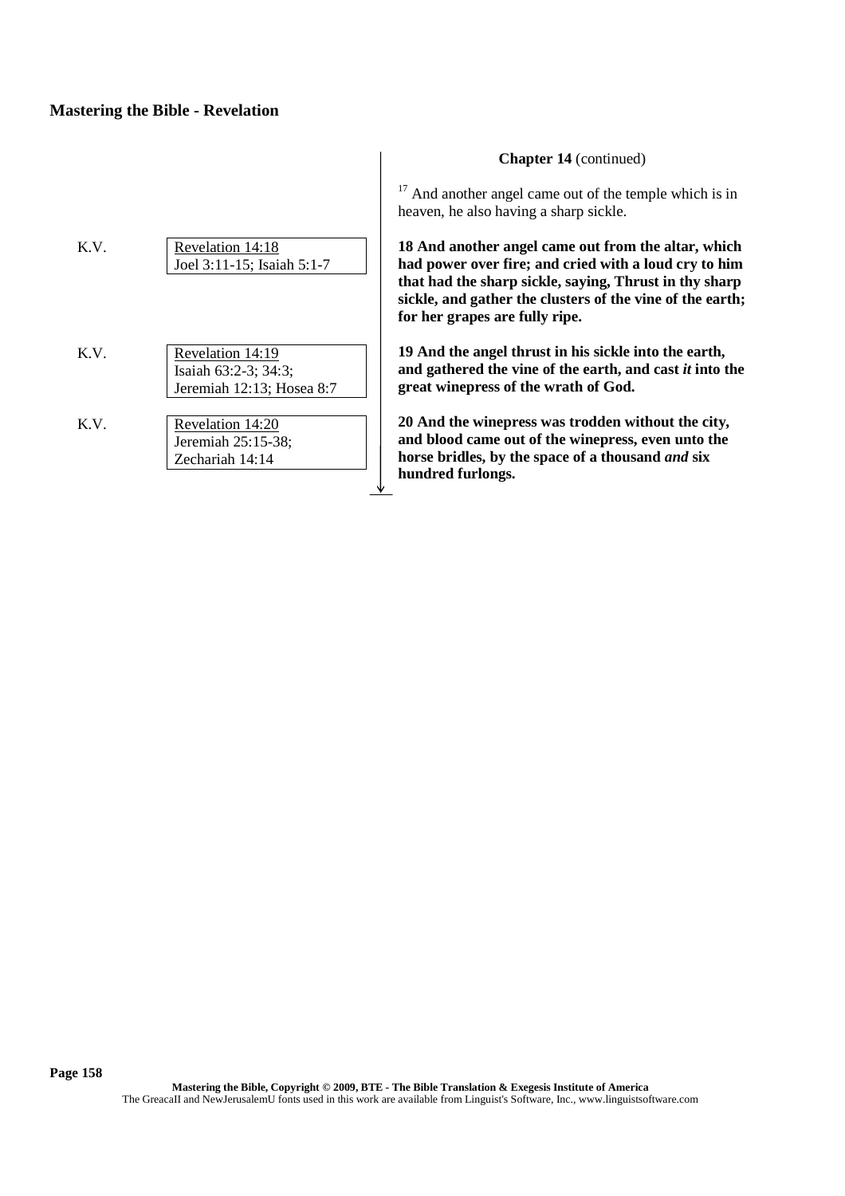**Chapter 14** (continued)

[17] And another angel came out of the temple which is in heaven, he also having a sharp sickle.

K.V.

Revelation 14:18
Joel 3:11-15; Isaiah 5:1-7

**18 And another angel came out from the altar, which had power over fire; and cried with a loud cry to him that had the sharp sickle, saying, Thrust in thy sharp sickle, and gather the clusters of the vine of the earth; for her grapes are fully ripe.**

K.V.

Revelation 14:19
Isaiah 63:2-3; 34:3;
Jeremiah 12:13; Hosea 8:7

**19 And the angel thrust in his sickle into the earth, and gathered the vine of the earth, and cast *it* into the great winepress of the wrath of God.**

K.V.

Revelation 14:20
Jeremiah 25:15-38;
Zechariah 14:14

**20 And the winepress was trodden without the city, and blood came out of the winepress, even unto the horse bridles, by the space of a thousand *and* six hundred furlongs.**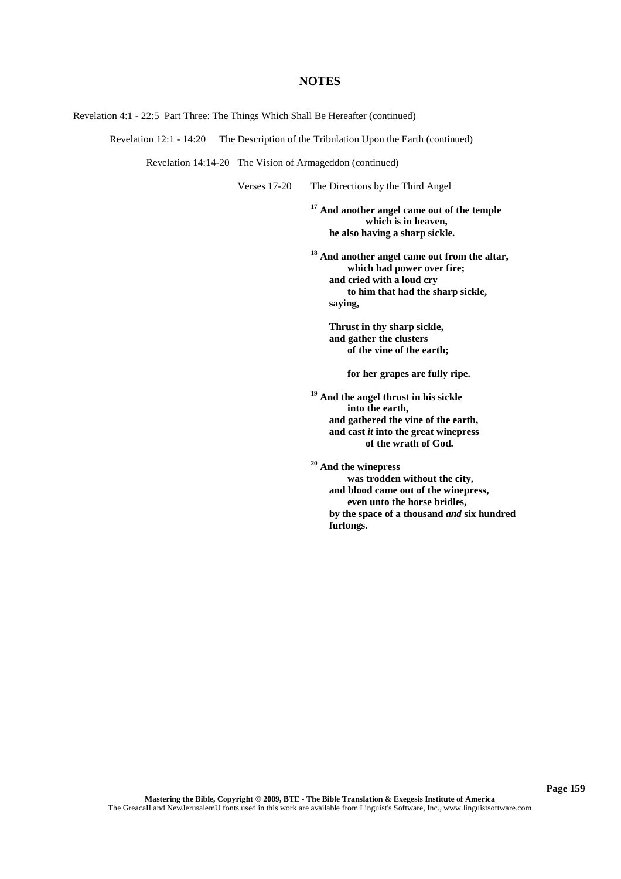## NOTES

Revelation 4:1 - 22:5 Part Three: The Things Which Shall Be Hereafter (continued)

Revelation 12:1 - 14:20 The Description of the Tribulation Upon the Earth (continued)

Revelation 14:14-20 The Vision of Armageddon (continued)

Verses 17-20 The Directions by the Third Angel

**[17] And another angel came out of the temple**
**which is in heaven,**
**he also having a sharp sickle.**

**[18] And another angel came out from the altar,**
**which had power over fire;**
**and cried with a loud cry**
**to him that had the sharp sickle,**
**saying,**

**Thrust in thy sharp sickle,**
**and gather the clusters**
**of the vine of the earth;**

**for her grapes are fully ripe.**

**[19] And the angel thrust in his sickle**
**into the earth,**
**and gathered the vine of the earth,**
**and cast *it* into the great winepress**
**of the wrath of God.**

**[20] And the winepress**
**was trodden without the city,**
**and blood came out of the winepress,**
**even unto the horse bridles,**
**by the space of a thousand *and* six hundred**
**furlongs.**

Mastering the Bible, Copyright © 2009, BTE - The Bible Translation & Exegesis Institute of America
The GreacaII and NewJerusalemU fonts used in this work are available from Linguist's Software, Inc., www.linguistsoftware.com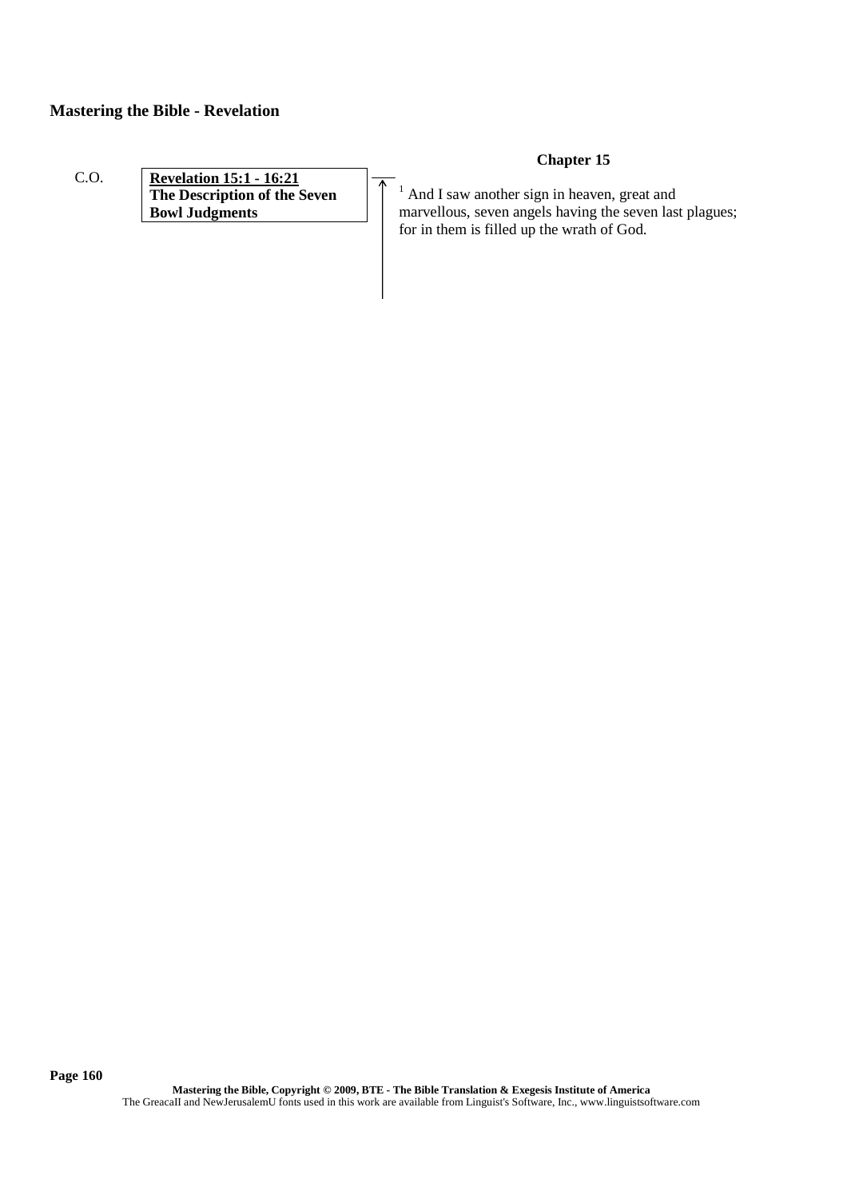C.O.

**Revelation 15:1 - 16:21**
**The Description of the Seven Bowl Judgments**

## Chapter 15

[1] And I saw another sign in heaven, great and marvellous, seven angels having the seven last plagues; for in them is filled up the wrath of God.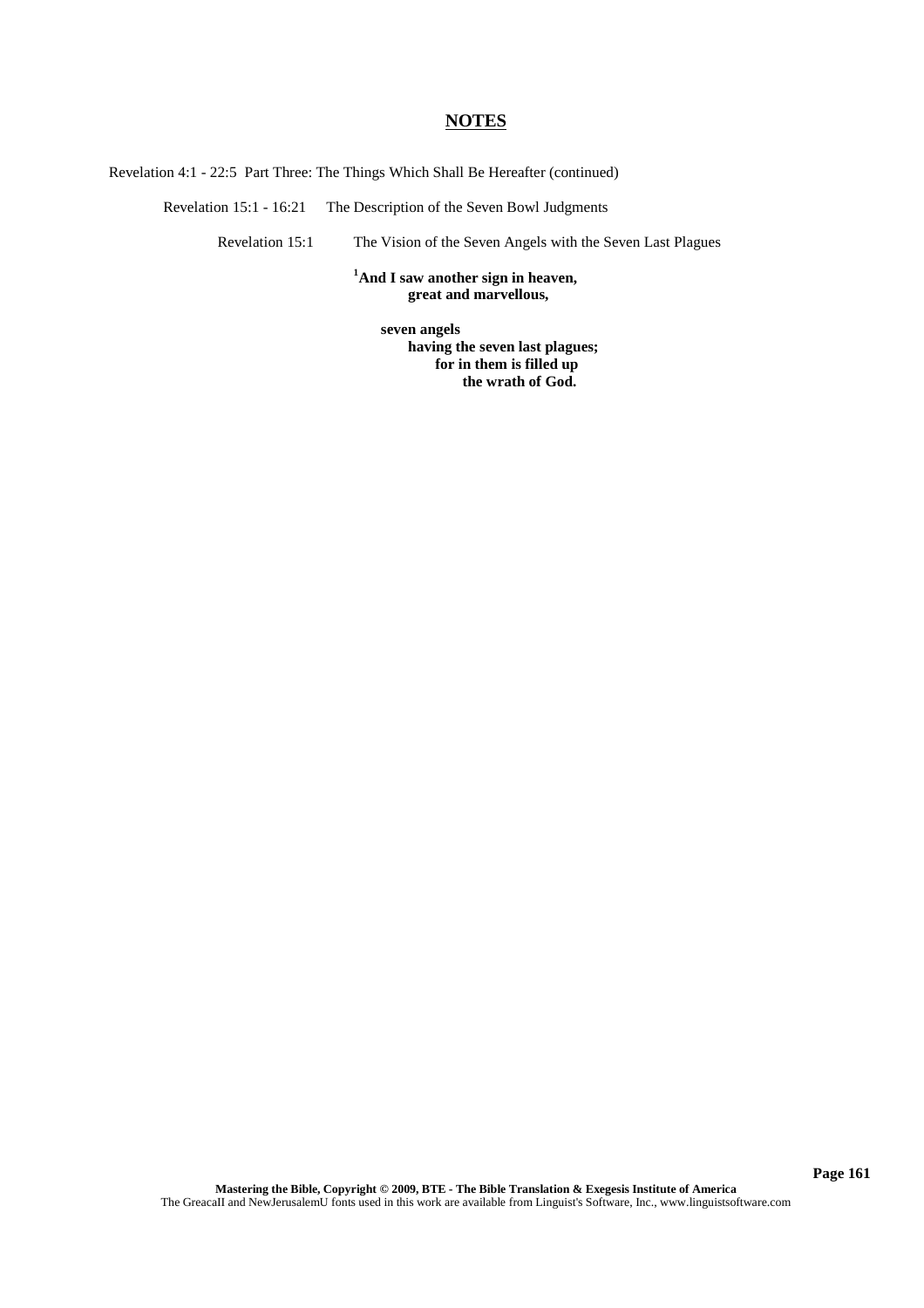# NOTES

Revelation 4:1 - 22:5 Part Three: The Things Which Shall Be Hereafter (continued)

Revelation 15:1 - 16:21 The Description of the Seven Bowl Judgments

Revelation 15:1 The Vision of the Seven Angels with the Seven Last Plagues

**[1]And I saw another sign in heaven,**
**great and marvellous,**

**seven angels**
**having the seven last plagues;**
**for in them is filled up**
**the wrath of God.**

**Mastering the Bible, Copyright © 2009, BTE - The Bible Translation & Exegesis Institute of America**
The GreacaII and NewJerusalemU fonts used in this work are available from Linguist's Software, Inc., www.linguistsoftware.com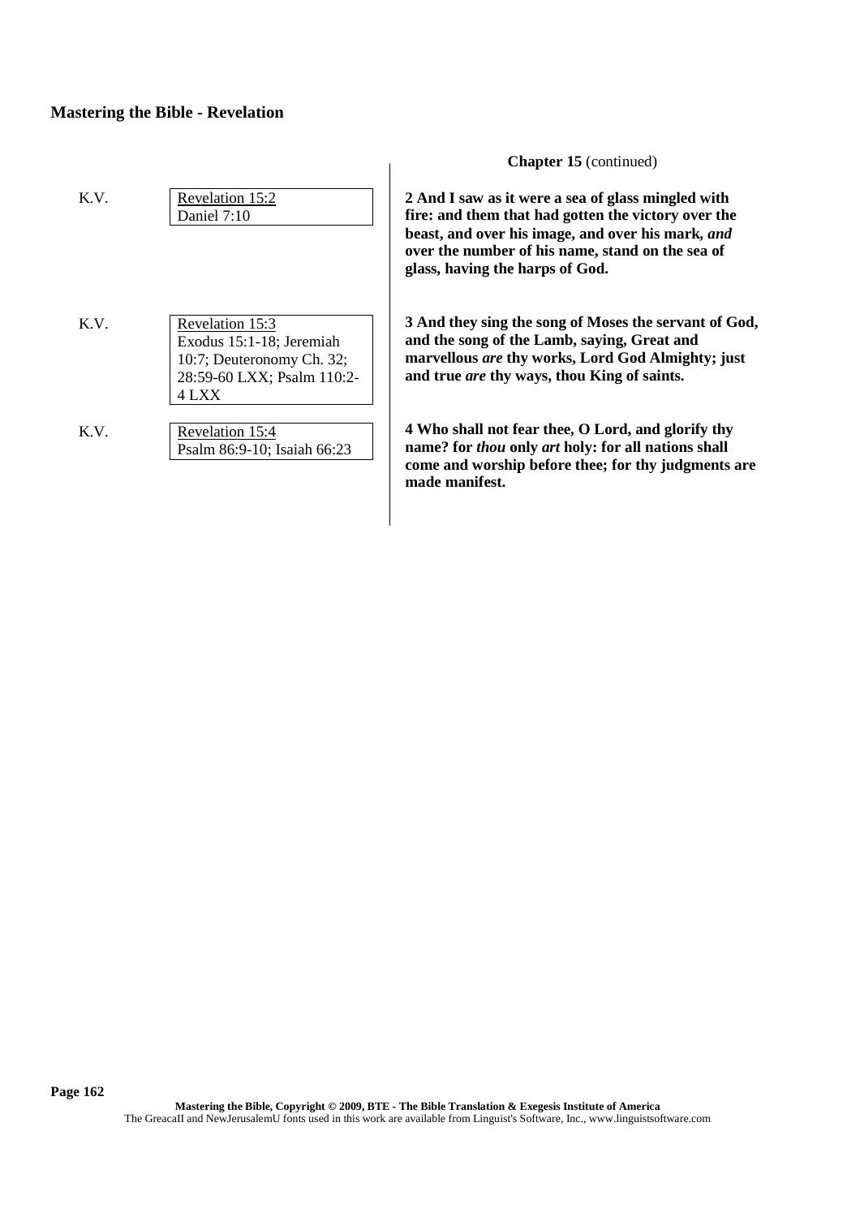**Chapter 15** (continued)

K.V.

Revelation 15:2
Daniel 7:10

**2 And I saw as it were a sea of glass mingled with fire: and them that had gotten the victory over the beast, and over his image, and over his mark, *and* over the number of his name, stand on the sea of glass, having the harps of God.**

K.V.

Revelation 15:3
Exodus 15:1-18; Jeremiah 10:7; Deuteronomy Ch. 32; 28:59-60 LXX; Psalm 110:2-4 LXX

**3 And they sing the song of Moses the servant of God, and the song of the Lamb, saying, Great and marvellous *are* thy works, Lord God Almighty; just and true *are* thy ways, thou King of saints.**

K.V.

Revelation 15:4
Psalm 86:9-10; Isaiah 66:23

**4 Who shall not fear thee, O Lord, and glorify thy name? for *thou* only *art* holy: for all nations shall come and worship before thee; for thy judgments are made manifest.**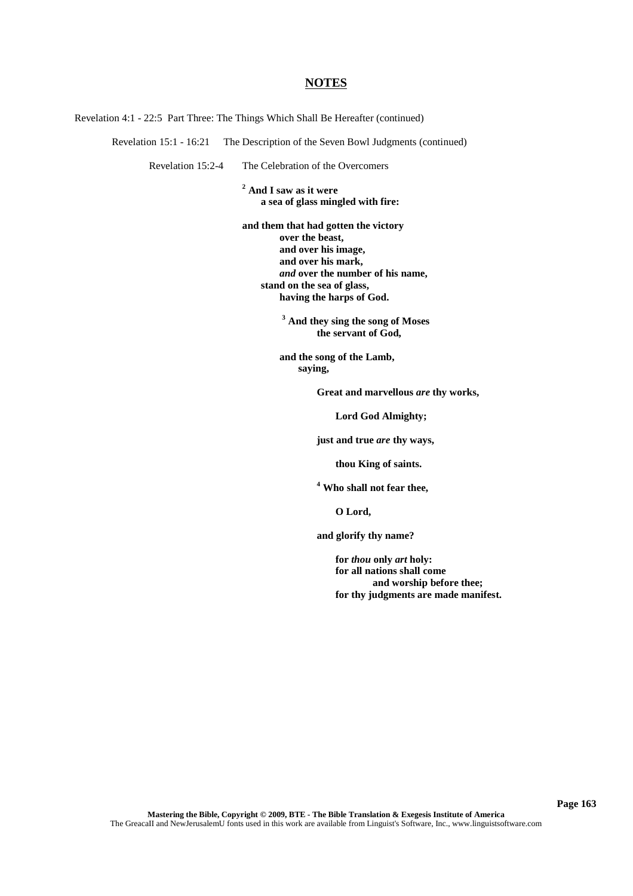## NOTES

Revelation 4:1 - 22:5 Part Three: The Things Which Shall Be Hereafter (continued)

Revelation 15:1 - 16:21 The Description of the Seven Bowl Judgments (continued)

Revelation 15:2-4 The Celebration of the Overcomers

[2] **And I saw as it were**
**a sea of glass mingled with fire:**

**and them that had gotten the victory**
**over the beast,**
**and over his image,**
**and over his mark,**
***and* over the number of his name,**
**stand on the sea of glass,**
**having the harps of God.**

[3] **And they sing the song of Moses**
**the servant of God,**

**and the song of the Lamb,**
**saying,**

**Great and marvellous *are* thy works,**

**Lord God Almighty;**

**just and true *are* thy ways,**

**thou King of saints.**

[4] **Who shall not fear thee,**

**O Lord,**

**and glorify thy name?**

**for *thou* only *art* holy:**
**for all nations shall come**
**and worship before thee;**
**for thy judgments are made manifest.**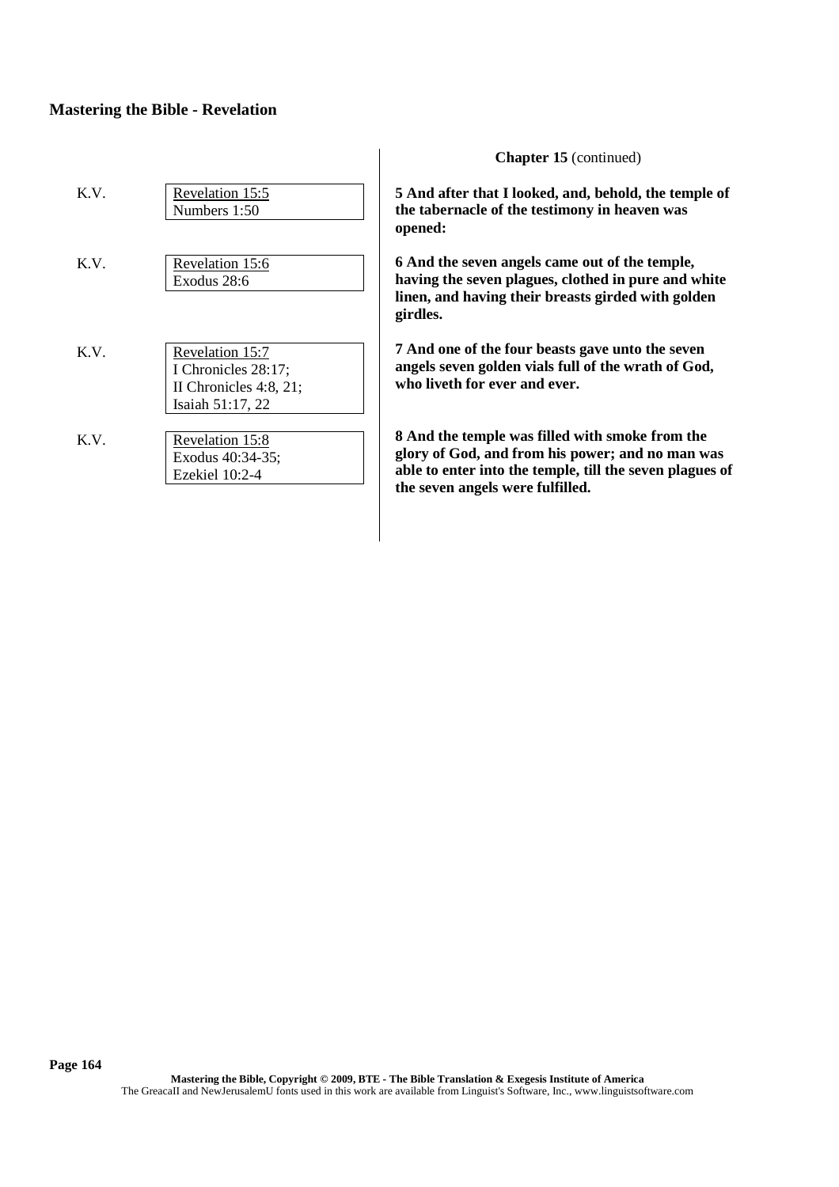**Chapter 15** (continued)

| | References | Text |
|---|---|---|
| K.V. | Revelation 15:5<br>Numbers 1:50 | **5 And after that I looked, and, behold, the temple of the tabernacle of the testimony in heaven was opened:** |
| K.V. | Revelation 15:6<br>Exodus 28:6 | **6 And the seven angels came out of the temple, having the seven plagues, clothed in pure and white linen, and having their breasts girded with golden girdles.** |
| K.V. | Revelation 15:7<br>I Chronicles 28:17;<br>II Chronicles 4:8, 21;<br>Isaiah 51:17, 22 | **7 And one of the four beasts gave unto the seven angels seven golden vials full of the wrath of God, who liveth for ever and ever.** |
| K.V. | Revelation 15:8<br>Exodus 40:34-35;<br>Ezekiel 10:2-4 | **8 And the temple was filled with smoke from the glory of God, and from his power; and no man was able to enter into the temple, till the seven plagues of the seven angels were fulfilled.** |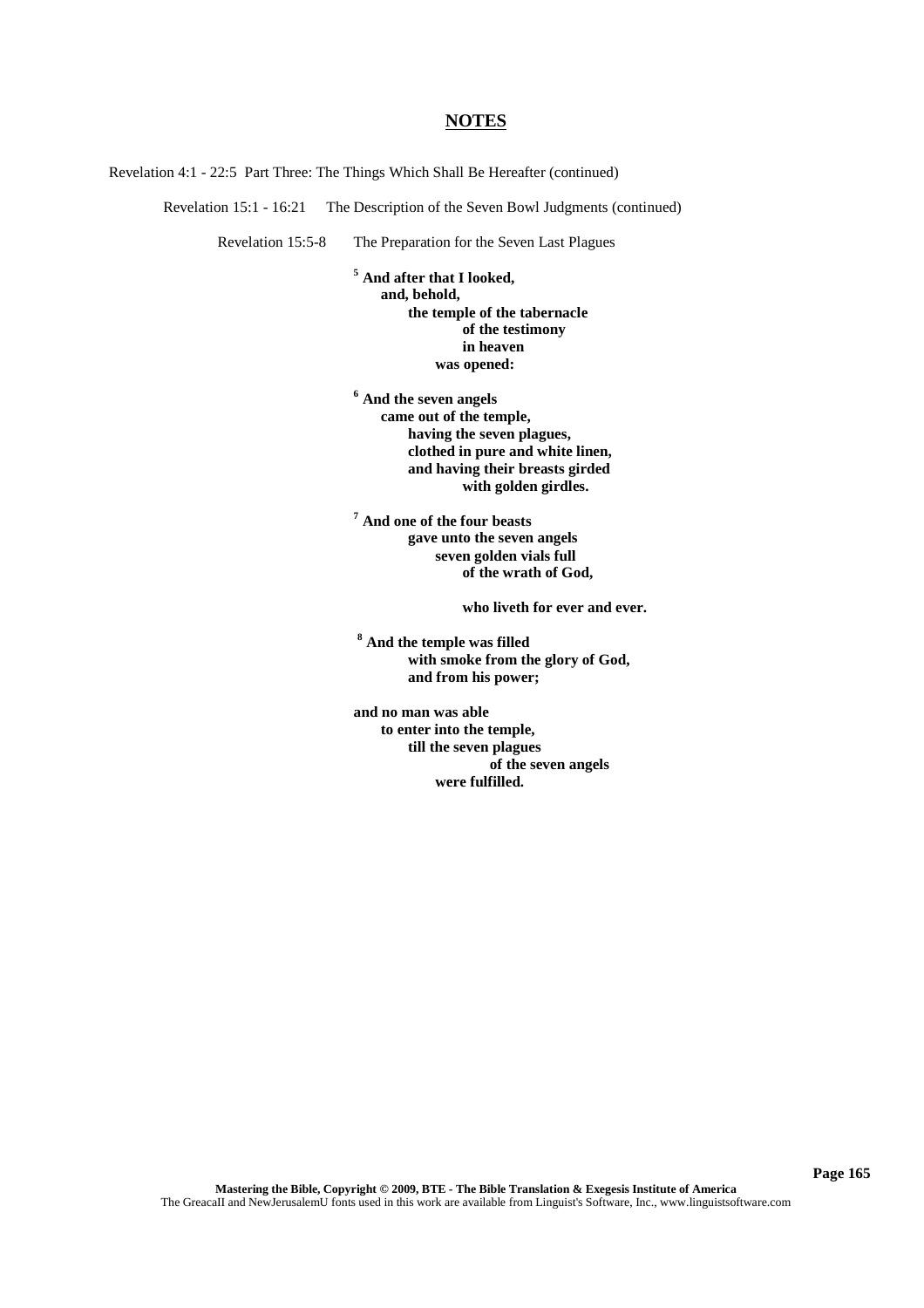## NOTES

Revelation 4:1 - 22:5 Part Three: The Things Which Shall Be Hereafter (continued)

Revelation 15:1 - 16:21 The Description of the Seven Bowl Judgments (continued)

Revelation 15:5-8 The Preparation for the Seven Last Plagues

**[5] And after that I looked,**
**and, behold,**
**the temple of the tabernacle**
**of the testimony**
**in heaven**
**was opened:**

**[6] And the seven angels**
**came out of the temple,**
**having the seven plagues,**
**clothed in pure and white linen,**
**and having their breasts girded**
**with golden girdles.**

**[7] And one of the four beasts**
**gave unto the seven angels**
**seven golden vials full**
**of the wrath of God,**

**who liveth for ever and ever.**

**[8] And the temple was filled**
**with smoke from the glory of God,**
**and from his power;**

**and no man was able**
**to enter into the temple,**
**till the seven plagues**
**of the seven angels**
**were fulfilled.**

**Mastering the Bible, Copyright © 2009, BTE - The Bible Translation & Exegesis Institute of America**
The GreacaII and NewJerusalemU fonts used in this work are available from Linguist's Software, Inc., www.linguistsoftware.com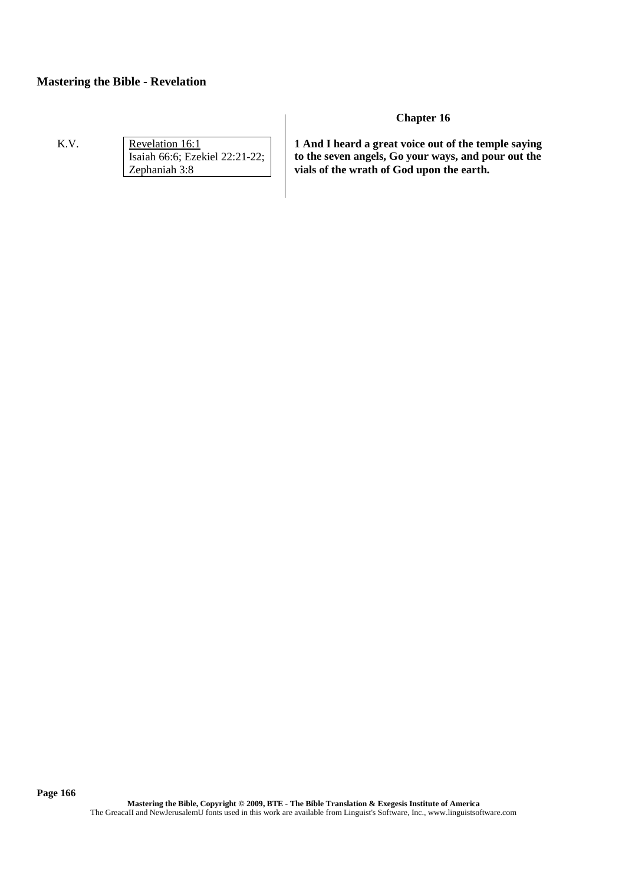### Chapter 16

K.V.

<u>Revelation 16:1</u>
Isaiah 66:6; Ezekiel 22:21-22; Zephaniah 3:8

**1 And I heard a great voice out of the temple saying to the seven angels, Go your ways, and pour out the vials of the wrath of God upon the earth.**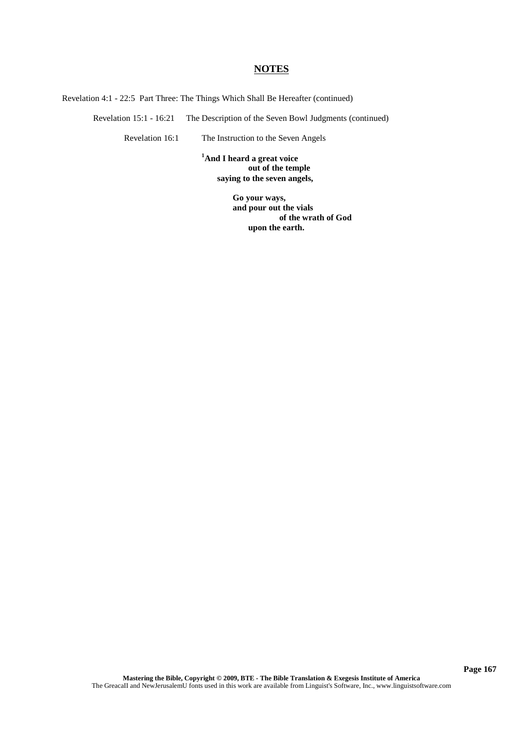## NOTES

Revelation 4:1 - 22:5 Part Three: The Things Which Shall Be Hereafter (continued)

Revelation 15:1 - 16:21 The Description of the Seven Bowl Judgments (continued)

Revelation 16:1 The Instruction to the Seven Angels

**[1]And I heard a great voice**
**out of the temple**
**saying to the seven angels,**

**Go your ways,**
**and pour out the vials**
**of the wrath of God**
**upon the earth.**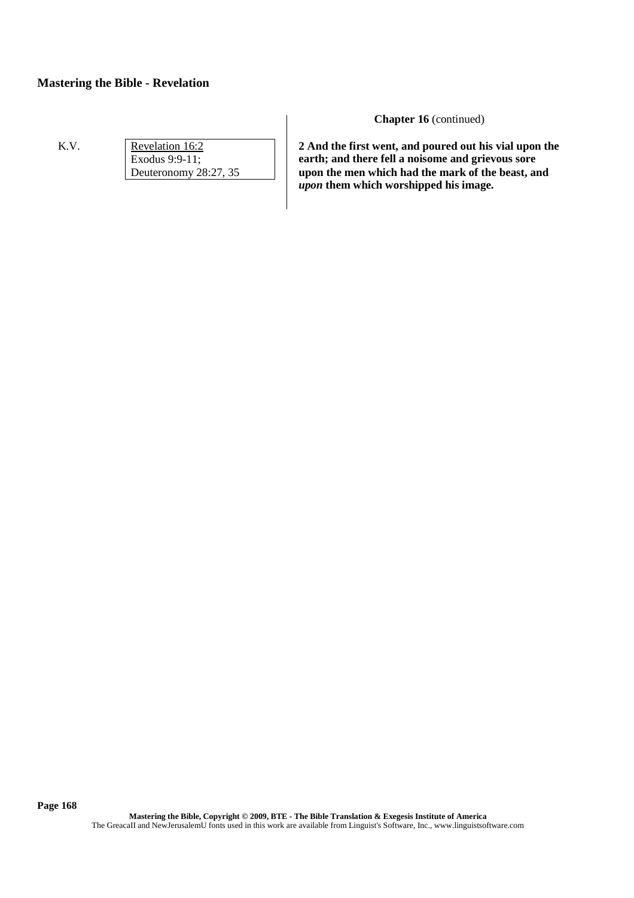**Chapter 16** (continued)

K.V.

Revelation 16:2
Exodus 9:9-11;
Deuteronomy 28:27, 35

**2 And the first went, and poured out his vial upon the earth; and there fell a noisome and grievous sore upon the men which had the mark of the beast, and *upon* them which worshipped his image.**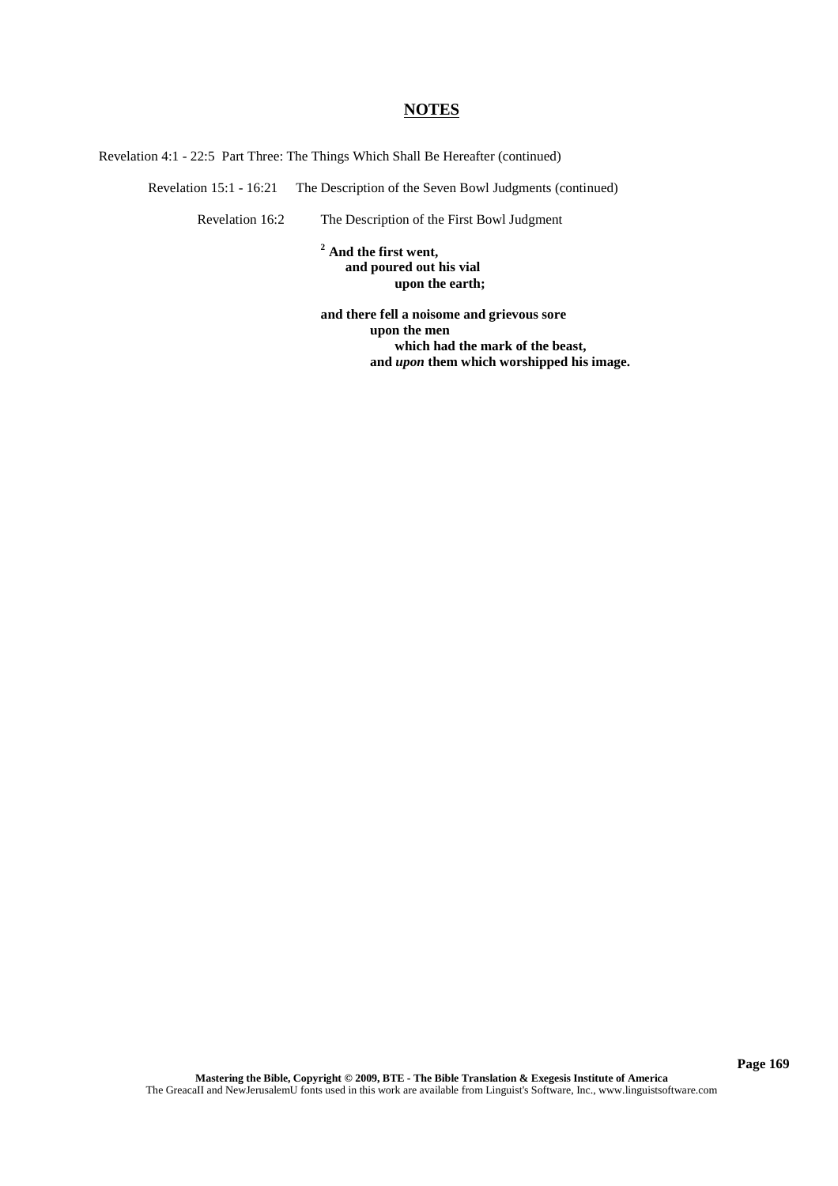## NOTES

Revelation 4:1 - 22:5 Part Three: The Things Which Shall Be Hereafter (continued)

Revelation 15:1 - 16:21 The Description of the Seven Bowl Judgments (continued)

Revelation 16:2 The Description of the First Bowl Judgment

**[2] And the first went,**
**and poured out his vial**
**upon the earth;**

**and there fell a noisome and grievous sore**
**upon the men**
**which had the mark of the beast,**
**and *upon* them which worshipped his image.**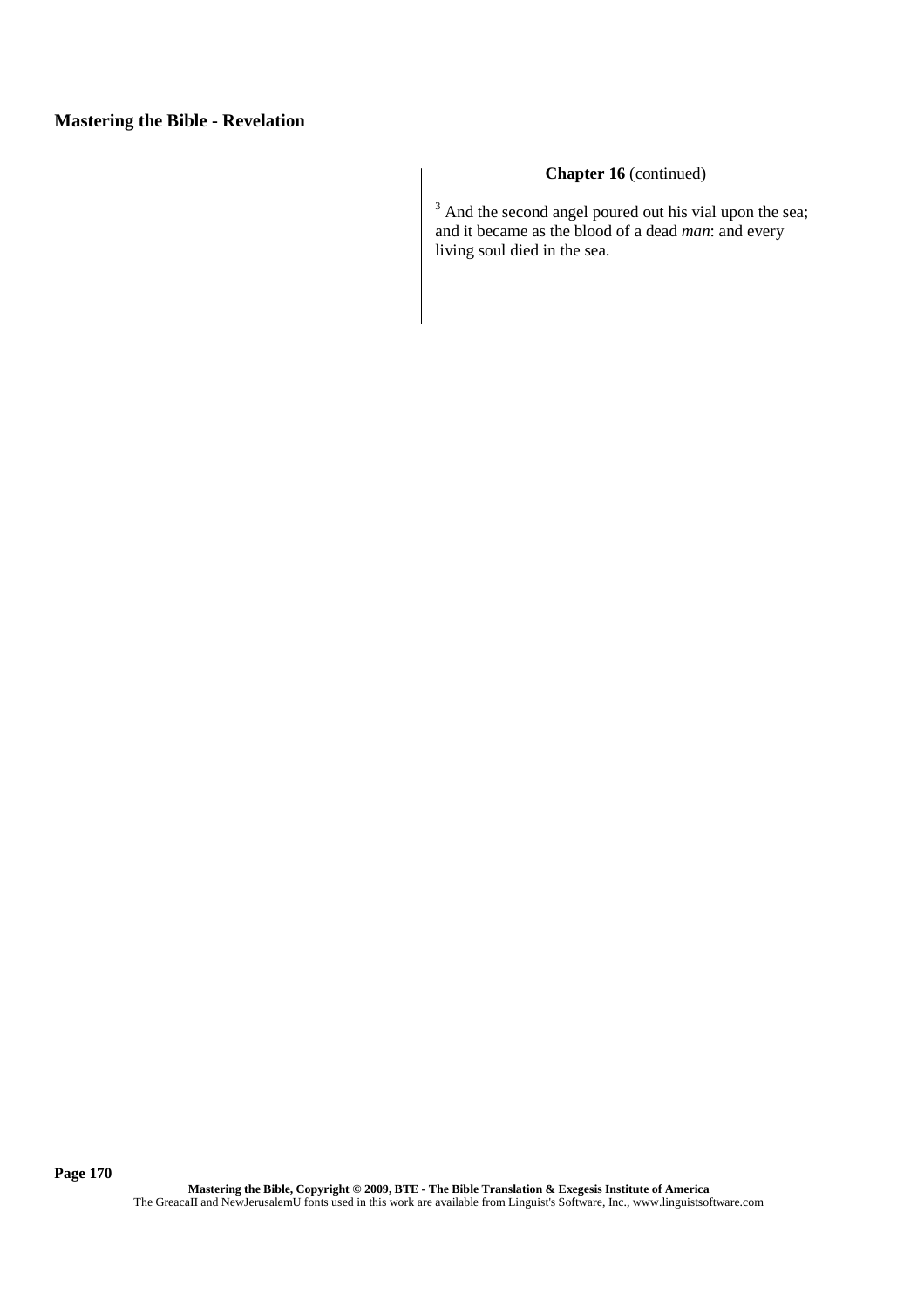**Chapter 16** (continued)

[3] And the second angel poured out his vial upon the sea; and it became as the blood of a dead *man*: and every living soul died in the sea.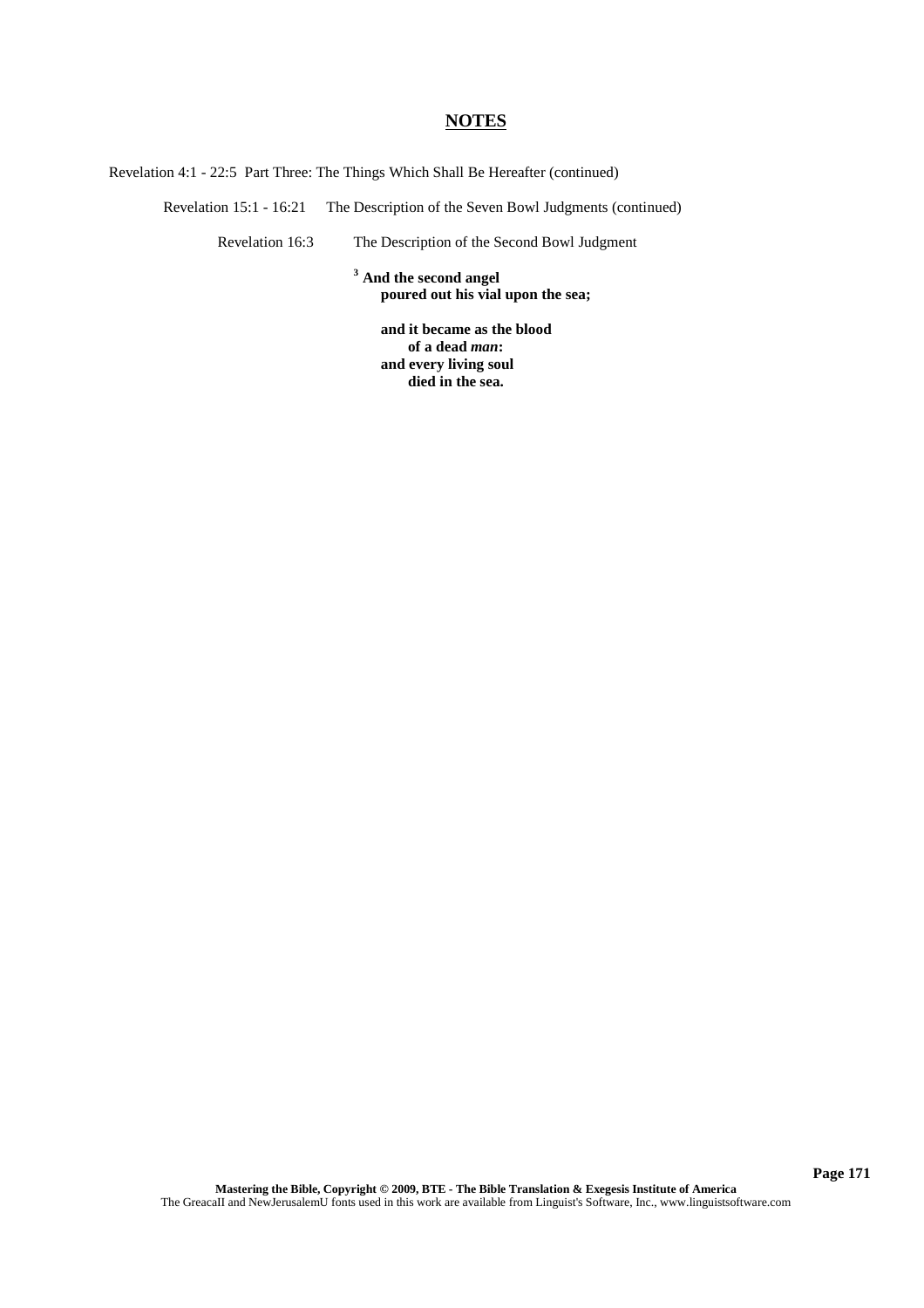## NOTES

Revelation 4:1 - 22:5 Part Three: The Things Which Shall Be Hereafter (continued)

Revelation 15:1 - 16:21 The Description of the Seven Bowl Judgments (continued)

Revelation 16:3 The Description of the Second Bowl Judgment

**[3] And the second angel**
**poured out his vial upon the sea;**

**and it became as the blood**
**of a dead *man*:**
**and every living soul**
**died in the sea.**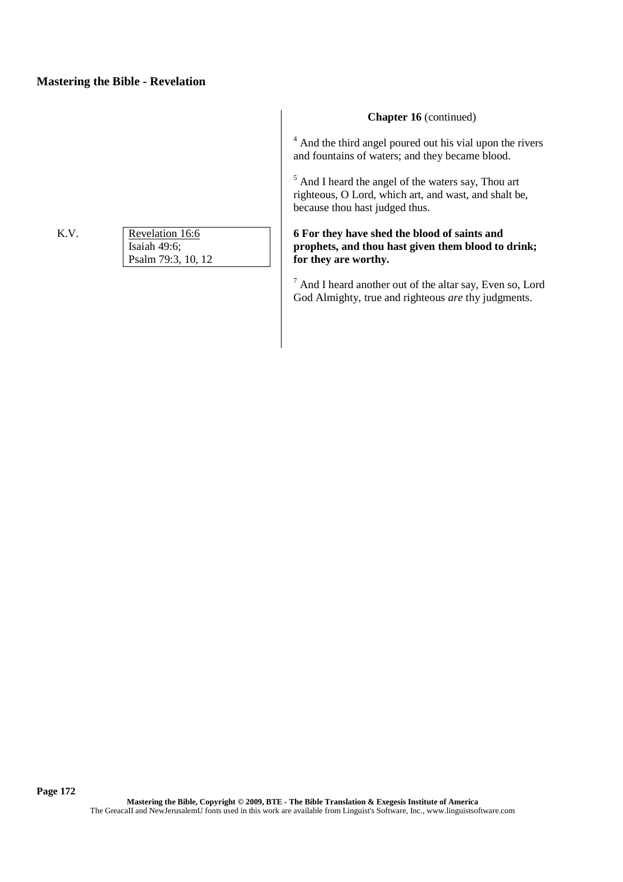**Chapter 16** (continued)

[4] And the third angel poured out his vial upon the rivers and fountains of waters; and they became blood.

[5] And I heard the angel of the waters say, Thou art righteous, O Lord, which art, and wast, and shalt be, because thou hast judged thus.

K.V.

| |
|---|
| Revelation 16:6 |
| Isaiah 49:6; |
| Psalm 79:3, 10, 12 |

**6 For they have shed the blood of saints and prophets, and thou hast given them blood to drink; for they are worthy.**

[7] And I heard another out of the altar say, Even so, Lord God Almighty, true and righteous *are* thy judgments.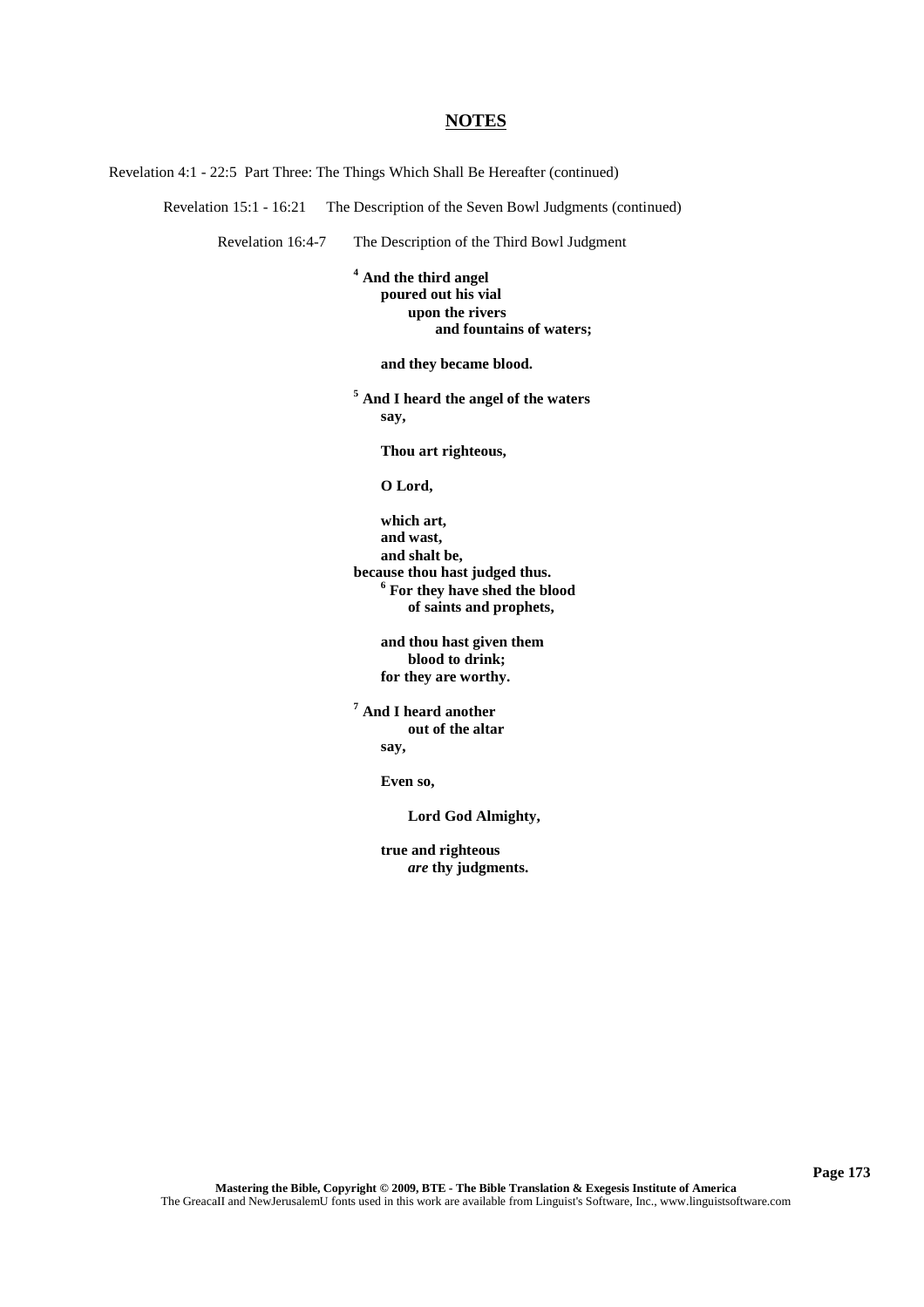## NOTES

Revelation 4:1 - 22:5 Part Three: The Things Which Shall Be Hereafter (continued)

Revelation 15:1 - 16:21 The Description of the Seven Bowl Judgments (continued)

Revelation 16:4-7 The Description of the Third Bowl Judgment

**[4] And the third angel**
**poured out his vial**
**upon the rivers**
**and fountains of waters;**

**and they became blood.**

**[5] And I heard the angel of the waters**
**say,**

**Thou art righteous,**

**O Lord,**

**which art,**
**and wast,**
**and shalt be,**
**because thou hast judged thus.**
**[6] For they have shed the blood**
**of saints and prophets,**

**and thou hast given them**
**blood to drink;**
**for they are worthy.**

**[7] And I heard another**
**out of the altar**
**say,**

**Even so,**

**Lord God Almighty,**

**true and righteous**
***are* thy judgments.**

**Mastering the Bible, Copyright © 2009, BTE - The Bible Translation & Exegesis Institute of America**
The GreacaII and NewJerusalemU fonts used in this work are available from Linguist's Software, Inc., www.linguistsoftware.com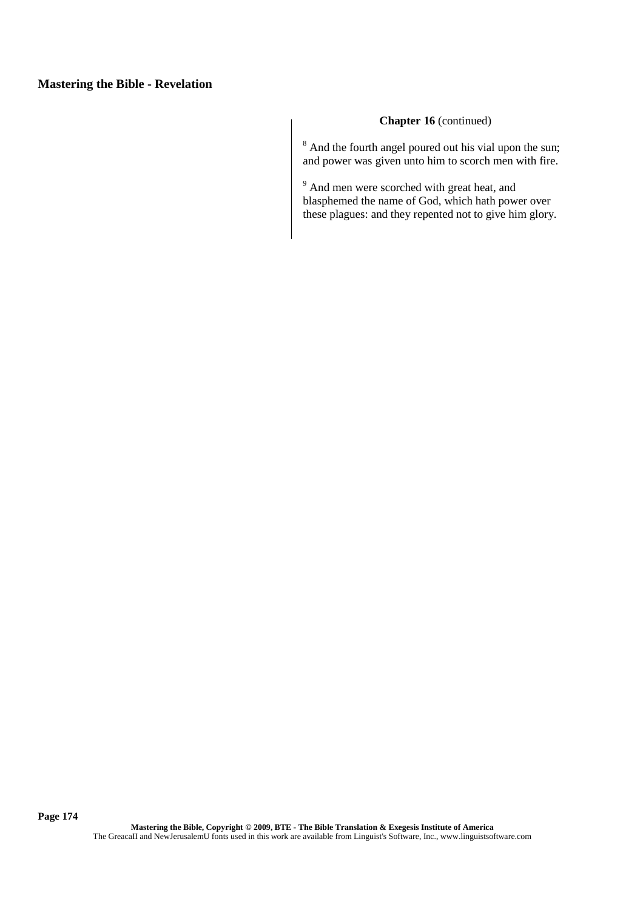**Chapter 16** (continued)

[8] And the fourth angel poured out his vial upon the sun; and power was given unto him to scorch men with fire.

[9] And men were scorched with great heat, and blasphemed the name of God, which hath power over these plagues: and they repented not to give him glory.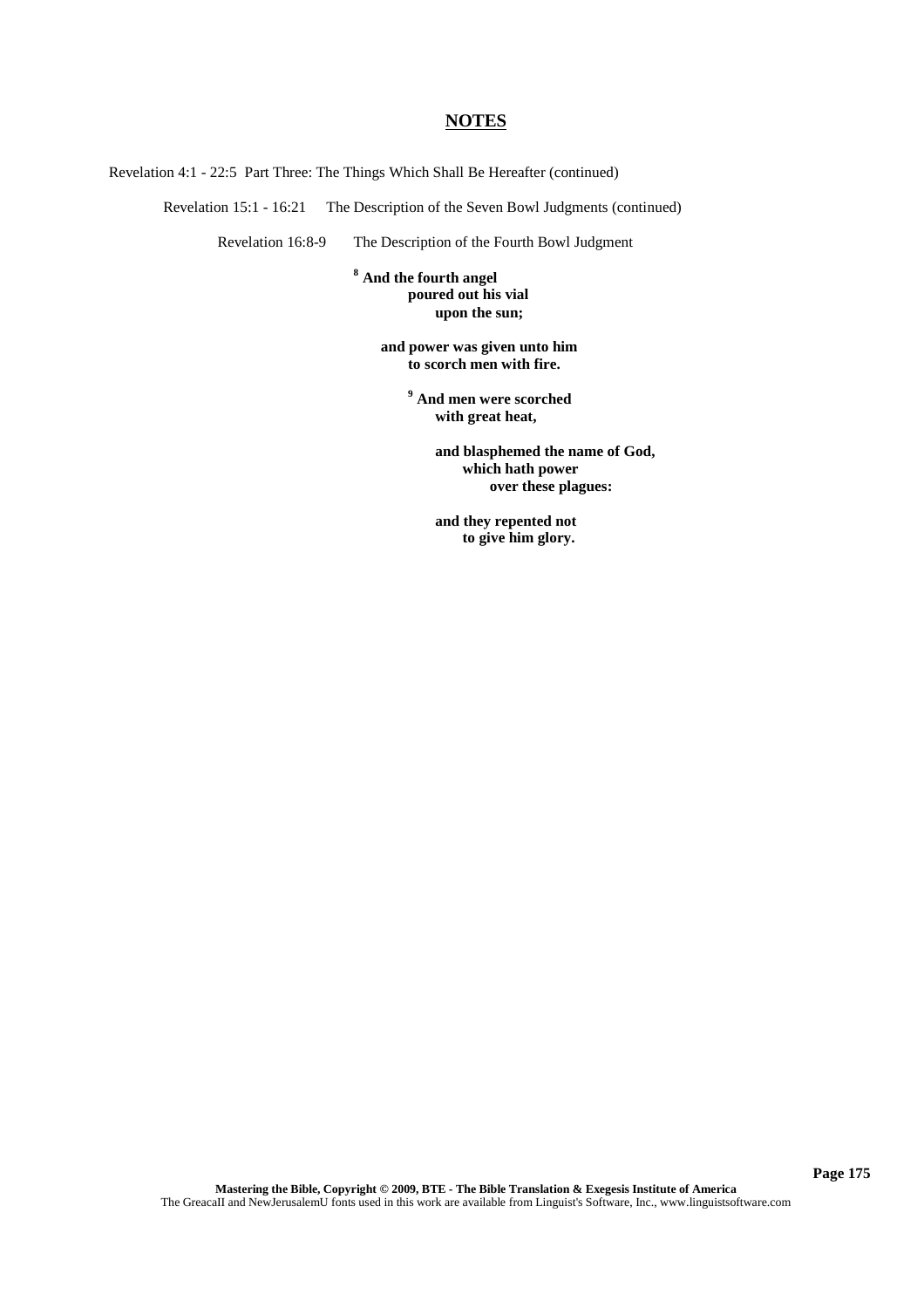## NOTES

Revelation 4:1 - 22:5 Part Three: The Things Which Shall Be Hereafter (continued)

Revelation 15:1 - 16:21 The Description of the Seven Bowl Judgments (continued)

Revelation 16:8-9 The Description of the Fourth Bowl Judgment

**[8] And the fourth angel**
**poured out his vial**
**upon the sun;**

**and power was given unto him**
**to scorch men with fire.**

**[9] And men were scorched**
**with great heat,**

**and blasphemed the name of God,**
**which hath power**
**over these plagues:**

**and they repented not**
**to give him glory.**

**Mastering the Bible, Copyright © 2009, BTE - The Bible Translation & Exegesis Institute of America**
The GreacaII and NewJerusalemU fonts used in this work are available from Linguist's Software, Inc., www.linguistsoftware.com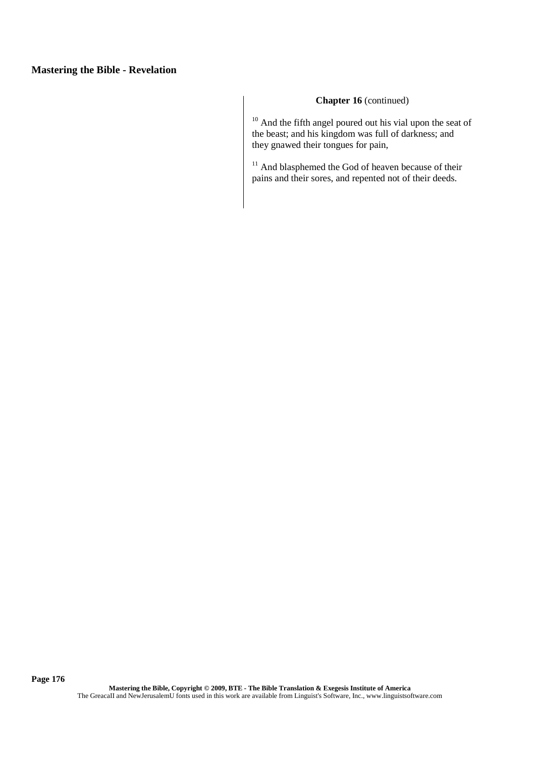**Chapter 16** (continued)

[10] And the fifth angel poured out his vial upon the seat of the beast; and his kingdom was full of darkness; and they gnawed their tongues for pain,

[11] And blasphemed the God of heaven because of their pains and their sores, and repented not of their deeds.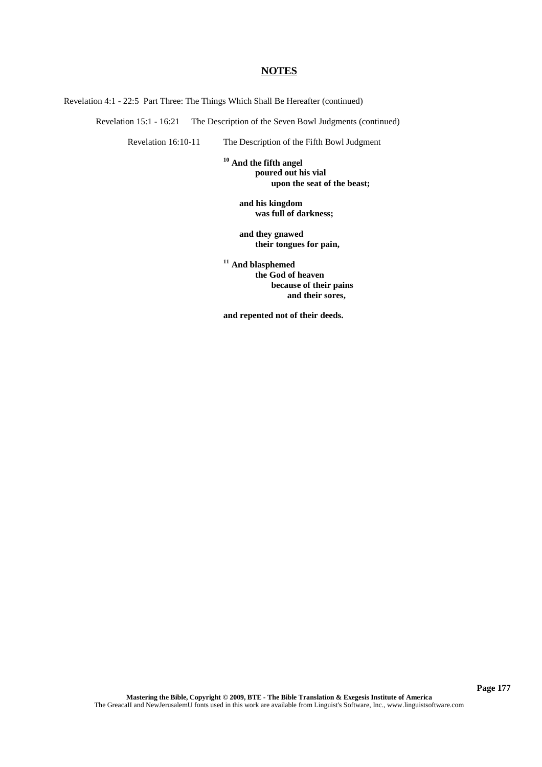## NOTES

Revelation 4:1 - 22:5 Part Three: The Things Which Shall Be Hereafter (continued)

Revelation 15:1 - 16:21 The Description of the Seven Bowl Judgments (continued)

Revelation 16:10-11 The Description of the Fifth Bowl Judgment

**[10] And the fifth angel**
**poured out his vial**
**upon the seat of the beast;**

**and his kingdom**
**was full of darkness;**

**and they gnawed**
**their tongues for pain,**

**[11] And blasphemed**
**the God of heaven**
**because of their pains**
**and their sores,**

**and repented not of their deeds.**

**Mastering the Bible, Copyright © 2009, BTE - The Bible Translation & Exegesis Institute of America**
The GreacaII and NewJerusalemU fonts used in this work are available from Linguist's Software, Inc., www.linguistsoftware.com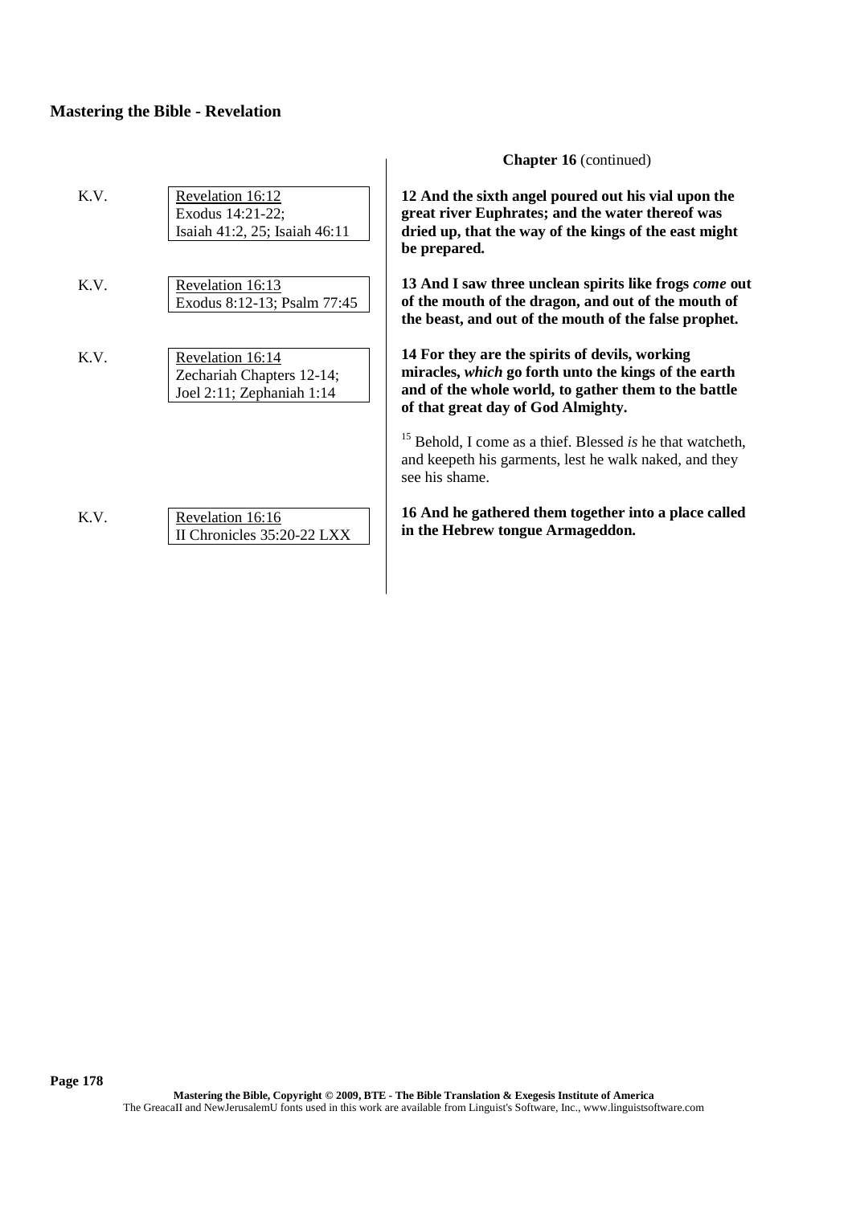**Chapter 16** (continued)

| | | |
|---|---|---|
| K.V. | Revelation 16:12<br>Exodus 14:21-22;<br>Isaiah 41:2, 25; Isaiah 46:11 | **12 And the sixth angel poured out his vial upon the great river Euphrates; and the water thereof was dried up, that the way of the kings of the east might be prepared.** |
| K.V. | Revelation 16:13<br>Exodus 8:12-13; Psalm 77:45 | **13 And I saw three unclean spirits like frogs *come* out of the mouth of the dragon, and out of the mouth of the beast, and out of the mouth of the false prophet.** |
| K.V. | Revelation 16:14<br>Zechariah Chapters 12-14;<br>Joel 2:11; Zephaniah 1:14 | **14 For they are the spirits of devils, working miracles, *which* go forth unto the kings of the earth and of the whole world, to gather them to the battle of that great day of God Almighty.** |
| | | [15] Behold, I come as a thief. Blessed *is* he that watcheth, and keepeth his garments, lest he walk naked, and they see his shame. |
| K.V. | Revelation 16:16<br>II Chronicles 35:20-22 LXX | **16 And he gathered them together into a place called in the Hebrew tongue Armageddon.** |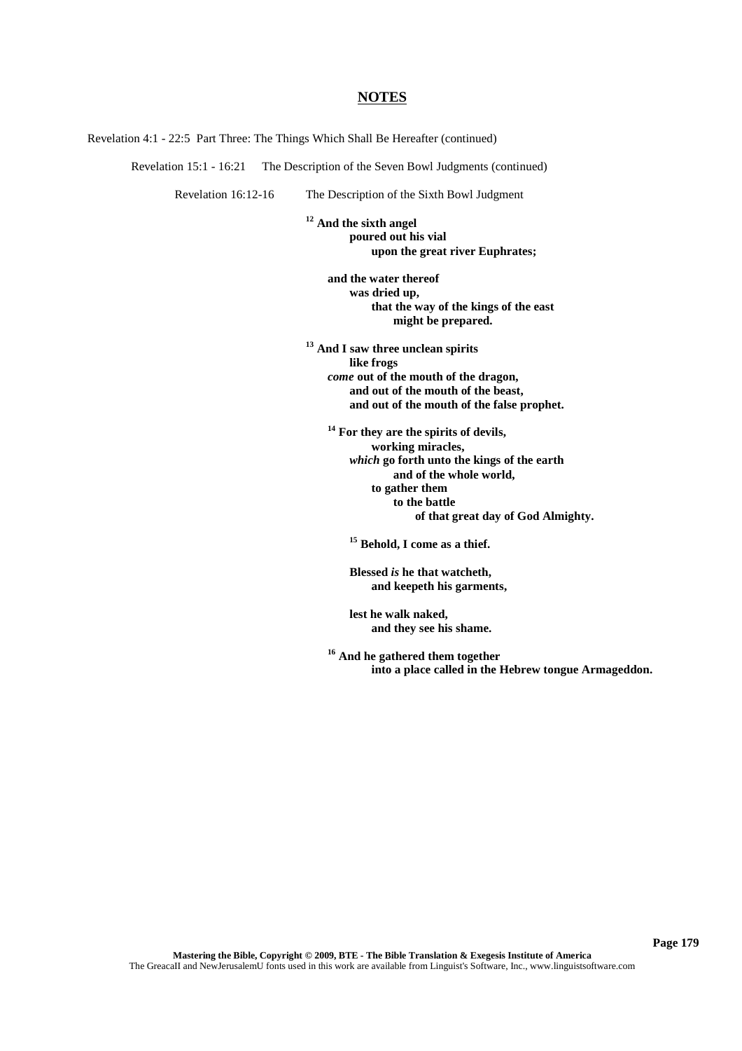## NOTES

Revelation 4:1 - 22:5 Part Three: The Things Which Shall Be Hereafter (continued)

Revelation 15:1 - 16:21 The Description of the Seven Bowl Judgments (continued)

Revelation 16:12-16 The Description of the Sixth Bowl Judgment

**[12] And the sixth angel**
**poured out his vial**
**upon the great river Euphrates;**

**and the water thereof**
**was dried up,**
**that the way of the kings of the east**
**might be prepared.**

**[13] And I saw three unclean spirits**
**like frogs**
***come* out of the mouth of the dragon,**
**and out of the mouth of the beast,**
**and out of the mouth of the false prophet.**

**[14] For they are the spirits of devils,**
**working miracles,**
***which* go forth unto the kings of the earth**
**and of the whole world,**
**to gather them**
**to the battle**
**of that great day of God Almighty.**

**[15] Behold, I come as a thief.**

**Blessed *is* he that watcheth,**
**and keepeth his garments,**

**lest he walk naked,**
**and they see his shame.**

**[16] And he gathered them together**
**into a place called in the Hebrew tongue Armageddon.**

**Mastering the Bible, Copyright © 2009, BTE - The Bible Translation & Exegesis Institute of America**
The GreacaII and NewJerusalemU fonts used in this work are available from Linguist's Software, Inc., www.linguistsoftware.com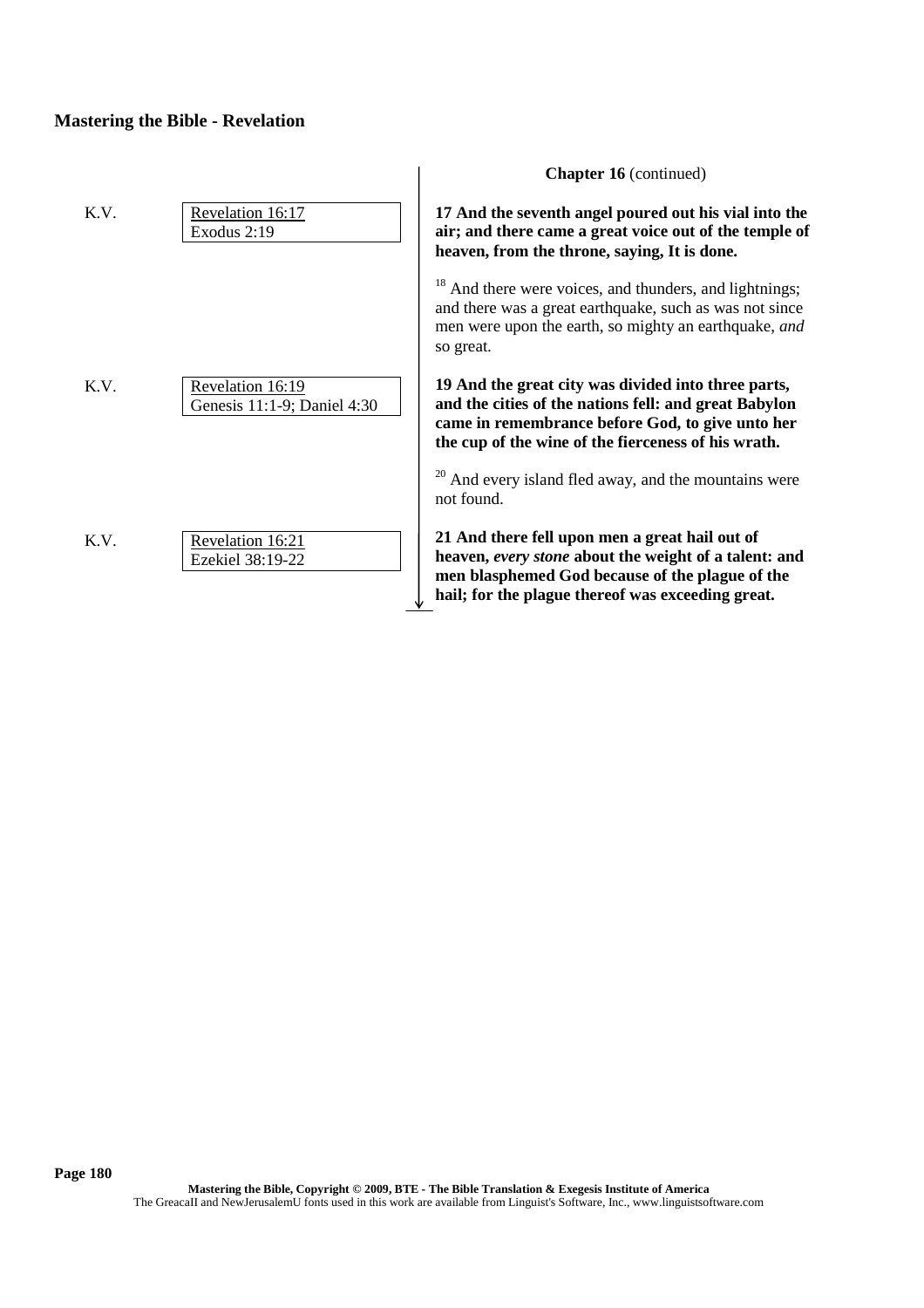**Chapter 16** (continued)

K.V. — Revelation 16:17; Exodus 2:19

**17 And the seventh angel poured out his vial into the air; and there came a great voice out of the temple of heaven, from the throne, saying, It is done.**

[18] And there were voices, and thunders, and lightnings; and there was a great earthquake, such as was not since men were upon the earth, so mighty an earthquake, *and* so great.

K.V. — Revelation 16:19; Genesis 11:1-9; Daniel 4:30

**19 And the great city was divided into three parts, and the cities of the nations fell: and great Babylon came in remembrance before God, to give unto her the cup of the wine of the fierceness of his wrath.**

[20] And every island fled away, and the mountains were not found.

K.V. — Revelation 16:21; Ezekiel 38:19-22

**21 And there fell upon men a great hail out of heaven, *every stone* about the weight of a talent: and men blasphemed God because of the plague of the hail; for the plague thereof was exceeding great.**

Mastering the Bible, Copyright © 2009, BTE - The Bible Translation & Exegesis Institute of America
The GreacaII and NewJerusalemU fonts used in this work are available from Linguist's Software, Inc., www.linguistsoftware.com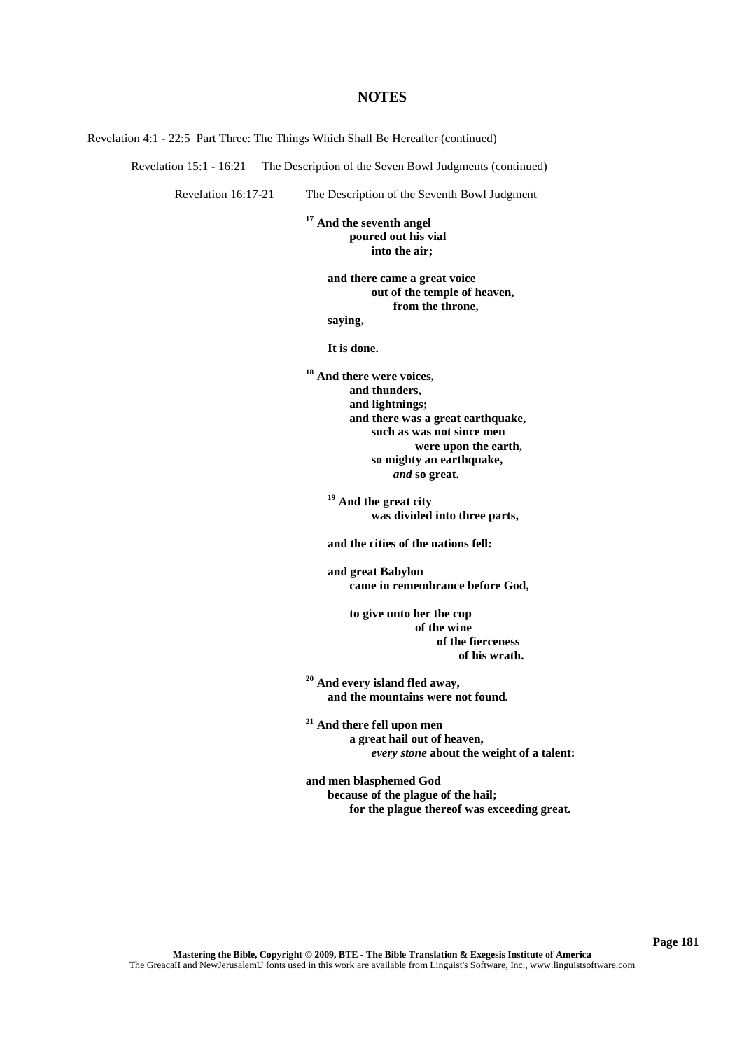# NOTES

Revelation 4:1 - 22:5 Part Three: The Things Which Shall Be Hereafter (continued)

Revelation 15:1 - 16:21 The Description of the Seven Bowl Judgments (continued)

Revelation 16:17-21 The Description of the Seventh Bowl Judgment

**[17] And the seventh angel**
**poured out his vial**
**into the air;**

**and there came a great voice**
**out of the temple of heaven,**
**from the throne,**
**saying,**

**It is done.**

**[18] And there were voices,**
**and thunders,**
**and lightnings;**
**and there was a great earthquake,**
**such as was not since men**
**were upon the earth,**
**so mighty an earthquake,**
***and* so great.**

**[19] And the great city**
**was divided into three parts,**

**and the cities of the nations fell:**

**and great Babylon**
**came in remembrance before God,**

**to give unto her the cup**
**of the wine**
**of the fierceness**
**of his wrath.**

**[20] And every island fled away,**
**and the mountains were not found.**

**[21] And there fell upon men**
**a great hail out of heaven,**
***every stone* about the weight of a talent:**

**and men blasphemed God**
**because of the plague of the hail;**
**for the plague thereof was exceeding great.**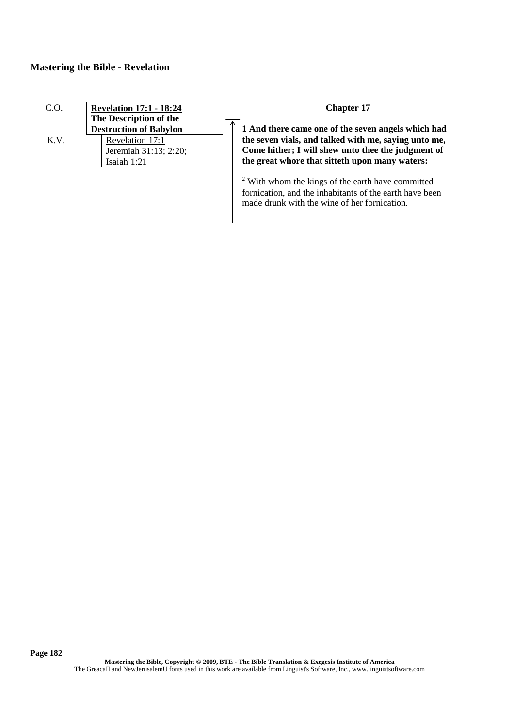C.O. | **Revelation 17:1 - 18:24**
**The Description of the Destruction of Babylon**

K.V. | Revelation 17:1
Jeremiah 31:13; 2:20; Isaiah 1:21

**Chapter 17**

**1 And there came one of the seven angels which had the seven vials, and talked with me, saying unto me, Come hither; I will shew unto thee the judgment of the great whore that sitteth upon many waters:**

2 With whom the kings of the earth have committed fornication, and the inhabitants of the earth have been made drunk with the wine of her fornication.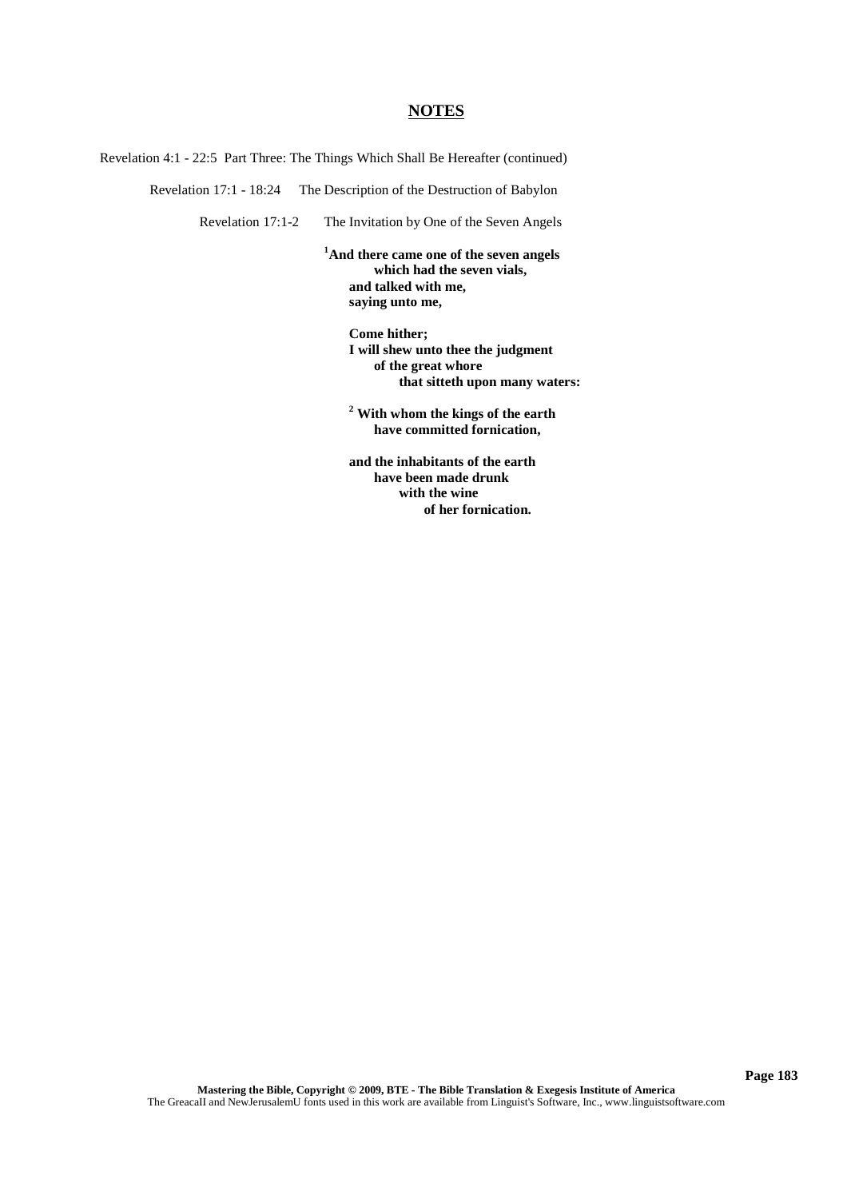## NOTES

Revelation 4:1 - 22:5 Part Three: The Things Which Shall Be Hereafter (continued)

Revelation 17:1 - 18:24 The Description of the Destruction of Babylon

Revelation 17:1-2 The Invitation by One of the Seven Angels

**[1]And there came one of the seven angels**
**which had the seven vials,**
**and talked with me,**
**saying unto me,**

**Come hither;**
**I will shew unto thee the judgment**
**of the great whore**
**that sitteth upon many waters:**

**[2] With whom the kings of the earth**
**have committed fornication,**

**and the inhabitants of the earth**
**have been made drunk**
**with the wine**
**of her fornication.**

**Mastering the Bible, Copyright © 2009, BTE - The Bible Translation & Exegesis Institute of America**
The GreacaII and NewJerusalemU fonts used in this work are available from Linguist's Software, Inc., www.linguistsoftware.com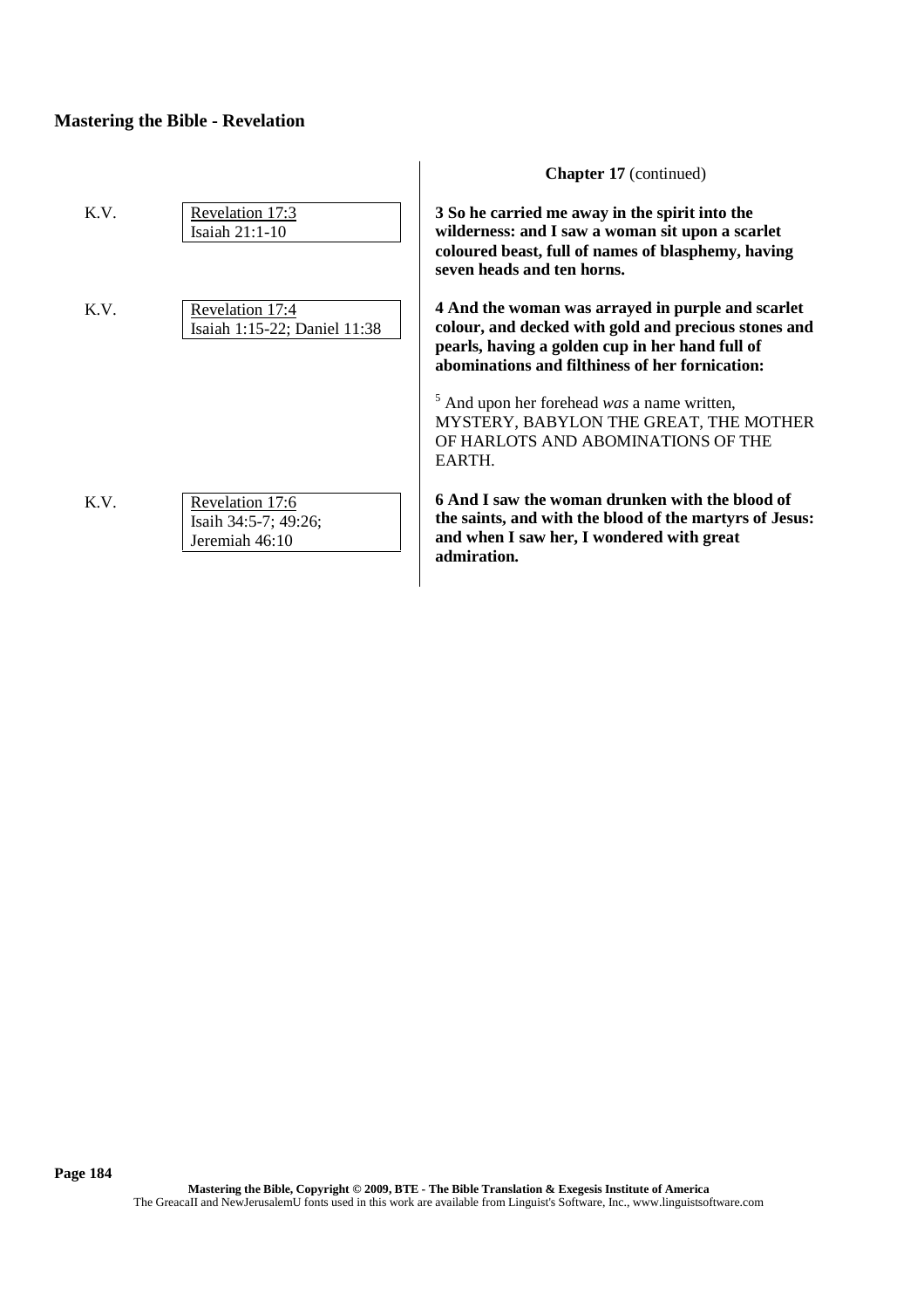**Chapter 17** (continued)

| | | |
|---|---|---|
| K.V. | Revelation 17:3<br>Isaiah 21:1-10 | **3 So he carried me away in the spirit into the wilderness: and I saw a woman sit upon a scarlet coloured beast, full of names of blasphemy, having seven heads and ten horns.** |
| K.V. | Revelation 17:4<br>Isaiah 1:15-22; Daniel 11:38 | **4 And the woman was arrayed in purple and scarlet colour, and decked with gold and precious stones and pearls, having a golden cup in her hand full of abominations and filthiness of her fornication:** |
| | | [5] And upon her forehead *was* a name written, MYSTERY, BABYLON THE GREAT, THE MOTHER OF HARLOTS AND ABOMINATIONS OF THE EARTH. |
| K.V. | Revelation 17:6<br>Isaih 34:5-7; 49:26;<br>Jeremiah 46:10 | **6 And I saw the woman drunken with the blood of the saints, and with the blood of the martyrs of Jesus: and when I saw her, I wondered with great admiration.** |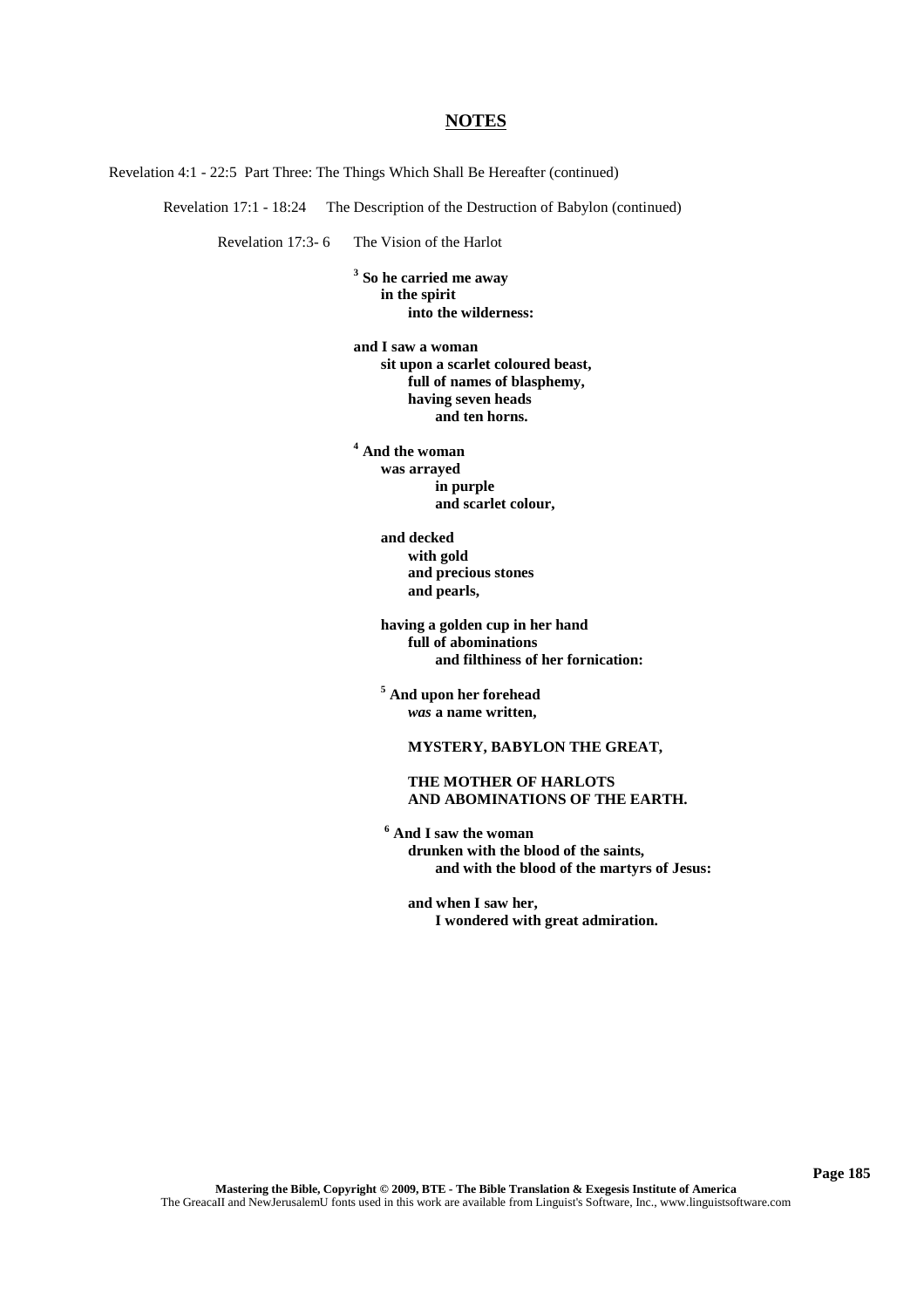## NOTES

Revelation 4:1 - 22:5 Part Three: The Things Which Shall Be Hereafter (continued)

Revelation 17:1 - 18:24 The Description of the Destruction of Babylon (continued)

Revelation 17:3- 6 The Vision of the Harlot

**[3] So he carried me away**
**in the spirit**
**into the wilderness:**

**and I saw a woman**
**sit upon a scarlet coloured beast,**
**full of names of blasphemy,**
**having seven heads**
**and ten horns.**

**[4] And the woman**
**was arrayed**
**in purple**
**and scarlet colour,**

**and decked**
**with gold**
**and precious stones**
**and pearls,**

**having a golden cup in her hand**
**full of abominations**
**and filthiness of her fornication:**

**[5] And upon her forehead**
***was* a name written,**

**MYSTERY, BABYLON THE GREAT,**

**THE MOTHER OF HARLOTS**
**AND ABOMINATIONS OF THE EARTH.**

**[6] And I saw the woman**
**drunken with the blood of the saints,**
**and with the blood of the martyrs of Jesus:**

**and when I saw her,**
**I wondered with great admiration.**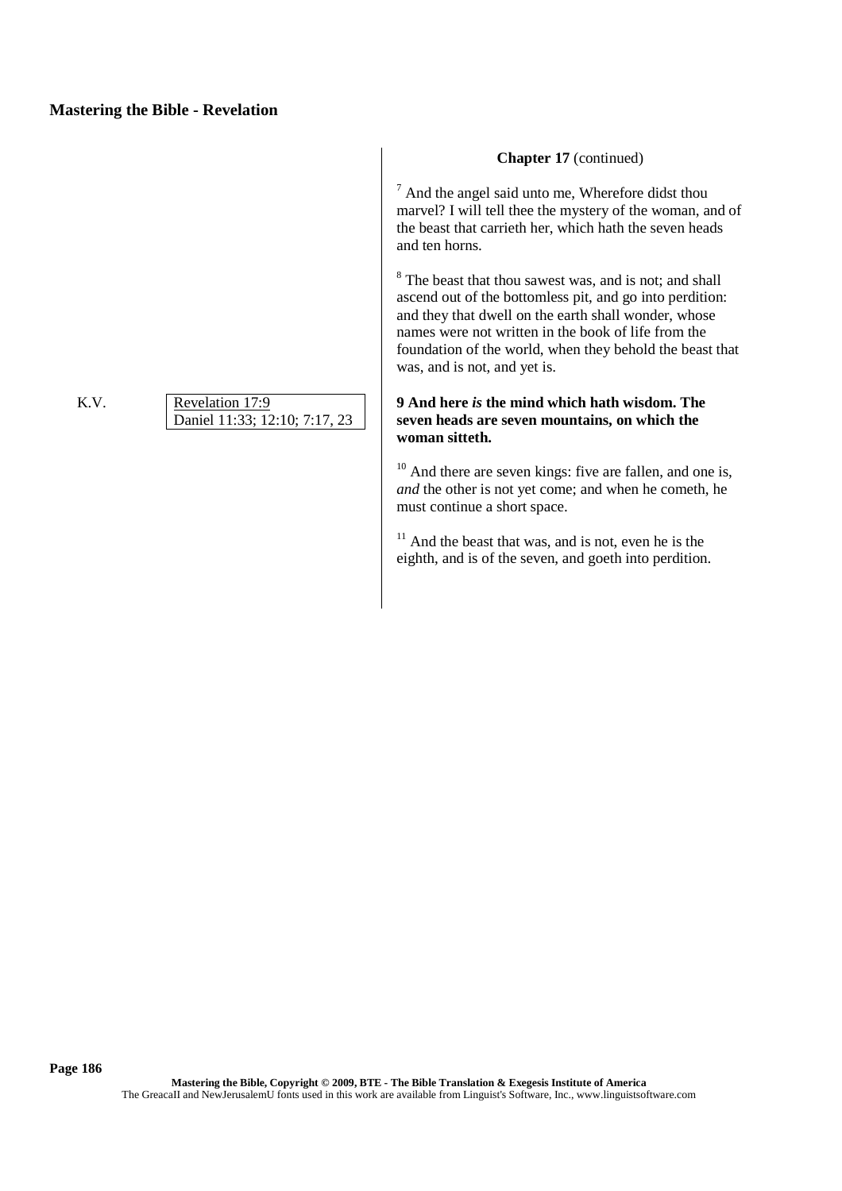**Chapter 17** (continued)

[7] And the angel said unto me, Wherefore didst thou marvel? I will tell thee the mystery of the woman, and of the beast that carrieth her, which hath the seven heads and ten horns.

[8] The beast that thou sawest was, and is not; and shall ascend out of the bottomless pit, and go into perdition: and they that dwell on the earth shall wonder, whose names were not written in the book of life from the foundation of the world, when they behold the beast that was, and is not, and yet is.

K.V.

Revelation 17:9
Daniel 11:33; 12:10; 7:17, 23

**9 And here *is* the mind which hath wisdom. The seven heads are seven mountains, on which the woman sitteth.**

[10] And there are seven kings: five are fallen, and one is, *and* the other is not yet come; and when he cometh, he must continue a short space.

[11] And the beast that was, and is not, even he is the eighth, and is of the seven, and goeth into perdition.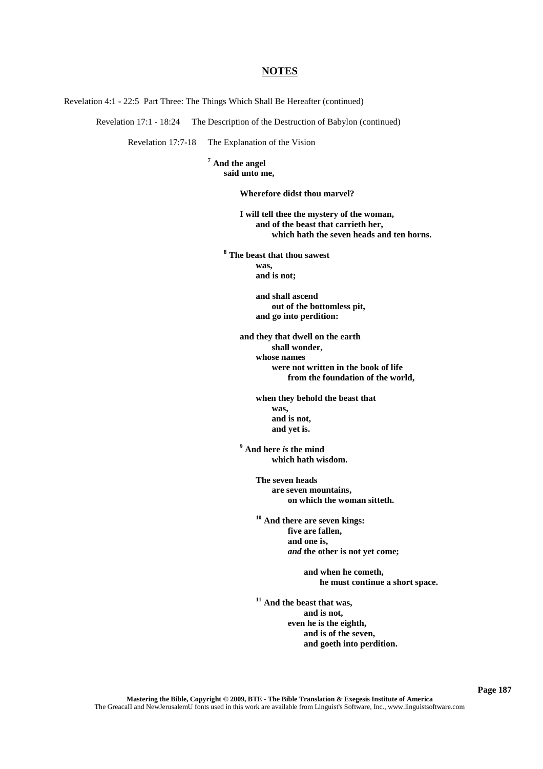## NOTES

Revelation 4:1 - 22:5 Part Three: The Things Which Shall Be Hereafter (continued)

Revelation 17:1 - 18:24 The Description of the Destruction of Babylon (continued)

Revelation 17:7-18 The Explanation of the Vision

**[7] And the angel**
**said unto me,**

**Wherefore didst thou marvel?**

**I will tell thee the mystery of the woman,**
**and of the beast that carrieth her,**
**which hath the seven heads and ten horns.**

**[8] The beast that thou sawest**
**was,**
**and is not;**

**and shall ascend**
**out of the bottomless pit,**
**and go into perdition:**

**and they that dwell on the earth**
**shall wonder,**
**whose names**
**were not written in the book of life**
**from the foundation of the world,**

**when they behold the beast that**
**was,**
**and is not,**
**and yet is.**

**[9] And here *is* the mind**
**which hath wisdom.**

**The seven heads**
**are seven mountains,**
**on which the woman sitteth.**

**[10] And there are seven kings:**
**five are fallen,**
**and one is,**
***and* the other is not yet come;**

**and when he cometh,**
**he must continue a short space.**

**[11] And the beast that was,**
**and is not,**
**even he is the eighth,**
**and is of the seven,**
**and goeth into perdition.**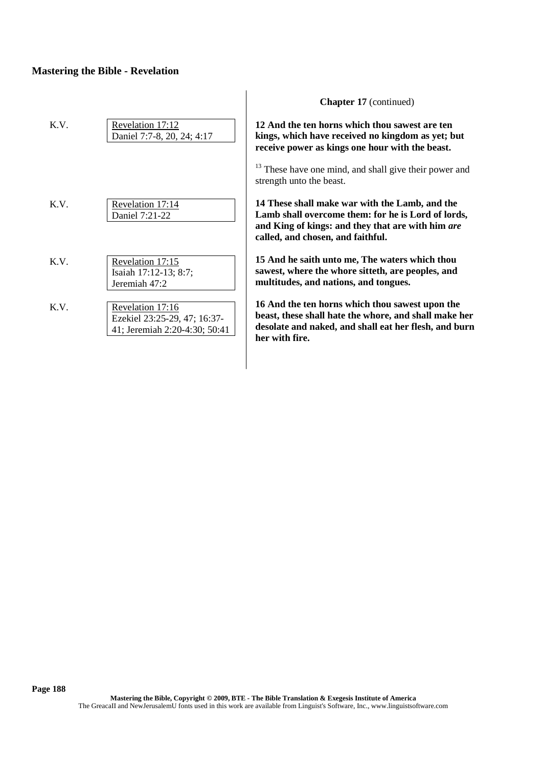**Chapter 17** (continued)

| | | |
|---|---|---|
| K.V. | Revelation 17:12<br>Daniel 7:7-8, 20, 24; 4:17 | **12 And the ten horns which thou sawest are ten kings, which have received no kingdom as yet; but receive power as kings one hour with the beast.** |
| | | [13] These have one mind, and shall give their power and strength unto the beast. |
| K.V. | Revelation 17:14<br>Daniel 7:21-22 | **14 These shall make war with the Lamb, and the Lamb shall overcome them: for he is Lord of lords, and King of kings: and they that are with him *are* called, and chosen, and faithful.** |
| K.V. | Revelation 17:15<br>Isaiah 17:12-13; 8:7; Jeremiah 47:2 | **15 And he saith unto me, The waters which thou sawest, where the whore sitteth, are peoples, and multitudes, and nations, and tongues.** |
| K.V. | Revelation 17:16<br>Ezekiel 23:25-29, 47; 16:37-41; Jeremiah 2:20-4:30; 50:41 | **16 And the ten horns which thou sawest upon the beast, these shall hate the whore, and shall make her desolate and naked, and shall eat her flesh, and burn her with fire.** |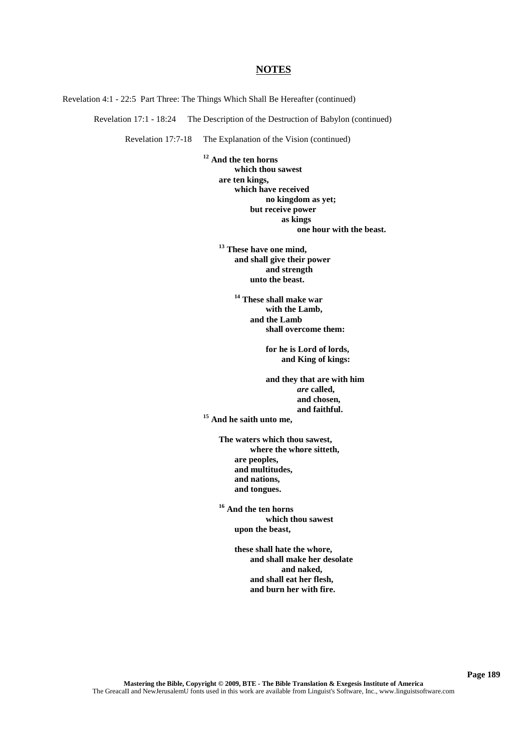## NOTES

Revelation 4:1 - 22:5 Part Three: The Things Which Shall Be Hereafter (continued)

Revelation 17:1 - 18:24 The Description of the Destruction of Babylon (continued)

Revelation 17:7-18 The Explanation of the Vision (continued)

**[12] And the ten horns**
**which thou sawest**
**are ten kings,**
**which have received**
**no kingdom as yet;**
**but receive power**
**as kings**
**one hour with the beast.**

**[13] These have one mind,**
**and shall give their power**
**and strength**
**unto the beast.**

**[14] These shall make war**
**with the Lamb,**
**and the Lamb**
**shall overcome them:**

**for he is Lord of lords,**
**and King of kings:**

**and they that are with him**
***are* called,**
**and chosen,**
**and faithful.**

**[15] And he saith unto me,**

**The waters which thou sawest,**
**where the whore sitteth,**
**are peoples,**
**and multitudes,**
**and nations,**
**and tongues.**

**[16] And the ten horns**
**which thou sawest**
**upon the beast,**

**these shall hate the whore,**
**and shall make her desolate**
**and naked,**
**and shall eat her flesh,**
**and burn her with fire.**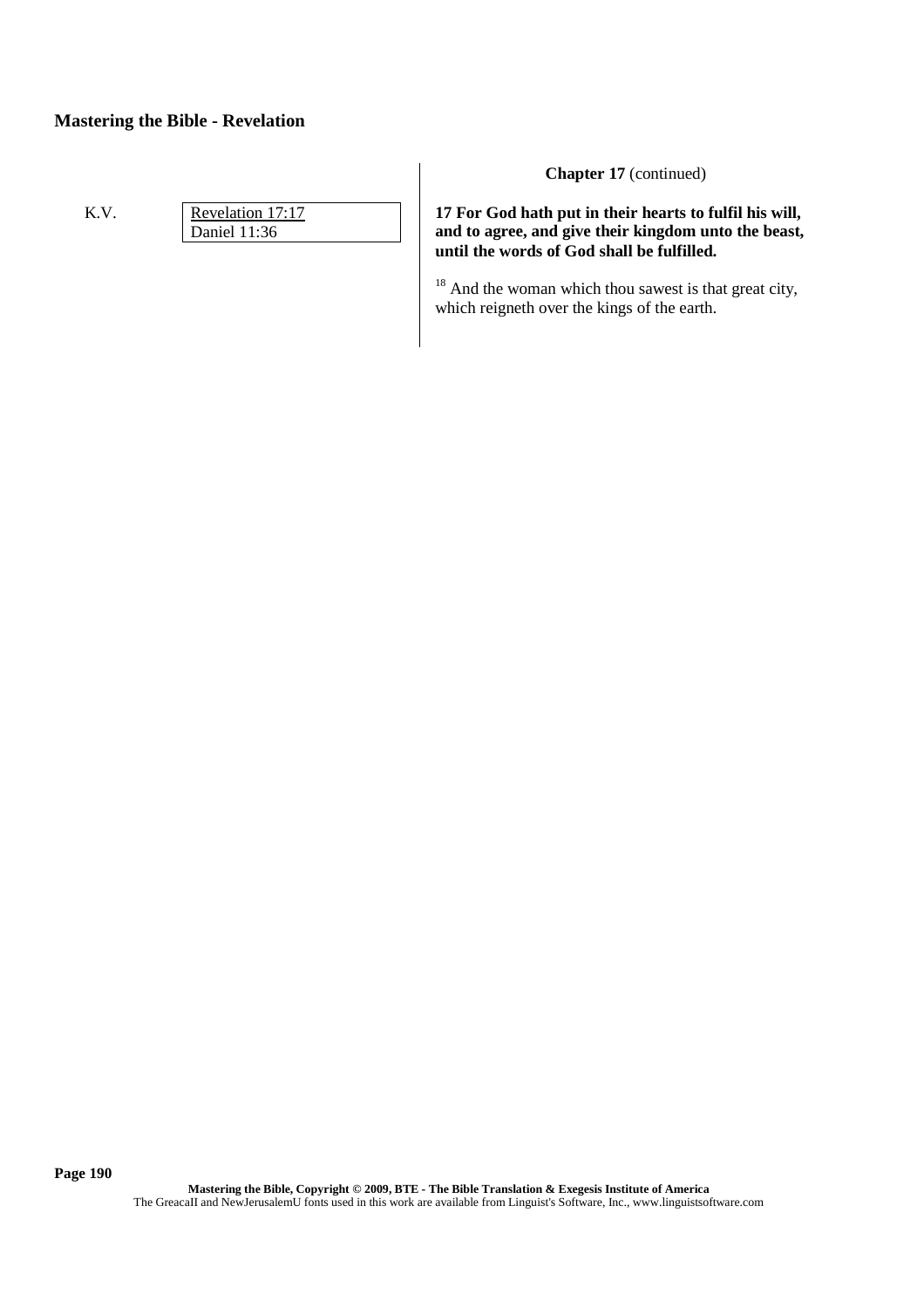**Chapter 17** (continued)

K.V.

| |
|---|
| Revelation 17:17 |
| Daniel 11:36 |

**17 For God hath put in their hearts to fulfil his will, and to agree, and give their kingdom unto the beast, until the words of God shall be fulfilled.**

[18] And the woman which thou sawest is that great city, which reigneth over the kings of the earth.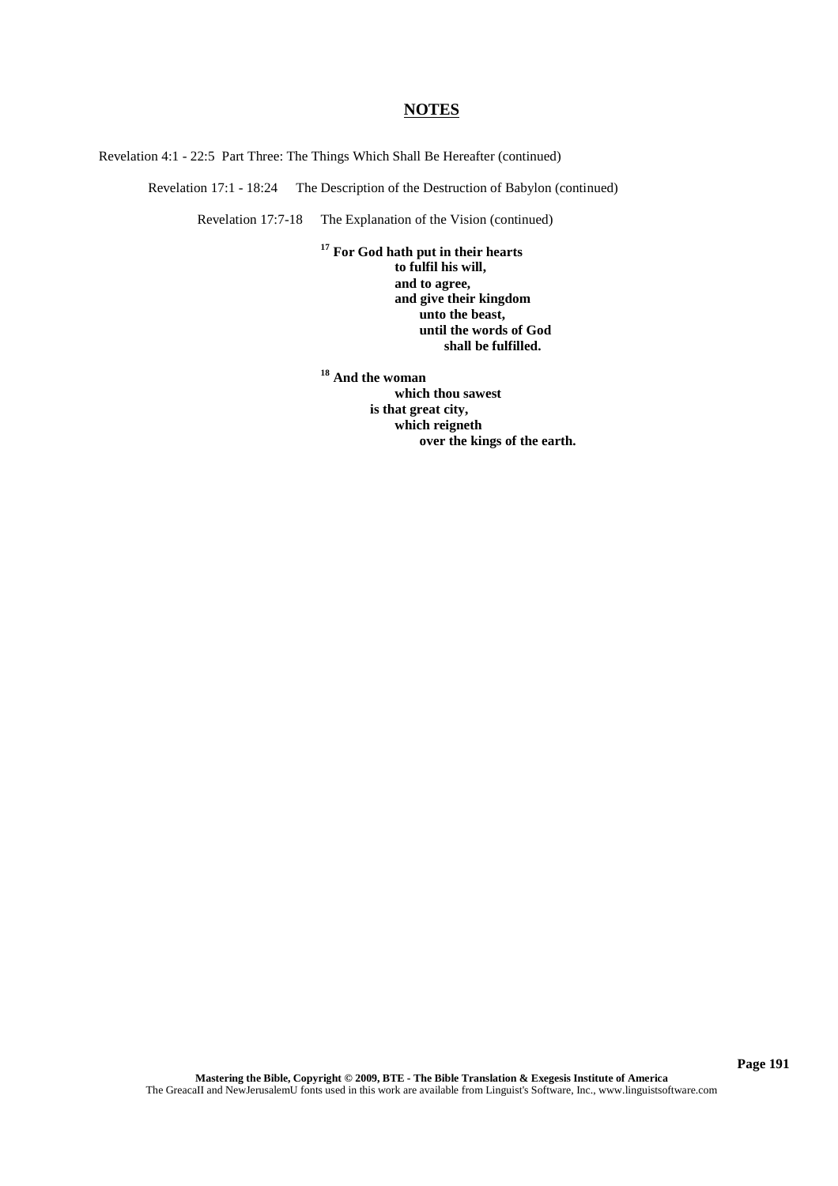## NOTES

Revelation 4:1 - 22:5  Part Three: The Things Which Shall Be Hereafter (continued)

Revelation 17:1 - 18:24  The Description of the Destruction of Babylon (continued)

Revelation 17:7-18  The Explanation of the Vision (continued)

**[17] For God hath put in their hearts**
**to fulfil his will,**
**and to agree,**
**and give their kingdom**
**unto the beast,**
**until the words of God**
**shall be fulfilled.**

**[18] And the woman**
**which thou sawest**
**is that great city,**
**which reigneth**
**over the kings of the earth.**

**Mastering the Bible, Copyright © 2009, BTE - The Bible Translation & Exegesis Institute of America**
The GreacaII and NewJerusalemU fonts used in this work are available from Linguist's Software, Inc., www.linguistsoftware.com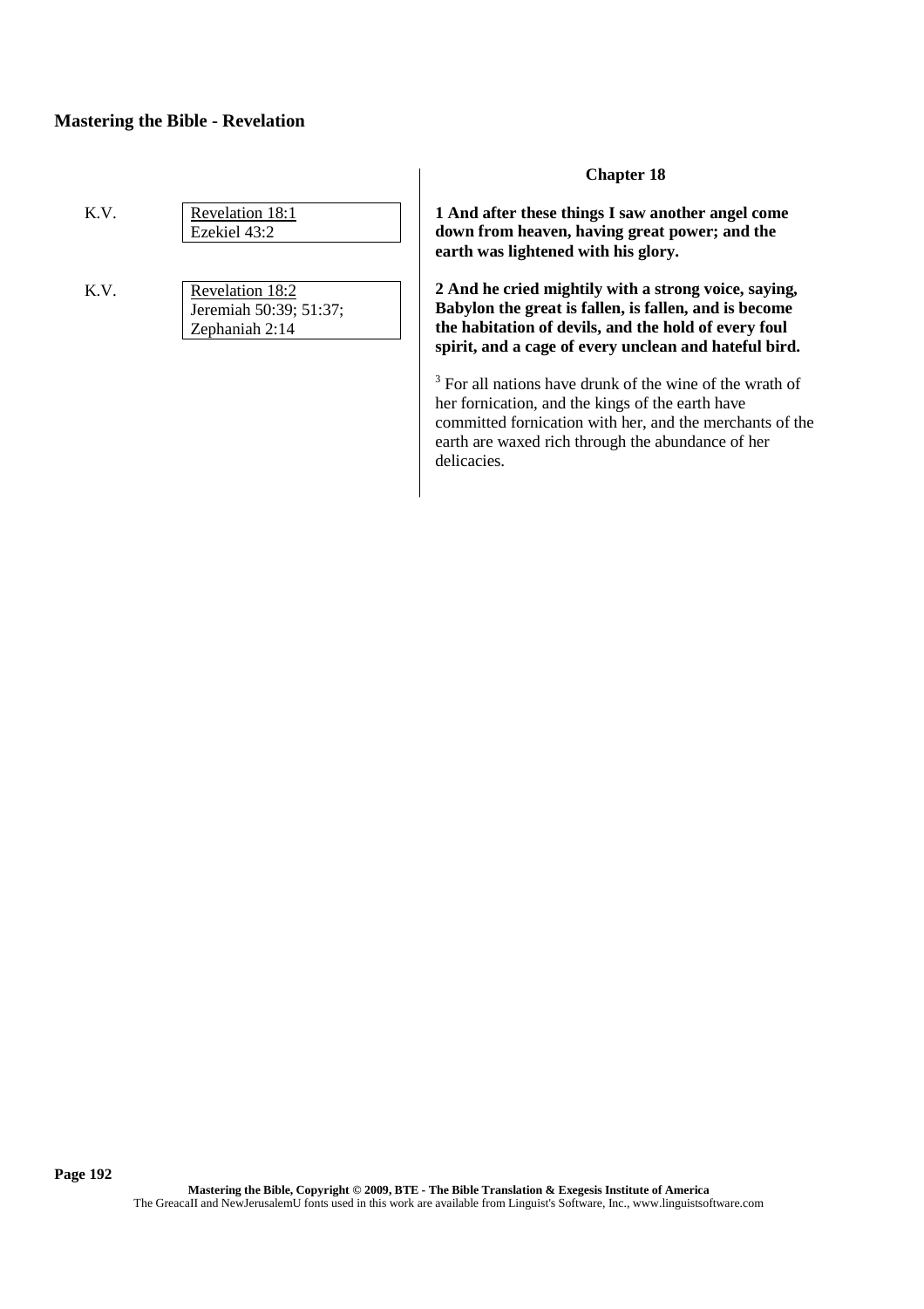## Chapter 18

K.V. | Revelation 18:1
Ezekiel 43:2

**1 And after these things I saw another angel come down from heaven, having great power; and the earth was lightened with his glory.**

K.V. | Revelation 18:2
Jeremiah 50:39; 51:37;
Zephaniah 2:14

**2 And he cried mightily with a strong voice, saying, Babylon the great is fallen, is fallen, and is become the habitation of devils, and the hold of every foul spirit, and a cage of every unclean and hateful bird.**

[3] For all nations have drunk of the wine of the wrath of her fornication, and the kings of the earth have committed fornication with her, and the merchants of the earth are waxed rich through the abundance of her delicacies.

**Mastering the Bible, Copyright © 2009, BTE - The Bible Translation & Exegesis Institute of America**
The GreacaII and NewJerusalemU fonts used in this work are available from Linguist's Software, Inc., www.linguistsoftware.com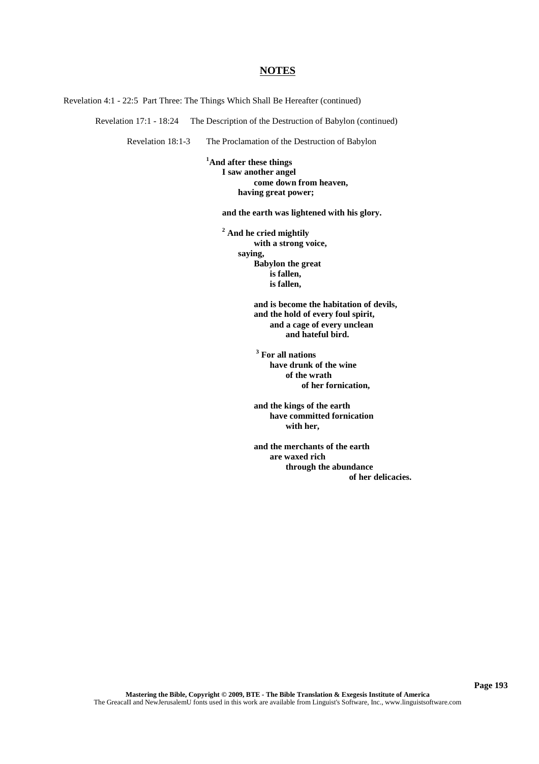# NOTES

Revelation 4:1 - 22:5 Part Three: The Things Which Shall Be Hereafter (continued)

Revelation 17:1 - 18:24 The Description of the Destruction of Babylon (continued)

Revelation 18:1-3 The Proclamation of the Destruction of Babylon

**[1]And after these things**
**I saw another angel**
**come down from heaven,**
**having great power;**

**and the earth was lightened with his glory.**

**[2] And he cried mightily**
**with a strong voice,**
**saying,**
**Babylon the great**
**is fallen,**
**is fallen,**

**and is become the habitation of devils,**
**and the hold of every foul spirit,**
**and a cage of every unclean**
**and hateful bird.**

**[3] For all nations**
**have drunk of the wine**
**of the wrath**
**of her fornication,**

**and the kings of the earth**
**have committed fornication**
**with her,**

**and the merchants of the earth**
**are waxed rich**
**through the abundance**
**of her delicacies.**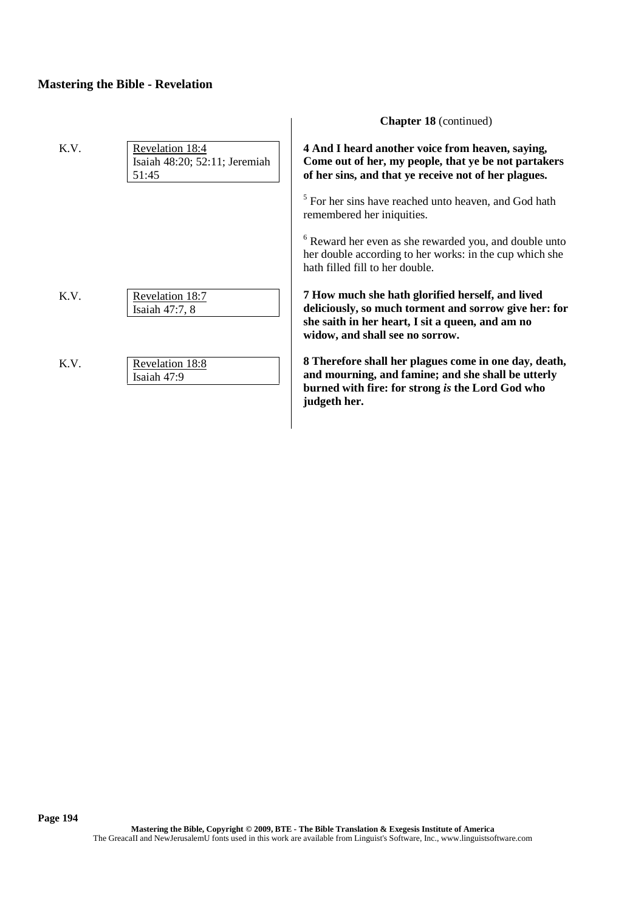**Chapter 18** (continued)

K.V. — Revelation 18:4; Isaiah 48:20; 52:11; Jeremiah 51:45

**4 And I heard another voice from heaven, saying, Come out of her, my people, that ye be not partakers of her sins, and that ye receive not of her plagues.**

[5] For her sins have reached unto heaven, and God hath remembered her iniquities.

[6] Reward her even as she rewarded you, and double unto her double according to her works: in the cup which she hath filled fill to her double.

K.V. — Revelation 18:7; Isaiah 47:7, 8

**7 How much she hath glorified herself, and lived deliciously, so much torment and sorrow give her: for she saith in her heart, I sit a queen, and am no widow, and shall see no sorrow.**

K.V. — Revelation 18:8; Isaiah 47:9

**8 Therefore shall her plagues come in one day, death, and mourning, and famine; and she shall be utterly burned with fire: for strong *is* the Lord God who judgeth her.**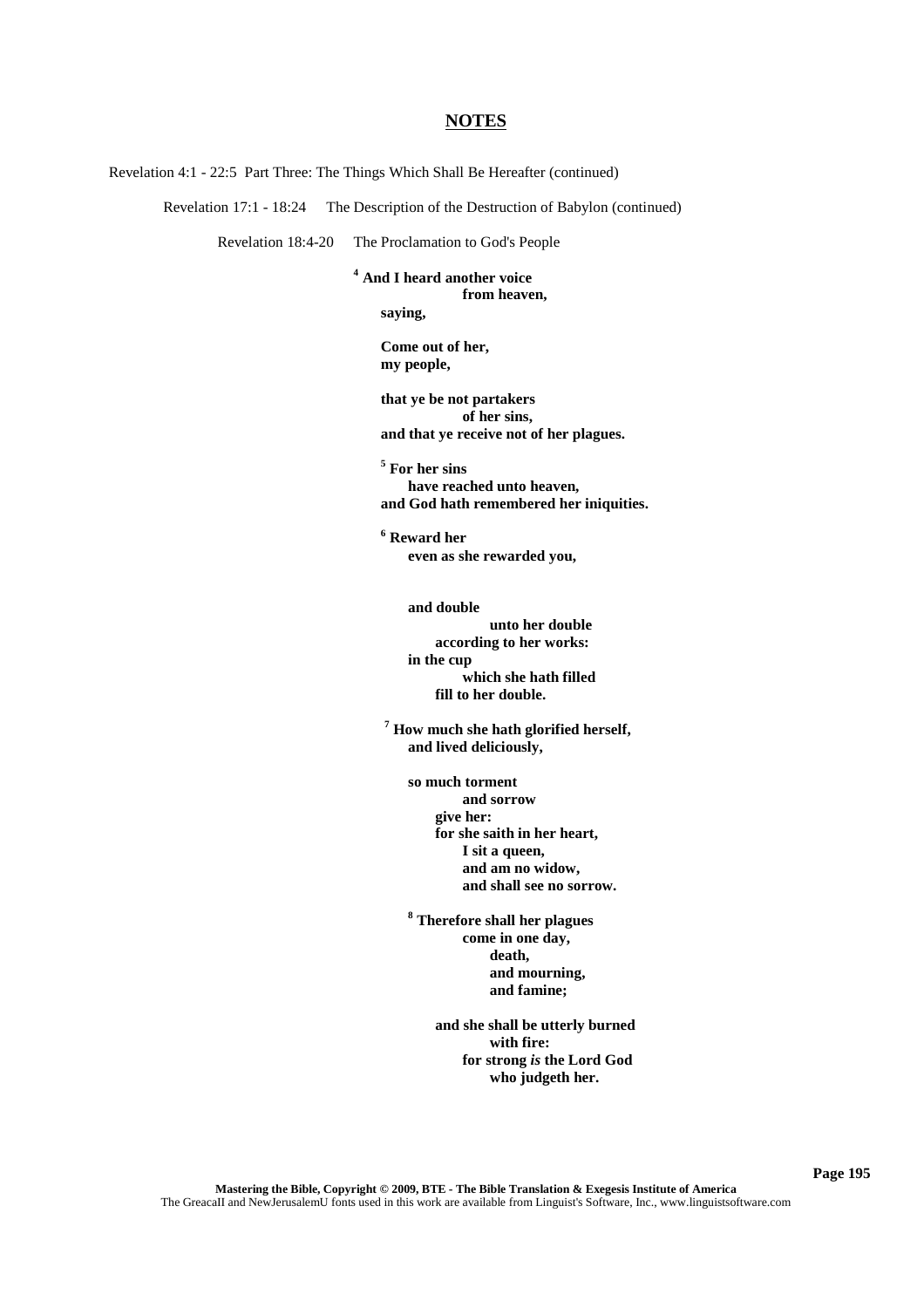# NOTES

Revelation 4:1 - 22:5 Part Three: The Things Which Shall Be Hereafter (continued)

Revelation 17:1 - 18:24 The Description of the Destruction of Babylon (continued)

Revelation 18:4-20 The Proclamation to God's People

**[4] And I heard another voice**
**from heaven,**
**saying,**

**Come out of her,**
**my people,**

**that ye be not partakers**
**of her sins,**
**and that ye receive not of her plagues.**

**[5] For her sins**
**have reached unto heaven,**
**and God hath remembered her iniquities.**

**[6] Reward her**
**even as she rewarded you,**

**and double**
**unto her double**
**according to her works:**
**in the cup**
**which she hath filled**
**fill to her double.**

**[7] How much she hath glorified herself,**
**and lived deliciously,**

**so much torment**
**and sorrow**
**give her:**
**for she saith in her heart,**
**I sit a queen,**
**and am no widow,**
**and shall see no sorrow.**

**[8] Therefore shall her plagues**
**come in one day,**
**death,**
**and mourning,**
**and famine;**

**and she shall be utterly burned**
**with fire:**
**for strong *is* the Lord God**
**who judgeth her.**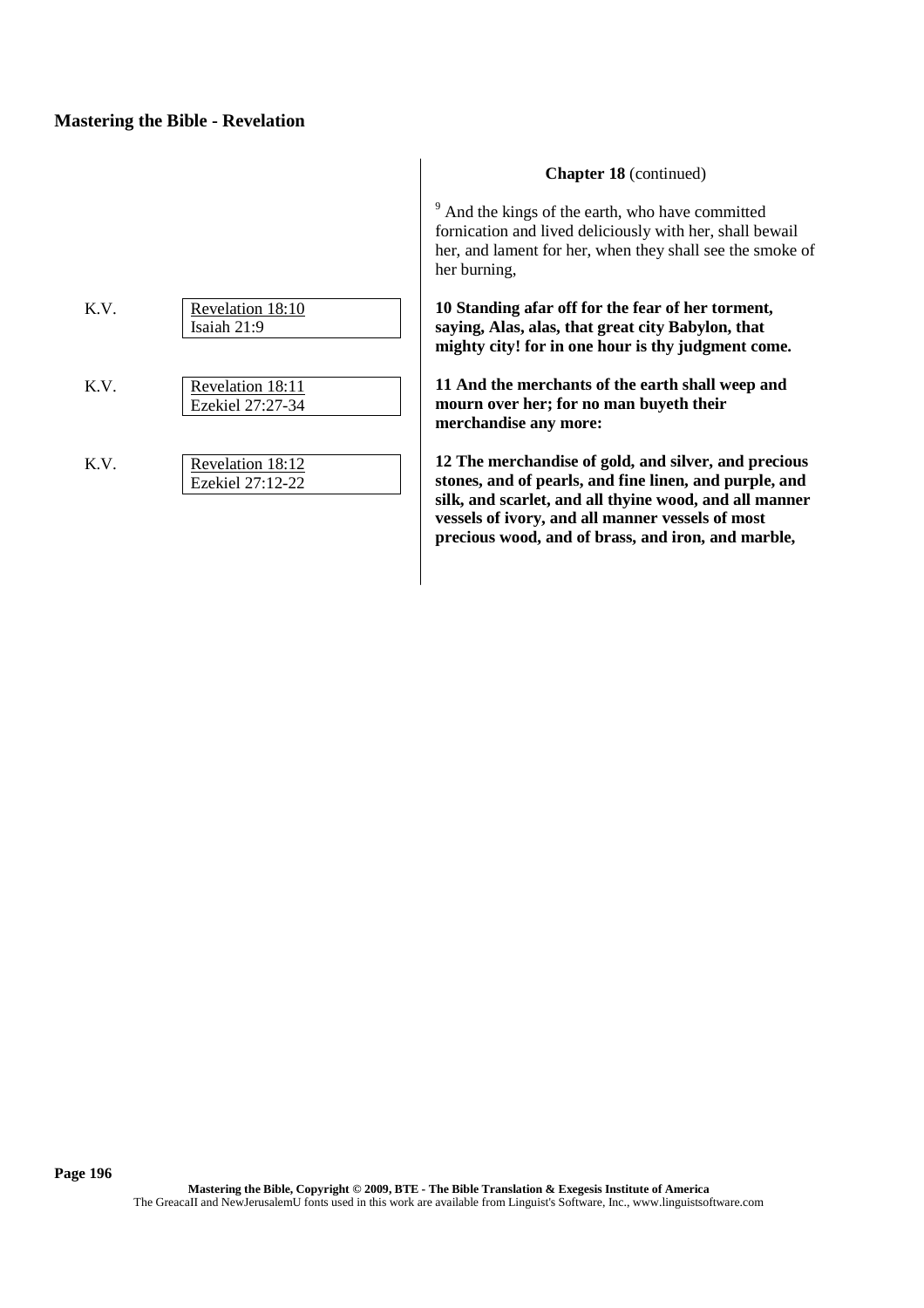**Chapter 18** (continued)

[9] And the kings of the earth, who have committed fornication and lived deliciously with her, shall bewail her, and lament for her, when they shall see the smoke of her burning,

K.V. — Revelation 18:10 / Isaiah 21:9

**10 Standing afar off for the fear of her torment, saying, Alas, alas, that great city Babylon, that mighty city! for in one hour is thy judgment come.**

K.V. — Revelation 18:11 / Ezekiel 27:27-34

**11 And the merchants of the earth shall weep and mourn over her; for no man buyeth their merchandise any more:**

K.V. — Revelation 18:12 / Ezekiel 27:12-22

**12 The merchandise of gold, and silver, and precious stones, and of pearls, and fine linen, and purple, and silk, and scarlet, and all thyine wood, and all manner vessels of ivory, and all manner vessels of most precious wood, and of brass, and iron, and marble,**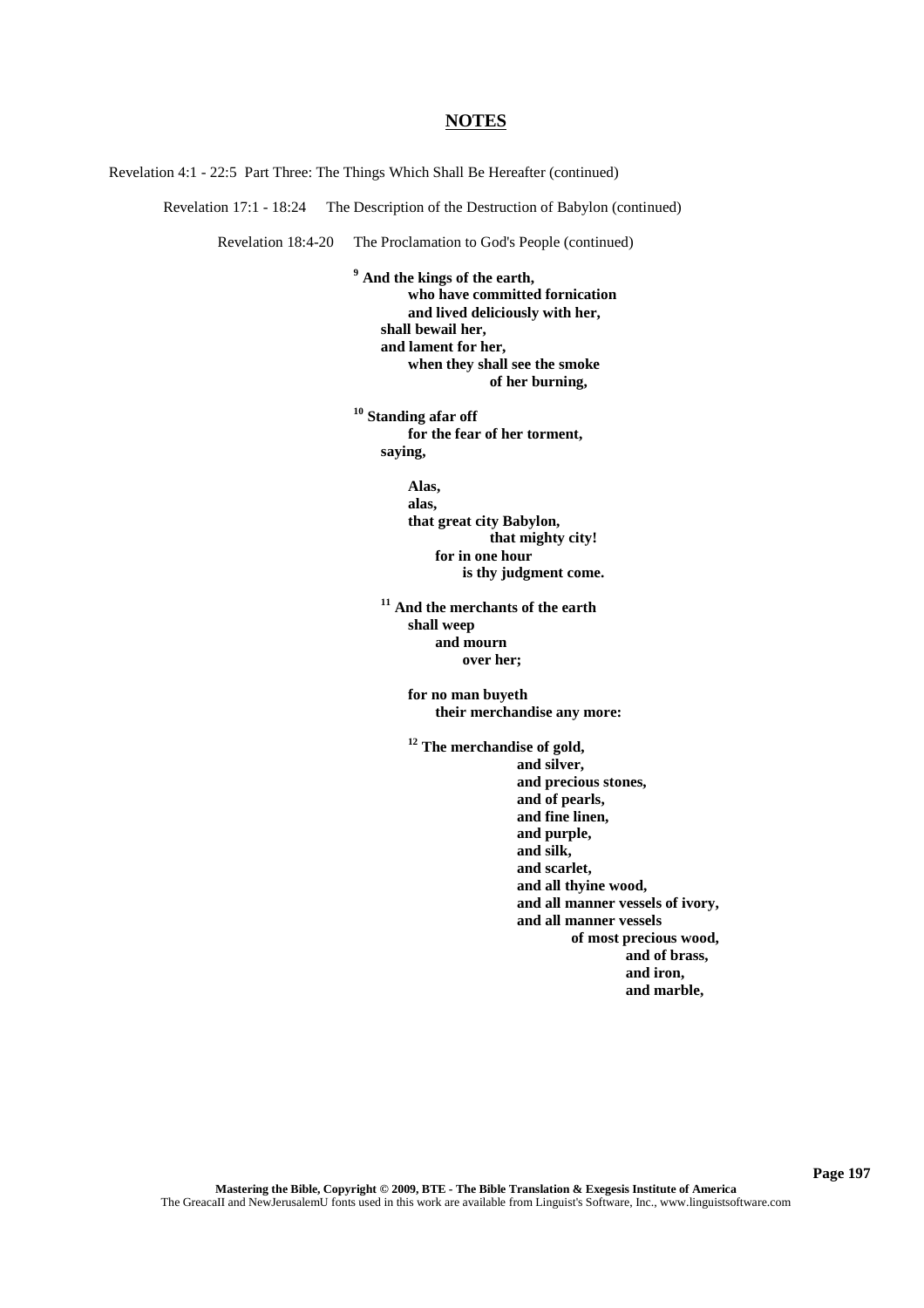## NOTES

Revelation 4:1 - 22:5  Part Three: The Things Which Shall Be Hereafter (continued)

Revelation 17:1 - 18:24  The Description of the Destruction of Babylon (continued)

Revelation 18:4-20  The Proclamation to God's People (continued)

**[9] And the kings of the earth,**
**who have committed fornication**
**and lived deliciously with her,**
**shall bewail her,**
**and lament for her,**
**when they shall see the smoke**
**of her burning,**

**[10] Standing afar off**
**for the fear of her torment,**
**saying,**

**Alas,**
**alas,**
**that great city Babylon,**
**that mighty city!**
**for in one hour**
**is thy judgment come.**

**[11] And the merchants of the earth**
**shall weep**
**and mourn**
**over her;**

**for no man buyeth**
**their merchandise any more:**

**[12] The merchandise of gold,**
**and silver,**
**and precious stones,**
**and of pearls,**
**and fine linen,**
**and purple,**
**and silk,**
**and scarlet,**
**and all thyine wood,**
**and all manner vessels of ivory,**
**and all manner vessels**
**of most precious wood,**
**and of brass,**
**and iron,**
**and marble,**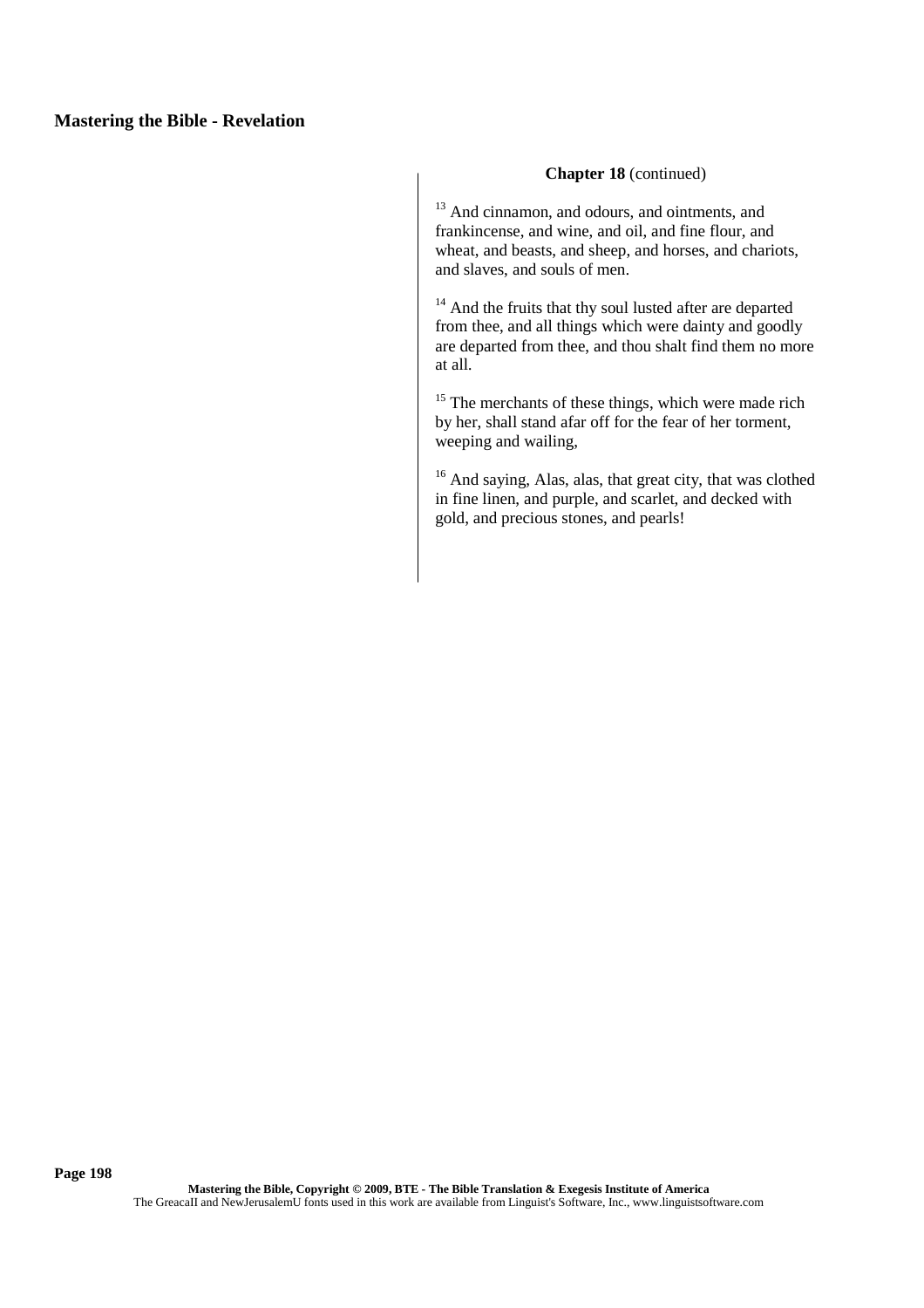**Chapter 18** (continued)

[13] And cinnamon, and odours, and ointments, and frankincense, and wine, and oil, and fine flour, and wheat, and beasts, and sheep, and horses, and chariots, and slaves, and souls of men.

[14] And the fruits that thy soul lusted after are departed from thee, and all things which were dainty and goodly are departed from thee, and thou shalt find them no more at all.

[15] The merchants of these things, which were made rich by her, shall stand afar off for the fear of her torment, weeping and wailing,

[16] And saying, Alas, alas, that great city, that was clothed in fine linen, and purple, and scarlet, and decked with gold, and precious stones, and pearls!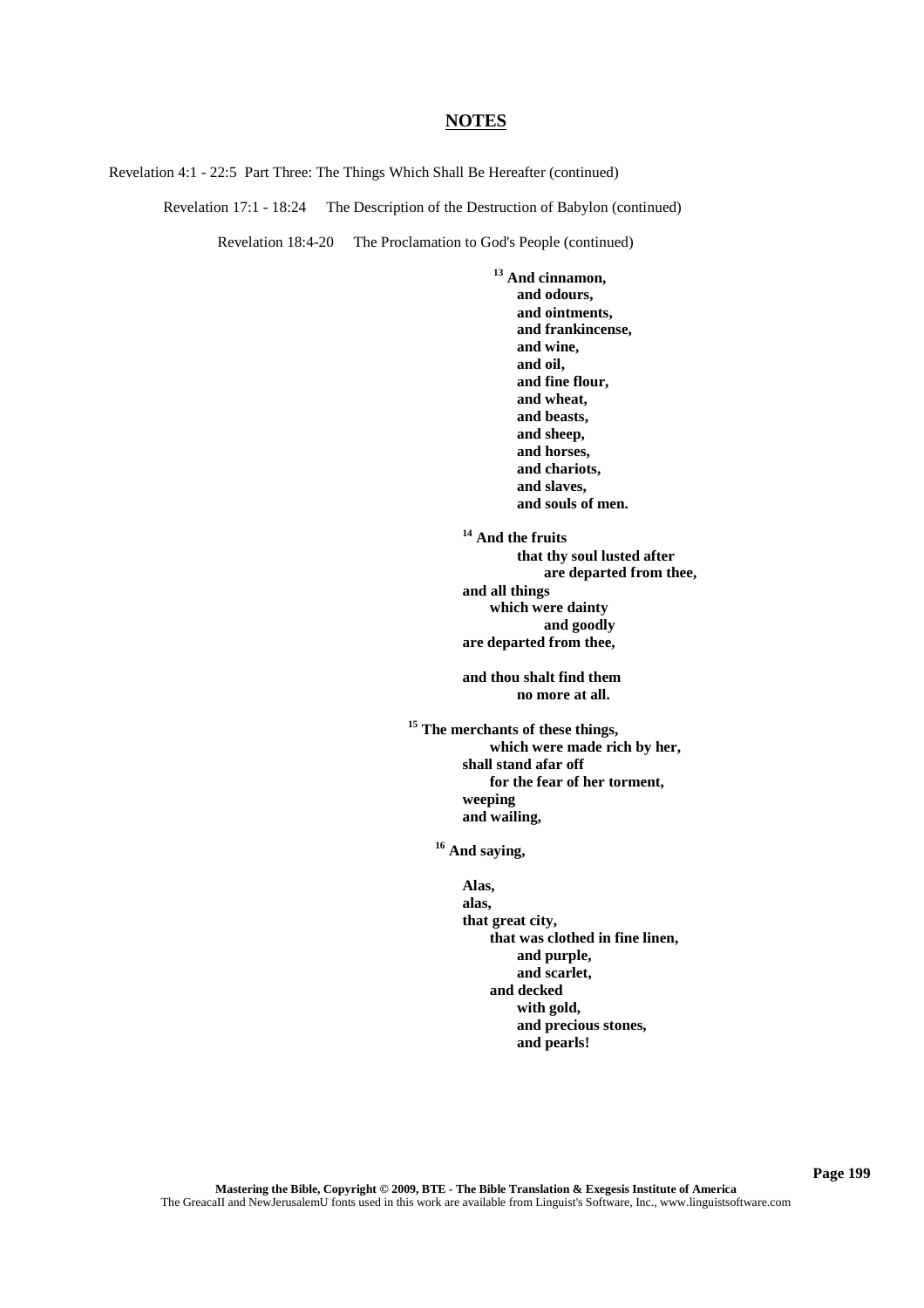## NOTES

Revelation 4:1 - 22:5 Part Three: The Things Which Shall Be Hereafter (continued)

Revelation 17:1 - 18:24 The Description of the Destruction of Babylon (continued)

Revelation 18:4-20 The Proclamation to God's People (continued)

**[13] And cinnamon,**
**and odours,**
**and ointments,**
**and frankincense,**
**and wine,**
**and oil,**
**and fine flour,**
**and wheat,**
**and beasts,**
**and sheep,**
**and horses,**
**and chariots,**
**and slaves,**
**and souls of men.**

**[14] And the fruits**
**that thy soul lusted after**
**are departed from thee,**
**and all things**
**which were dainty**
**and goodly**
**are departed from thee,**

**and thou shalt find them**
**no more at all.**

**[15] The merchants of these things,**
**which were made rich by her,**
**shall stand afar off**
**for the fear of her torment,**
**weeping**
**and wailing,**

**[16] And saying,**

**Alas,**
**alas,**
**that great city,**
**that was clothed in fine linen,**
**and purple,**
**and scarlet,**
**and decked**
**with gold,**
**and precious stones,**
**and pearls!**

**Mastering the Bible, Copyright © 2009, BTE - The Bible Translation & Exegesis Institute of America**
The GreacaII and NewJerusalemU fonts used in this work are available from Linguist's Software, Inc., www.linguistsoftware.com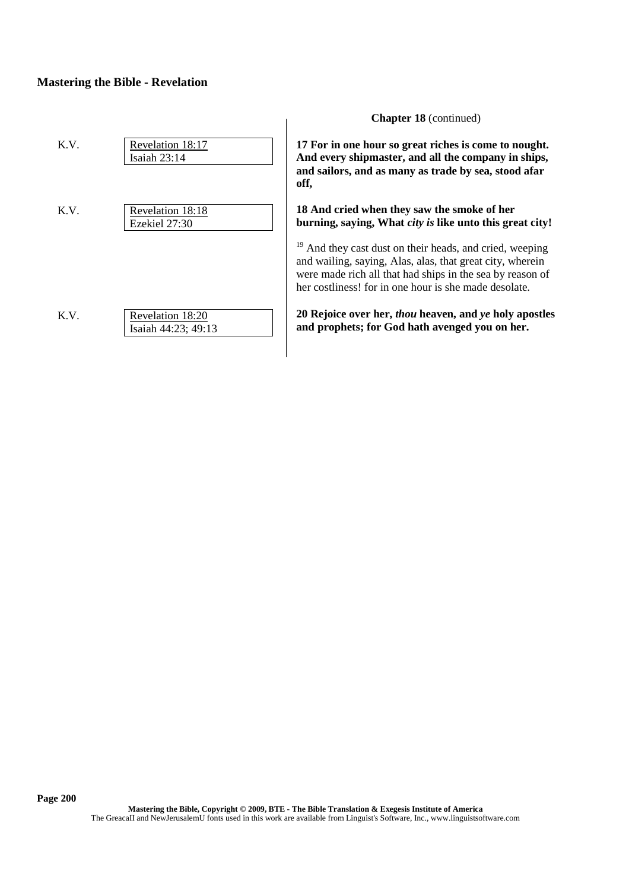**Chapter 18** (continued)

K.V. — Revelation 18:17; Isaiah 23:14

**17 For in one hour so great riches is come to nought. And every shipmaster, and all the company in ships, and sailors, and as many as trade by sea, stood afar off,**

K.V. — Revelation 18:18; Ezekiel 27:30

**18 And cried when they saw the smoke of her burning, saying, What *city is* like unto this great city!**

[19] And they cast dust on their heads, and cried, weeping and wailing, saying, Alas, alas, that great city, wherein were made rich all that had ships in the sea by reason of her costliness! for in one hour is she made desolate.

K.V. — Revelation 18:20; Isaiah 44:23; 49:13

**20 Rejoice over her, *thou* heaven, and *ye* holy apostles and prophets; for God hath avenged you on her.**

**Mastering the Bible, Copyright © 2009, BTE - The Bible Translation & Exegesis Institute of America**
The GreacaII and NewJerusalemU fonts used in this work are available from Linguist's Software, Inc., www.linguistsoftware.com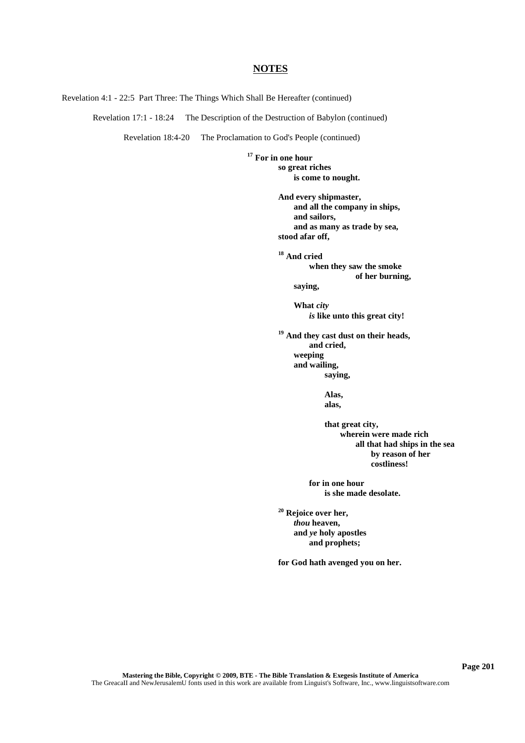# NOTES

Revelation 4:1 - 22:5 Part Three: The Things Which Shall Be Hereafter (continued)

Revelation 17:1 - 18:24 The Description of the Destruction of Babylon (continued)

Revelation 18:4-20 The Proclamation to God's People (continued)

**[17] For in one hour**
**so great riches**
**is come to nought.**

**And every shipmaster,**
**and all the company in ships,**
**and sailors,**
**and as many as trade by sea,**
**stood afar off,**

**[18] And cried**
**when they saw the smoke**
**of her burning,**
**saying,**

**What *city***
***is* like unto this great city!**

**[19] And they cast dust on their heads,**
**and cried,**
**weeping**
**and wailing,**
**saying,**

**Alas,**
**alas,**

**that great city,**
**wherein were made rich**
**all that had ships in the sea**
**by reason of her**
**costliness!**

**for in one hour**
**is she made desolate.**

**[20] Rejoice over her,**
***thou* heaven,**
**and *ye* holy apostles**
**and prophets;**

**for God hath avenged you on her.**

**Mastering the Bible, Copyright © 2009, BTE - The Bible Translation & Exegesis Institute of America**
The GreacaII and NewJerusalemU fonts used in this work are available from Linguist's Software, Inc., www.linguistsoftware.com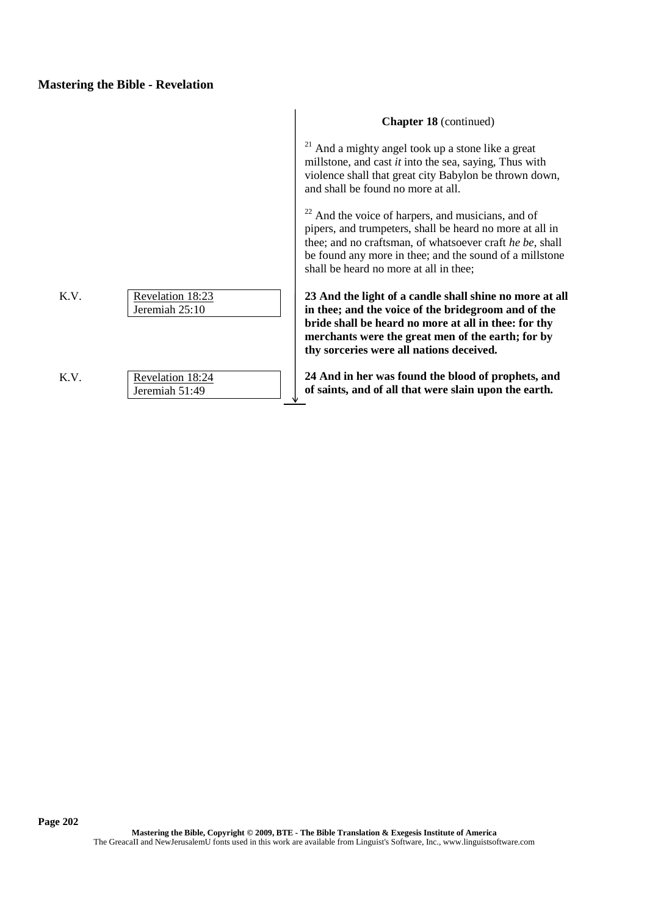**Chapter 18** (continued)

[21] And a mighty angel took up a stone like a great millstone, and cast *it* into the sea, saying, Thus with violence shall that great city Babylon be thrown down, and shall be found no more at all.

[22] And the voice of harpers, and musicians, and of pipers, and trumpeters, shall be heard no more at all in thee; and no craftsman, of whatsoever craft *he be*, shall be found any more in thee; and the sound of a millstone shall be heard no more at all in thee;

K.V. — Revelation 18:23 / Jeremiah 25:10

**23 And the light of a candle shall shine no more at all in thee; and the voice of the bridegroom and of the bride shall be heard no more at all in thee: for thy merchants were the great men of the earth; for by thy sorceries were all nations deceived.**

K.V. — Revelation 18:24 / Jeremiah 51:49

**24 And in her was found the blood of prophets, and of saints, and of all that were slain upon the earth.**

Mastering the Bible, Copyright © 2009, BTE - The Bible Translation & Exegesis Institute of America
The GreacaII and NewJerusalemU fonts used in this work are available from Linguist's Software, Inc., www.linguistsoftware.com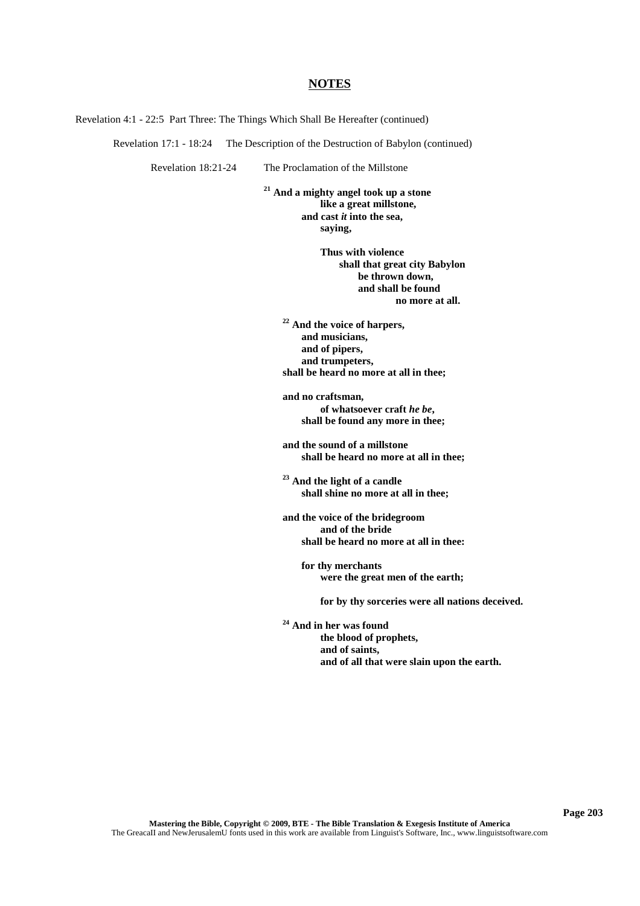## NOTES

Revelation 4:1 - 22:5 Part Three: The Things Which Shall Be Hereafter (continued)

Revelation 17:1 - 18:24 The Description of the Destruction of Babylon (continued)

Revelation 18:21-24 The Proclamation of the Millstone

**[21] And a mighty angel took up a stone**
**like a great millstone,**
**and cast *it* into the sea,**
**saying,**

**Thus with violence**
**shall that great city Babylon**
**be thrown down,**
**and shall be found**
**no more at all.**

**[22] And the voice of harpers,**
**and musicians,**
**and of pipers,**
**and trumpeters,**
**shall be heard no more at all in thee;**

**and no craftsman,**
**of whatsoever craft *he be*,**
**shall be found any more in thee;**

**and the sound of a millstone**
**shall be heard no more at all in thee;**

**[23] And the light of a candle**
**shall shine no more at all in thee;**

**and the voice of the bridegroom**
**and of the bride**
**shall be heard no more at all in thee:**

**for thy merchants**
**were the great men of the earth;**

**for by thy sorceries were all nations deceived.**

**[24] And in her was found**
**the blood of prophets,**
**and of saints,**
**and of all that were slain upon the earth.**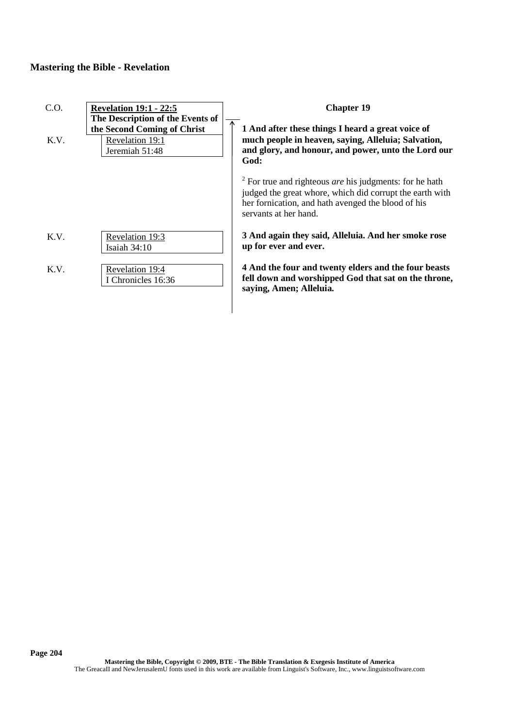C.O.

**Revelation 19:1 - 22:5**
**The Description of the Events of the Second Coming of Christ**

K.V.

Revelation 19:1
Jeremiah 51:48

**Chapter 19**

**1 And after these things I heard a great voice of much people in heaven, saying, Alleluia; Salvation, and glory, and honour, and power, unto the Lord our God:**

2 For true and righteous *are* his judgments: for he hath judged the great whore, which did corrupt the earth with her fornication, and hath avenged the blood of his servants at her hand.

K.V.

Revelation 19:3
Isaiah 34:10

**3 And again they said, Alleluia. And her smoke rose up for ever and ever.**

K.V.

Revelation 19:4
I Chronicles 16:36

**4 And the four and twenty elders and the four beasts fell down and worshipped God that sat on the throne, saying, Amen; Alleluia.**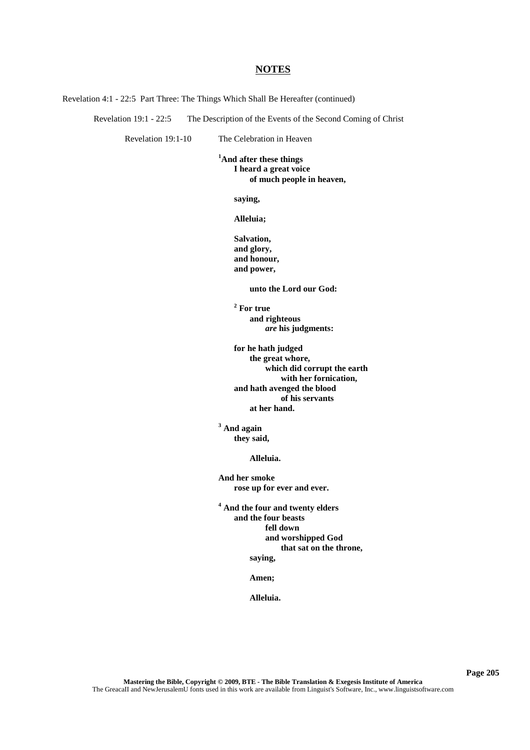# NOTES

Revelation 4:1 - 22:5 Part Three: The Things Which Shall Be Hereafter (continued)

Revelation 19:1 - 22:5 The Description of the Events of the Second Coming of Christ

Revelation 19:1-10 The Celebration in Heaven

**[1]And after these things**
**I heard a great voice**
**of much people in heaven,**

**saying,**

**Alleluia;**

**Salvation,**
**and glory,**
**and honour,**
**and power,**

**unto the Lord our God:**

**[2] For true**
**and righteous**
***are* his judgments:**

**for he hath judged**
**the great whore,**
**which did corrupt the earth**
**with her fornication,**
**and hath avenged the blood**
**of his servants**
**at her hand.**

**[3] And again**
**they said,**

**Alleluia.**

**And her smoke**
**rose up for ever and ever.**

**[4] And the four and twenty elders**
**and the four beasts**
**fell down**
**and worshipped God**
**that sat on the throne,**
**saying,**

**Amen;**

**Alleluia.**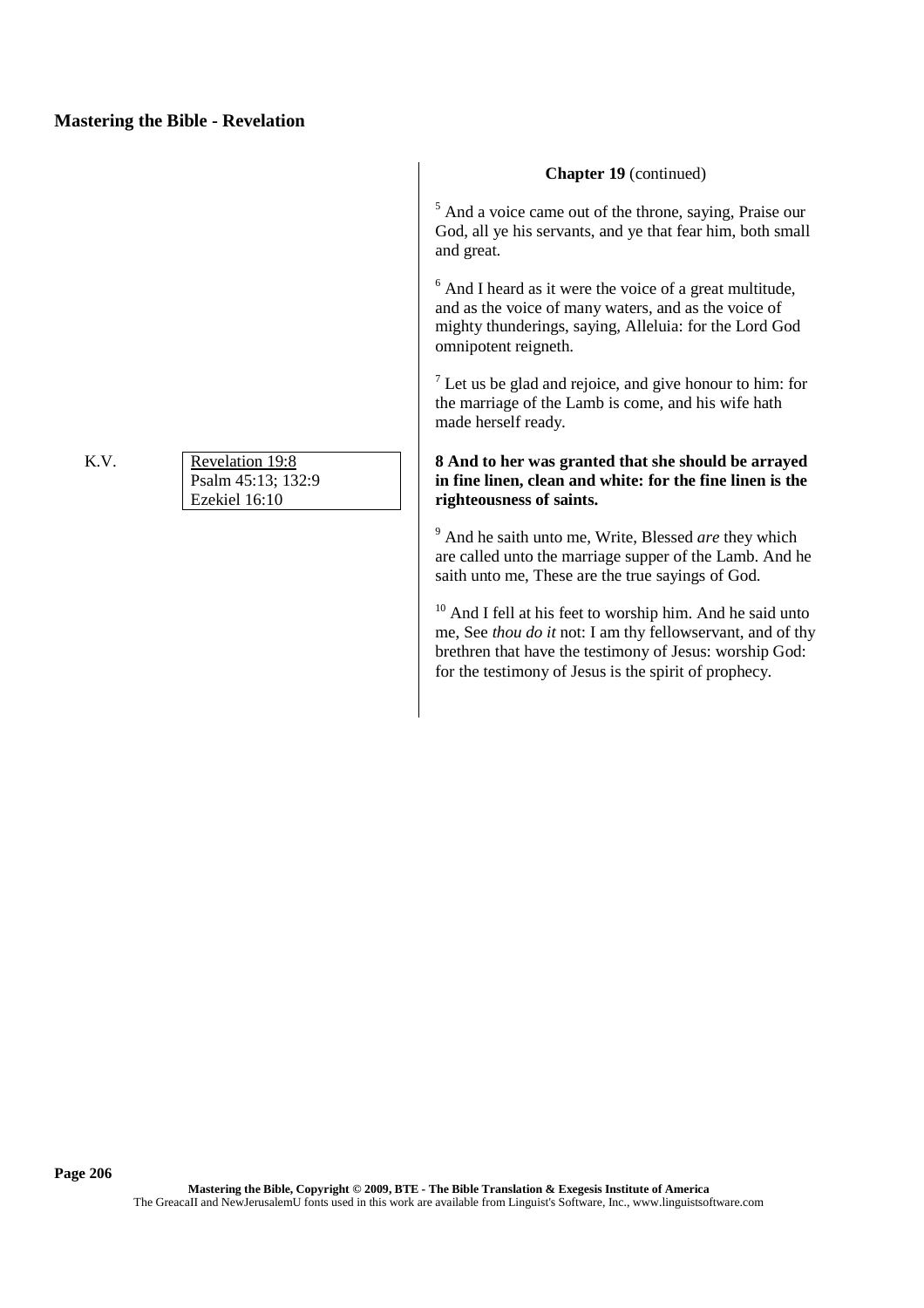**Chapter 19** (continued)

[5] And a voice came out of the throne, saying, Praise our God, all ye his servants, and ye that fear him, both small and great.

[6] And I heard as it were the voice of a great multitude, and as the voice of many waters, and as the voice of mighty thunderings, saying, Alleluia: for the Lord God omnipotent reigneth.

[7] Let us be glad and rejoice, and give honour to him: for the marriage of the Lamb is come, and his wife hath made herself ready.

K.V.

| |
|---|
| Revelation 19:8 |
| Psalm 45:13; 132:9 |
| Ezekiel 16:10 |

**8 And to her was granted that she should be arrayed in fine linen, clean and white: for the fine linen is the righteousness of saints.**

[9] And he saith unto me, Write, Blessed *are* they which are called unto the marriage supper of the Lamb. And he saith unto me, These are the true sayings of God.

[10] And I fell at his feet to worship him. And he said unto me, See *thou do it* not: I am thy fellowservant, and of thy brethren that have the testimony of Jesus: worship God: for the testimony of Jesus is the spirit of prophecy.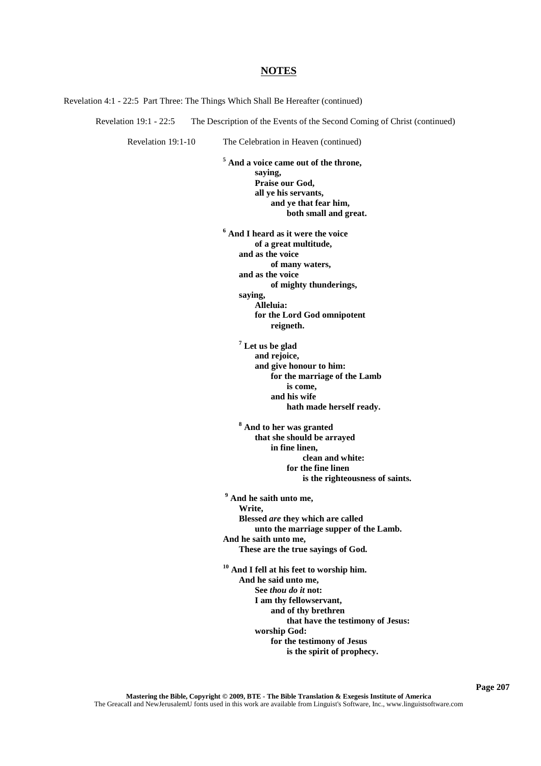# NOTES

Revelation 4:1 - 22:5 Part Three: The Things Which Shall Be Hereafter (continued)

Revelation 19:1 - 22:5 The Description of the Events of the Second Coming of Christ (continued)

Revelation 19:1-10 The Celebration in Heaven (continued)

**[5] And a voice came out of the throne,**
**saying,**
**Praise our God,**
**all ye his servants,**
**and ye that fear him,**
**both small and great.**

**[6] And I heard as it were the voice**
**of a great multitude,**
**and as the voice**
**of many waters,**
**and as the voice**
**of mighty thunderings,**
**saying,**
**Alleluia:**
**for the Lord God omnipotent**
**reigneth.**

**[7] Let us be glad**
**and rejoice,**
**and give honour to him:**
**for the marriage of the Lamb**
**is come,**
**and his wife**
**hath made herself ready.**

**[8] And to her was granted**
**that she should be arrayed**
**in fine linen,**
**clean and white:**
**for the fine linen**
**is the righteousness of saints.**

**[9] And he saith unto me,**
**Write,**
**Blessed *are* they which are called**
**unto the marriage supper of the Lamb.**
**And he saith unto me,**
**These are the true sayings of God.**

**[10] And I fell at his feet to worship him.**
**And he said unto me,**
**See *thou do it* not:**
**I am thy fellowservant,**
**and of thy brethren**
**that have the testimony of Jesus:**
**worship God:**
**for the testimony of Jesus**
**is the spirit of prophecy.**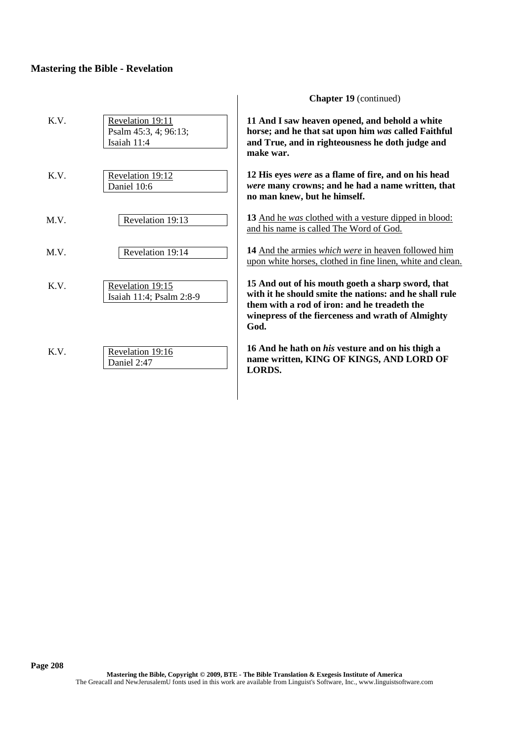# Mastering the Bible - Revelation

**Chapter 19** (continued)

| | | |
|---|---|---|
| K.V. | Revelation 19:11<br>Psalm 45:3, 4; 96:13;<br>Isaiah 11:4 | **11 And I saw heaven opened, and behold a white horse; and he that sat upon him *was* called Faithful and True, and in righteousness he doth judge and make war.** |
| K.V. | Revelation 19:12<br>Daniel 10:6 | **12 His eyes *were* as a flame of fire, and on his head *were* many crowns; and he had a name written, that no man knew, but he himself.** |
| M.V. | Revelation 19:13 | **13** And he *was* clothed with a vesture dipped in blood: and his name is called The Word of God. |
| M.V. | Revelation 19:14 | **14** And the armies *which were* in heaven followed him upon white horses, clothed in fine linen, white and clean. |
| K.V. | Revelation 19:15<br>Isaiah 11:4; Psalm 2:8-9 | **15 And out of his mouth goeth a sharp sword, that with it he should smite the nations: and he shall rule them with a rod of iron: and he treadeth the winepress of the fierceness and wrath of Almighty God.** |
| K.V. | Revelation 19:16<br>Daniel 2:47 | **16 And he hath on *his* vesture and on his thigh a name written, KING OF KINGS, AND LORD OF LORDS.** |

**Mastering the Bible, Copyright © 2009, BTE - The Bible Translation & Exegesis Institute of America**
The GreacaII and NewJerusalemU fonts used in this work are available from Linguist's Software, Inc., www.linguistsoftware.com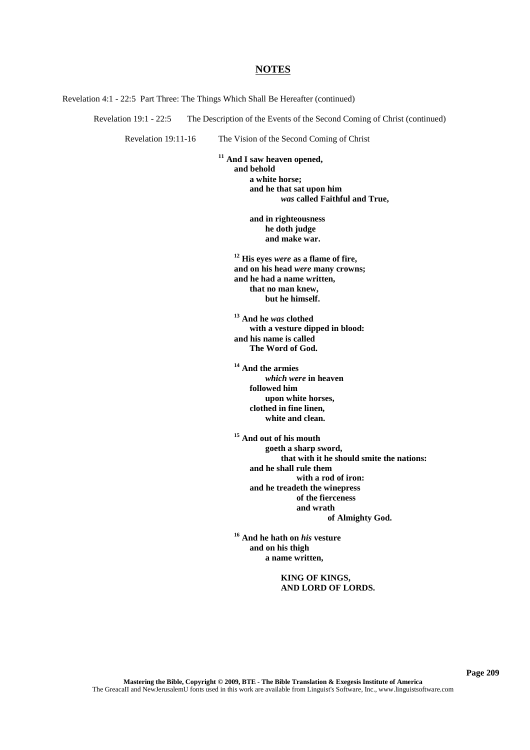## NOTES

Revelation 4:1 - 22:5 Part Three: The Things Which Shall Be Hereafter (continued)

Revelation 19:1 - 22:5 The Description of the Events of the Second Coming of Christ (continued)

Revelation 19:11-16 The Vision of the Second Coming of Christ

**[11] And I saw heaven opened,**
**and behold**
**a white horse;**
**and he that sat upon him**
***was* called Faithful and True,**

**and in righteousness**
**he doth judge**
**and make war.**

**[12] His eyes *were* as a flame of fire,**
**and on his head *were* many crowns;**
**and he had a name written,**
**that no man knew,**
**but he himself.**

**[13] And he *was* clothed**
**with a vesture dipped in blood:**
**and his name is called**
**The Word of God.**

**[14] And the armies**
***which were* in heaven**
**followed him**
**upon white horses,**
**clothed in fine linen,**
**white and clean.**

**[15] And out of his mouth**
**goeth a sharp sword,**
**that with it he should smite the nations:**
**and he shall rule them**
**with a rod of iron:**
**and he treadeth the winepress**
**of the fierceness**
**and wrath**
**of Almighty God.**

**[16] And he hath on *his* vesture**
**and on his thigh**
**a name written,**

**KING OF KINGS,**
**AND LORD OF LORDS.**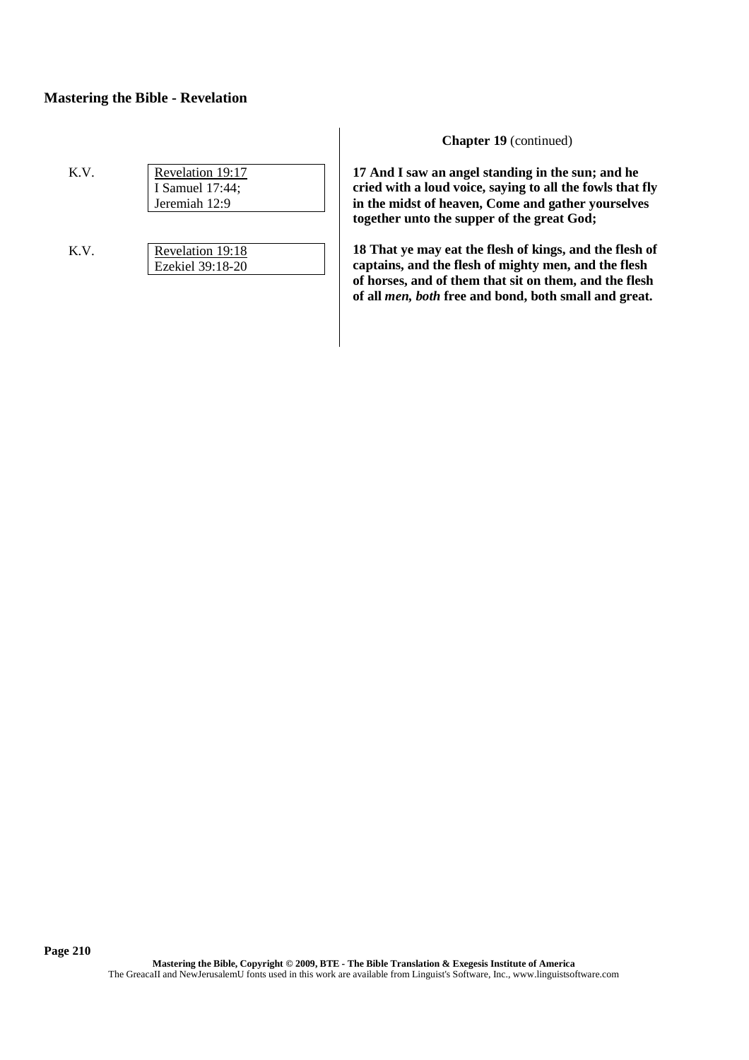**Chapter 19** (continued)

K.V. — Revelation 19:17; I Samuel 17:44; Jeremiah 12:9

**17 And I saw an angel standing in the sun; and he cried with a loud voice, saying to all the fowls that fly in the midst of heaven, Come and gather yourselves together unto the supper of the great God;**

K.V. — Revelation 19:18; Ezekiel 39:18-20

**18 That ye may eat the flesh of kings, and the flesh of captains, and the flesh of mighty men, and the flesh of horses, and of them that sit on them, and the flesh of all *men, both* free and bond, both small and great.**

**Mastering the Bible, Copyright © 2009, BTE - The Bible Translation & Exegesis Institute of America**
The GreacaII and NewJerusalemU fonts used in this work are available from Linguist's Software, Inc., www.linguistsoftware.com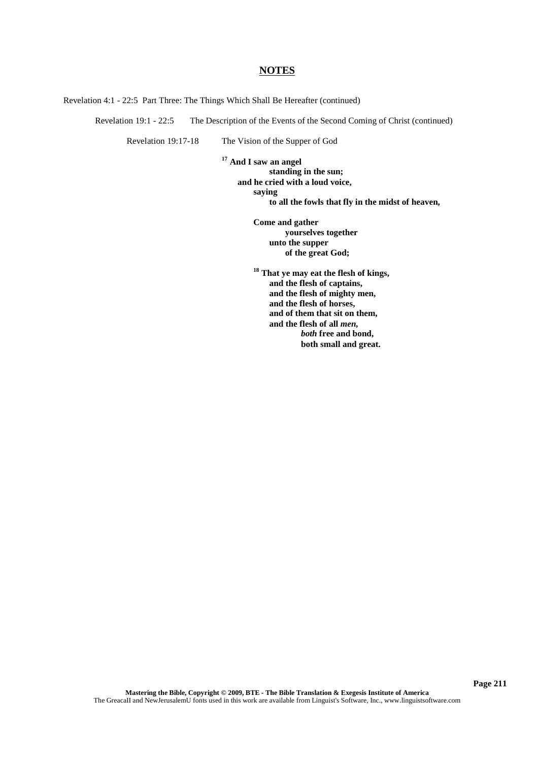## NOTES

Revelation 4:1 - 22:5 Part Three: The Things Which Shall Be Hereafter (continued)

Revelation 19:1 - 22:5 The Description of the Events of the Second Coming of Christ (continued)

Revelation 19:17-18 The Vision of the Supper of God

**[17] And I saw an angel**
**standing in the sun;**
**and he cried with a loud voice,**
**saying**
**to all the fowls that fly in the midst of heaven,**

**Come and gather**
**yourselves together**
**unto the supper**
**of the great God;**

**[18] That ye may eat the flesh of kings,**
**and the flesh of captains,**
**and the flesh of mighty men,**
**and the flesh of horses,**
**and of them that sit on them,**
**and the flesh of all *men*,**
***both* free and bond,**
**both small and great.**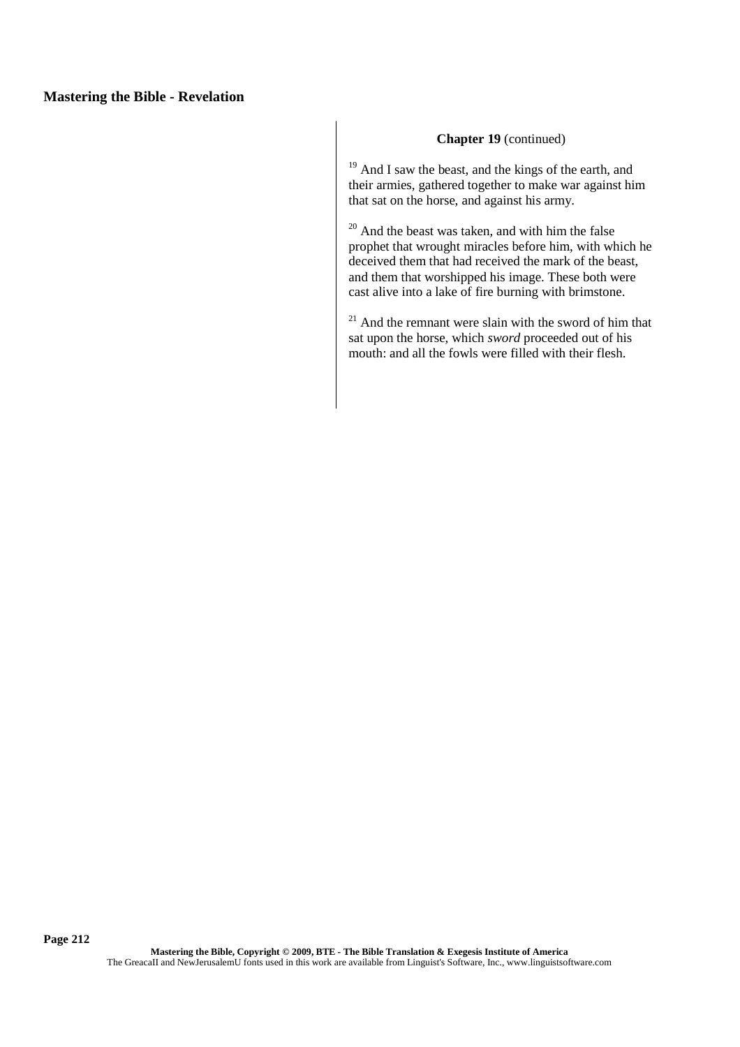**Chapter 19** (continued)

[19] And I saw the beast, and the kings of the earth, and their armies, gathered together to make war against him that sat on the horse, and against his army.

[20] And the beast was taken, and with him the false prophet that wrought miracles before him, with which he deceived them that had received the mark of the beast, and them that worshipped his image. These both were cast alive into a lake of fire burning with brimstone.

[21] And the remnant were slain with the sword of him that sat upon the horse, which *sword* proceeded out of his mouth: and all the fowls were filled with their flesh.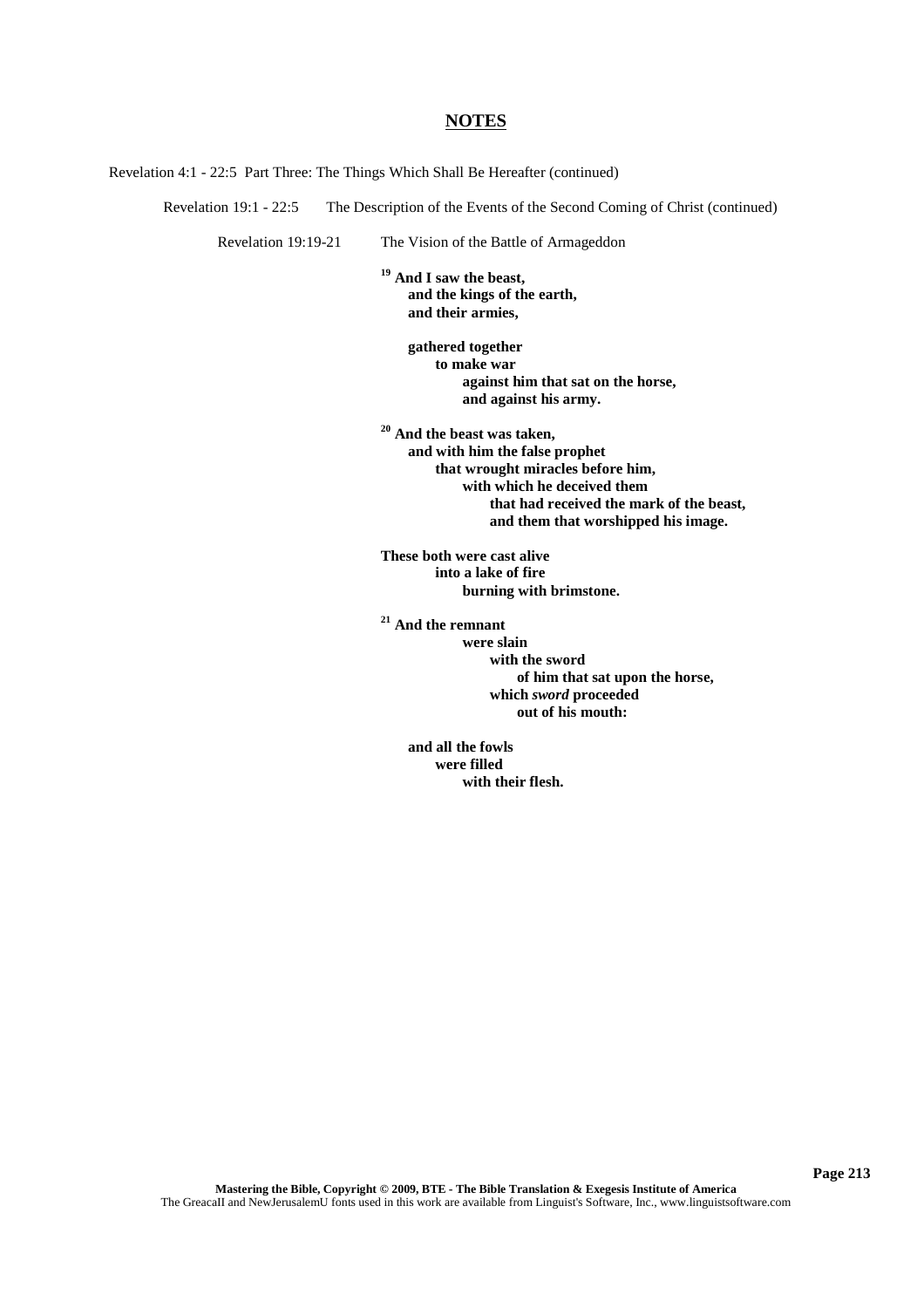## NOTES

Revelation 4:1 - 22:5 Part Three: The Things Which Shall Be Hereafter (continued)

Revelation 19:1 - 22:5 The Description of the Events of the Second Coming of Christ (continued)

Revelation 19:19-21 The Vision of the Battle of Armageddon

**[19] And I saw the beast,**
**and the kings of the earth,**
**and their armies,**

**gathered together**
**to make war**
**against him that sat on the horse,**
**and against his army.**

**[20] And the beast was taken,**
**and with him the false prophet**
**that wrought miracles before him,**
**with which he deceived them**
**that had received the mark of the beast,**
**and them that worshipped his image.**

**These both were cast alive**
**into a lake of fire**
**burning with brimstone.**

**[21] And the remnant**
**were slain**
**with the sword**
**of him that sat upon the horse,**
**which *sword* proceeded**
**out of his mouth:**

**and all the fowls**
**were filled**
**with their flesh.**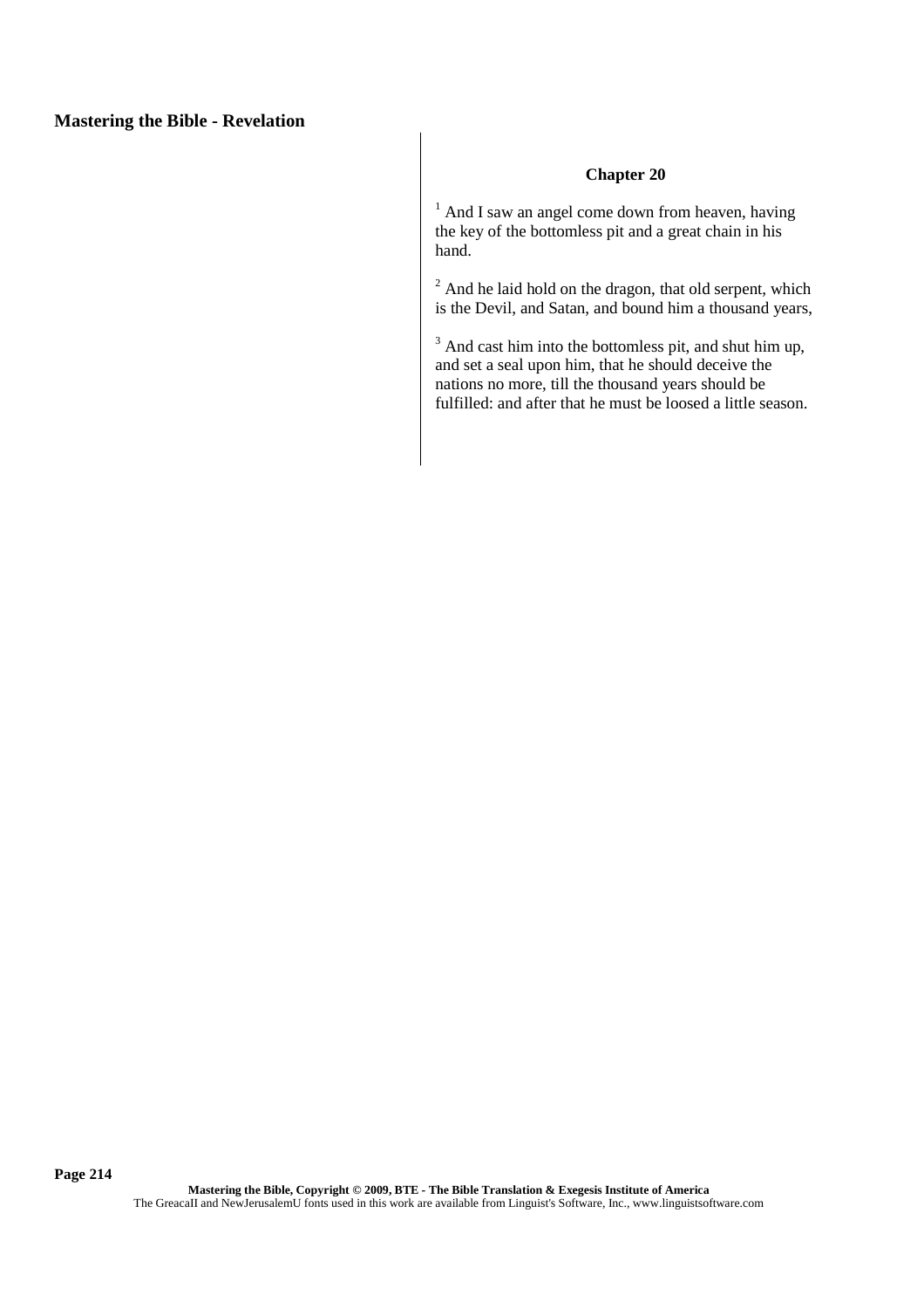## Chapter 20

[1] And I saw an angel come down from heaven, having the key of the bottomless pit and a great chain in his hand.

[2] And he laid hold on the dragon, that old serpent, which is the Devil, and Satan, and bound him a thousand years,

[3] And cast him into the bottomless pit, and shut him up, and set a seal upon him, that he should deceive the nations no more, till the thousand years should be fulfilled: and after that he must be loosed a little season.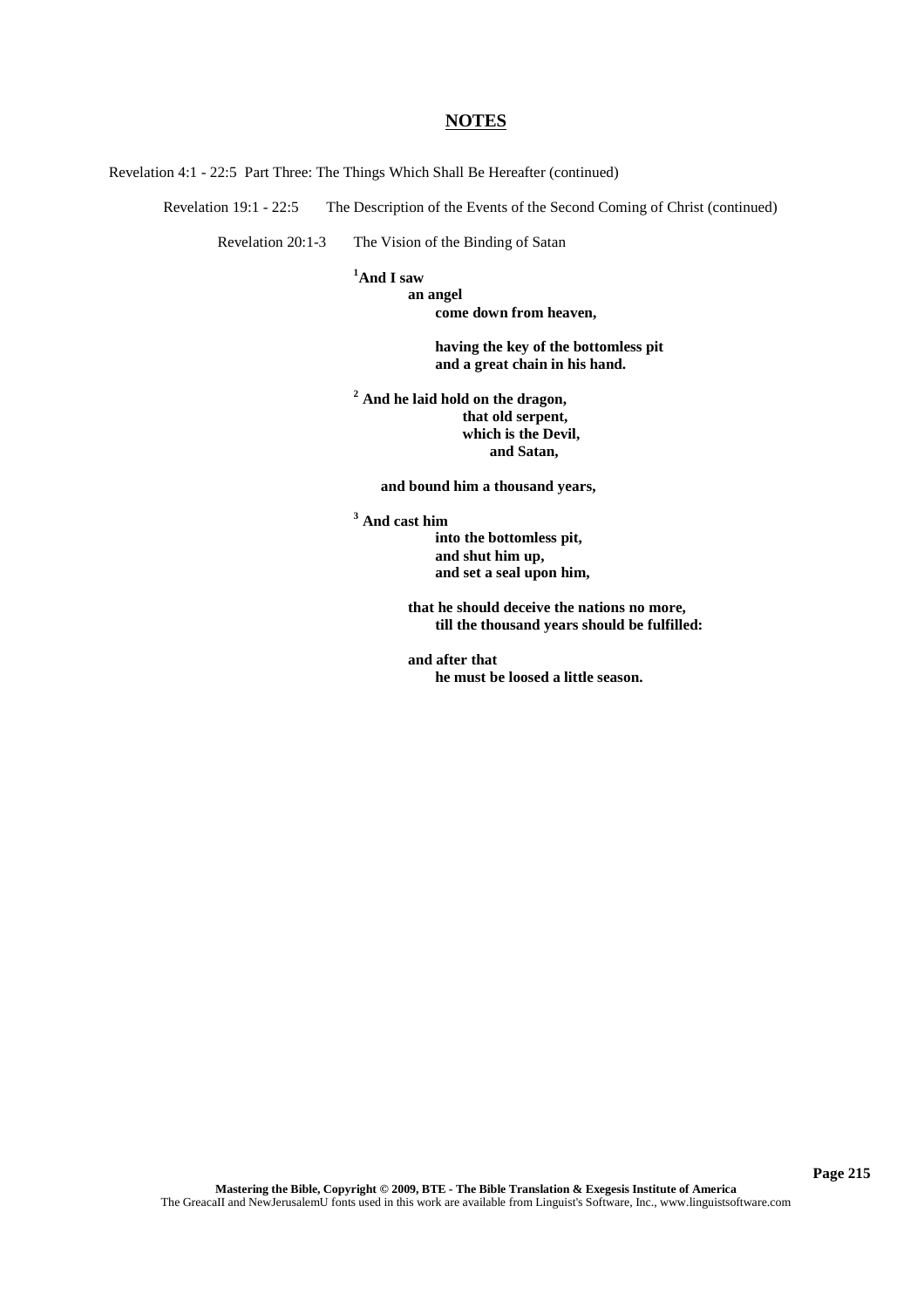## NOTES

Revelation 4:1 - 22:5 Part Three: The Things Which Shall Be Hereafter (continued)

Revelation 19:1 - 22:5 The Description of the Events of the Second Coming of Christ (continued)

Revelation 20:1-3 The Vision of the Binding of Satan

**[1]And I saw**
**an angel**
**come down from heaven,**

**having the key of the bottomless pit**
**and a great chain in his hand.**

**[2] And he laid hold on the dragon,**
**that old serpent,**
**which is the Devil,**
**and Satan,**

**and bound him a thousand years,**

**[3] And cast him**
**into the bottomless pit,**
**and shut him up,**
**and set a seal upon him,**

**that he should deceive the nations no more,**
**till the thousand years should be fulfilled:**

**and after that**
**he must be loosed a little season.**

**Mastering the Bible, Copyright © 2009, BTE - The Bible Translation & Exegesis Institute of America**
The GreacaII and NewJerusalemU fonts used in this work are available from Linguist's Software, Inc., www.linguistsoftware.com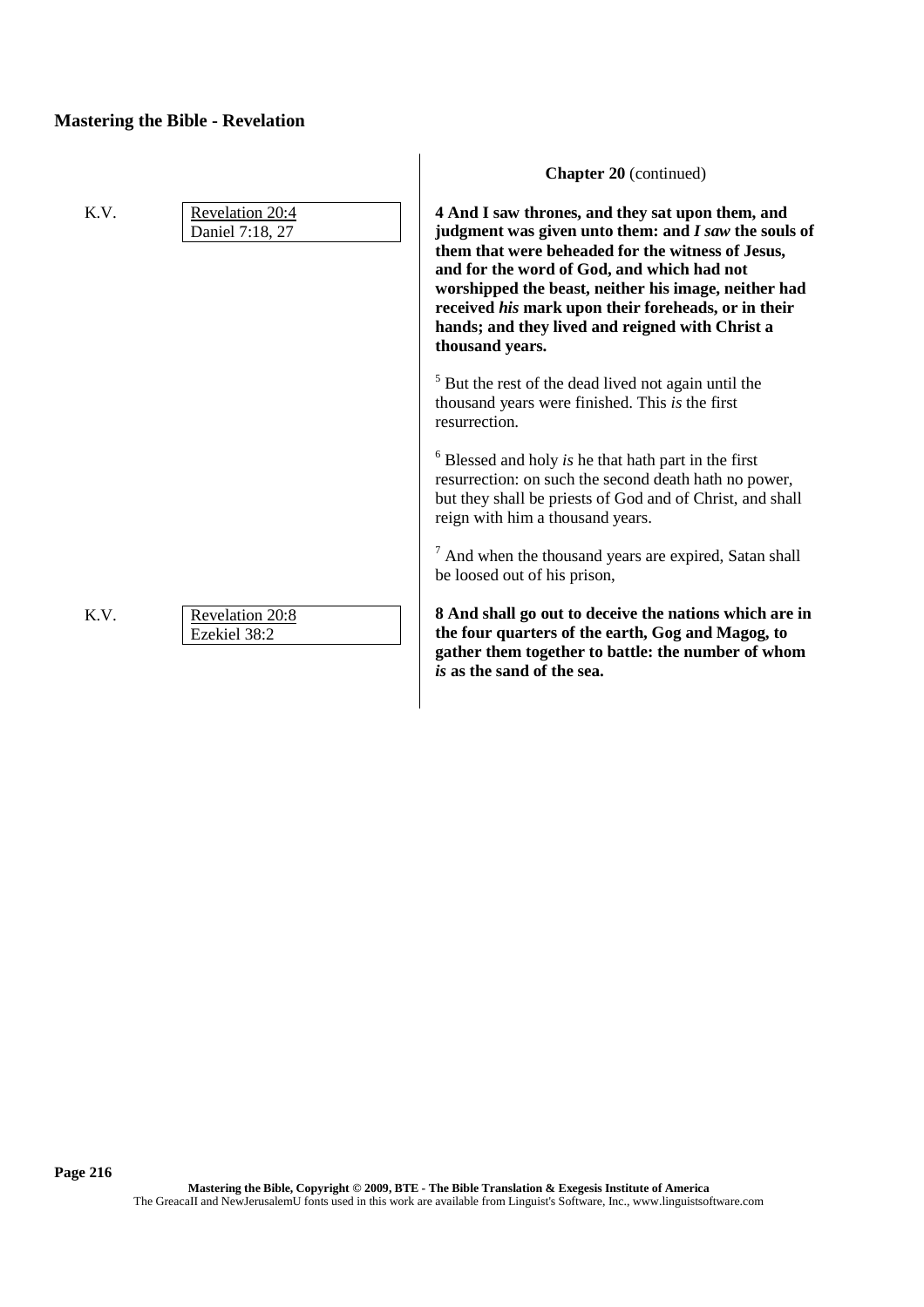**Chapter 20** (continued)

K.V. — Revelation 20:4 / Daniel 7:18, 27

**4 And I saw thrones, and they sat upon them, and judgment was given unto them: and *I saw* the souls of them that were beheaded for the witness of Jesus, and for the word of God, and which had not worshipped the beast, neither his image, neither had received *his* mark upon their foreheads, or in their hands; and they lived and reigned with Christ a thousand years.**

5 But the rest of the dead lived not again until the thousand years were finished. This *is* the first resurrection.

6 Blessed and holy *is* he that hath part in the first resurrection: on such the second death hath no power, but they shall be priests of God and of Christ, and shall reign with him a thousand years.

7 And when the thousand years are expired, Satan shall be loosed out of his prison,

K.V. — Revelation 20:8 / Ezekiel 38:2

**8 And shall go out to deceive the nations which are in the four quarters of the earth, Gog and Magog, to gather them together to battle: the number of whom *is* as the sand of the sea.**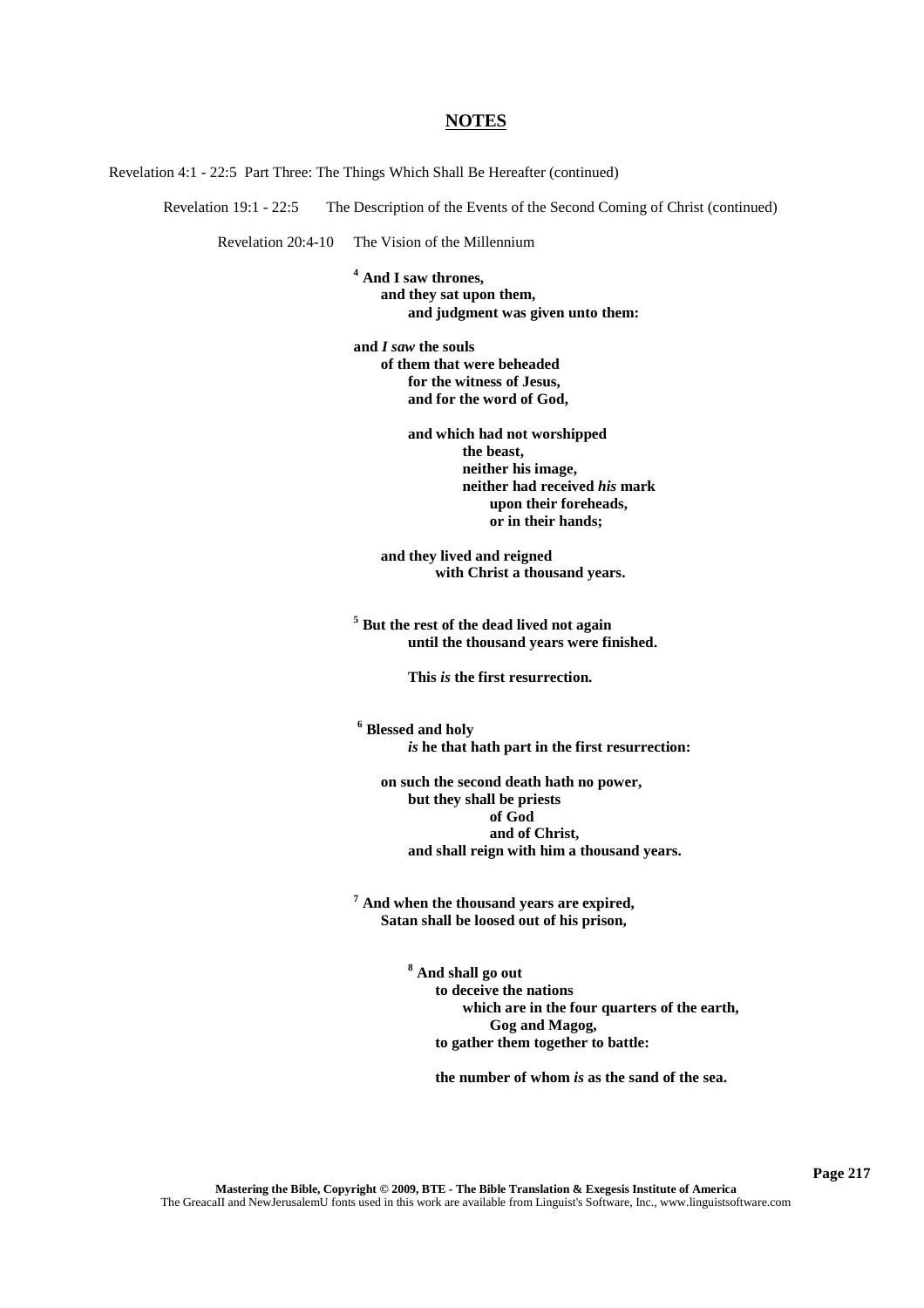## NOTES

Revelation 4:1 - 22:5 Part Three: The Things Which Shall Be Hereafter (continued)

Revelation 19:1 - 22:5 The Description of the Events of the Second Coming of Christ (continued)

Revelation 20:4-10 The Vision of the Millennium

**[4] And I saw thrones,**
**and they sat upon them,**
**and judgment was given unto them:**

**and *I saw* the souls**
**of them that were beheaded**
**for the witness of Jesus,**
**and for the word of God,**

**and which had not worshipped**
**the beast,**
**neither his image,**
**neither had received *his* mark**
**upon their foreheads,**
**or in their hands;**

**and they lived and reigned**
**with Christ a thousand years.**

**[5] But the rest of the dead lived not again**
**until the thousand years were finished.**

**This *is* the first resurrection.**

**[6] Blessed and holy**
***is* he that hath part in the first resurrection:**

**on such the second death hath no power,**
**but they shall be priests**
**of God**
**and of Christ,**
**and shall reign with him a thousand years.**

**[7] And when the thousand years are expired,**
**Satan shall be loosed out of his prison,**

**[8] And shall go out**
**to deceive the nations**
**which are in the four quarters of the earth,**
**Gog and Magog,**
**to gather them together to battle:**

**the number of whom *is* as the sand of the sea.**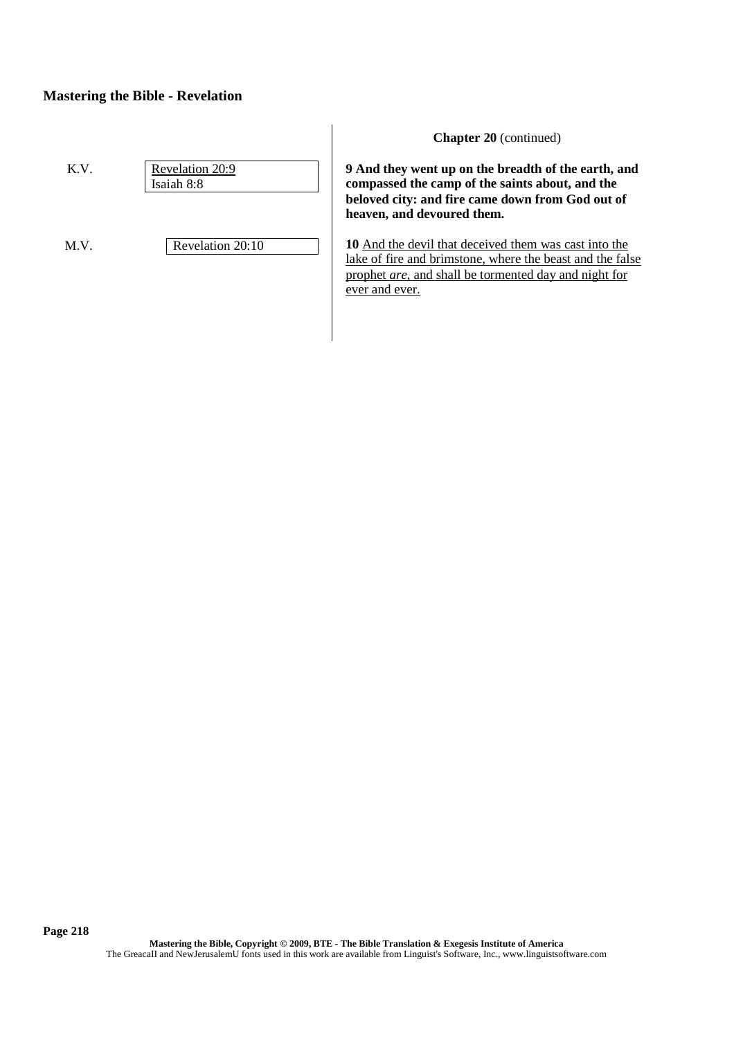**Chapter 20** (continued)

K.V. — Revelation 20:9, Isaiah 8:8

**9 And they went up on the breadth of the earth, and compassed the camp of the saints about, and the beloved city: and fire came down from God out of heaven, and devoured them.**

M.V. — Revelation 20:10

**10** And the devil that deceived them was cast into the lake of fire and brimstone, where the beast and the false prophet *are*, and shall be tormented day and night for ever and ever.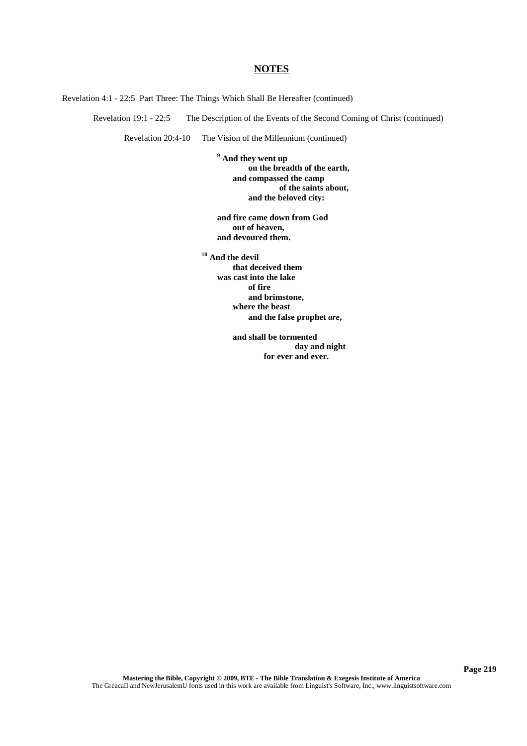## NOTES

Revelation 4:1 - 22:5  Part Three: The Things Which Shall Be Hereafter (continued)

Revelation 19:1 - 22:5  The Description of the Events of the Second Coming of Christ (continued)

Revelation 20:4-10  The Vision of the Millennium (continued)

**[9] And they went up**
**on the breadth of the earth,**
**and compassed the camp**
**of the saints about,**
**and the beloved city:**

**and fire came down from God**
**out of heaven,**
**and devoured them.**

**[10] And the devil**
**that deceived them**
**was cast into the lake**
**of fire**
**and brimstone,**
**where the beast**
**and the false prophet *are*,**

**and shall be tormented**
**day and night**
**for ever and ever.**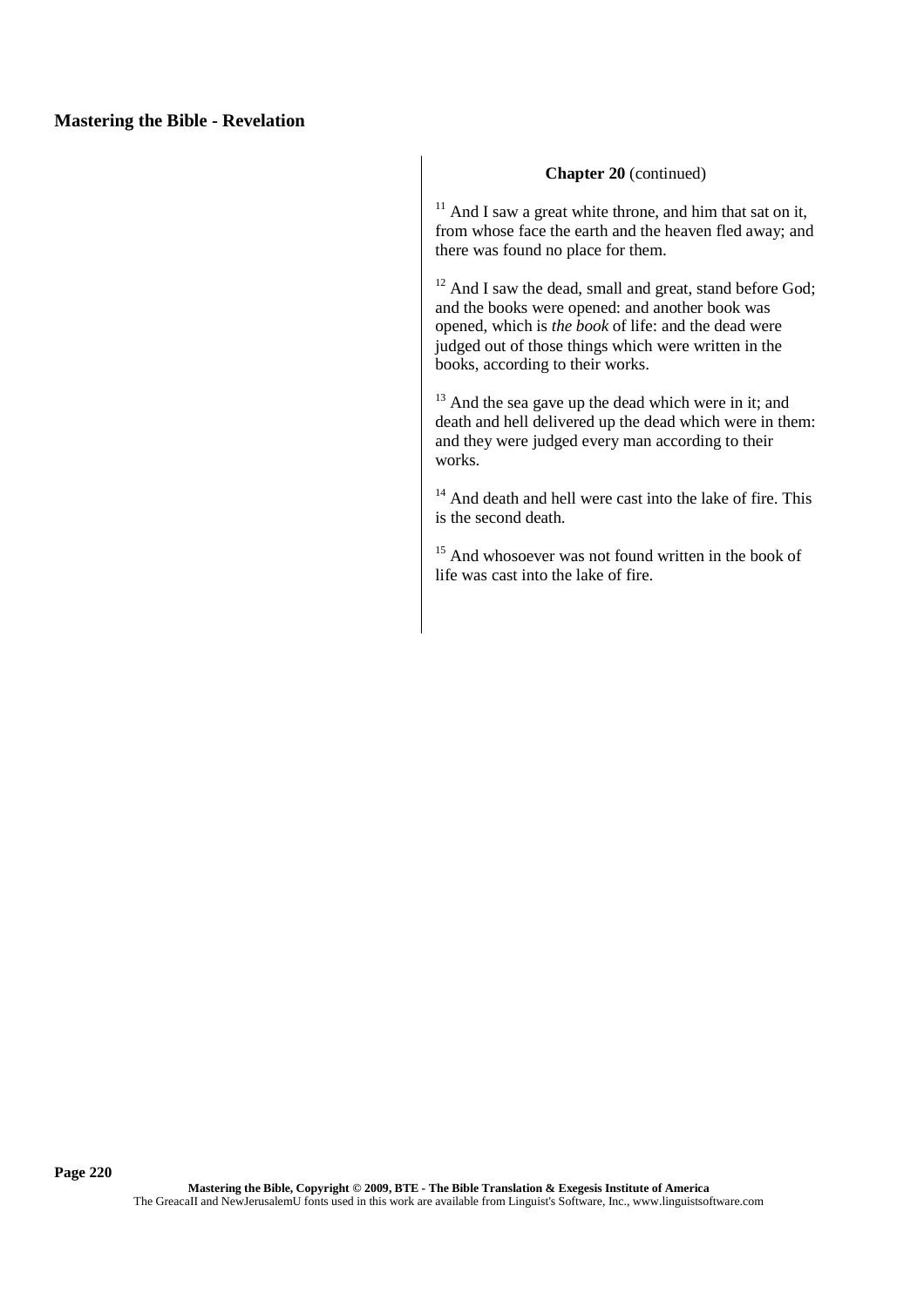**Chapter 20** (continued)

[11] And I saw a great white throne, and him that sat on it, from whose face the earth and the heaven fled away; and there was found no place for them.

[12] And I saw the dead, small and great, stand before God; and the books were opened: and another book was opened, which is *the book* of life: and the dead were judged out of those things which were written in the books, according to their works.

[13] And the sea gave up the dead which were in it; and death and hell delivered up the dead which were in them: and they were judged every man according to their works.

[14] And death and hell were cast into the lake of fire. This is the second death.

[15] And whosoever was not found written in the book of life was cast into the lake of fire.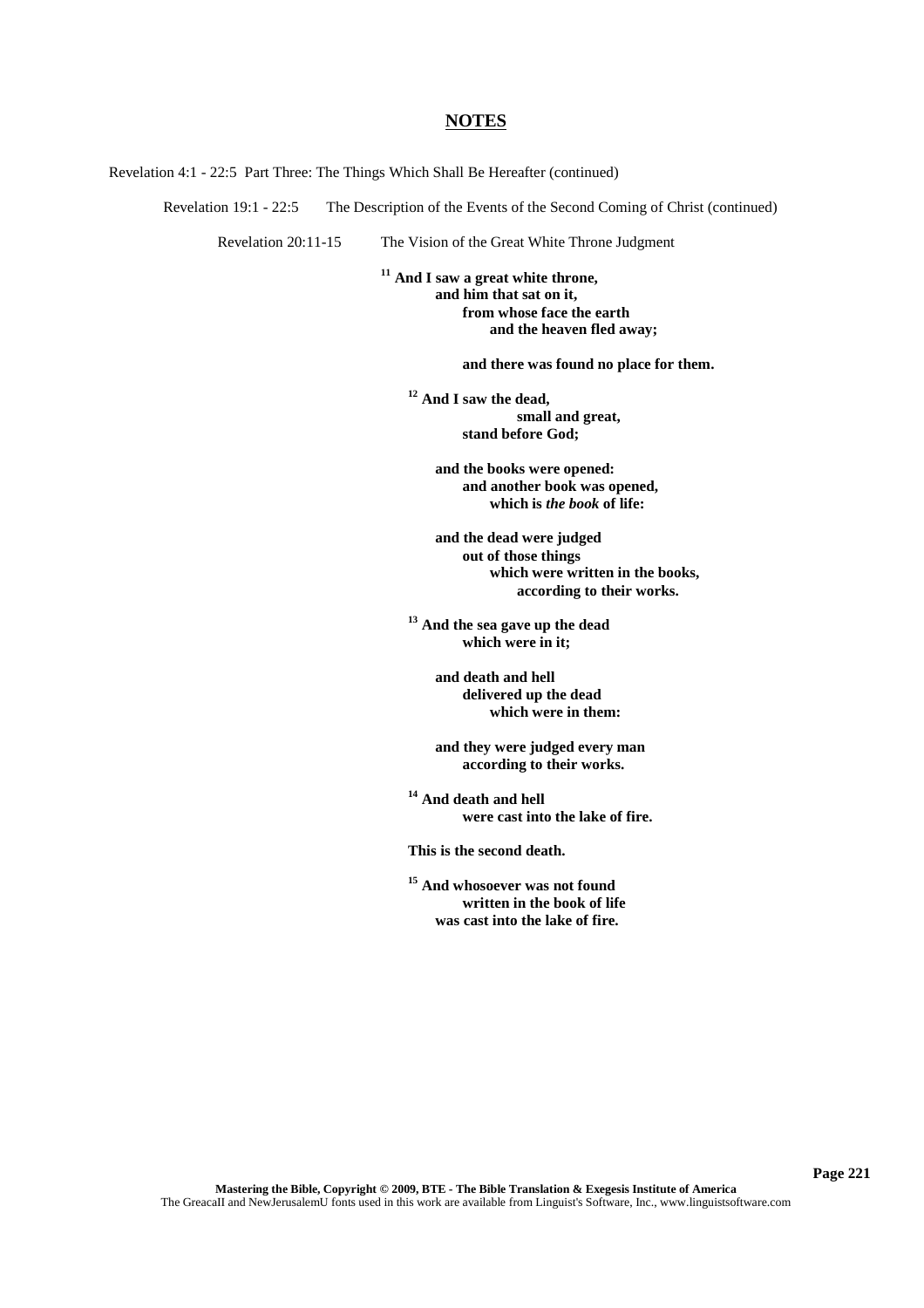# NOTES

Revelation 4:1 - 22:5 Part Three: The Things Which Shall Be Hereafter (continued)

Revelation 19:1 - 22:5 The Description of the Events of the Second Coming of Christ (continued)

Revelation 20:11-15 The Vision of the Great White Throne Judgment

**[11] And I saw a great white throne,**
**and him that sat on it,**
**from whose face the earth**
**and the heaven fled away;**

**and there was found no place for them.**

**[12] And I saw the dead,**
**small and great,**
**stand before God;**

**and the books were opened:**
**and another book was opened,**
**which is *the book* of life:**

**and the dead were judged**
**out of those things**
**which were written in the books,**
**according to their works.**

**[13] And the sea gave up the dead**
**which were in it;**

**and death and hell**
**delivered up the dead**
**which were in them:**

**and they were judged every man**
**according to their works.**

**[14] And death and hell**
**were cast into the lake of fire.**

**This is the second death.**

**[15] And whosoever was not found**
**written in the book of life**
**was cast into the lake of fire.**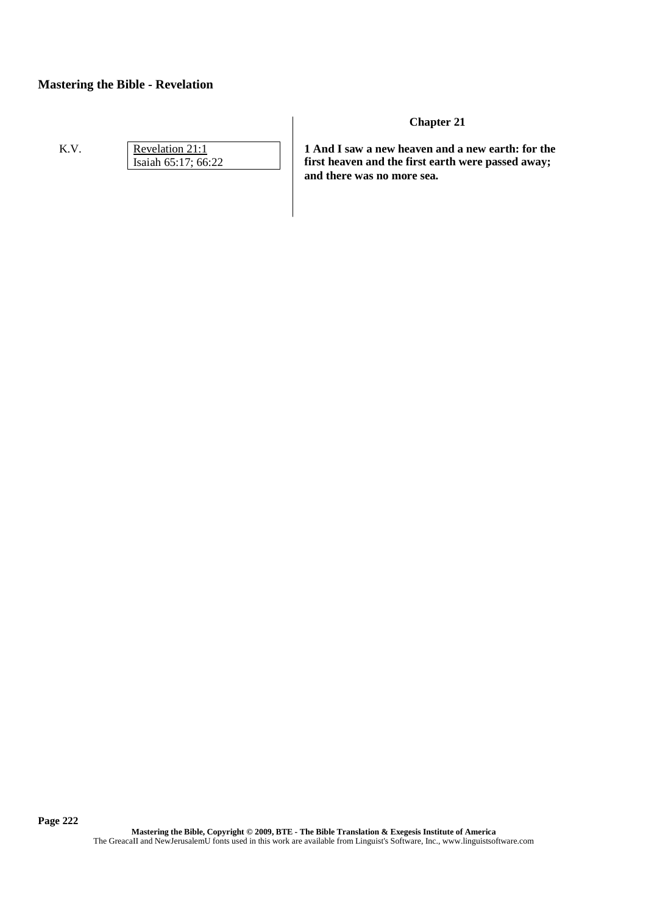K.V.

Revelation 21:1
Isaiah 65:17; 66:22

**Chapter 21**

**1 And I saw a new heaven and a new earth: for the first heaven and the first earth were passed away; and there was no more sea.**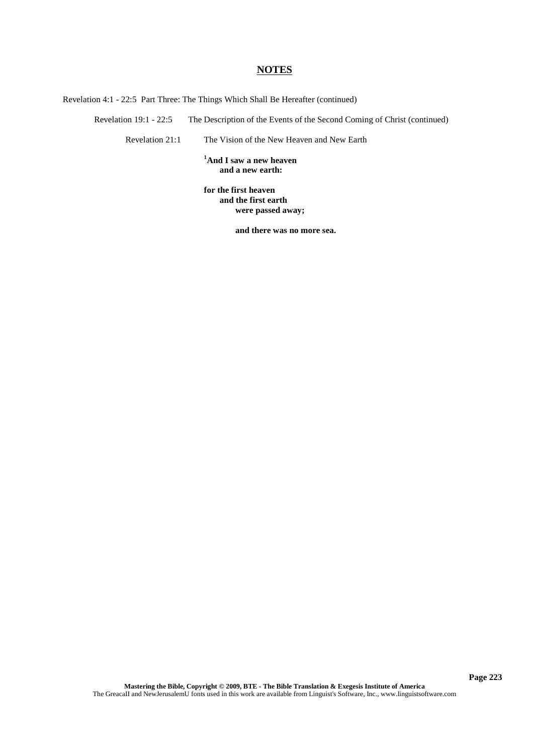## NOTES

Revelation 4:1 - 22:5 Part Three: The Things Which Shall Be Hereafter (continued)

Revelation 19:1 - 22:5 The Description of the Events of the Second Coming of Christ (continued)

Revelation 21:1 The Vision of the New Heaven and New Earth

**[1]And I saw a new heaven**
**and a new earth:**

**for the first heaven**
**and the first earth**
**were passed away;**

**and there was no more sea.**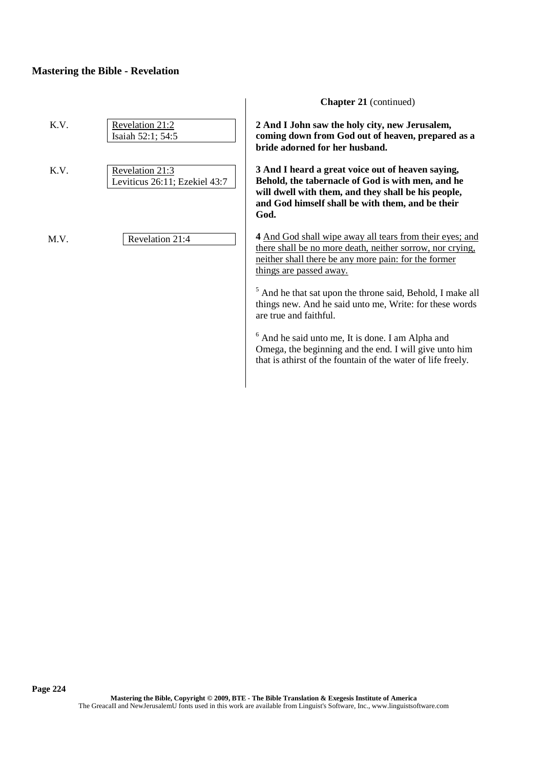**Chapter 21** (continued)

| | | |
|---|---|---|
| K.V. | Revelation 21:2<br>Isaiah 52:1; 54:5 | **2 And I John saw the holy city, new Jerusalem, coming down from God out of heaven, prepared as a bride adorned for her husband.** |
| K.V. | Revelation 21:3<br>Leviticus 26:11; Ezekiel 43:7 | **3 And I heard a great voice out of heaven saying, Behold, the tabernacle of God is with men, and he will dwell with them, and they shall be his people, and God himself shall be with them, and be their God.** |
| M.V. | Revelation 21:4 | **4** And God shall wipe away all tears from their eyes; and there shall be no more death, neither sorrow, nor crying, neither shall there be any more pain: for the former things are passed away. |
| | | 5 And he that sat upon the throne said, Behold, I make all things new. And he said unto me, Write: for these words are true and faithful. |
| | | 6 And he said unto me, It is done. I am Alpha and Omega, the beginning and the end. I will give unto him that is athirst of the fountain of the water of life freely. |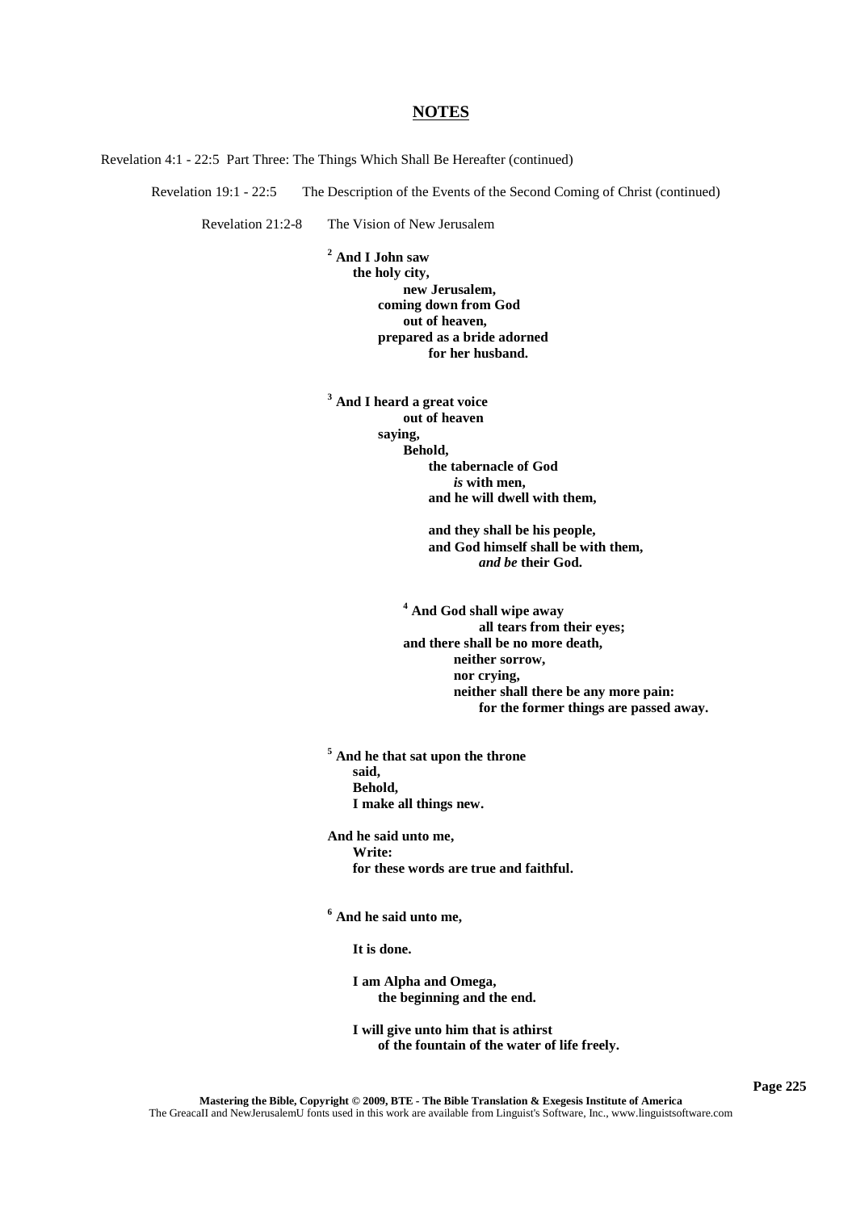## NOTES

Revelation 4:1 - 22:5 Part Three: The Things Which Shall Be Hereafter (continued)

Revelation 19:1 - 22:5 The Description of the Events of the Second Coming of Christ (continued)

Revelation 21:2-8 The Vision of New Jerusalem

**[2] And I John saw**
**the holy city,**
**new Jerusalem,**
**coming down from God**
**out of heaven,**
**prepared as a bride adorned**
**for her husband.**

**[3] And I heard a great voice**
**out of heaven**
**saying,**
**Behold,**
**the tabernacle of God**
***is* with men,**
**and he will dwell with them,**

**and they shall be his people,**
**and God himself shall be with them,**
***and be* their God.**

**[4] And God shall wipe away**
**all tears from their eyes;**
**and there shall be no more death,**
**neither sorrow,**
**nor crying,**
**neither shall there be any more pain:**
**for the former things are passed away.**

**[5] And he that sat upon the throne**
**said,**
**Behold,**
**I make all things new.**

**And he said unto me,**
**Write:**
**for these words are true and faithful.**

**[6] And he said unto me,**

**It is done.**

**I am Alpha and Omega,**
**the beginning and the end.**

**I will give unto him that is athirst**
**of the fountain of the water of life freely.**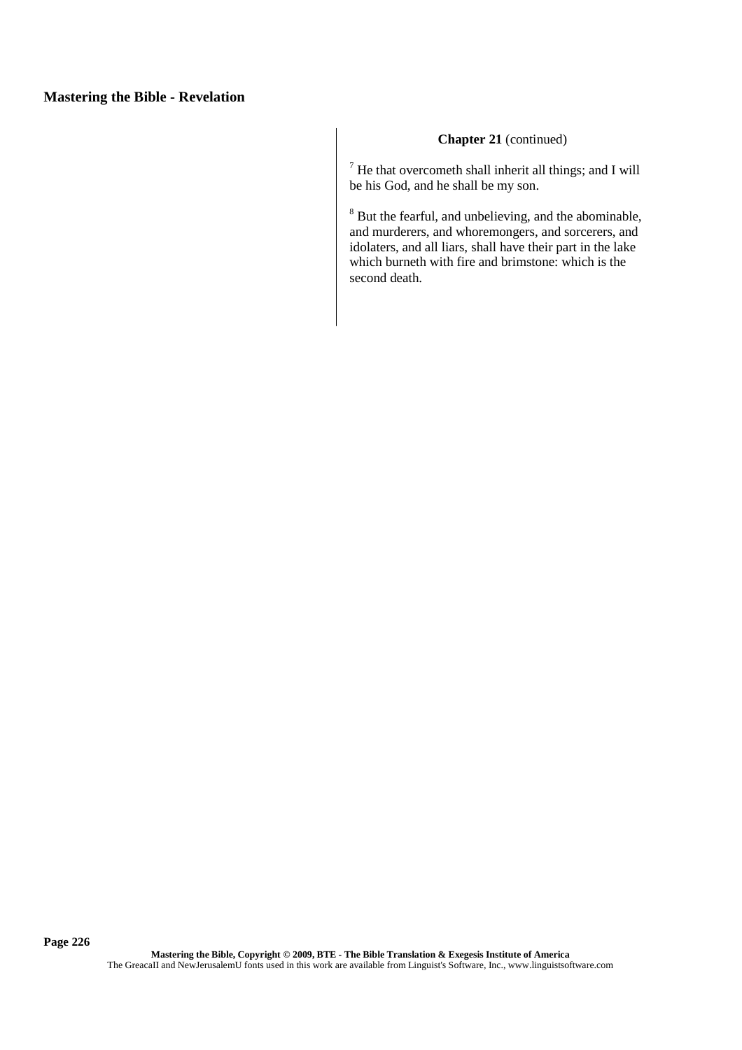**Chapter 21** (continued)

[7] He that overcometh shall inherit all things; and I will be his God, and he shall be my son.

[8] But the fearful, and unbelieving, and the abominable, and murderers, and whoremongers, and sorcerers, and idolaters, and all liars, shall have their part in the lake which burneth with fire and brimstone: which is the second death.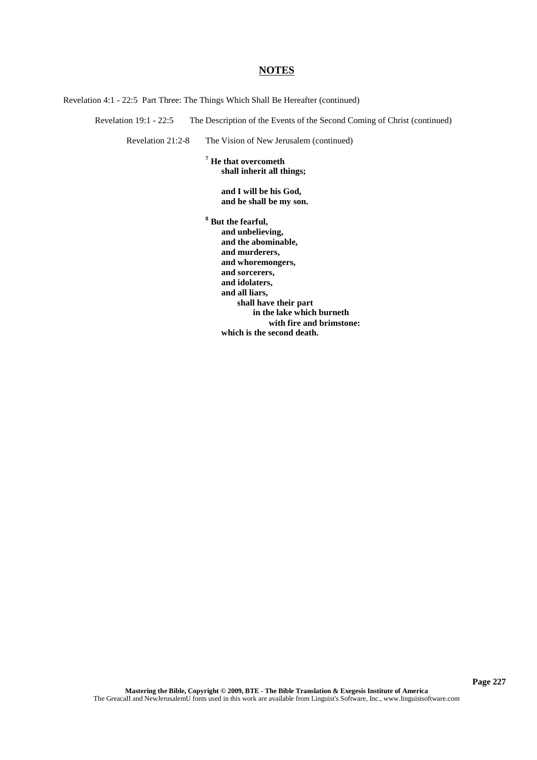## NOTES

Revelation 4:1 - 22:5 Part Three: The Things Which Shall Be Hereafter (continued)

Revelation 19:1 - 22:5 The Description of the Events of the Second Coming of Christ (continued)

Revelation 21:2-8 The Vision of New Jerusalem (continued)

**[7] He that overcometh**
**shall inherit all things;**

**and I will be his God,**
**and he shall be my son.**

**[8] But the fearful,**
**and unbelieving,**
**and the abominable,**
**and murderers,**
**and whoremongers,**
**and sorcerers,**
**and idolaters,**
**and all liars,**
**shall have their part**
**in the lake which burneth**
**with fire and brimstone:**
**which is the second death.**

**Mastering the Bible, Copyright © 2009, BTE - The Bible Translation & Exegesis Institute of America**
The GreacaII and NewJerusalemU fonts used in this work are available from Linguist's Software, Inc., www.linguistsoftware.com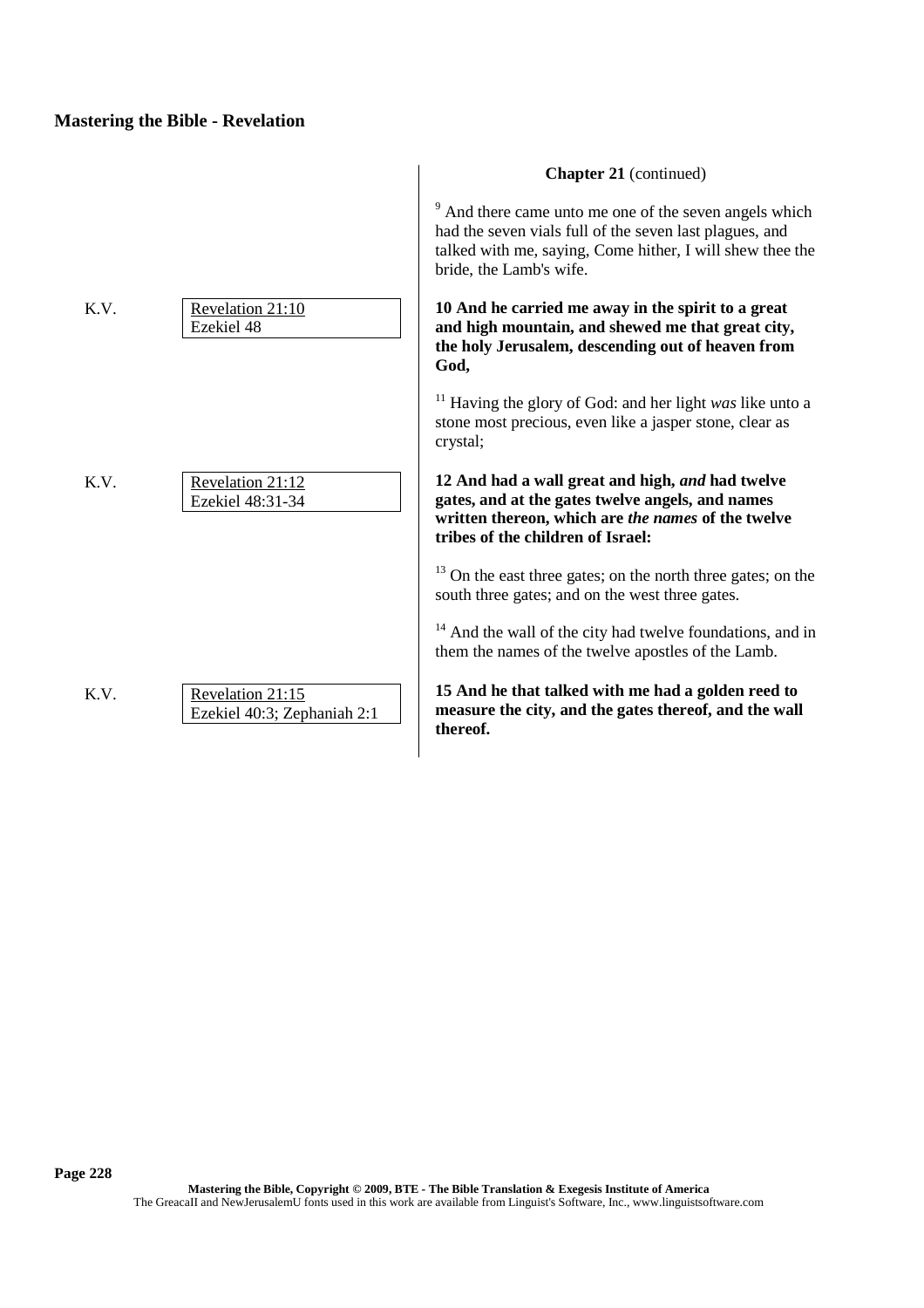**Chapter 21** (continued)

[9] And there came unto me one of the seven angels which had the seven vials full of the seven last plagues, and talked with me, saying, Come hither, I will shew thee the bride, the Lamb's wife.

K.V. — Revelation 21:10; Ezekiel 48

**10 And he carried me away in the spirit to a great and high mountain, and shewed me that great city, the holy Jerusalem, descending out of heaven from God,**

[11] Having the glory of God: and her light *was* like unto a stone most precious, even like a jasper stone, clear as crystal;

K.V. — Revelation 21:12; Ezekiel 48:31-34

**12 And had a wall great and high, *and* had twelve gates, and at the gates twelve angels, and names written thereon, which are *the names* of the twelve tribes of the children of Israel:**

[13] On the east three gates; on the north three gates; on the south three gates; and on the west three gates.

[14] And the wall of the city had twelve foundations, and in them the names of the twelve apostles of the Lamb.

K.V. — Revelation 21:15; Ezekiel 40:3; Zephaniah 2:1

**15 And he that talked with me had a golden reed to measure the city, and the gates thereof, and the wall thereof.**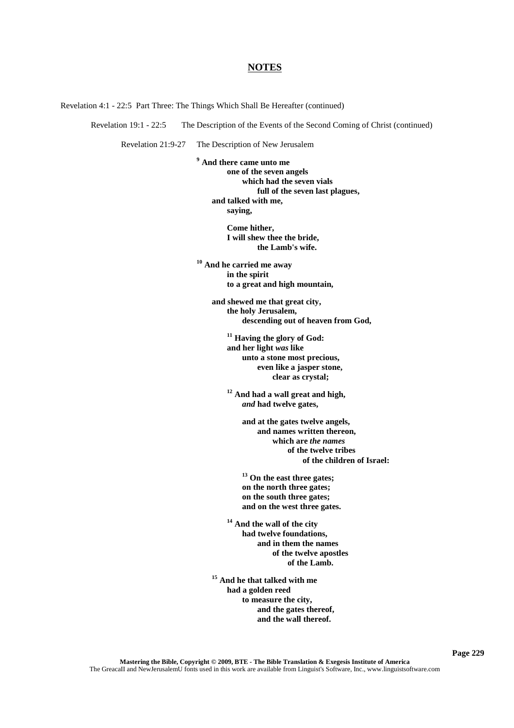## NOTES

Revelation 4:1 - 22:5 Part Three: The Things Which Shall Be Hereafter (continued)

Revelation 19:1 - 22:5 The Description of the Events of the Second Coming of Christ (continued)

Revelation 21:9-27 The Description of New Jerusalem

**[9] And there came unto me**
**one of the seven angels**
**which had the seven vials**
**full of the seven last plagues,**
**and talked with me,**
**saying,**

**Come hither,**
**I will shew thee the bride,**
**the Lamb's wife.**

**[10] And he carried me away**
**in the spirit**
**to a great and high mountain,**

**and shewed me that great city,**
**the holy Jerusalem,**
**descending out of heaven from God,**

**[11] Having the glory of God:**
**and her light *was* like**
**unto a stone most precious,**
**even like a jasper stone,**
**clear as crystal;**

**[12] And had a wall great and high,**
***and* had twelve gates,**

**and at the gates twelve angels,**
**and names written thereon,**
**which are *the names***
**of the twelve tribes**
**of the children of Israel:**

**[13] On the east three gates;**
**on the north three gates;**
**on the south three gates;**
**and on the west three gates.**

**[14] And the wall of the city**
**had twelve foundations,**
**and in them the names**
**of the twelve apostles**
**of the Lamb.**

**[15] And he that talked with me**
**had a golden reed**
**to measure the city,**
**and the gates thereof,**
**and the wall thereof.**

**Mastering the Bible, Copyright © 2009, BTE - The Bible Translation & Exegesis Institute of America**
The GreacaII and NewJerusalemU fonts used in this work are available from Linguist's Software, Inc., www.linguistsoftware.com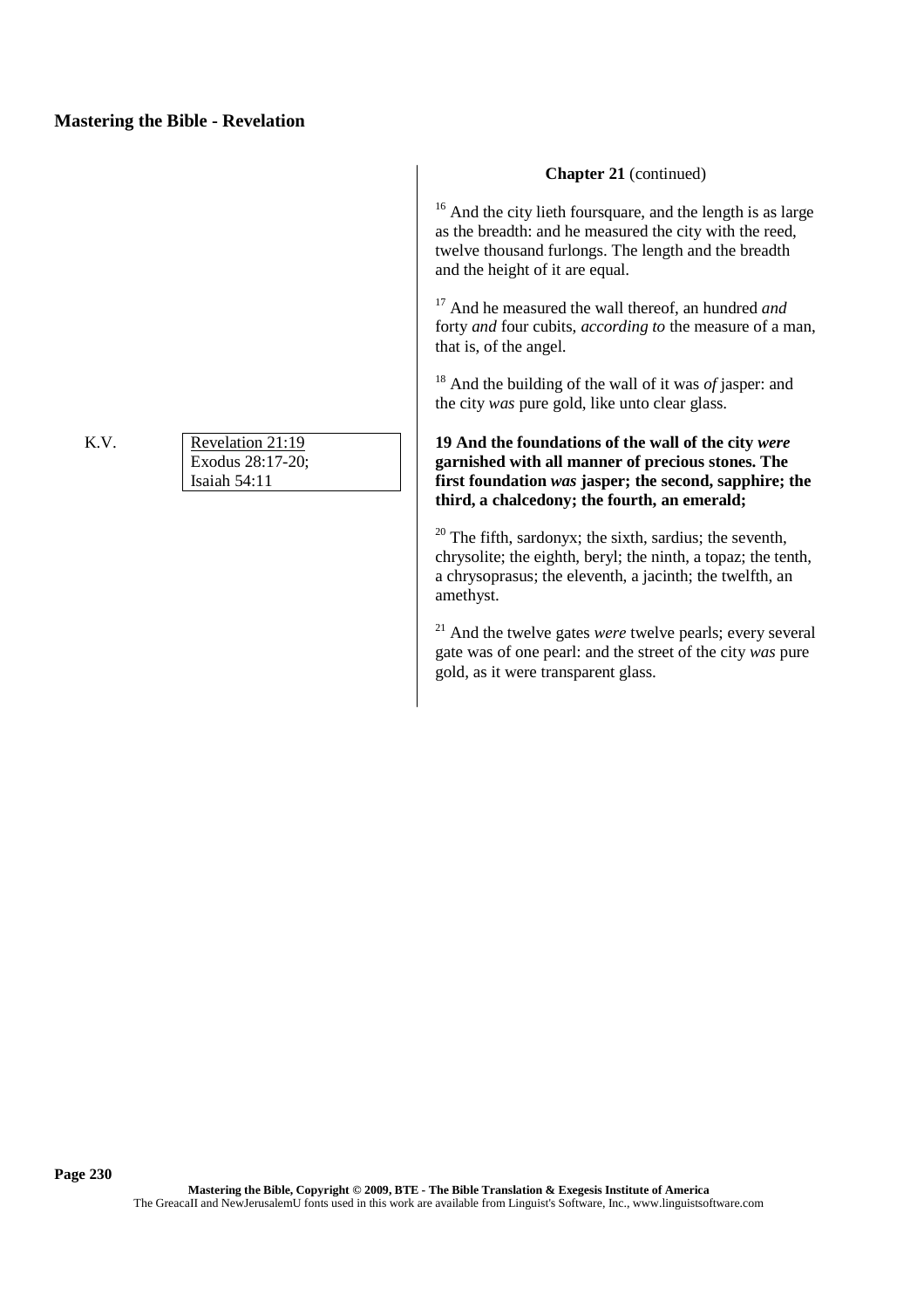**Chapter 21** (continued)

16 And the city lieth foursquare, and the length is as large as the breadth: and he measured the city with the reed, twelve thousand furlongs. The length and the breadth and the height of it are equal.

17 And he measured the wall thereof, an hundred *and* forty *and* four cubits, *according to* the measure of a man, that is, of the angel.

18 And the building of the wall of it was *of* jasper: and the city *was* pure gold, like unto clear glass.

K.V.

Revelation 21:19
Exodus 28:17-20;
Isaiah 54:11

**19 And the foundations of the wall of the city *were* garnished with all manner of precious stones. The first foundation *was* jasper; the second, sapphire; the third, a chalcedony; the fourth, an emerald;**

20 The fifth, sardonyx; the sixth, sardius; the seventh, chrysolite; the eighth, beryl; the ninth, a topaz; the tenth, a chrysoprasus; the eleventh, a jacinth; the twelfth, an amethyst.

21 And the twelve gates *were* twelve pearls; every several gate was of one pearl: and the street of the city *was* pure gold, as it were transparent glass.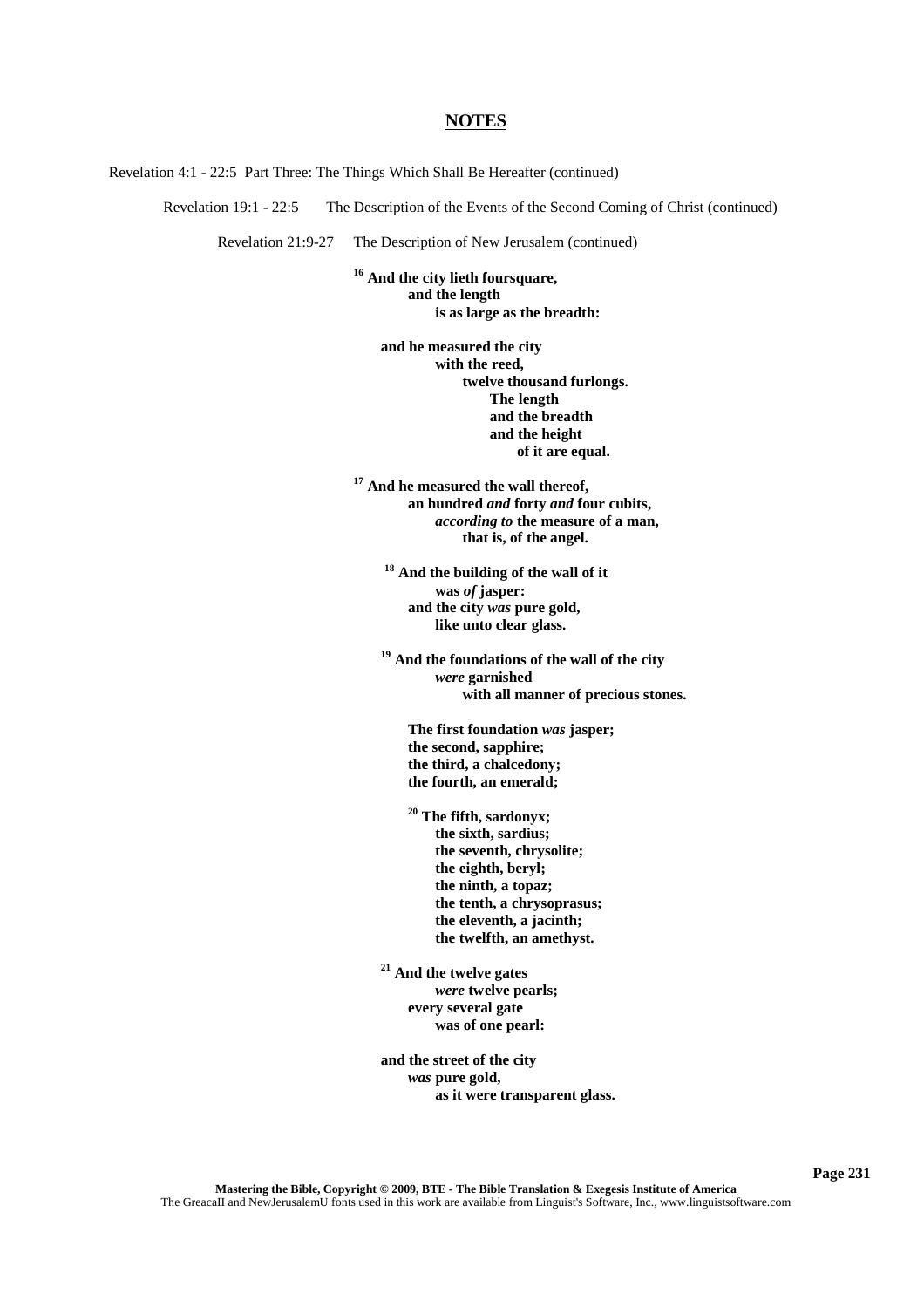## NOTES

Revelation 4:1 - 22:5 Part Three: The Things Which Shall Be Hereafter (continued)

Revelation 19:1 - 22:5 The Description of the Events of the Second Coming of Christ (continued)

Revelation 21:9-27 The Description of New Jerusalem (continued)

**[16] And the city lieth foursquare,**
**and the length**
**is as large as the breadth:**

**and he measured the city**
**with the reed,**
**twelve thousand furlongs.**
**The length**
**and the breadth**
**and the height**
**of it are equal.**

**[17] And he measured the wall thereof,**
**an hundred *and* forty *and* four cubits,**
***according to* the measure of a man,**
**that is, of the angel.**

**[18] And the building of the wall of it**
**was *of* jasper:**
**and the city *was* pure gold,**
**like unto clear glass.**

**[19] And the foundations of the wall of the city**
***were* garnished**
**with all manner of precious stones.**

**The first foundation *was* jasper;**
**the second, sapphire;**
**the third, a chalcedony;**
**the fourth, an emerald;**

**[20] The fifth, sardonyx;**
**the sixth, sardius;**
**the seventh, chrysolite;**
**the eighth, beryl;**
**the ninth, a topaz;**
**the tenth, a chrysoprasus;**
**the eleventh, a jacinth;**
**the twelfth, an amethyst.**

**[21] And the twelve gates**
***were* twelve pearls;**
**every several gate**
**was of one pearl:**

**and the street of the city**
***was* pure gold,**
**as it were transparent glass.**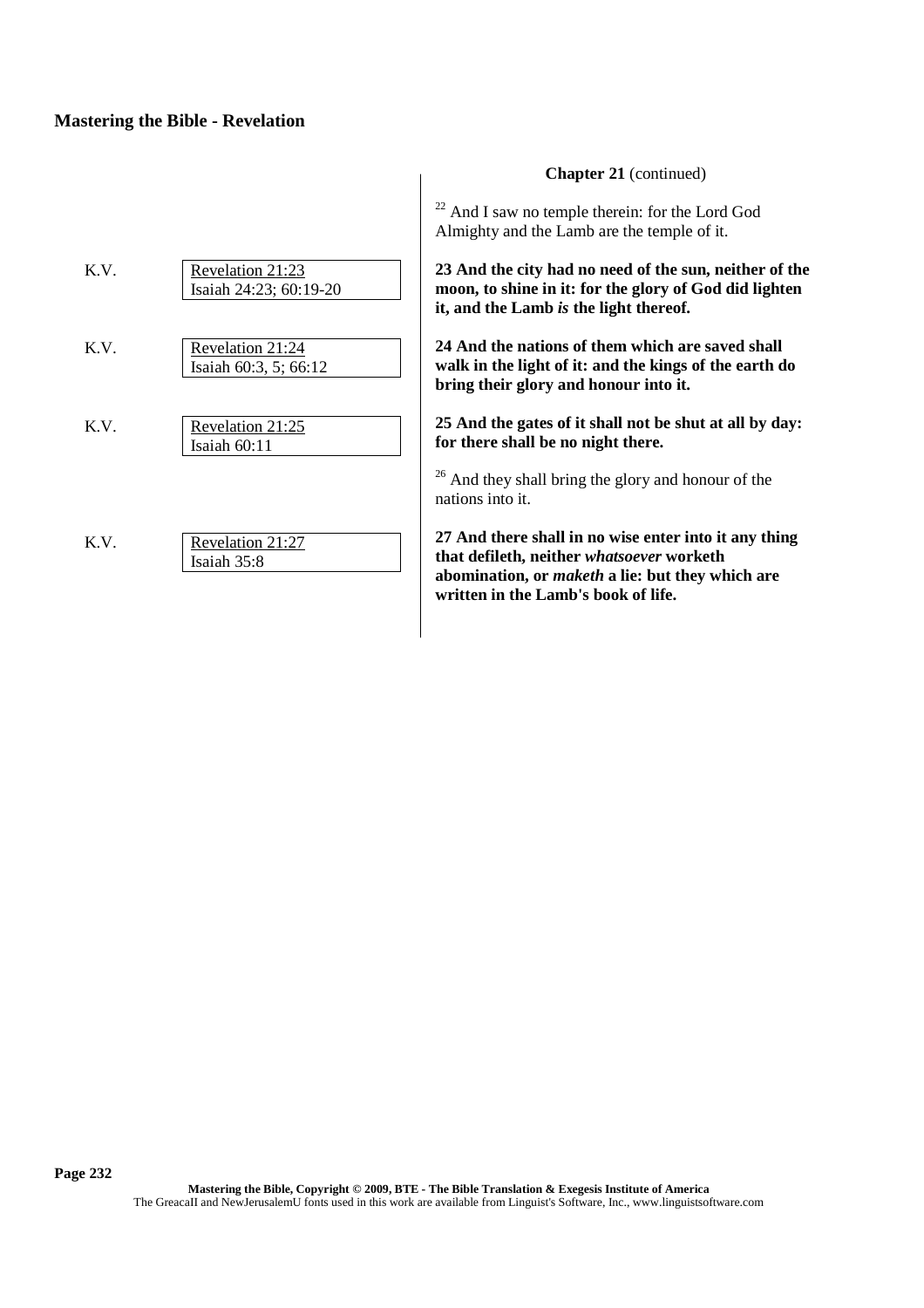**Chapter 21** (continued)

[22] And I saw no temple therein: for the Lord God Almighty and the Lamb are the temple of it.

K.V. — Revelation 21:23; Isaiah 24:23; 60:19-20

**23 And the city had no need of the sun, neither of the moon, to shine in it: for the glory of God did lighten it, and the Lamb *is* the light thereof.**

K.V. — Revelation 21:24; Isaiah 60:3, 5; 66:12

**24 And the nations of them which are saved shall walk in the light of it: and the kings of the earth do bring their glory and honour into it.**

K.V. — Revelation 21:25; Isaiah 60:11

**25 And the gates of it shall not be shut at all by day: for there shall be no night there.**

[26] And they shall bring the glory and honour of the nations into it.

K.V. — Revelation 21:27; Isaiah 35:8

**27 And there shall in no wise enter into it any thing that defileth, neither *whatsoever* worketh abomination, or *maketh* a lie: but they which are written in the Lamb's book of life.**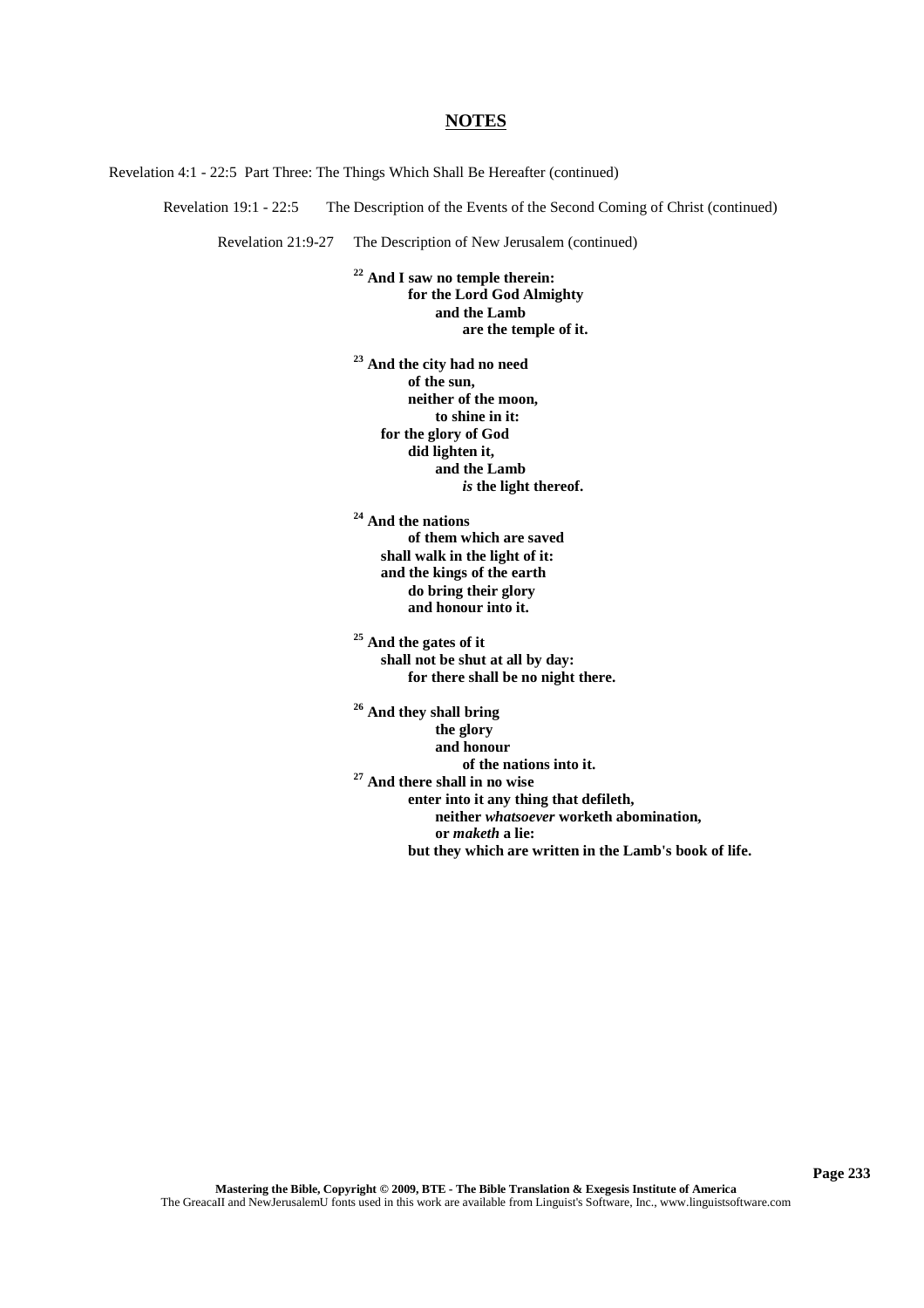## NOTES

Revelation 4:1 - 22:5 Part Three: The Things Which Shall Be Hereafter (continued)

Revelation 19:1 - 22:5 The Description of the Events of the Second Coming of Christ (continued)

Revelation 21:9-27 The Description of New Jerusalem (continued)

**[22] And I saw no temple therein:**
**for the Lord God Almighty**
**and the Lamb**
**are the temple of it.**

**[23] And the city had no need**
**of the sun,**
**neither of the moon,**
**to shine in it:**
**for the glory of God**
**did lighten it,**
**and the Lamb**
***is* the light thereof.**

**[24] And the nations**
**of them which are saved**
**shall walk in the light of it:**
**and the kings of the earth**
**do bring their glory**
**and honour into it.**

**[25] And the gates of it**
**shall not be shut at all by day:**
**for there shall be no night there.**

**[26] And they shall bring**
**the glory**
**and honour**
**of the nations into it.**
**[27] And there shall in no wise**
**enter into it any thing that defileth,**
**neither *whatsoever* worketh abomination,**
**or *maketh* a lie:**
**but they which are written in the Lamb's book of life.**

**Mastering the Bible, Copyright © 2009, BTE - The Bible Translation & Exegesis Institute of America**
The GreacaII and NewJerusalemU fonts used in this work are available from Linguist's Software, Inc., www.linguistsoftware.com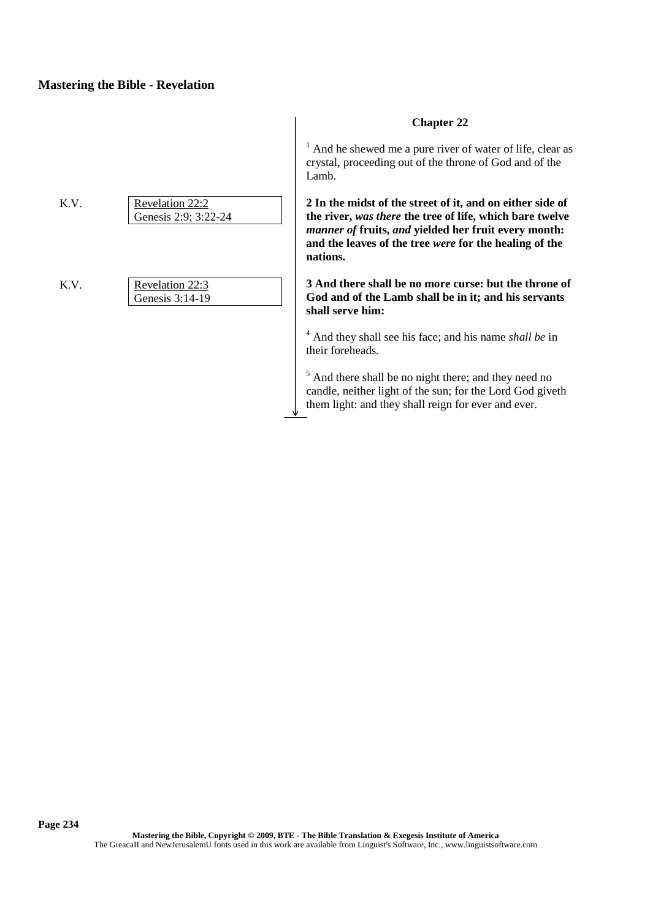## Chapter 22

[1] And he shewed me a pure river of water of life, clear as crystal, proceeding out of the throne of God and of the Lamb.

K.V. — Revelation 22:2 / Genesis 2:9; 3:22-24

**2 In the midst of the street of it, and on either side of the river, *was there* the tree of life, which bare twelve *manner of* fruits, *and* yielded her fruit every month: and the leaves of the tree *were* for the healing of the nations.**

K.V. — Revelation 22:3 / Genesis 3:14-19

**3 And there shall be no more curse: but the throne of God and of the Lamb shall be in it; and his servants shall serve him:**

[4] And they shall see his face; and his name *shall be* in their foreheads.

[5] And there shall be no night there; and they need no candle, neither light of the sun; for the Lord God giveth them light: and they shall reign for ever and ever.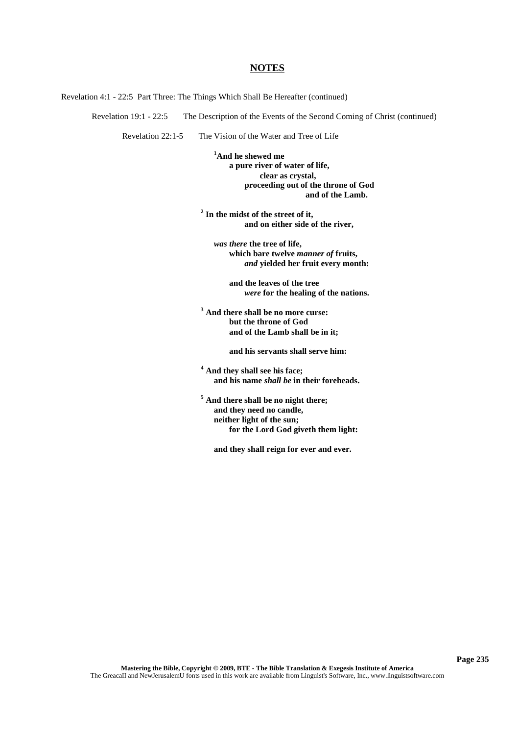## NOTES

Revelation 4:1 - 22:5 Part Three: The Things Which Shall Be Hereafter (continued)

Revelation 19:1 - 22:5 The Description of the Events of the Second Coming of Christ (continued)

Revelation 22:1-5 The Vision of the Water and Tree of Life

[1]**And he shewed me**
**a pure river of water of life,**
**clear as crystal,**
**proceeding out of the throne of God**
**and of the Lamb.**

[2] **In the midst of the street of it,**
**and on either side of the river,**

***was there* the tree of life,**
**which bare twelve *manner of* fruits,**
***and* yielded her fruit every month:**

**and the leaves of the tree**
***were* for the healing of the nations.**

[3] **And there shall be no more curse:**
**but the throne of God**
**and of the Lamb shall be in it;**

**and his servants shall serve him:**

[4] **And they shall see his face;**
**and his name *shall be* in their foreheads.**

[5] **And there shall be no night there;**
**and they need no candle,**
**neither light of the sun;**
**for the Lord God giveth them light:**

**and they shall reign for ever and ever.**

**Mastering the Bible, Copyright © 2009, BTE - The Bible Translation & Exegesis Institute of America**
The GreacaII and NewJerusalemU fonts used in this work are available from Linguist's Software, Inc., www.linguistsoftware.com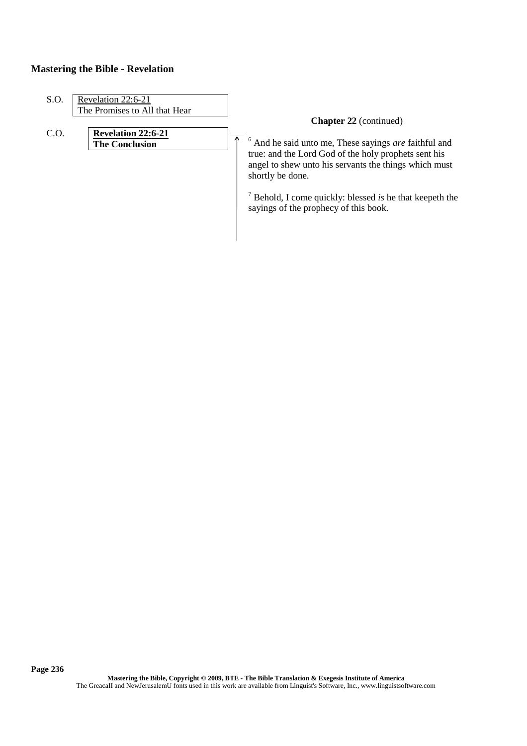S.O. Revelation 22:6-21
The Promises to All that Hear

C.O. **Revelation 22:6-21**
**The Conclusion**

**Chapter 22** (continued)

[6] And he said unto me, These sayings *are* faithful and true: and the Lord God of the holy prophets sent his angel to shew unto his servants the things which must shortly be done.

[7] Behold, I come quickly: blessed *is* he that keepeth the sayings of the prophecy of this book.

**Mastering the Bible, Copyright © 2009, BTE - The Bible Translation & Exegesis Institute of America**
The GreacaII and NewJerusalemU fonts used in this work are available from Linguist's Software, Inc., www.linguistsoftware.com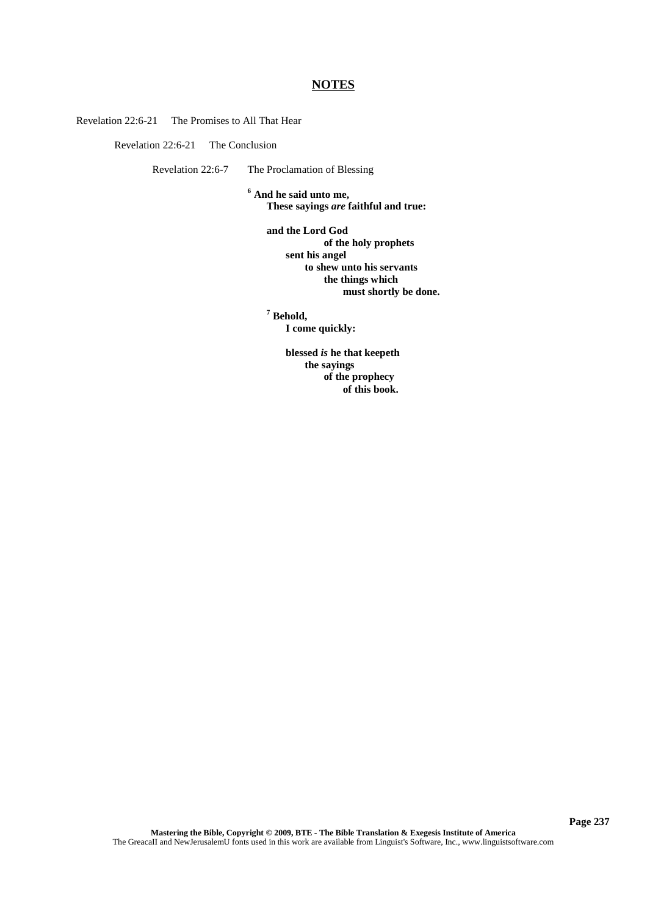# NOTES

Revelation 22:6-21 The Promises to All That Hear

Revelation 22:6-21 The Conclusion

Revelation 22:6-7 The Proclamation of Blessing

**[6] And he said unto me,**
**These sayings *are* faithful and true:**

**and the Lord God**
**of the holy prophets**
**sent his angel**
**to shew unto his servants**
**the things which**
**must shortly be done.**

**[7] Behold,**
**I come quickly:**

**blessed *is* he that keepeth**
**the sayings**
**of the prophecy**
**of this book.**

**Mastering the Bible, Copyright © 2009, BTE - The Bible Translation & Exegesis Institute of America**
The GreacaII and NewJerusalemU fonts used in this work are available from Linguist's Software, Inc., www.linguistsoftware.com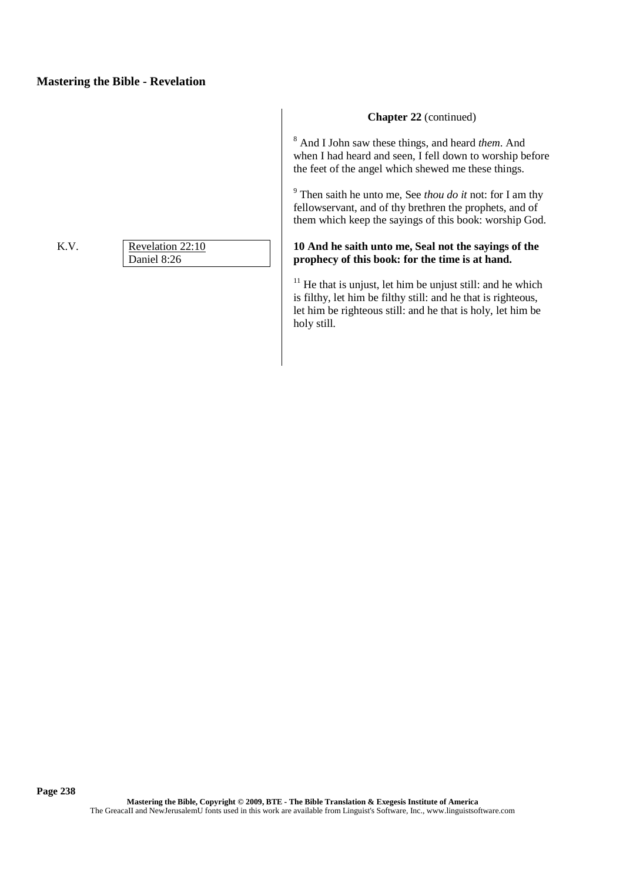**Chapter 22** (continued)

[8] And I John saw these things, and heard *them*. And when I had heard and seen, I fell down to worship before the feet of the angel which shewed me these things.

[9] Then saith he unto me, See *thou do it* not: for I am thy fellowservant, and of thy brethren the prophets, and of them which keep the sayings of this book: worship God.

K.V. — Revelation 22:10 / Daniel 8:26

**10 And he saith unto me, Seal not the sayings of the prophecy of this book: for the time is at hand.**

[11] He that is unjust, let him be unjust still: and he which is filthy, let him be filthy still: and he that is righteous, let him be righteous still: and he that is holy, let him be holy still.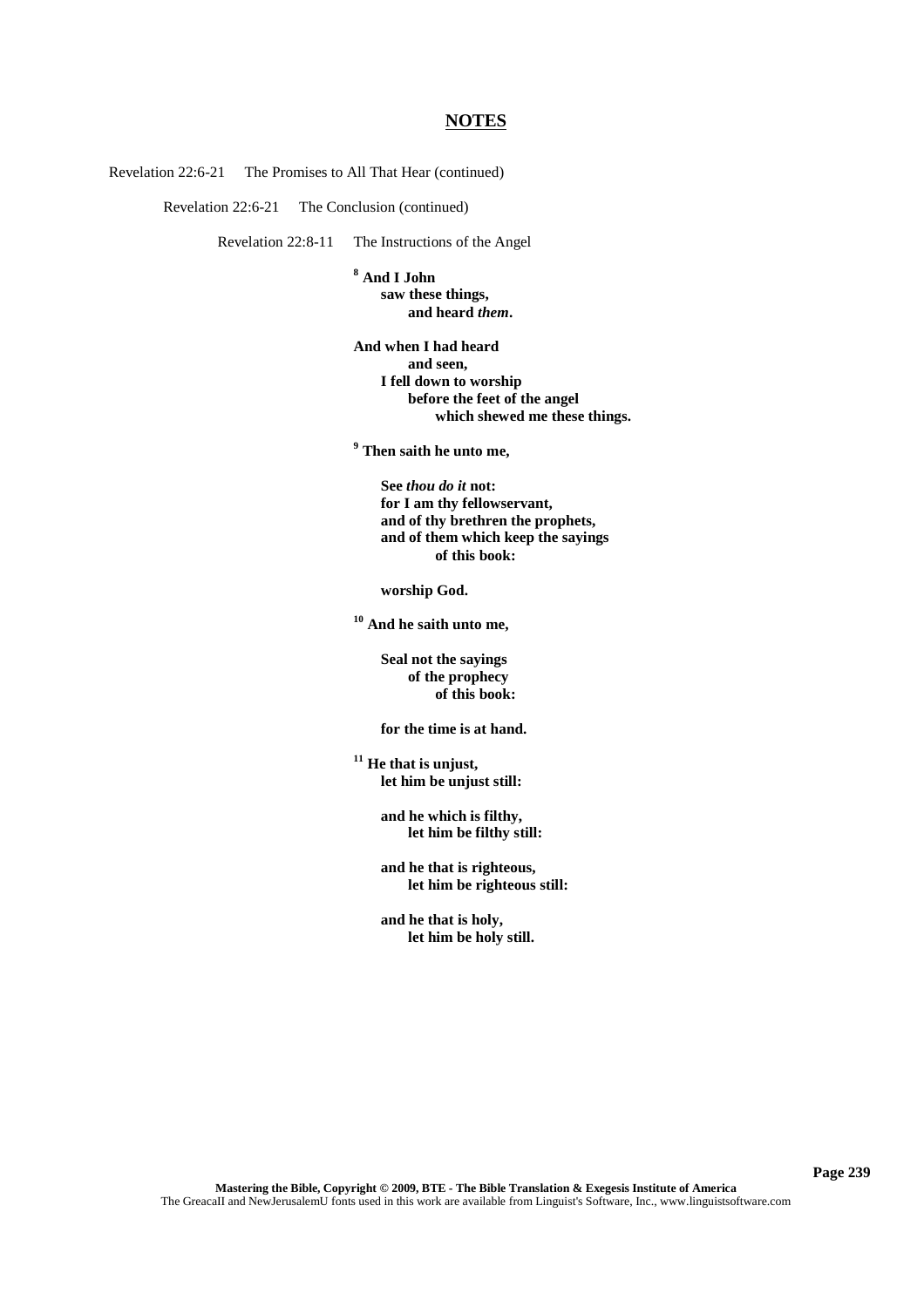# NOTES

Revelation 22:6-21 The Promises to All That Hear (continued)

Revelation 22:6-21 The Conclusion (continued)

Revelation 22:8-11 The Instructions of the Angel

[8] **And I John**
**saw these things,**
**and heard *them*.**

**And when I had heard**
**and seen,**
**I fell down to worship**
**before the feet of the angel**
**which shewed me these things.**

[9] **Then saith he unto me,**

**See *thou do it* not:**
**for I am thy fellowservant,**
**and of thy brethren the prophets,**
**and of them which keep the sayings**
**of this book:**

**worship God.**

[10] **And he saith unto me,**

**Seal not the sayings**
**of the prophecy**
**of this book:**

**for the time is at hand.**

[11] **He that is unjust,**
**let him be unjust still:**

**and he which is filthy,**
**let him be filthy still:**

**and he that is righteous,**
**let him be righteous still:**

**and he that is holy,**
**let him be holy still.**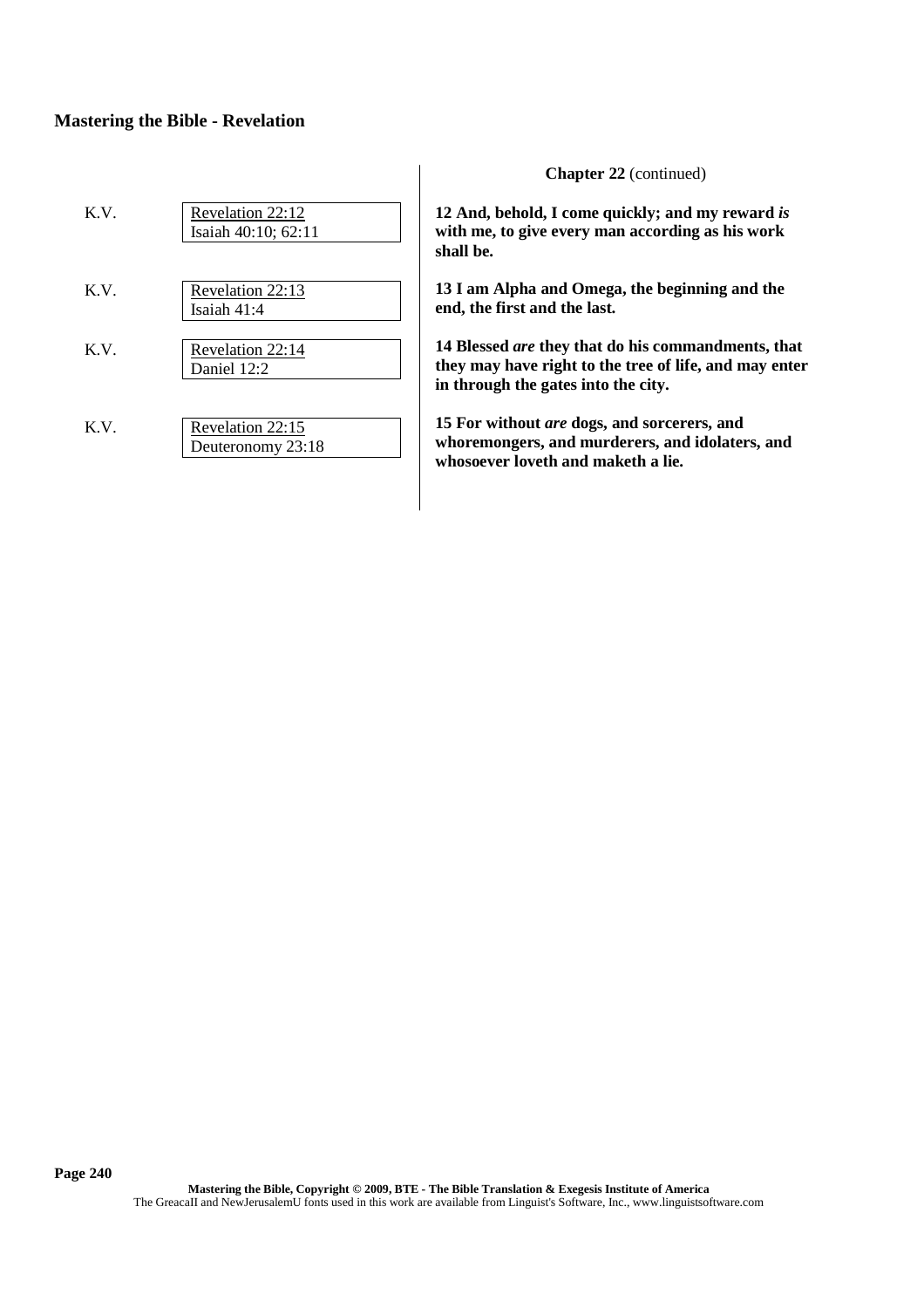**Chapter 22** (continued)

| | | |
|---|---|---|
| K.V. | Revelation 22:12<br>Isaiah 40:10; 62:11 | **12 And, behold, I come quickly; and my reward *is* with me, to give every man according as his work shall be.** |
| K.V. | Revelation 22:13<br>Isaiah 41:4 | **13 I am Alpha and Omega, the beginning and the end, the first and the last.** |
| K.V. | Revelation 22:14<br>Daniel 12:2 | **14 Blessed *are* they that do his commandments, that they may have right to the tree of life, and may enter in through the gates into the city.** |
| K.V. | Revelation 22:15<br>Deuteronomy 23:18 | **15 For without *are* dogs, and sorcerers, and whoremongers, and murderers, and idolaters, and whosoever loveth and maketh a lie.** |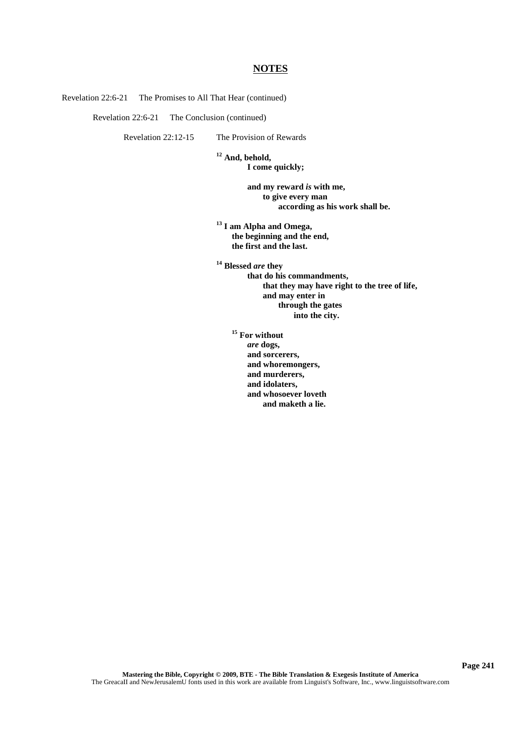## NOTES

Revelation 22:6-21 The Promises to All That Hear (continued)

Revelation 22:6-21 The Conclusion (continued)

Revelation 22:12-15 The Provision of Rewards

**[12] And, behold,**
**I come quickly;**

**and my reward *is* with me,**
**to give every man**
**according as his work shall be.**

**[13] I am Alpha and Omega,**
**the beginning and the end,**
**the first and the last.**

**[14] Blessed *are* they**
**that do his commandments,**
**that they may have right to the tree of life,**
**and may enter in**
**through the gates**
**into the city.**

**[15] For without**
***are* dogs,**
**and sorcerers,**
**and whoremongers,**
**and murderers,**
**and idolaters,**
**and whosoever loveth**
**and maketh a lie.**

**Mastering the Bible, Copyright © 2009, BTE - The Bible Translation & Exegesis Institute of America**
The GreacaII and NewJerusalemU fonts used in this work are available from Linguist's Software, Inc., www.linguistsoftware.com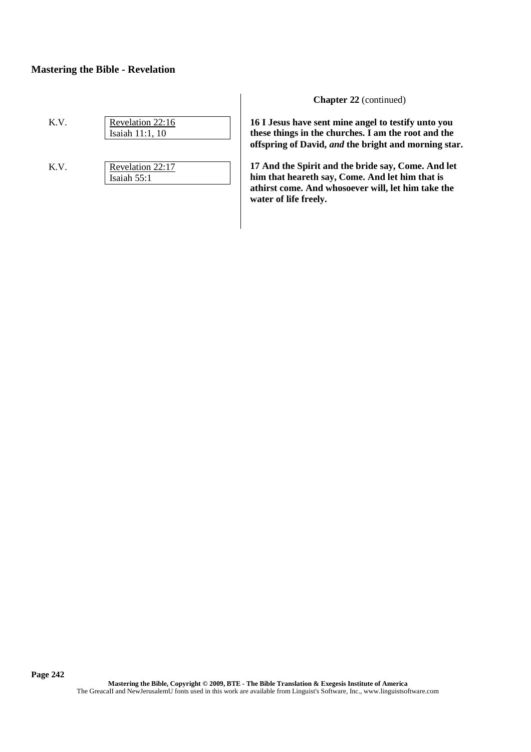**Chapter 22** (continued)

K.V. — Revelation 22:16 / Isaiah 11:1, 10

**16 I Jesus have sent mine angel to testify unto you these things in the churches. I am the root and the offspring of David, *and* the bright and morning star.**

K.V. — Revelation 22:17 / Isaiah 55:1

**17 And the Spirit and the bride say, Come. And let him that heareth say, Come. And let him that is athirst come. And whosoever will, let him take the water of life freely.**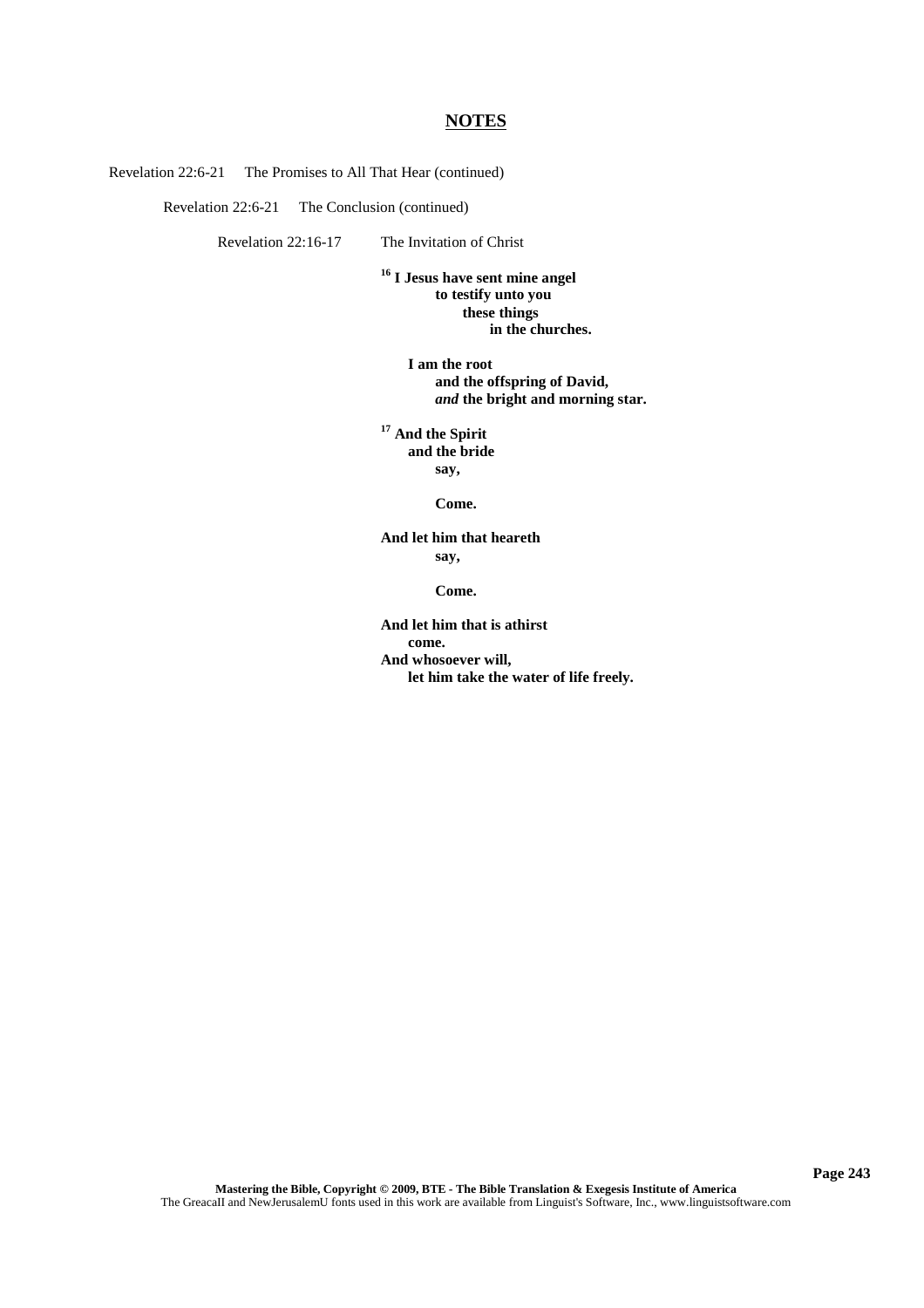# NOTES

Revelation 22:6-21 The Promises to All That Hear (continued)

Revelation 22:6-21 The Conclusion (continued)

Revelation 22:16-17 The Invitation of Christ

**[16] I Jesus have sent mine angel**
**to testify unto you**
**these things**
**in the churches.**

**I am the root**
**and the offspring of David,**
***and* the bright and morning star.**

**[17] And the Spirit**
**and the bride**
**say,**

**Come.**

**And let him that heareth**
**say,**

**Come.**

**And let him that is athirst**
**come.**
**And whosoever will,**
**let him take the water of life freely.**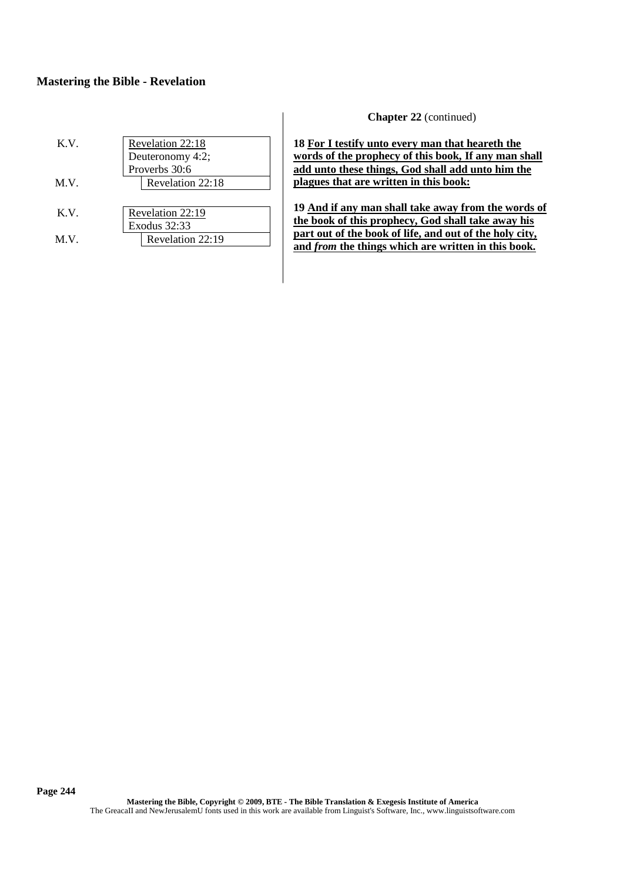**Chapter 22** (continued)

| | |
|---|---|
| K.V. | Revelation 22:18<br>Deuteronomy 4:2;<br>Proverbs 30:6 |
| M.V. | Revelation 22:18 |

**18 For I testify unto every man that heareth the words of the prophecy of this book, If any man shall add unto these things, God shall add unto him the plagues that are written in this book:**

| | |
|---|---|
| K.V. | Revelation 22:19<br>Exodus 32:33 |
| M.V. | Revelation 22:19 |

**19 And if any man shall take away from the words of the book of this prophecy, God shall take away his part out of the book of life, and out of the holy city, and *from* the things which are written in this book.**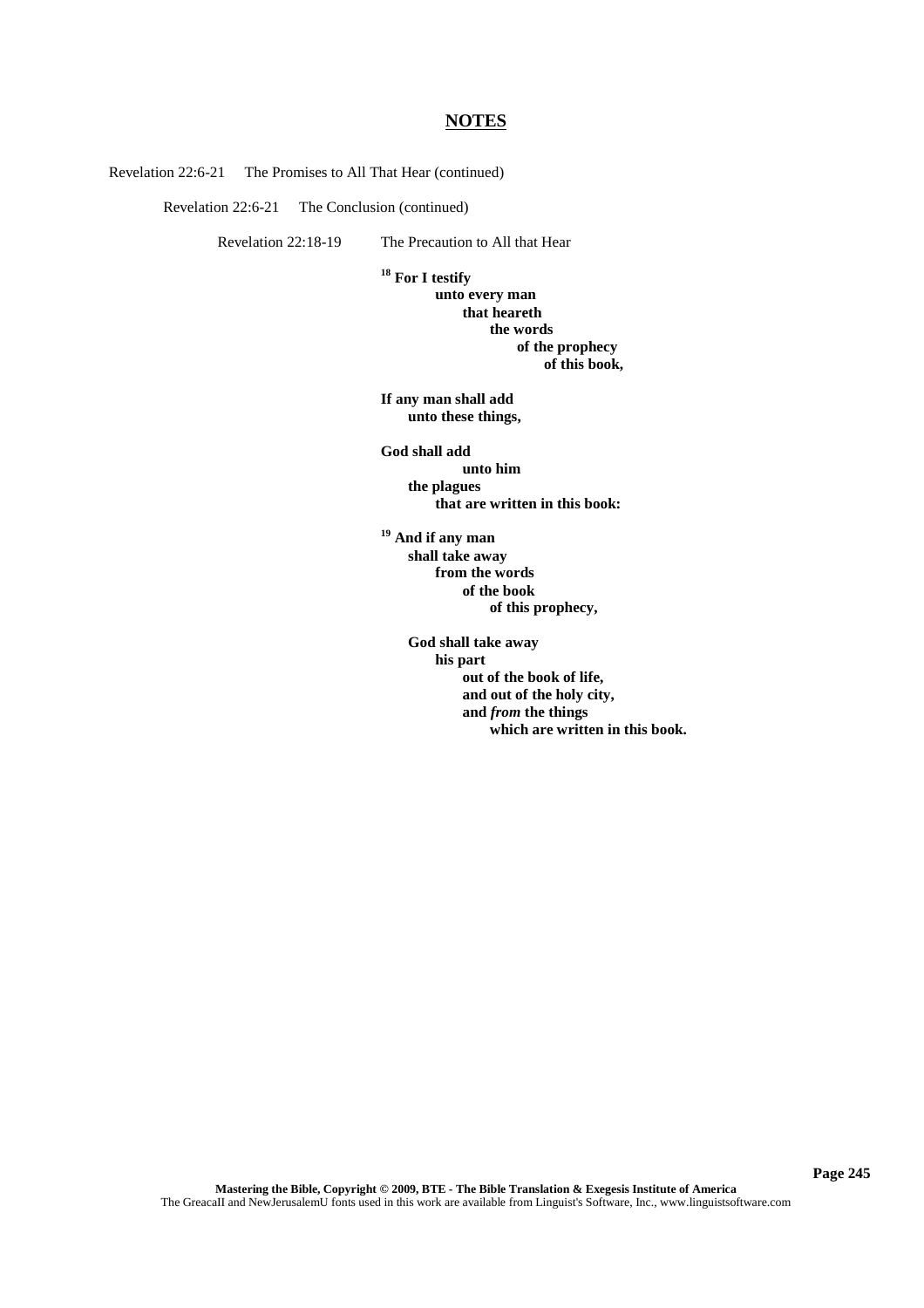## NOTES

Revelation 22:6-21 The Promises to All That Hear (continued)

Revelation 22:6-21 The Conclusion (continued)

Revelation 22:18-19 The Precaution to All that Hear

**[18] For I testify**
**unto every man**
**that heareth**
**the words**
**of the prophecy**
**of this book,**

**If any man shall add**
**unto these things,**

**God shall add**
**unto him**
**the plagues**
**that are written in this book:**

**[19] And if any man**
**shall take away**
**from the words**
**of the book**
**of this prophecy,**

**God shall take away**
**his part**
**out of the book of life,**
**and out of the holy city,**
**and *from* the things**
**which are written in this book.**

**Mastering the Bible, Copyright © 2009, BTE - The Bible Translation & Exegesis Institute of America**
The GreacaII and NewJerusalemU fonts used in this work are available from Linguist's Software, Inc., www.linguistsoftware.com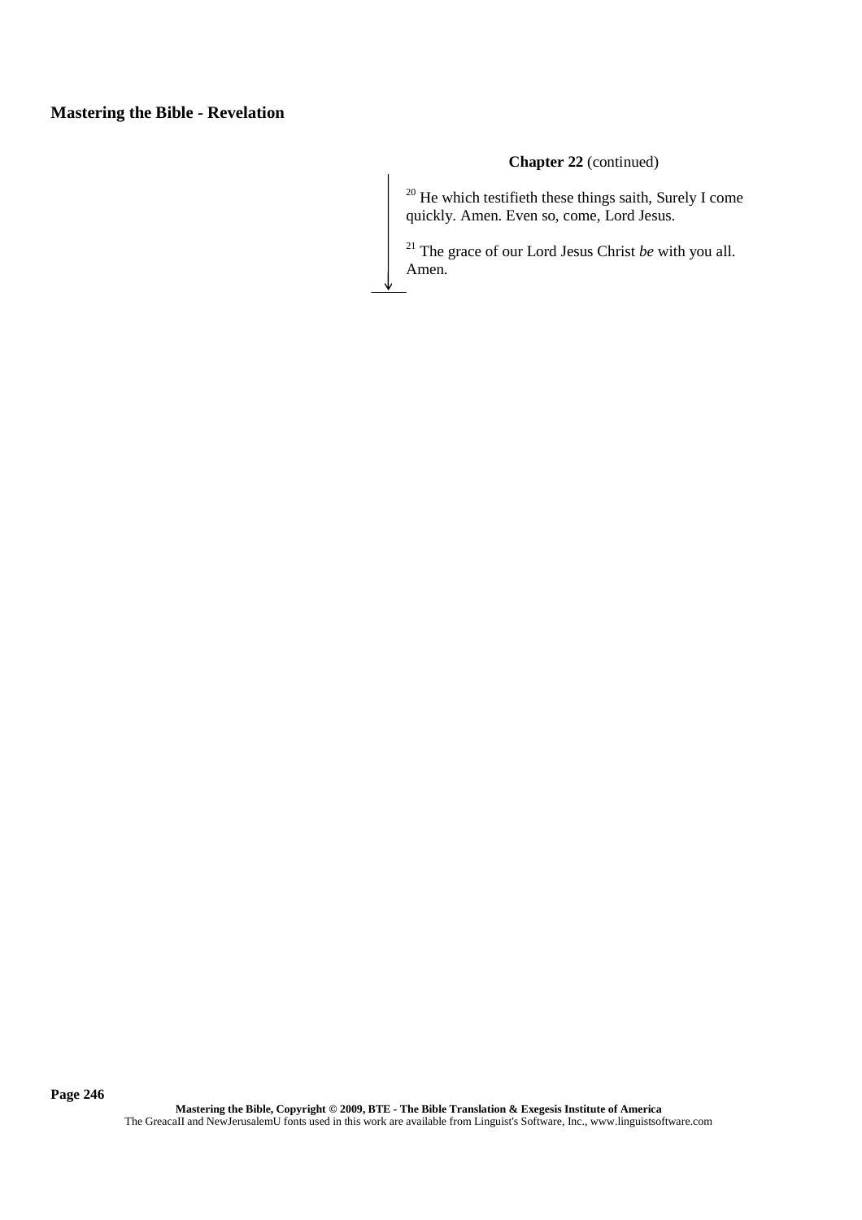**Chapter 22** (continued)

[20] He which testifieth these things saith, Surely I come quickly. Amen. Even so, come, Lord Jesus.

[21] The grace of our Lord Jesus Christ *be* with you all. Amen.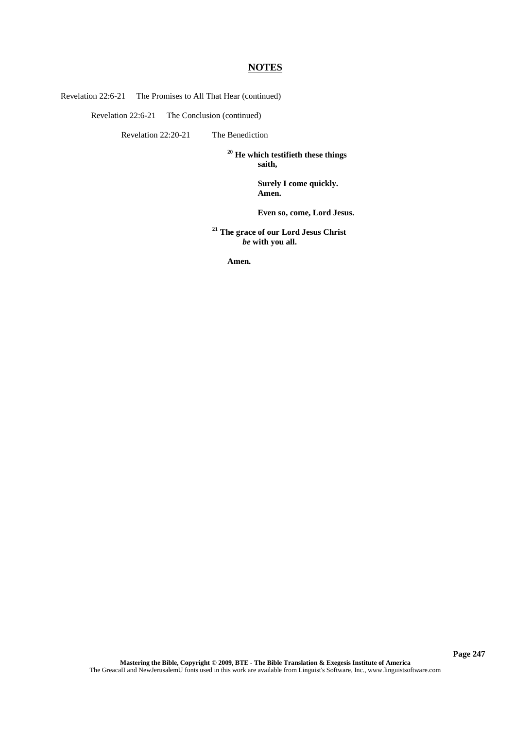# NOTES

Revelation 22:6-21 The Promises to All That Hear (continued)

Revelation 22:6-21 The Conclusion (continued)

Revelation 22:20-21 The Benediction

[20] **He which testifieth these things saith,**

**Surely I come quickly. Amen.**

**Even so, come, Lord Jesus.**

[21] **The grace of our Lord Jesus Christ *be* with you all.**

**Amen.**

**Mastering the Bible, Copyright © 2009, BTE - The Bible Translation & Exegesis Institute of America**
The GreacaII and NewJerusalemU fonts used in this work are available from Linguist's Software, Inc., www.linguistsoftware.com